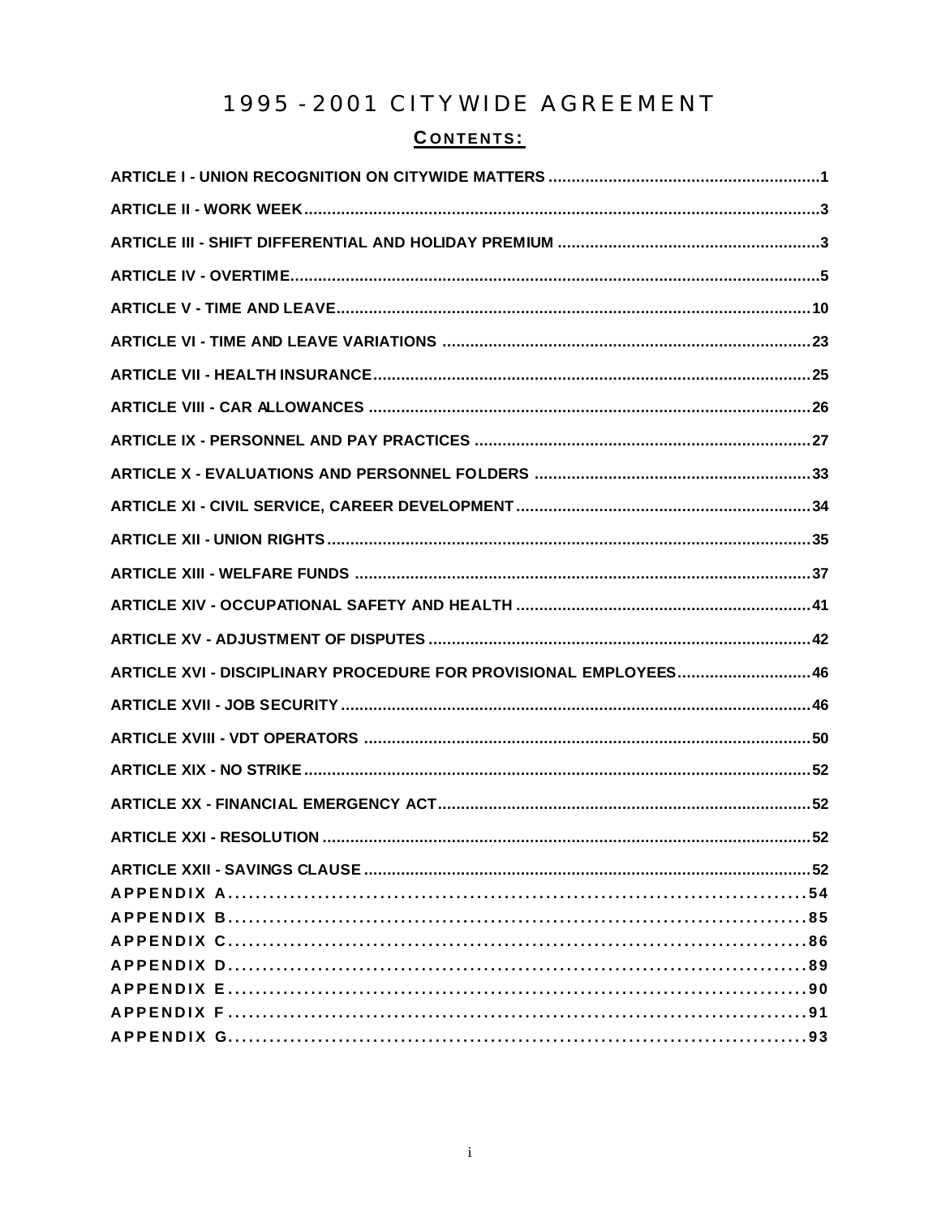# 1995 - 2001 CITYWIDE AGREEMENT

## CONTENTS:

| | |
|---|---|
| ARTICLE I - UNION RECOGNITION ON CITYWIDE MATTERS | 1 |
| ARTICLE II - WORK WEEK | 3 |
| ARTICLE III - SHIFT DIFFERENTIAL AND HOLIDAY PREMIUM | 3 |
| ARTICLE IV - OVERTIME | 5 |
| ARTICLE V - TIME AND LEAVE | 10 |
| ARTICLE VI - TIME AND LEAVE VARIATIONS | 23 |
| ARTICLE VII - HEALTH INSURANCE | 25 |
| ARTICLE VIII - CAR ALLOWANCES | 26 |
| ARTICLE IX - PERSONNEL AND PAY PRACTICES | 27 |
| ARTICLE X - EVALUATIONS AND PERSONNEL FOLDERS | 33 |
| ARTICLE XI - CIVIL SERVICE, CAREER DEVELOPMENT | 34 |
| ARTICLE XII - UNION RIGHTS | 35 |
| ARTICLE XIII - WELFARE FUNDS | 37 |
| ARTICLE XIV - OCCUPATIONAL SAFETY AND HEALTH | 41 |
| ARTICLE XV - ADJUSTMENT OF DISPUTES | 42 |
| ARTICLE XVI - DISCIPLINARY PROCEDURE FOR PROVISIONAL EMPLOYEES | 46 |
| ARTICLE XVII - JOB SECURITY | 46 |
| ARTICLE XVIII - VDT OPERATORS | 50 |
| ARTICLE XIX - NO STRIKE | 52 |
| ARTICLE XX - FINANCIAL EMERGENCY ACT | 52 |
| ARTICLE XXI - RESOLUTION | 52 |
| ARTICLE XXII - SAVINGS CLAUSE | 52 |
| APPENDIX A | 54 |
| APPENDIX B | 85 |
| APPENDIX C | 86 |
| APPENDIX D | 89 |
| APPENDIX E | 90 |
| APPENDIX F | 91 |
| APPENDIX G | 93 |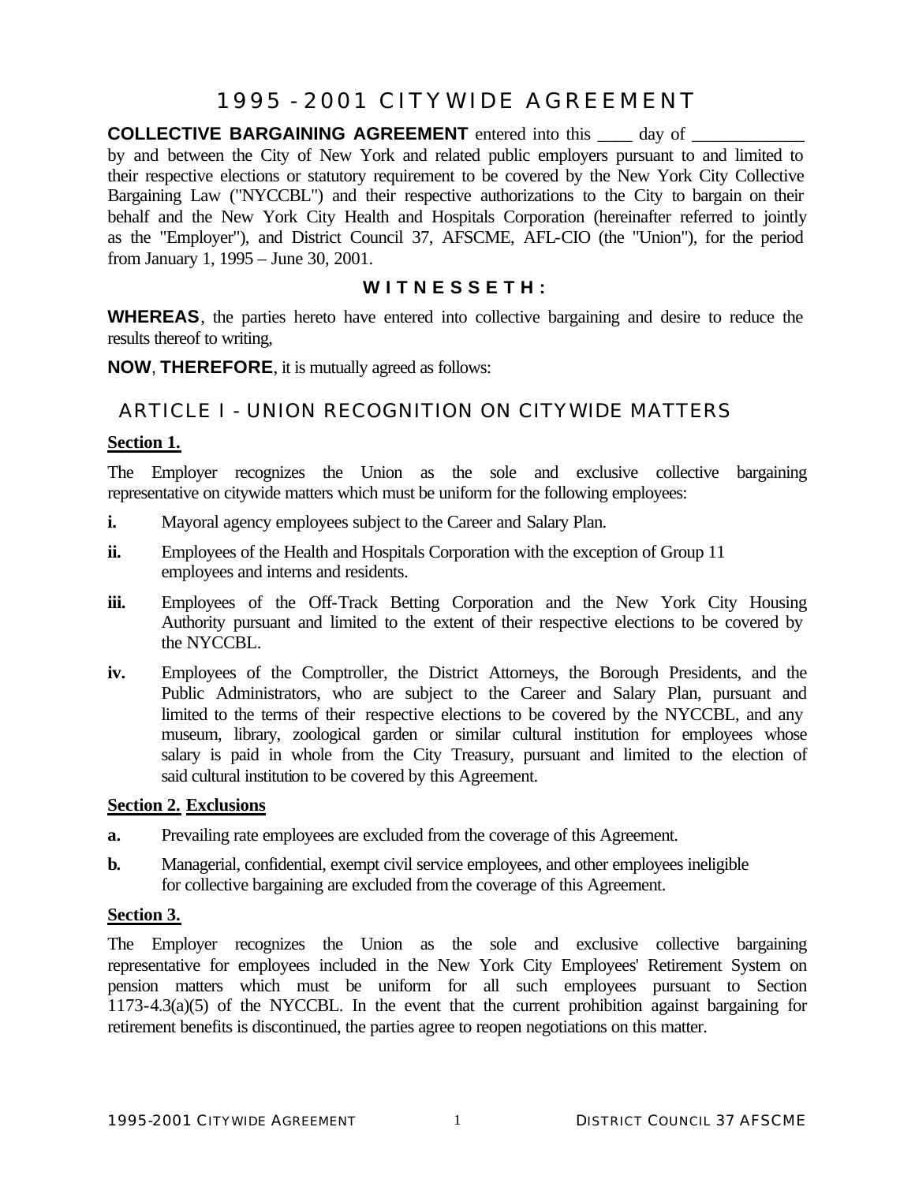# 1995 - 2001 CITYWIDE AGREEMENT

**COLLECTIVE BARGAINING AGREEMENT** entered into this ____ day of ____________ by and between the City of New York and related public employers pursuant to and limited to their respective elections or statutory requirement to be covered by the New York City Collective Bargaining Law ("NYCCBL") and their respective authorizations to the City to bargain on their behalf and the New York City Health and Hospitals Corporation (hereinafter referred to jointly as the "Employer"), and District Council 37, AFSCME, AFL-CIO (the "Union"), for the period from January 1, 1995 – June 30, 2001.

**W I T N E S S E T H :**

**WHEREAS**, the parties hereto have entered into collective bargaining and desire to reduce the results thereof to writing,

**NOW**, **THEREFORE**, it is mutually agreed as follows:

## ARTICLE I - UNION RECOGNITION ON CITYWIDE MATTERS

### Section 1.

The Employer recognizes the Union as the sole and exclusive collective bargaining representative on citywide matters which must be uniform for the following employees:

**i.** Mayoral agency employees subject to the Career and Salary Plan.

**ii.** Employees of the Health and Hospitals Corporation with the exception of Group 11 employees and interns and residents.

**iii.** Employees of the Off-Track Betting Corporation and the New York City Housing Authority pursuant and limited to the extent of their respective elections to be covered by the NYCCBL.

**iv.** Employees of the Comptroller, the District Attorneys, the Borough Presidents, and the Public Administrators, who are subject to the Career and Salary Plan, pursuant and limited to the terms of their respective elections to be covered by the NYCCBL, and any museum, library, zoological garden or similar cultural institution for employees whose salary is paid in whole from the City Treasury, pursuant and limited to the election of said cultural institution to be covered by this Agreement.

### Section 2. Exclusions

**a.** Prevailing rate employees are excluded from the coverage of this Agreement.

**b.** Managerial, confidential, exempt civil service employees, and other employees ineligible for collective bargaining are excluded from the coverage of this Agreement.

### Section 3.

The Employer recognizes the Union as the sole and exclusive collective bargaining representative for employees included in the New York City Employees' Retirement System on pension matters which must be uniform for all such employees pursuant to Section 1173-4.3(a)(5) of the NYCCBL. In the event that the current prohibition against bargaining for retirement benefits is discontinued, the parties agree to reopen negotiations on this matter.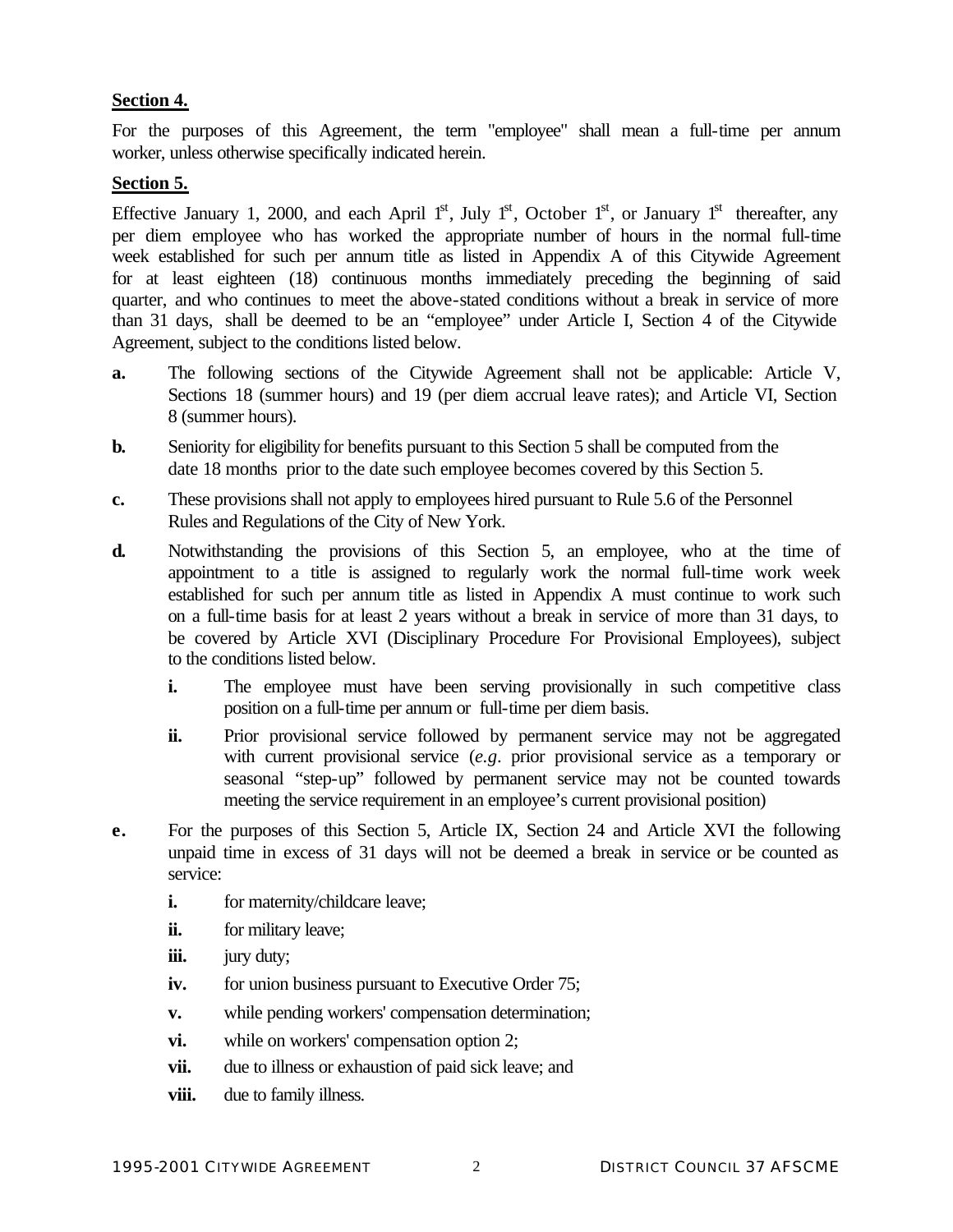**Section 4.**

For the purposes of this Agreement, the term "employee" shall mean a full-time per annum worker, unless otherwise specifically indicated herein.

**Section 5.**

Effective January 1, 2000, and each April 1st, July 1st, October 1st, or January 1st thereafter, any per diem employee who has worked the appropriate number of hours in the normal full-time week established for such per annum title as listed in Appendix A of this Citywide Agreement for at least eighteen (18) continuous months immediately preceding the beginning of said quarter, and who continues to meet the above-stated conditions without a break in service of more than 31 days, shall be deemed to be an "employee" under Article I, Section 4 of the Citywide Agreement, subject to the conditions listed below.

**a.** The following sections of the Citywide Agreement shall not be applicable: Article V, Sections 18 (summer hours) and 19 (per diem accrual leave rates); and Article VI, Section 8 (summer hours).

**b.** Seniority for eligibility for benefits pursuant to this Section 5 shall be computed from the date 18 months prior to the date such employee becomes covered by this Section 5.

**c.** These provisions shall not apply to employees hired pursuant to Rule 5.6 of the Personnel Rules and Regulations of the City of New York.

**d.** Notwithstanding the provisions of this Section 5, an employee, who at the time of appointment to a title is assigned to regularly work the normal full-time work week established for such per annum title as listed in Appendix A must continue to work such on a full-time basis for at least 2 years without a break in service of more than 31 days, to be covered by Article XVI (Disciplinary Procedure For Provisional Employees), subject to the conditions listed below.

- **i.** The employee must have been serving provisionally in such competitive class position on a full-time per annum or full-time per diem basis.
- **ii.** Prior provisional service followed by permanent service may not be aggregated with current provisional service (*e.g.* prior provisional service as a temporary or seasonal "step-up" followed by permanent service may not be counted towards meeting the service requirement in an employee's current provisional position)

**e.** For the purposes of this Section 5, Article IX, Section 24 and Article XVI the following unpaid time in excess of 31 days will not be deemed a break in service or be counted as service:

- **i.** for maternity/childcare leave;
- **ii.** for military leave;
- **iii.** jury duty;
- **iv.** for union business pursuant to Executive Order 75;
- **v.** while pending workers' compensation determination;
- **vi.** while on workers' compensation option 2;
- **vii.** due to illness or exhaustion of paid sick leave; and
- **viii.** due to family illness.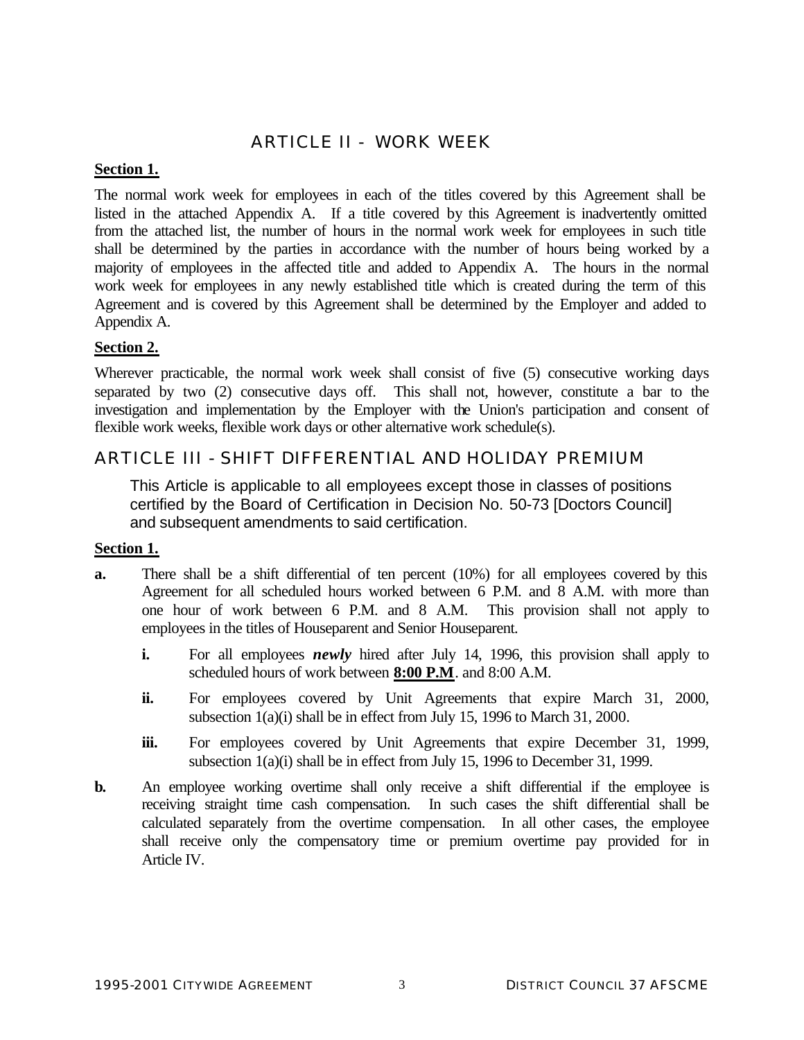## ARTICLE II - WORK WEEK

**Section 1.**

The normal work week for employees in each of the titles covered by this Agreement shall be listed in the attached Appendix A. If a title covered by this Agreement is inadvertently omitted from the attached list, the number of hours in the normal work week for employees in such title shall be determined by the parties in accordance with the number of hours being worked by a majority of employees in the affected title and added to Appendix A. The hours in the normal work week for employees in any newly established title which is created during the term of this Agreement and is covered by this Agreement shall be determined by the Employer and added to Appendix A.

**Section 2.**

Wherever practicable, the normal work week shall consist of five (5) consecutive working days separated by two (2) consecutive days off. This shall not, however, constitute a bar to the investigation and implementation by the Employer with the Union's participation and consent of flexible work weeks, flexible work days or other alternative work schedule(s).

## ARTICLE III - SHIFT DIFFERENTIAL AND HOLIDAY PREMIUM

This Article is applicable to all employees except those in classes of positions certified by the Board of Certification in Decision No. 50-73 [Doctors Council] and subsequent amendments to said certification.

**Section 1.**

**a.** There shall be a shift differential of ten percent (10%) for all employees covered by this Agreement for all scheduled hours worked between 6 P.M. and 8 A.M. with more than one hour of work between 6 P.M. and 8 A.M. This provision shall not apply to employees in the titles of Houseparent and Senior Houseparent.

- **i.** For all employees ***newly*** hired after July 14, 1996, this provision shall apply to scheduled hours of work between **8:00 P.M**. and 8:00 A.M.
- **ii.** For employees covered by Unit Agreements that expire March 31, 2000, subsection 1(a)(i) shall be in effect from July 15, 1996 to March 31, 2000.
- **iii.** For employees covered by Unit Agreements that expire December 31, 1999, subsection 1(a)(i) shall be in effect from July 15, 1996 to December 31, 1999.

**b.** An employee working overtime shall only receive a shift differential if the employee is receiving straight time cash compensation. In such cases the shift differential shall be calculated separately from the overtime compensation. In all other cases, the employee shall receive only the compensatory time or premium overtime pay provided for in Article IV.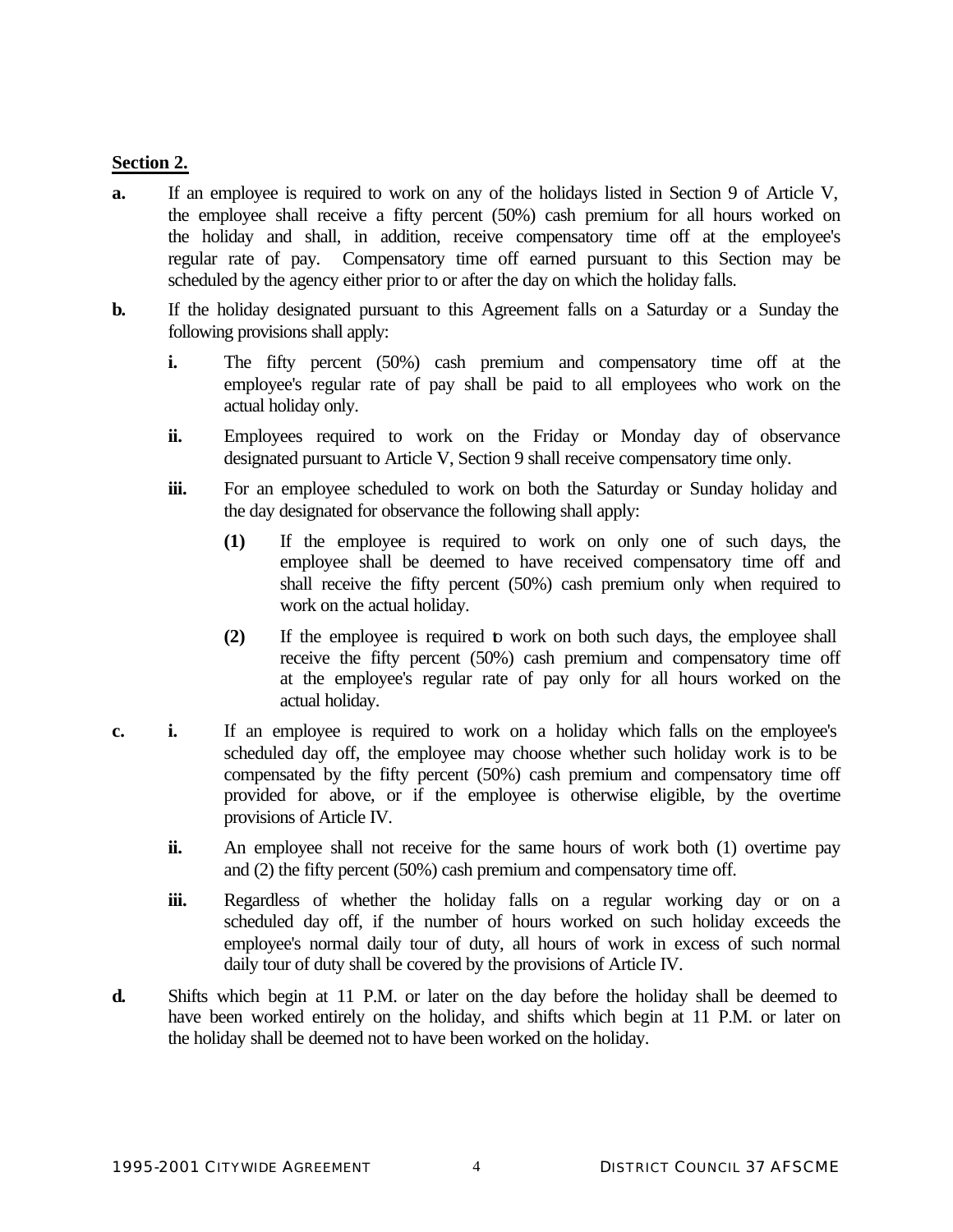**Section 2.**

**a.** If an employee is required to work on any of the holidays listed in Section 9 of Article V, the employee shall receive a fifty percent (50%) cash premium for all hours worked on the holiday and shall, in addition, receive compensatory time off at the employee's regular rate of pay. Compensatory time off earned pursuant to this Section may be scheduled by the agency either prior to or after the day on which the holiday falls.

**b.** If the holiday designated pursuant to this Agreement falls on a Saturday or a Sunday the following provisions shall apply:

- **i.** The fifty percent (50%) cash premium and compensatory time off at the employee's regular rate of pay shall be paid to all employees who work on the actual holiday only.
- **ii.** Employees required to work on the Friday or Monday day of observance designated pursuant to Article V, Section 9 shall receive compensatory time only.
- **iii.** For an employee scheduled to work on both the Saturday or Sunday holiday and the day designated for observance the following shall apply:
  - **(1)** If the employee is required to work on only one of such days, the employee shall be deemed to have received compensatory time off and shall receive the fifty percent (50%) cash premium only when required to work on the actual holiday.
  - **(2)** If the employee is required to work on both such days, the employee shall receive the fifty percent (50%) cash premium and compensatory time off at the employee's regular rate of pay only for all hours worked on the actual holiday.

**c.**
- **i.** If an employee is required to work on a holiday which falls on the employee's scheduled day off, the employee may choose whether such holiday work is to be compensated by the fifty percent (50%) cash premium and compensatory time off provided for above, or if the employee is otherwise eligible, by the overtime provisions of Article IV.
- **ii.** An employee shall not receive for the same hours of work both (1) overtime pay and (2) the fifty percent (50%) cash premium and compensatory time off.
- **iii.** Regardless of whether the holiday falls on a regular working day or on a scheduled day off, if the number of hours worked on such holiday exceeds the employee's normal daily tour of duty, all hours of work in excess of such normal daily tour of duty shall be covered by the provisions of Article IV.

**d.** Shifts which begin at 11 P.M. or later on the day before the holiday shall be deemed to have been worked entirely on the holiday, and shifts which begin at 11 P.M. or later on the holiday shall be deemed not to have been worked on the holiday.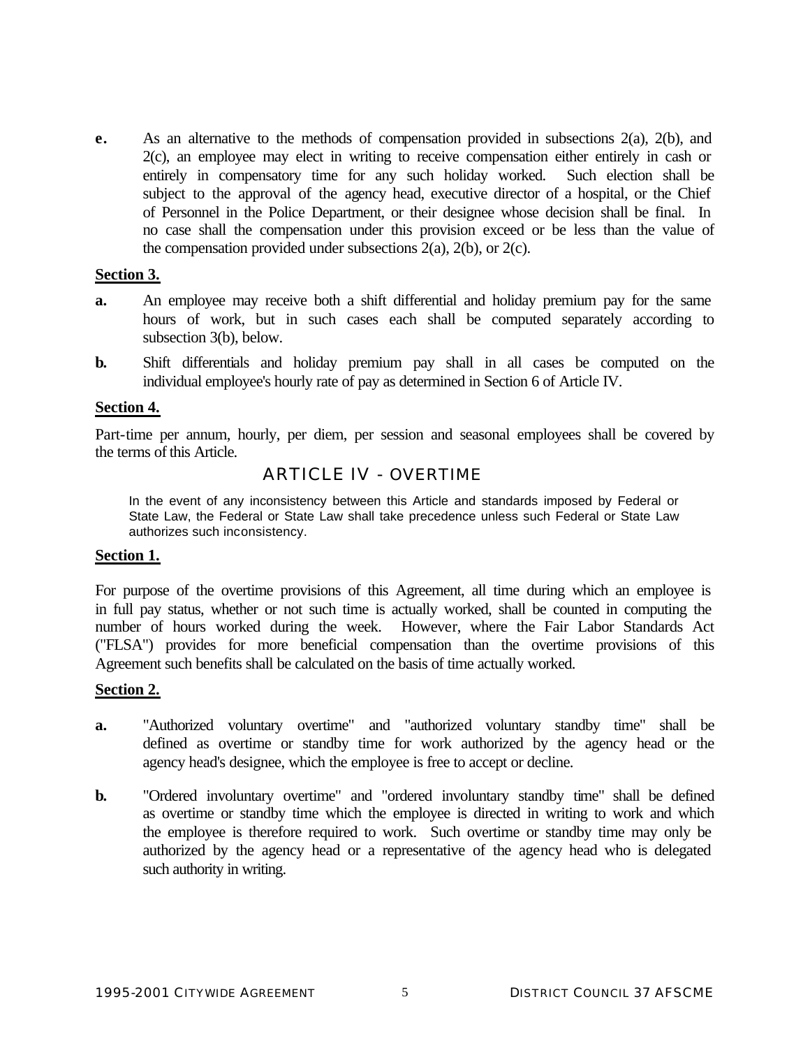**e.** As an alternative to the methods of compensation provided in subsections 2(a), 2(b), and 2(c), an employee may elect in writing to receive compensation either entirely in cash or entirely in compensatory time for any such holiday worked. Such election shall be subject to the approval of the agency head, executive director of a hospital, or the Chief of Personnel in the Police Department, or their designee whose decision shall be final. In no case shall the compensation under this provision exceed or be less than the value of the compensation provided under subsections 2(a), 2(b), or 2(c).

**Section 3.**

**a.** An employee may receive both a shift differential and holiday premium pay for the same hours of work, but in such cases each shall be computed separately according to subsection 3(b), below.

**b.** Shift differentials and holiday premium pay shall in all cases be computed on the individual employee's hourly rate of pay as determined in Section 6 of Article IV.

**Section 4.**

Part-time per annum, hourly, per diem, per session and seasonal employees shall be covered by the terms of this Article.

## ARTICLE IV - OVERTIME

In the event of any inconsistency between this Article and standards imposed by Federal or State Law, the Federal or State Law shall take precedence unless such Federal or State Law authorizes such inconsistency.

**Section 1.**

For purpose of the overtime provisions of this Agreement, all time during which an employee is in full pay status, whether or not such time is actually worked, shall be counted in computing the number of hours worked during the week. However, where the Fair Labor Standards Act ("FLSA") provides for more beneficial compensation than the overtime provisions of this Agreement such benefits shall be calculated on the basis of time actually worked.

**Section 2.**

**a.** "Authorized voluntary overtime" and "authorized voluntary standby time" shall be defined as overtime or standby time for work authorized by the agency head or the agency head's designee, which the employee is free to accept or decline.

**b.** "Ordered involuntary overtime" and "ordered involuntary standby time" shall be defined as overtime or standby time which the employee is directed in writing to work and which the employee is therefore required to work. Such overtime or standby time may only be authorized by the agency head or a representative of the agency head who is delegated such authority in writing.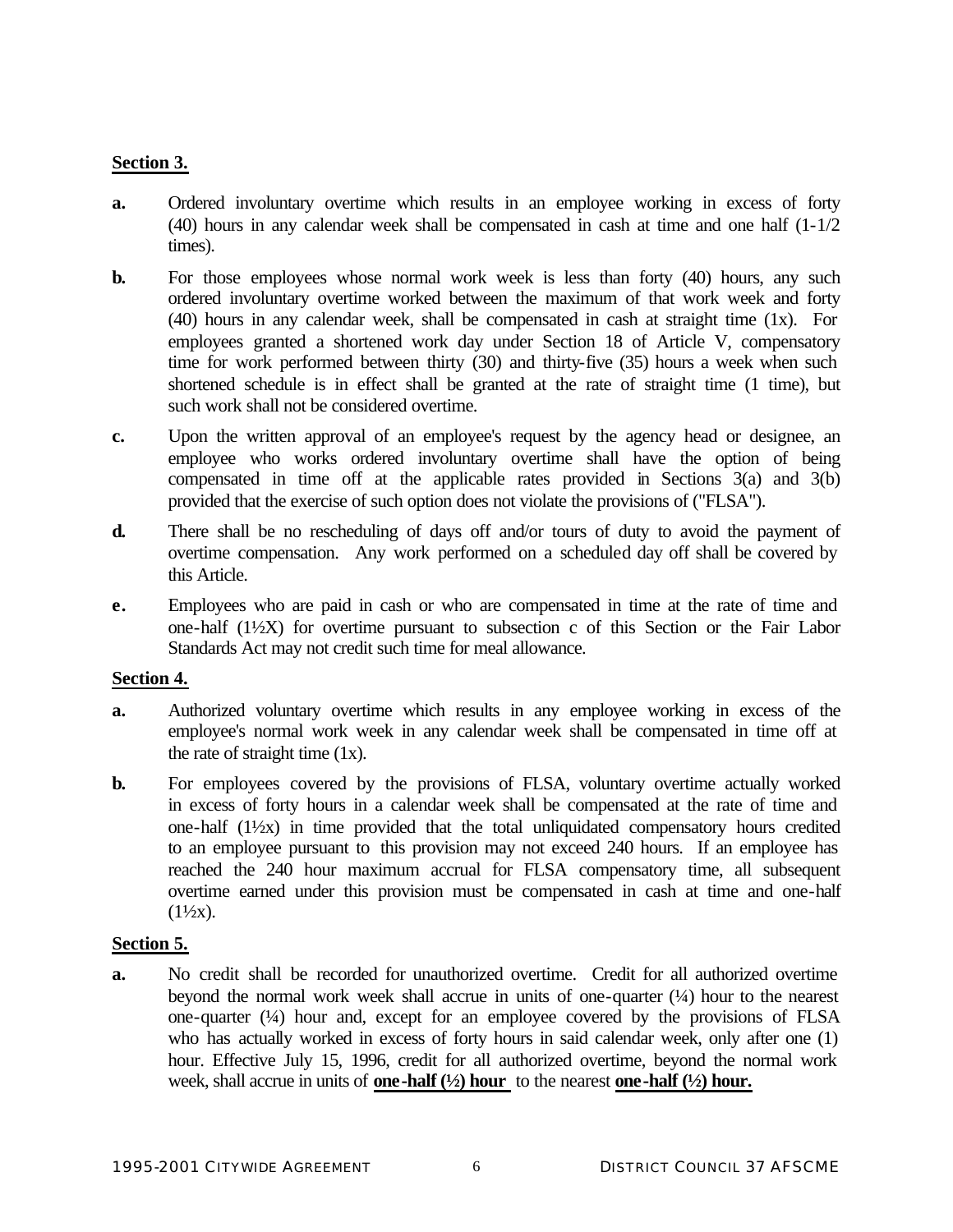**Section 3.**

**a.** Ordered involuntary overtime which results in an employee working in excess of forty (40) hours in any calendar week shall be compensated in cash at time and one half (1-1/2 times).

**b.** For those employees whose normal work week is less than forty (40) hours, any such ordered involuntary overtime worked between the maximum of that work week and forty (40) hours in any calendar week, shall be compensated in cash at straight time (1x). For employees granted a shortened work day under Section 18 of Article V, compensatory time for work performed between thirty (30) and thirty-five (35) hours a week when such shortened schedule is in effect shall be granted at the rate of straight time (1 time), but such work shall not be considered overtime.

**c.** Upon the written approval of an employee's request by the agency head or designee, an employee who works ordered involuntary overtime shall have the option of being compensated in time off at the applicable rates provided in Sections 3(a) and 3(b) provided that the exercise of such option does not violate the provisions of ("FLSA").

**d.** There shall be no rescheduling of days off and/or tours of duty to avoid the payment of overtime compensation. Any work performed on a scheduled day off shall be covered by this Article.

**e.** Employees who are paid in cash or who are compensated in time at the rate of time and one-half (1½X) for overtime pursuant to subsection c of this Section or the Fair Labor Standards Act may not credit such time for meal allowance.

**Section 4.**

**a.** Authorized voluntary overtime which results in any employee working in excess of the employee's normal work week in any calendar week shall be compensated in time off at the rate of straight time (1x).

**b.** For employees covered by the provisions of FLSA, voluntary overtime actually worked in excess of forty hours in a calendar week shall be compensated at the rate of time and one-half (1½x) in time provided that the total unliquidated compensatory hours credited to an employee pursuant to this provision may not exceed 240 hours. If an employee has reached the 240 hour maximum accrual for FLSA compensatory time, all subsequent overtime earned under this provision must be compensated in cash at time and one-half (1½x).

**Section 5.**

**a.** No credit shall be recorded for unauthorized overtime. Credit for all authorized overtime beyond the normal work week shall accrue in units of one-quarter (¼) hour to the nearest one-quarter (¼) hour and, except for an employee covered by the provisions of FLSA who has actually worked in excess of forty hours in said calendar week, only after one (1) hour. Effective July 15, 1996, credit for all authorized overtime, beyond the normal work week, shall accrue in units of **one-half (½) hour** to the nearest **one-half (½) hour.**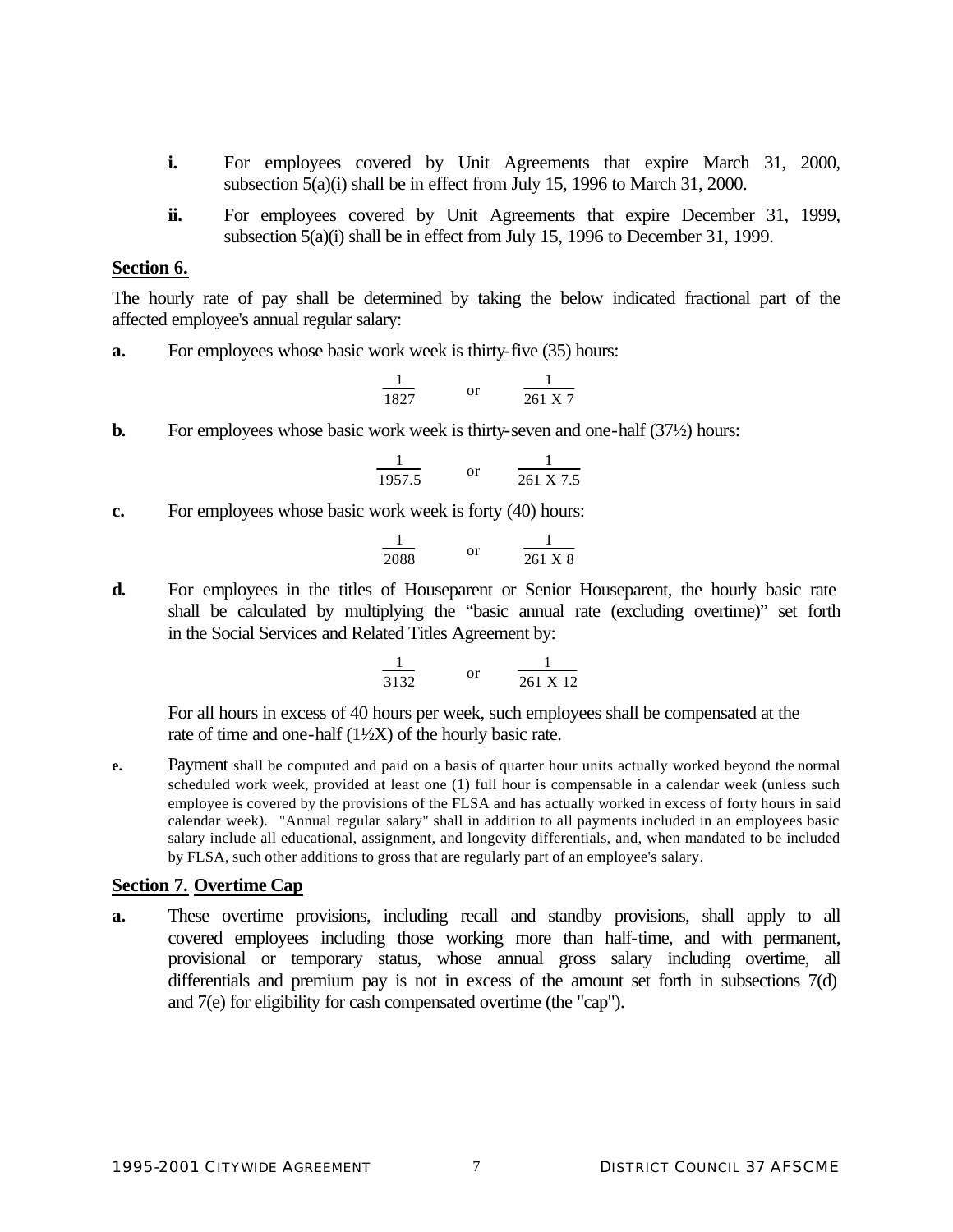**i.** For employees covered by Unit Agreements that expire March 31, 2000, subsection 5(a)(i) shall be in effect from July 15, 1996 to March 31, 2000.

**ii.** For employees covered by Unit Agreements that expire December 31, 1999, subsection 5(a)(i) shall be in effect from July 15, 1996 to December 31, 1999.

**Section 6.**

The hourly rate of pay shall be determined by taking the below indicated fractional part of the affected employee's annual regular salary:

**a.** For employees whose basic work week is thirty-five (35) hours:

$$\frac{1}{1827} \quad \text{or} \quad \frac{1}{261 \text{ X } 7}$$

**b.** For employees whose basic work week is thirty-seven and one-half (37½) hours:

$$\frac{1}{1957.5} \quad \text{or} \quad \frac{1}{261 \text{ X } 7.5}$$

**c.** For employees whose basic work week is forty (40) hours:

$$\frac{1}{2088} \quad \text{or} \quad \frac{1}{261 \text{ X } 8}$$

**d.** For employees in the titles of Houseparent or Senior Houseparent, the hourly basic rate shall be calculated by multiplying the "basic annual rate (excluding overtime)" set forth in the Social Services and Related Titles Agreement by:

$$\frac{1}{3132} \quad \text{or} \quad \frac{1}{261 \text{ X } 12}$$

For all hours in excess of 40 hours per week, such employees shall be compensated at the rate of time and one-half (1½X) of the hourly basic rate.

**e.** Payment shall be computed and paid on a basis of quarter hour units actually worked beyond the normal scheduled work week, provided at least one (1) full hour is compensable in a calendar week (unless such employee is covered by the provisions of the FLSA and has actually worked in excess of forty hours in said calendar week). "Annual regular salary" shall in addition to all payments included in an employees basic salary include all educational, assignment, and longevity differentials, and, when mandated to be included by FLSA, such other additions to gross that are regularly part of an employee's salary.

**Section 7. Overtime Cap**

**a.** These overtime provisions, including recall and standby provisions, shall apply to all covered employees including those working more than half-time, and with permanent, provisional or temporary status, whose annual gross salary including overtime, all differentials and premium pay is not in excess of the amount set forth in subsections 7(d) and 7(e) for eligibility for cash compensated overtime (the "cap").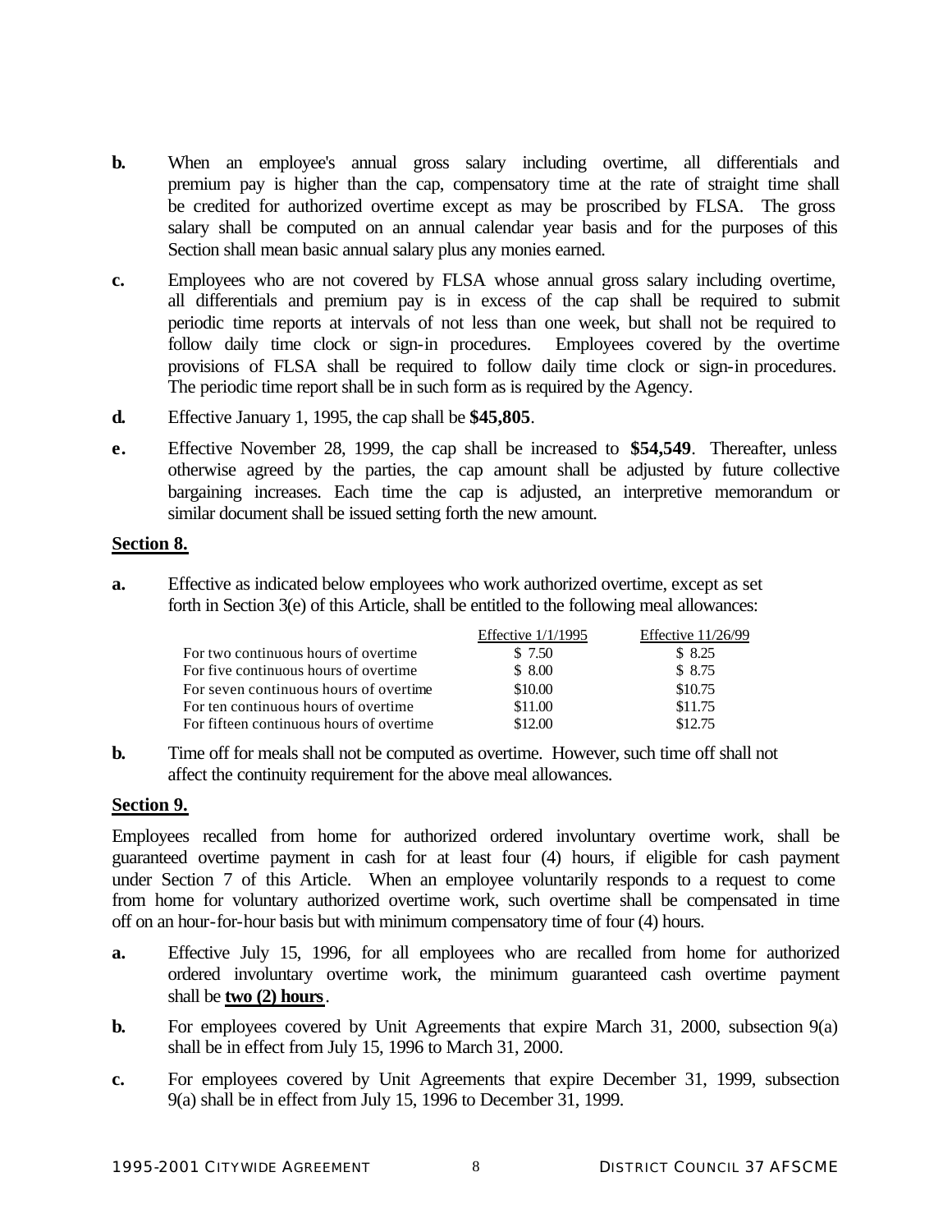**b.** When an employee's annual gross salary including overtime, all differentials and premium pay is higher than the cap, compensatory time at the rate of straight time shall be credited for authorized overtime except as may be proscribed by FLSA. The gross salary shall be computed on an annual calendar year basis and for the purposes of this Section shall mean basic annual salary plus any monies earned.

**c.** Employees who are not covered by FLSA whose annual gross salary including overtime, all differentials and premium pay is in excess of the cap shall be required to submit periodic time reports at intervals of not less than one week, but shall not be required to follow daily time clock or sign-in procedures. Employees covered by the overtime provisions of FLSA shall be required to follow daily time clock or sign-in procedures. The periodic time report shall be in such form as is required by the Agency.

**d.** Effective January 1, 1995, the cap shall be **$45,805**.

**e.** Effective November 28, 1999, the cap shall be increased to **$54,549**. Thereafter, unless otherwise agreed by the parties, the cap amount shall be adjusted by future collective bargaining increases. Each time the cap is adjusted, an interpretive memorandum or similar document shall be issued setting forth the new amount.

**Section 8.**

**a.** Effective as indicated below employees who work authorized overtime, except as set forth in Section 3(e) of this Article, shall be entitled to the following meal allowances:

| | Effective 1/1/1995 | Effective 11/26/99 |
|---|---|---|
| For two continuous hours of overtime | $ 7.50 | $ 8.25 |
| For five continuous hours of overtime | $ 8.00 | $ 8.75 |
| For seven continuous hours of overtime | $10.00 | $10.75 |
| For ten continuous hours of overtime | $11.00 | $11.75 |
| For fifteen continuous hours of overtime | $12.00 | $12.75 |

**b.** Time off for meals shall not be computed as overtime. However, such time off shall not affect the continuity requirement for the above meal allowances.

**Section 9.**

Employees recalled from home for authorized ordered involuntary overtime work, shall be guaranteed overtime payment in cash for at least four (4) hours, if eligible for cash payment under Section 7 of this Article. When an employee voluntarily responds to a request to come from home for voluntary authorized overtime work, such overtime shall be compensated in time off on an hour-for-hour basis but with minimum compensatory time of four (4) hours.

**a.** Effective July 15, 1996, for all employees who are recalled from home for authorized ordered involuntary overtime work, the minimum guaranteed cash overtime payment shall be **two (2) hours**.

**b.** For employees covered by Unit Agreements that expire March 31, 2000, subsection 9(a) shall be in effect from July 15, 1996 to March 31, 2000.

**c.** For employees covered by Unit Agreements that expire December 31, 1999, subsection 9(a) shall be in effect from July 15, 1996 to December 31, 1999.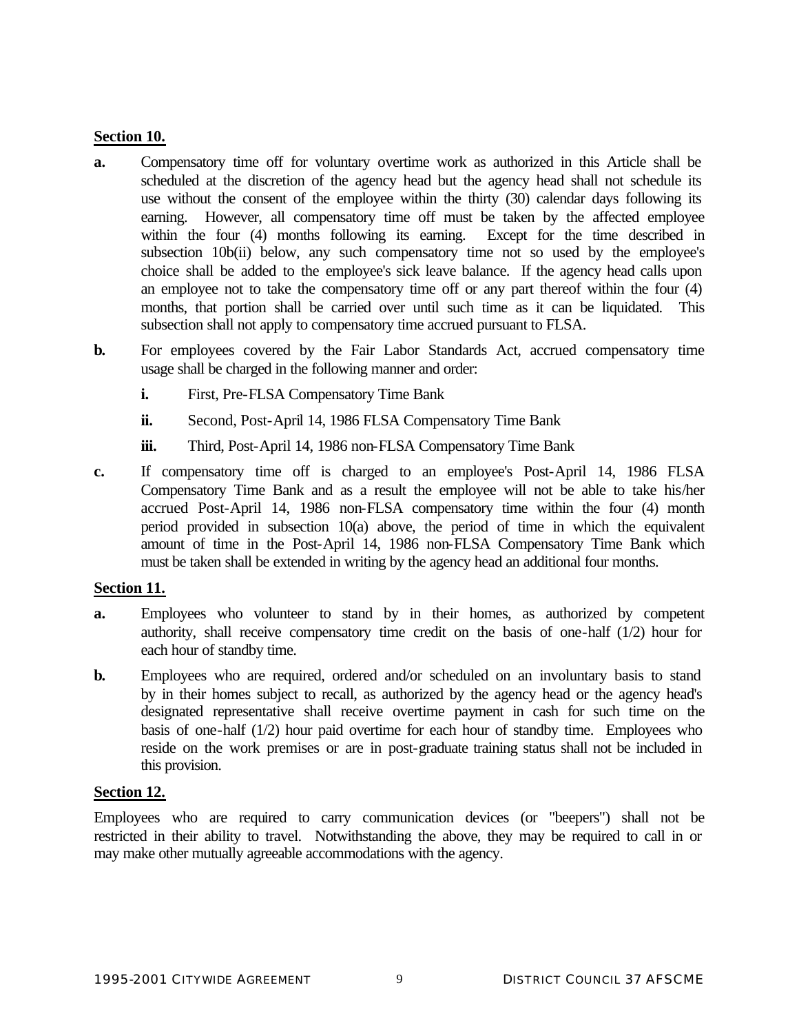**Section 10.**

**a.** Compensatory time off for voluntary overtime work as authorized in this Article shall be scheduled at the discretion of the agency head but the agency head shall not schedule its use without the consent of the employee within the thirty (30) calendar days following its earning. However, all compensatory time off must be taken by the affected employee within the four (4) months following its earning. Except for the time described in subsection 10b(ii) below, any such compensatory time not so used by the employee's choice shall be added to the employee's sick leave balance. If the agency head calls upon an employee not to take the compensatory time off or any part thereof within the four (4) months, that portion shall be carried over until such time as it can be liquidated. This subsection shall not apply to compensatory time accrued pursuant to FLSA.

**b.** For employees covered by the Fair Labor Standards Act, accrued compensatory time usage shall be charged in the following manner and order:

- **i.** First, Pre-FLSA Compensatory Time Bank
- **ii.** Second, Post-April 14, 1986 FLSA Compensatory Time Bank
- **iii.** Third, Post-April 14, 1986 non-FLSA Compensatory Time Bank

**c.** If compensatory time off is charged to an employee's Post-April 14, 1986 FLSA Compensatory Time Bank and as a result the employee will not be able to take his/her accrued Post-April 14, 1986 non-FLSA compensatory time within the four (4) month period provided in subsection 10(a) above, the period of time in which the equivalent amount of time in the Post-April 14, 1986 non-FLSA Compensatory Time Bank which must be taken shall be extended in writing by the agency head an additional four months.

**Section 11.**

**a.** Employees who volunteer to stand by in their homes, as authorized by competent authority, shall receive compensatory time credit on the basis of one-half (1/2) hour for each hour of standby time.

**b.** Employees who are required, ordered and/or scheduled on an involuntary basis to stand by in their homes subject to recall, as authorized by the agency head or the agency head's designated representative shall receive overtime payment in cash for such time on the basis of one-half (1/2) hour paid overtime for each hour of standby time. Employees who reside on the work premises or are in post-graduate training status shall not be included in this provision.

**Section 12.**

Employees who are required to carry communication devices (or "beepers") shall not be restricted in their ability to travel. Notwithstanding the above, they may be required to call in or may make other mutually agreeable accommodations with the agency.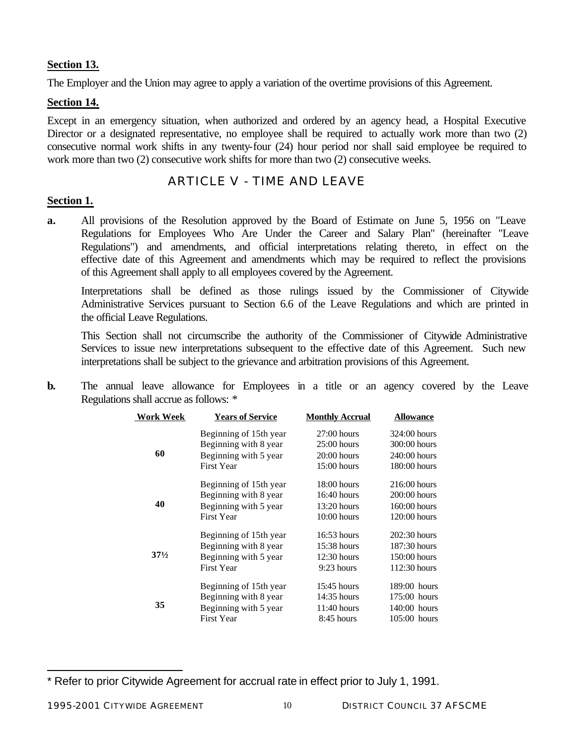**Section 13.**

The Employer and the Union may agree to apply a variation of the overtime provisions of this Agreement.

**Section 14.**

Except in an emergency situation, when authorized and ordered by an agency head, a Hospital Executive Director or a designated representative, no employee shall be required to actually work more than two (2) consecutive normal work shifts in any twenty-four (24) hour period nor shall said employee be required to work more than two (2) consecutive work shifts for more than two (2) consecutive weeks.

## ARTICLE V - TIME AND LEAVE

**Section 1.**

**a.** All provisions of the Resolution approved by the Board of Estimate on June 5, 1956 on "Leave Regulations for Employees Who Are Under the Career and Salary Plan" (hereinafter "Leave Regulations") and amendments, and official interpretations relating thereto, in effect on the effective date of this Agreement and amendments which may be required to reflect the provisions of this Agreement shall apply to all employees covered by the Agreement.

Interpretations shall be defined as those rulings issued by the Commissioner of Citywide Administrative Services pursuant to Section 6.6 of the Leave Regulations and which are printed in the official Leave Regulations.

This Section shall not circumscribe the authority of the Commissioner of Citywide Administrative Services to issue new interpretations subsequent to the effective date of this Agreement. Such new interpretations shall be subject to the grievance and arbitration provisions of this Agreement.

**b.** The annual leave allowance for Employees in a title or an agency covered by the Leave Regulations shall accrue as follows: *

| Work Week | Years of Service | Monthly Accrual | Allowance |
|---|---|---|---|
| 60 | Beginning of 15th year | 27:00 hours | 324:00 hours |
| | Beginning with 8 year | 25:00 hours | 300:00 hours |
| | Beginning with 5 year | 20:00 hours | 240:00 hours |
| | First Year | 15:00 hours | 180:00 hours |
| 40 | Beginning of 15th year | 18:00 hours | 216:00 hours |
| | Beginning with 8 year | 16:40 hours | 200:00 hours |
| | Beginning with 5 year | 13:20 hours | 160:00 hours |
| | First Year | 10:00 hours | 120:00 hours |
| 37½ | Beginning of 15th year | 16:53 hours | 202:30 hours |
| | Beginning with 8 year | 15:38 hours | 187:30 hours |
| | Beginning with 5 year | 12:30 hours | 150:00 hours |
| | First Year | 9:23 hours | 112:30 hours |
| 35 | Beginning of 15th year | 15:45 hours | 189:00 hours |
| | Beginning with 8 year | 14:35 hours | 175:00 hours |
| | Beginning with 5 year | 11:40 hours | 140:00 hours |
| | First Year | 8:45 hours | 105:00 hours |

* Refer to prior Citywide Agreement for accrual rate in effect prior to July 1, 1991.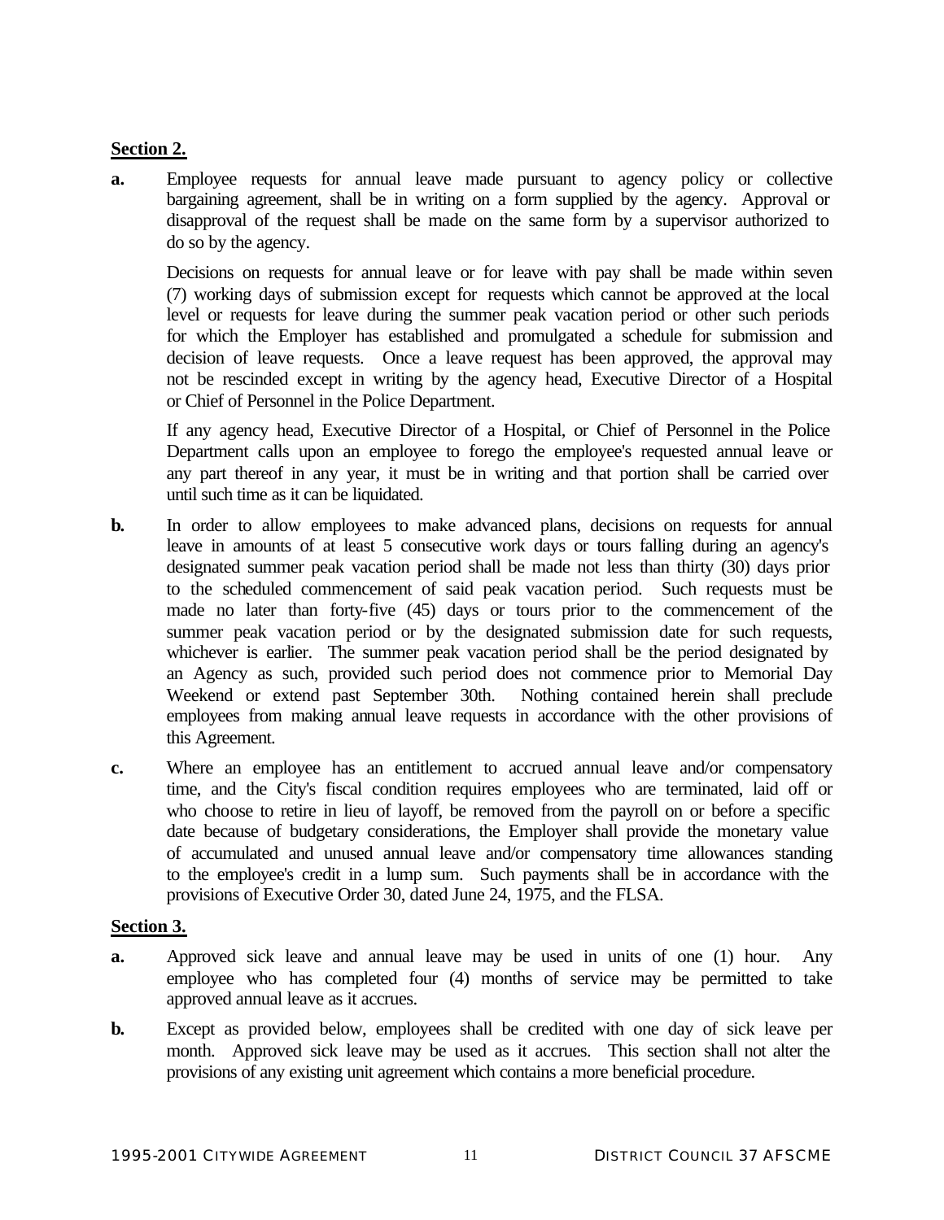**Section 2.**

**a.** Employee requests for annual leave made pursuant to agency policy or collective bargaining agreement, shall be in writing on a form supplied by the agency. Approval or disapproval of the request shall be made on the same form by a supervisor authorized to do so by the agency.

Decisions on requests for annual leave or for leave with pay shall be made within seven (7) working days of submission except for requests which cannot be approved at the local level or requests for leave during the summer peak vacation period or other such periods for which the Employer has established and promulgated a schedule for submission and decision of leave requests. Once a leave request has been approved, the approval may not be rescinded except in writing by the agency head, Executive Director of a Hospital or Chief of Personnel in the Police Department.

If any agency head, Executive Director of a Hospital, or Chief of Personnel in the Police Department calls upon an employee to forego the employee's requested annual leave or any part thereof in any year, it must be in writing and that portion shall be carried over until such time as it can be liquidated.

**b.** In order to allow employees to make advanced plans, decisions on requests for annual leave in amounts of at least 5 consecutive work days or tours falling during an agency's designated summer peak vacation period shall be made not less than thirty (30) days prior to the scheduled commencement of said peak vacation period. Such requests must be made no later than forty-five (45) days or tours prior to the commencement of the summer peak vacation period or by the designated submission date for such requests, whichever is earlier. The summer peak vacation period shall be the period designated by an Agency as such, provided such period does not commence prior to Memorial Day Weekend or extend past September 30th. Nothing contained herein shall preclude employees from making annual leave requests in accordance with the other provisions of this Agreement.

**c.** Where an employee has an entitlement to accrued annual leave and/or compensatory time, and the City's fiscal condition requires employees who are terminated, laid off or who choose to retire in lieu of layoff, be removed from the payroll on or before a specific date because of budgetary considerations, the Employer shall provide the monetary value of accumulated and unused annual leave and/or compensatory time allowances standing to the employee's credit in a lump sum. Such payments shall be in accordance with the provisions of Executive Order 30, dated June 24, 1975, and the FLSA.

**Section 3.**

**a.** Approved sick leave and annual leave may be used in units of one (1) hour. Any employee who has completed four (4) months of service may be permitted to take approved annual leave as it accrues.

**b.** Except as provided below, employees shall be credited with one day of sick leave per month. Approved sick leave may be used as it accrues. This section shall not alter the provisions of any existing unit agreement which contains a more beneficial procedure.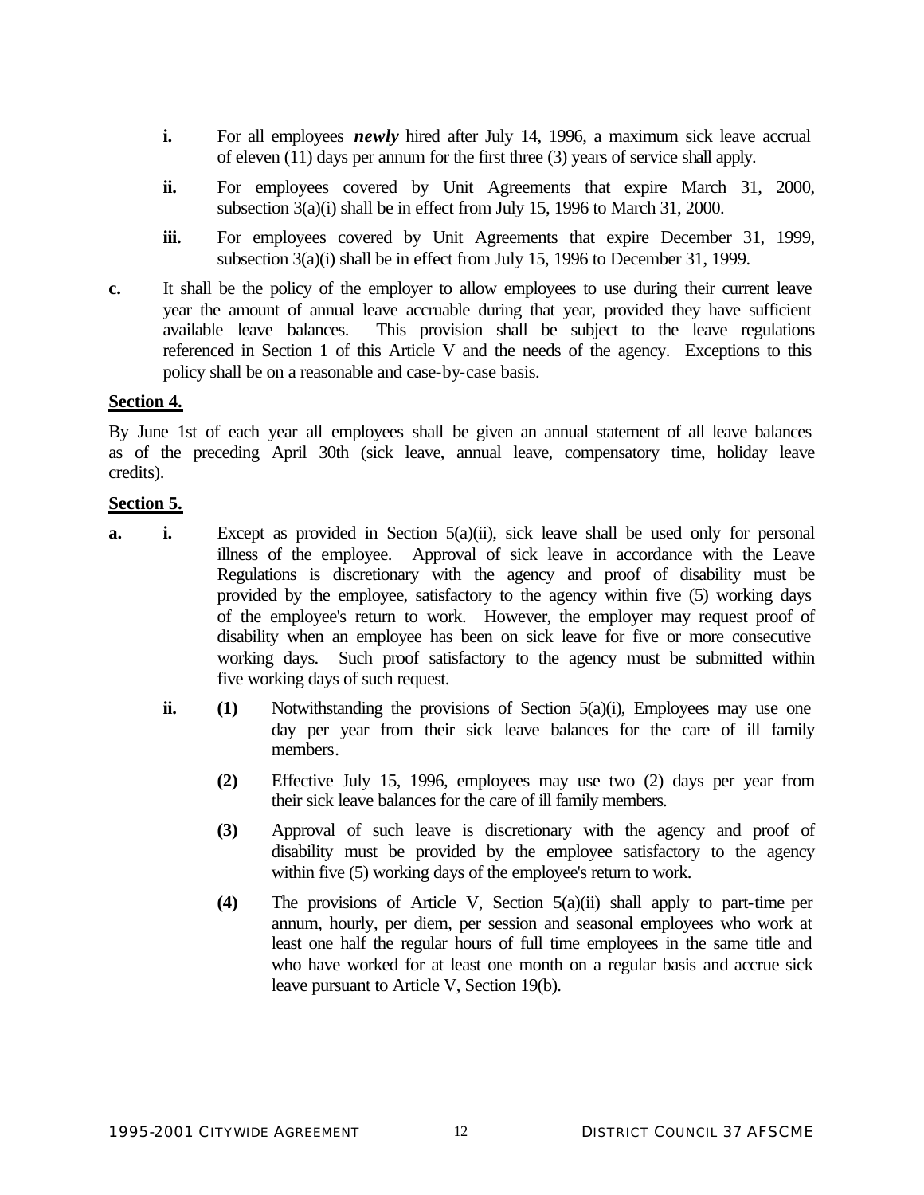**i.** For all employees ***newly*** hired after July 14, 1996, a maximum sick leave accrual of eleven (11) days per annum for the first three (3) years of service shall apply.

**ii.** For employees covered by Unit Agreements that expire March 31, 2000, subsection 3(a)(i) shall be in effect from July 15, 1996 to March 31, 2000.

**iii.** For employees covered by Unit Agreements that expire December 31, 1999, subsection 3(a)(i) shall be in effect from July 15, 1996 to December 31, 1999.

**c.** It shall be the policy of the employer to allow employees to use during their current leave year the amount of annual leave accruable during that year, provided they have sufficient available leave balances. This provision shall be subject to the leave regulations referenced in Section 1 of this Article V and the needs of the agency. Exceptions to this policy shall be on a reasonable and case-by-case basis.

**Section 4.**

By June 1st of each year all employees shall be given an annual statement of all leave balances as of the preceding April 30th (sick leave, annual leave, compensatory time, holiday leave credits).

**Section 5.**

**a. i.** Except as provided in Section 5(a)(ii), sick leave shall be used only for personal illness of the employee. Approval of sick leave in accordance with the Leave Regulations is discretionary with the agency and proof of disability must be provided by the employee, satisfactory to the agency within five (5) working days of the employee's return to work. However, the employer may request proof of disability when an employee has been on sick leave for five or more consecutive working days. Such proof satisfactory to the agency must be submitted within five working days of such request.

**ii. (1)** Notwithstanding the provisions of Section 5(a)(i), Employees may use one day per year from their sick leave balances for the care of ill family members.

**(2)** Effective July 15, 1996, employees may use two (2) days per year from their sick leave balances for the care of ill family members.

**(3)** Approval of such leave is discretionary with the agency and proof of disability must be provided by the employee satisfactory to the agency within five (5) working days of the employee's return to work.

**(4)** The provisions of Article V, Section 5(a)(ii) shall apply to part-time per annum, hourly, per diem, per session and seasonal employees who work at least one half the regular hours of full time employees in the same title and who have worked for at least one month on a regular basis and accrue sick leave pursuant to Article V, Section 19(b).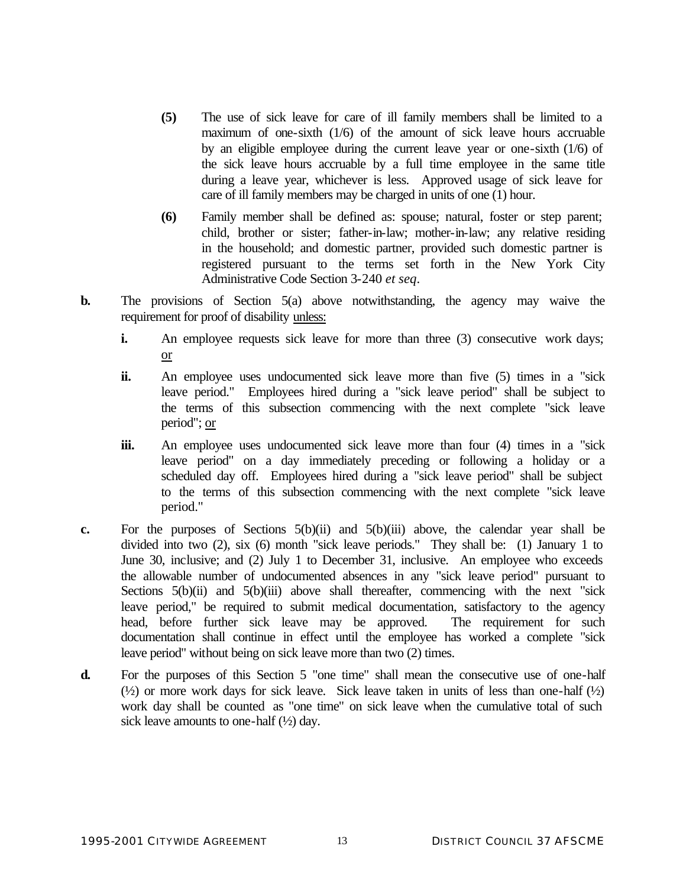**(5)** The use of sick leave for care of ill family members shall be limited to a maximum of one-sixth (1/6) of the amount of sick leave hours accruable by an eligible employee during the current leave year or one-sixth (1/6) of the sick leave hours accruable by a full time employee in the same title during a leave year, whichever is less. Approved usage of sick leave for care of ill family members may be charged in units of one (1) hour.

**(6)** Family member shall be defined as: spouse; natural, foster or step parent; child, brother or sister; father-in-law; mother-in-law; any relative residing in the household; and domestic partner, provided such domestic partner is registered pursuant to the terms set forth in the New York City Administrative Code Section 3-240 *et seq*.

**b.** The provisions of Section 5(a) above notwithstanding, the agency may waive the requirement for proof of disability <u>unless:</u>

**i.** An employee requests sick leave for more than three (3) consecutive work days; <u>or</u>

**ii.** An employee uses undocumented sick leave more than five (5) times in a "sick leave period." Employees hired during a "sick leave period" shall be subject to the terms of this subsection commencing with the next complete "sick leave period"; <u>or</u>

**iii.** An employee uses undocumented sick leave more than four (4) times in a "sick leave period" on a day immediately preceding or following a holiday or a scheduled day off. Employees hired during a "sick leave period" shall be subject to the terms of this subsection commencing with the next complete "sick leave period."

**c.** For the purposes of Sections 5(b)(ii) and 5(b)(iii) above, the calendar year shall be divided into two (2), six (6) month "sick leave periods." They shall be: (1) January 1 to June 30, inclusive; and (2) July 1 to December 31, inclusive. An employee who exceeds the allowable number of undocumented absences in any "sick leave period" pursuant to Sections 5(b)(ii) and 5(b)(iii) above shall thereafter, commencing with the next "sick leave period," be required to submit medical documentation, satisfactory to the agency head, before further sick leave may be approved. The requirement for such documentation shall continue in effect until the employee has worked a complete "sick leave period" without being on sick leave more than two (2) times.

**d.** For the purposes of this Section 5 "one time" shall mean the consecutive use of one-half (½) or more work days for sick leave. Sick leave taken in units of less than one-half (½) work day shall be counted as "one time" on sick leave when the cumulative total of such sick leave amounts to one-half (½) day.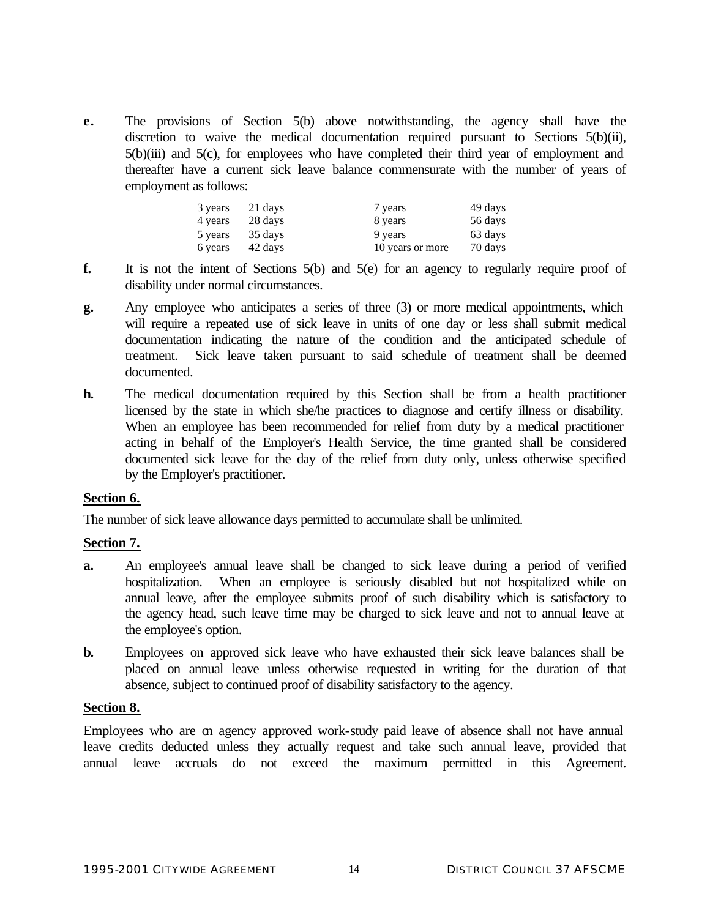**e.** The provisions of Section 5(b) above notwithstanding, the agency shall have the discretion to waive the medical documentation required pursuant to Sections 5(b)(ii), 5(b)(iii) and 5(c), for employees who have completed their third year of employment and thereafter have a current sick leave balance commensurate with the number of years of employment as follows:

| | | | |
|---|---|---|---|
| 3 years | 21 days | 7 years | 49 days |
| 4 years | 28 days | 8 years | 56 days |
| 5 years | 35 days | 9 years | 63 days |
| 6 years | 42 days | 10 years or more | 70 days |

**f.** It is not the intent of Sections 5(b) and 5(e) for an agency to regularly require proof of disability under normal circumstances.

**g.** Any employee who anticipates a series of three (3) or more medical appointments, which will require a repeated use of sick leave in units of one day or less shall submit medical documentation indicating the nature of the condition and the anticipated schedule of treatment. Sick leave taken pursuant to said schedule of treatment shall be deemed documented.

**h.** The medical documentation required by this Section shall be from a health practitioner licensed by the state in which she/he practices to diagnose and certify illness or disability. When an employee has been recommended for relief from duty by a medical practitioner acting in behalf of the Employer's Health Service, the time granted shall be considered documented sick leave for the day of the relief from duty only, unless otherwise specified by the Employer's practitioner.

## Section 6.

The number of sick leave allowance days permitted to accumulate shall be unlimited.

## Section 7.

**a.** An employee's annual leave shall be changed to sick leave during a period of verified hospitalization. When an employee is seriously disabled but not hospitalized while on annual leave, after the employee submits proof of such disability which is satisfactory to the agency head, such leave time may be charged to sick leave and not to annual leave at the employee's option.

**b.** Employees on approved sick leave who have exhausted their sick leave balances shall be placed on annual leave unless otherwise requested in writing for the duration of that absence, subject to continued proof of disability satisfactory to the agency.

## Section 8.

Employees who are on agency approved work-study paid leave of absence shall not have annual leave credits deducted unless they actually request and take such annual leave, provided that annual leave accruals do not exceed the maximum permitted in this Agreement.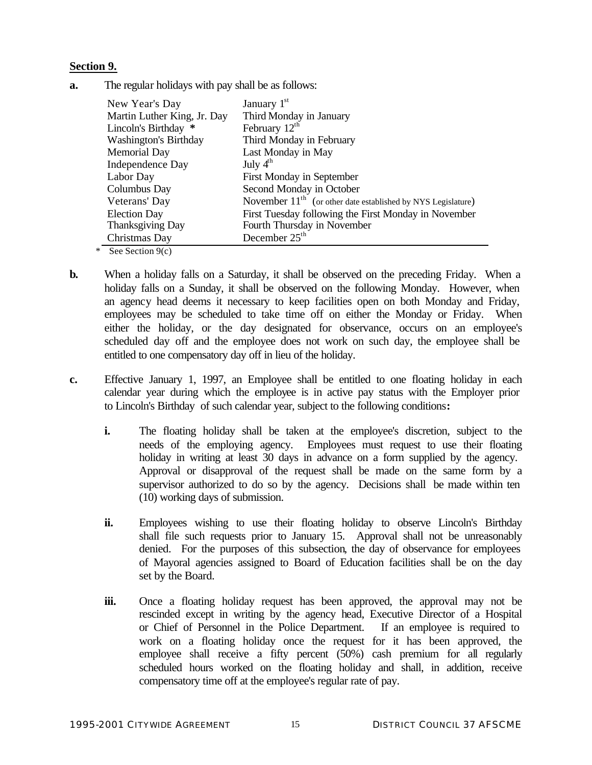**Section 9.**

**a.** The regular holidays with pay shall be as follows:

| | |
|---|---|
| New Year's Day | January 1st |
| Martin Luther King, Jr. Day | Third Monday in January |
| Lincoln's Birthday **\*** | February 12th |
| Washington's Birthday | Third Monday in February |
| Memorial Day | Last Monday in May |
| Independence Day | July 4th |
| Labor Day | First Monday in September |
| Columbus Day | Second Monday in October |
| Veterans' Day | November 11th (or other date established by NYS Legislature) |
| Election Day | First Tuesday following the First Monday in November |
| Thanksgiving Day | Fourth Thursday in November |
| Christmas Day | December 25th |

\* See Section 9(c)

**b.** When a holiday falls on a Saturday, it shall be observed on the preceding Friday. When a holiday falls on a Sunday, it shall be observed on the following Monday. However, when an agency head deems it necessary to keep facilities open on both Monday and Friday, employees may be scheduled to take time off on either the Monday or Friday. When either the holiday, or the day designated for observance, occurs on an employee's scheduled day off and the employee does not work on such day, the employee shall be entitled to one compensatory day off in lieu of the holiday.

**c.** Effective January 1, 1997, an Employee shall be entitled to one floating holiday in each calendar year during which the employee is in active pay status with the Employer prior to Lincoln's Birthday of such calendar year, subject to the following conditions**:**

**i.** The floating holiday shall be taken at the employee's discretion, subject to the needs of the employing agency. Employees must request to use their floating holiday in writing at least 30 days in advance on a form supplied by the agency. Approval or disapproval of the request shall be made on the same form by a supervisor authorized to do so by the agency. Decisions shall be made within ten (10) working days of submission.

**ii.** Employees wishing to use their floating holiday to observe Lincoln's Birthday shall file such requests prior to January 15. Approval shall not be unreasonably denied. For the purposes of this subsection, the day of observance for employees of Mayoral agencies assigned to Board of Education facilities shall be on the day set by the Board.

**iii.** Once a floating holiday request has been approved, the approval may not be rescinded except in writing by the agency head, Executive Director of a Hospital or Chief of Personnel in the Police Department. If an employee is required to work on a floating holiday once the request for it has been approved, the employee shall receive a fifty percent (50%) cash premium for all regularly scheduled hours worked on the floating holiday and shall, in addition, receive compensatory time off at the employee's regular rate of pay.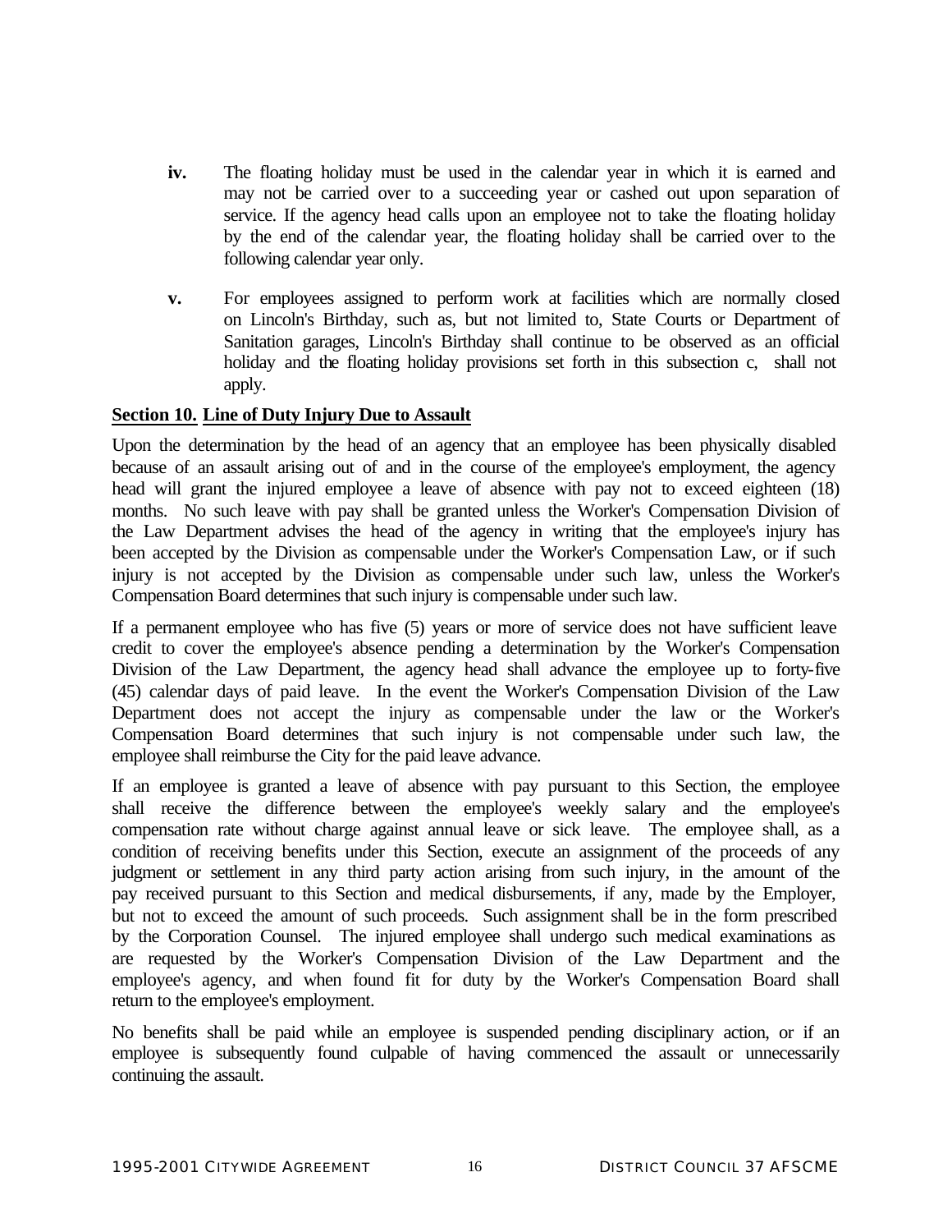**iv.** The floating holiday must be used in the calendar year in which it is earned and may not be carried over to a succeeding year or cashed out upon separation of service. If the agency head calls upon an employee not to take the floating holiday by the end of the calendar year, the floating holiday shall be carried over to the following calendar year only.

**v.** For employees assigned to perform work at facilities which are normally closed on Lincoln's Birthday, such as, but not limited to, State Courts or Department of Sanitation garages, Lincoln's Birthday shall continue to be observed as an official holiday and the floating holiday provisions set forth in this subsection c, shall not apply.

## Section 10. Line of Duty Injury Due to Assault

Upon the determination by the head of an agency that an employee has been physically disabled because of an assault arising out of and in the course of the employee's employment, the agency head will grant the injured employee a leave of absence with pay not to exceed eighteen (18) months. No such leave with pay shall be granted unless the Worker's Compensation Division of the Law Department advises the head of the agency in writing that the employee's injury has been accepted by the Division as compensable under the Worker's Compensation Law, or if such injury is not accepted by the Division as compensable under such law, unless the Worker's Compensation Board determines that such injury is compensable under such law.

If a permanent employee who has five (5) years or more of service does not have sufficient leave credit to cover the employee's absence pending a determination by the Worker's Compensation Division of the Law Department, the agency head shall advance the employee up to forty-five (45) calendar days of paid leave. In the event the Worker's Compensation Division of the Law Department does not accept the injury as compensable under the law or the Worker's Compensation Board determines that such injury is not compensable under such law, the employee shall reimburse the City for the paid leave advance.

If an employee is granted a leave of absence with pay pursuant to this Section, the employee shall receive the difference between the employee's weekly salary and the employee's compensation rate without charge against annual leave or sick leave. The employee shall, as a condition of receiving benefits under this Section, execute an assignment of the proceeds of any judgment or settlement in any third party action arising from such injury, in the amount of the pay received pursuant to this Section and medical disbursements, if any, made by the Employer, but not to exceed the amount of such proceeds. Such assignment shall be in the form prescribed by the Corporation Counsel. The injured employee shall undergo such medical examinations as are requested by the Worker's Compensation Division of the Law Department and the employee's agency, and when found fit for duty by the Worker's Compensation Board shall return to the employee's employment.

No benefits shall be paid while an employee is suspended pending disciplinary action, or if an employee is subsequently found culpable of having commenced the assault or unnecessarily continuing the assault.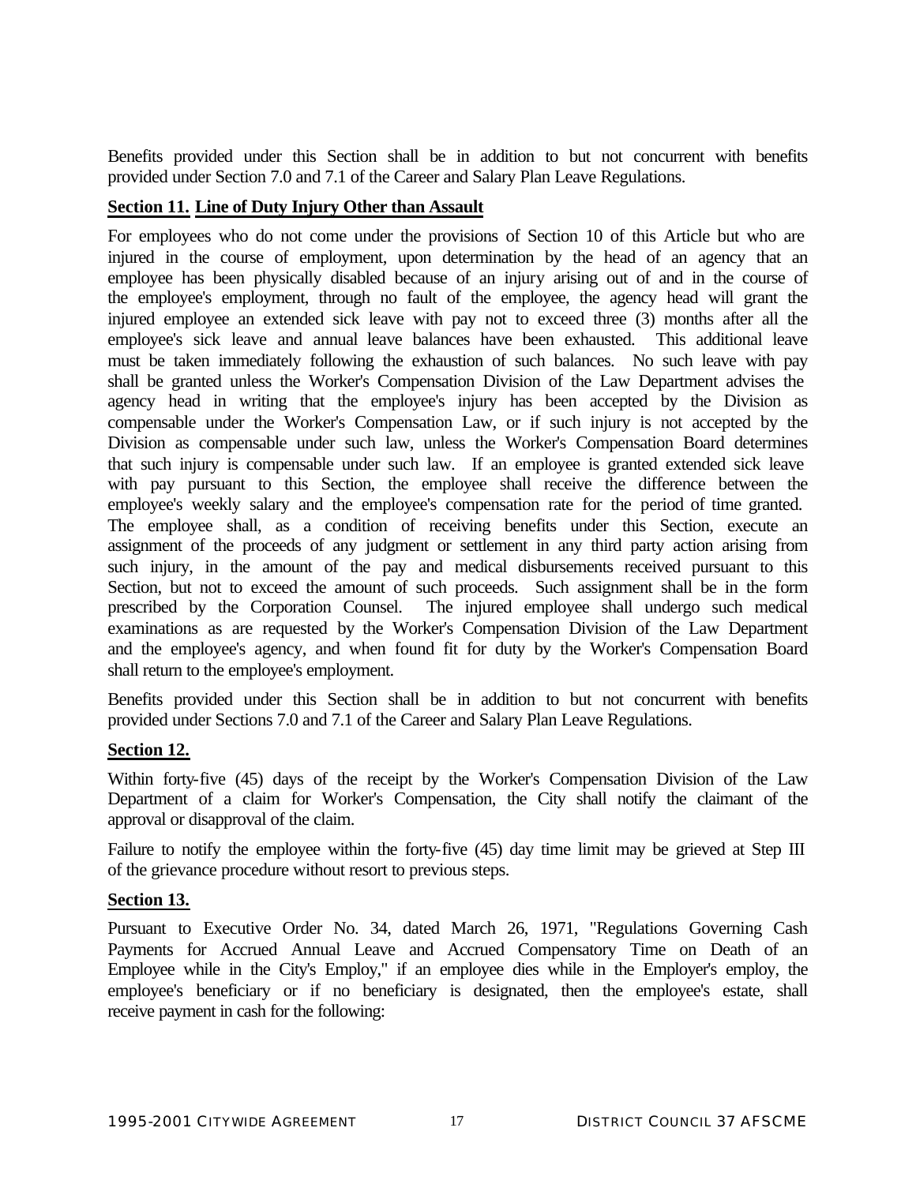Benefits provided under this Section shall be in addition to but not concurrent with benefits provided under Section 7.0 and 7.1 of the Career and Salary Plan Leave Regulations.

**Section 11. Line of Duty Injury Other than Assault**

For employees who do not come under the provisions of Section 10 of this Article but who are injured in the course of employment, upon determination by the head of an agency that an employee has been physically disabled because of an injury arising out of and in the course of the employee's employment, through no fault of the employee, the agency head will grant the injured employee an extended sick leave with pay not to exceed three (3) months after all the employee's sick leave and annual leave balances have been exhausted. This additional leave must be taken immediately following the exhaustion of such balances. No such leave with pay shall be granted unless the Worker's Compensation Division of the Law Department advises the agency head in writing that the employee's injury has been accepted by the Division as compensable under the Worker's Compensation Law, or if such injury is not accepted by the Division as compensable under such law, unless the Worker's Compensation Board determines that such injury is compensable under such law. If an employee is granted extended sick leave with pay pursuant to this Section, the employee shall receive the difference between the employee's weekly salary and the employee's compensation rate for the period of time granted. The employee shall, as a condition of receiving benefits under this Section, execute an assignment of the proceeds of any judgment or settlement in any third party action arising from such injury, in the amount of the pay and medical disbursements received pursuant to this Section, but not to exceed the amount of such proceeds. Such assignment shall be in the form prescribed by the Corporation Counsel. The injured employee shall undergo such medical examinations as are requested by the Worker's Compensation Division of the Law Department and the employee's agency, and when found fit for duty by the Worker's Compensation Board shall return to the employee's employment.

Benefits provided under this Section shall be in addition to but not concurrent with benefits provided under Sections 7.0 and 7.1 of the Career and Salary Plan Leave Regulations.

**Section 12.**

Within forty-five (45) days of the receipt by the Worker's Compensation Division of the Law Department of a claim for Worker's Compensation, the City shall notify the claimant of the approval or disapproval of the claim.

Failure to notify the employee within the forty-five (45) day time limit may be grieved at Step III of the grievance procedure without resort to previous steps.

**Section 13.**

Pursuant to Executive Order No. 34, dated March 26, 1971, "Regulations Governing Cash Payments for Accrued Annual Leave and Accrued Compensatory Time on Death of an Employee while in the City's Employ," if an employee dies while in the Employer's employ, the employee's beneficiary or if no beneficiary is designated, then the employee's estate, shall receive payment in cash for the following: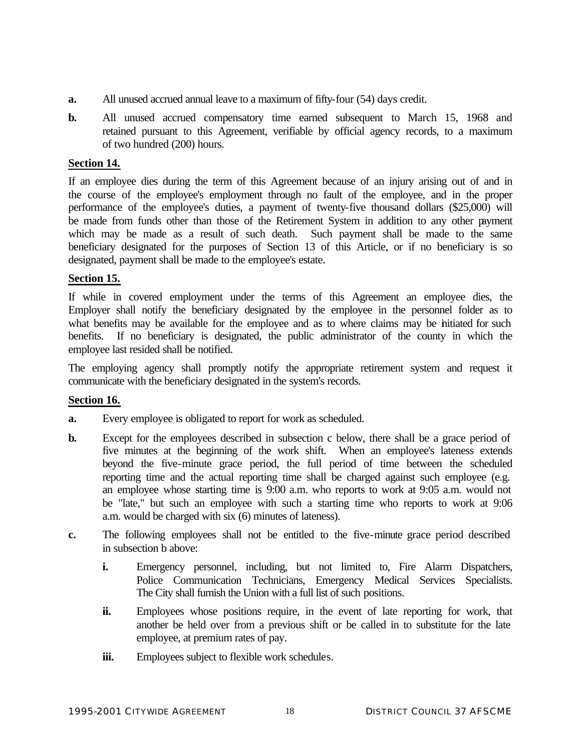**a.** All unused accrued annual leave to a maximum of fifty-four (54) days credit.

**b.** All unused accrued compensatory time earned subsequent to March 15, 1968 and retained pursuant to this Agreement, verifiable by official agency records, to a maximum of two hundred (200) hours.

**Section 14.**

If an employee dies during the term of this Agreement because of an injury arising out of and in the course of the employee's employment through no fault of the employee, and in the proper performance of the employee's duties, a payment of twenty-five thousand dollars ($25,000) will be made from funds other than those of the Retirement System in addition to any other payment which may be made as a result of such death. Such payment shall be made to the same beneficiary designated for the purposes of Section 13 of this Article, or if no beneficiary is so designated, payment shall be made to the employee's estate.

**Section 15.**

If while in covered employment under the terms of this Agreement an employee dies, the Employer shall notify the beneficiary designated by the employee in the personnel folder as to what benefits may be available for the employee and as to where claims may be initiated for such benefits. If no beneficiary is designated, the public administrator of the county in which the employee last resided shall be notified.

The employing agency shall promptly notify the appropriate retirement system and request it communicate with the beneficiary designated in the system's records.

**Section 16.**

**a.** Every employee is obligated to report for work as scheduled.

**b.** Except for the employees described in subsection c below, there shall be a grace period of five minutes at the beginning of the work shift. When an employee's lateness extends beyond the five-minute grace period, the full period of time between the scheduled reporting time and the actual reporting time shall be charged against such employee (e.g. an employee whose starting time is 9:00 a.m. who reports to work at 9:05 a.m. would not be "late," but such an employee with such a starting time who reports to work at 9:06 a.m. would be charged with six (6) minutes of lateness).

**c.** The following employees shall not be entitled to the five-minute grace period described in subsection b above:

- **i.** Emergency personnel, including, but not limited to, Fire Alarm Dispatchers, Police Communication Technicians, Emergency Medical Services Specialists. The City shall furnish the Union with a full list of such positions.

- **ii.** Employees whose positions require, in the event of late reporting for work, that another be held over from a previous shift or be called in to substitute for the late employee, at premium rates of pay.

- **iii.** Employees subject to flexible work schedules.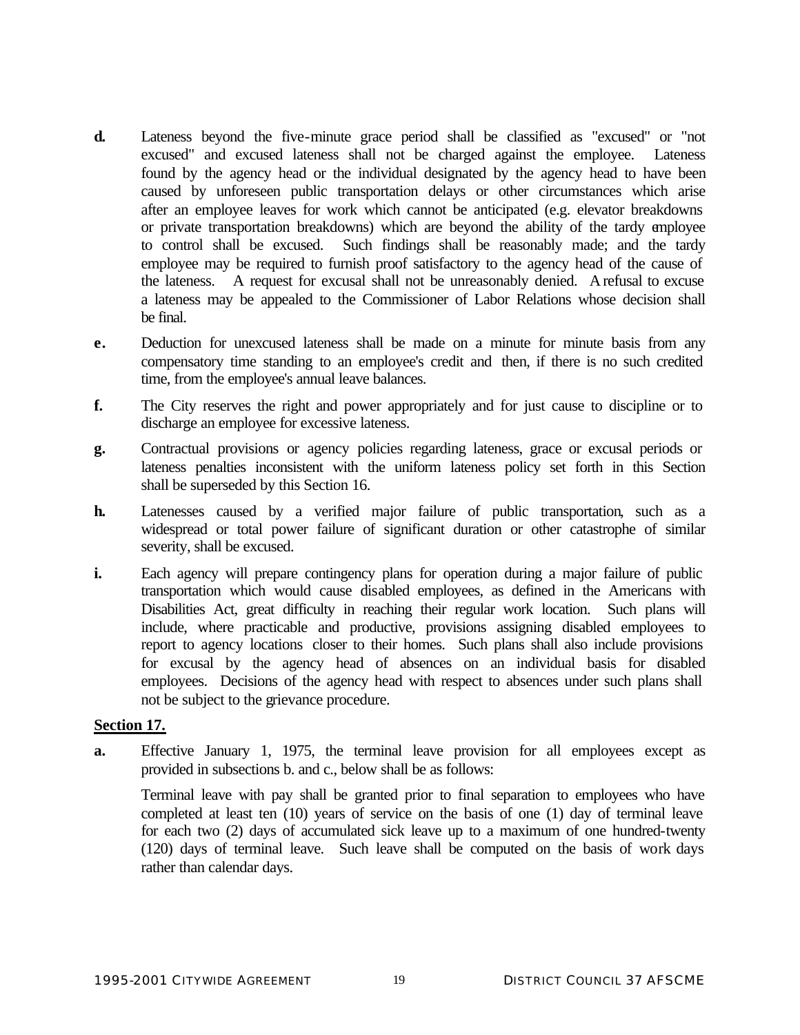**d.** Lateness beyond the five-minute grace period shall be classified as "excused" or "not excused" and excused lateness shall not be charged against the employee. Lateness found by the agency head or the individual designated by the agency head to have been caused by unforeseen public transportation delays or other circumstances which arise after an employee leaves for work which cannot be anticipated (e.g. elevator breakdowns or private transportation breakdowns) which are beyond the ability of the tardy employee to control shall be excused. Such findings shall be reasonably made; and the tardy employee may be required to furnish proof satisfactory to the agency head of the cause of the lateness. A request for excusal shall not be unreasonably denied. A refusal to excuse a lateness may be appealed to the Commissioner of Labor Relations whose decision shall be final.

**e.** Deduction for unexcused lateness shall be made on a minute for minute basis from any compensatory time standing to an employee's credit and then, if there is no such credited time, from the employee's annual leave balances.

**f.** The City reserves the right and power appropriately and for just cause to discipline or to discharge an employee for excessive lateness.

**g.** Contractual provisions or agency policies regarding lateness, grace or excusal periods or lateness penalties inconsistent with the uniform lateness policy set forth in this Section shall be superseded by this Section 16.

**h.** Latenesses caused by a verified major failure of public transportation, such as a widespread or total power failure of significant duration or other catastrophe of similar severity, shall be excused.

**i.** Each agency will prepare contingency plans for operation during a major failure of public transportation which would cause disabled employees, as defined in the Americans with Disabilities Act, great difficulty in reaching their regular work location. Such plans will include, where practicable and productive, provisions assigning disabled employees to report to agency locations closer to their homes. Such plans shall also include provisions for excusal by the agency head of absences on an individual basis for disabled employees. Decisions of the agency head with respect to absences under such plans shall not be subject to the grievance procedure.

**Section 17.**

**a.** Effective January 1, 1975, the terminal leave provision for all employees except as provided in subsections b. and c., below shall be as follows:

Terminal leave with pay shall be granted prior to final separation to employees who have completed at least ten (10) years of service on the basis of one (1) day of terminal leave for each two (2) days of accumulated sick leave up to a maximum of one hundred-twenty (120) days of terminal leave. Such leave shall be computed on the basis of work days rather than calendar days.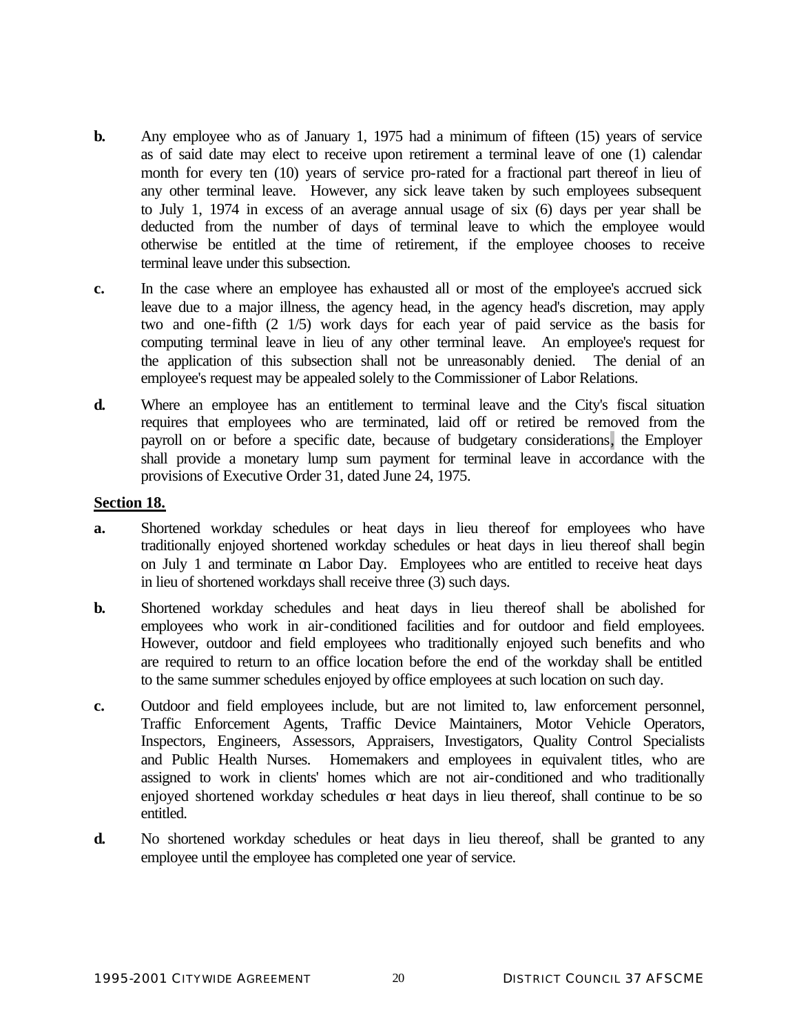**b.** Any employee who as of January 1, 1975 had a minimum of fifteen (15) years of service as of said date may elect to receive upon retirement a terminal leave of one (1) calendar month for every ten (10) years of service pro-rated for a fractional part thereof in lieu of any other terminal leave. However, any sick leave taken by such employees subsequent to July 1, 1974 in excess of an average annual usage of six (6) days per year shall be deducted from the number of days of terminal leave to which the employee would otherwise be entitled at the time of retirement, if the employee chooses to receive terminal leave under this subsection.

**c.** In the case where an employee has exhausted all or most of the employee's accrued sick leave due to a major illness, the agency head, in the agency head's discretion, may apply two and one-fifth (2 1/5) work days for each year of paid service as the basis for computing terminal leave in lieu of any other terminal leave. An employee's request for the application of this subsection shall not be unreasonably denied. The denial of an employee's request may be appealed solely to the Commissioner of Labor Relations.

**d.** Where an employee has an entitlement to terminal leave and the City's fiscal situation requires that employees who are terminated, laid off or retired be removed from the payroll on or before a specific date, because of budgetary considerations, the Employer shall provide a monetary lump sum payment for terminal leave in accordance with the provisions of Executive Order 31, dated June 24, 1975.

**Section 18.**

**a.** Shortened workday schedules or heat days in lieu thereof for employees who have traditionally enjoyed shortened workday schedules or heat days in lieu thereof shall begin on July 1 and terminate on Labor Day. Employees who are entitled to receive heat days in lieu of shortened workdays shall receive three (3) such days.

**b.** Shortened workday schedules and heat days in lieu thereof shall be abolished for employees who work in air-conditioned facilities and for outdoor and field employees. However, outdoor and field employees who traditionally enjoyed such benefits and who are required to return to an office location before the end of the workday shall be entitled to the same summer schedules enjoyed by office employees at such location on such day.

**c.** Outdoor and field employees include, but are not limited to, law enforcement personnel, Traffic Enforcement Agents, Traffic Device Maintainers, Motor Vehicle Operators, Inspectors, Engineers, Assessors, Appraisers, Investigators, Quality Control Specialists and Public Health Nurses. Homemakers and employees in equivalent titles, who are assigned to work in clients' homes which are not air-conditioned and who traditionally enjoyed shortened workday schedules or heat days in lieu thereof, shall continue to be so entitled.

**d.** No shortened workday schedules or heat days in lieu thereof, shall be granted to any employee until the employee has completed one year of service.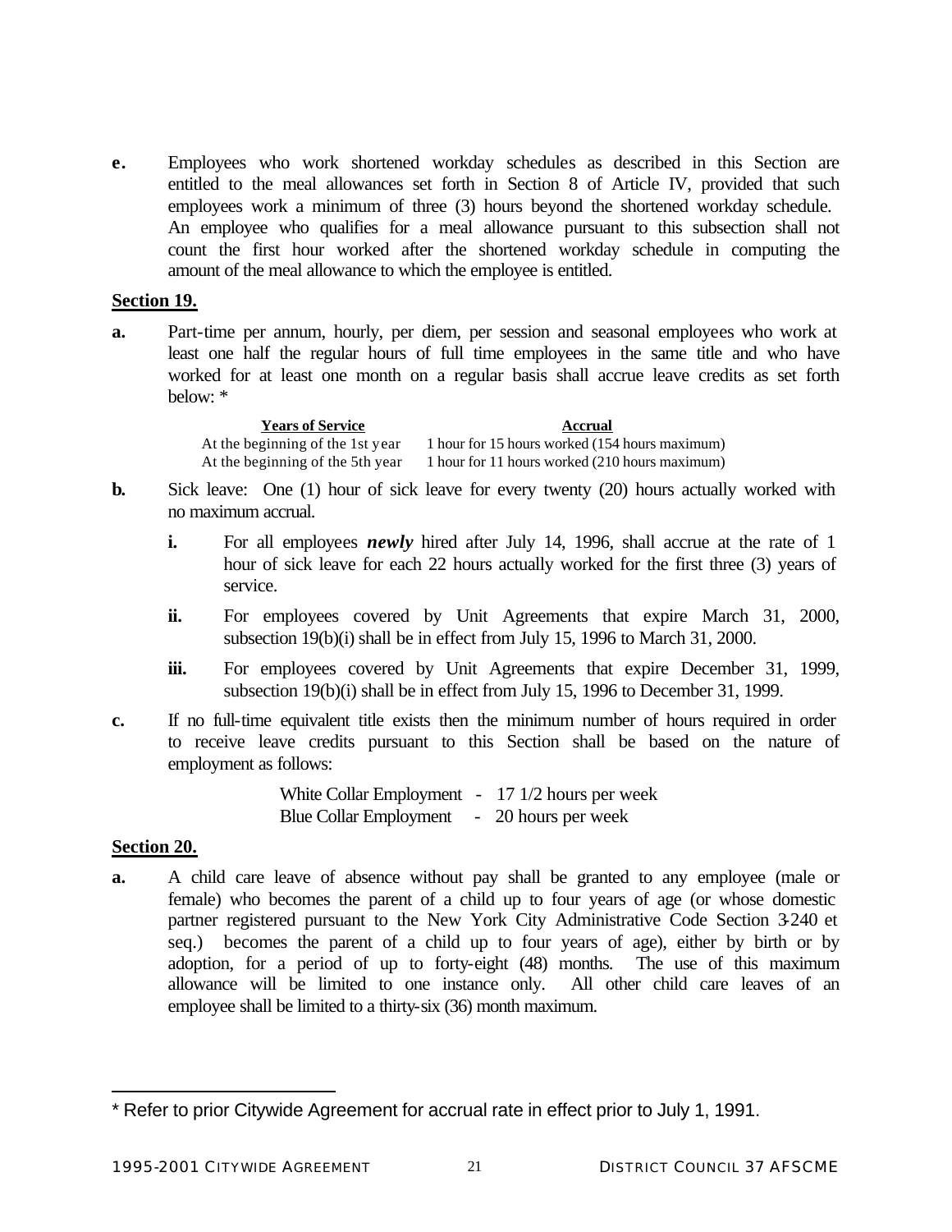**e.** Employees who work shortened workday schedules as described in this Section are entitled to the meal allowances set forth in Section 8 of Article IV, provided that such employees work a minimum of three (3) hours beyond the shortened workday schedule. An employee who qualifies for a meal allowance pursuant to this subsection shall not count the first hour worked after the shortened workday schedule in computing the amount of the meal allowance to which the employee is entitled.

**Section 19.**

**a.** Part-time per annum, hourly, per diem, per session and seasonal employees who work at least one half the regular hours of full time employees in the same title and who have worked for at least one month on a regular basis shall accrue leave credits as set forth below: *

| Years of Service | Accrual |
|---|---|
| At the beginning of the 1st year | 1 hour for 15 hours worked (154 hours maximum) |
| At the beginning of the 5th year | 1 hour for 11 hours worked (210 hours maximum) |

**b.** Sick leave: One (1) hour of sick leave for every twenty (20) hours actually worked with no maximum accrual.

- **i.** For all employees ***newly*** hired after July 14, 1996, shall accrue at the rate of 1 hour of sick leave for each 22 hours actually worked for the first three (3) years of service.
- **ii.** For employees covered by Unit Agreements that expire March 31, 2000, subsection 19(b)(i) shall be in effect from July 15, 1996 to March 31, 2000.
- **iii.** For employees covered by Unit Agreements that expire December 31, 1999, subsection 19(b)(i) shall be in effect from July 15, 1996 to December 31, 1999.

**c.** If no full-time equivalent title exists then the minimum number of hours required in order to receive leave credits pursuant to this Section shall be based on the nature of employment as follows:

White Collar Employment - 17 1/2 hours per week
Blue Collar Employment - 20 hours per week

**Section 20.**

**a.** A child care leave of absence without pay shall be granted to any employee (male or female) who becomes the parent of a child up to four years of age (or whose domestic partner registered pursuant to the New York City Administrative Code Section 3-240 et seq.) becomes the parent of a child up to four years of age), either by birth or by adoption, for a period of up to forty-eight (48) months. The use of this maximum allowance will be limited to one instance only. All other child care leaves of an employee shall be limited to a thirty-six (36) month maximum.

---

* Refer to prior Citywide Agreement for accrual rate in effect prior to July 1, 1991.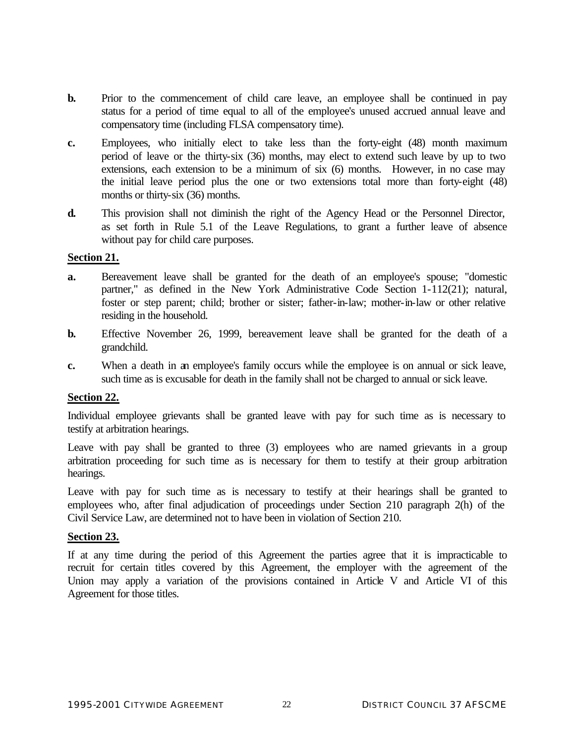**b.** Prior to the commencement of child care leave, an employee shall be continued in pay status for a period of time equal to all of the employee's unused accrued annual leave and compensatory time (including FLSA compensatory time).

**c.** Employees, who initially elect to take less than the forty-eight (48) month maximum period of leave or the thirty-six (36) months, may elect to extend such leave by up to two extensions, each extension to be a minimum of six (6) months. However, in no case may the initial leave period plus the one or two extensions total more than forty-eight (48) months or thirty-six (36) months.

**d.** This provision shall not diminish the right of the Agency Head or the Personnel Director, as set forth in Rule 5.1 of the Leave Regulations, to grant a further leave of absence without pay for child care purposes.

**Section 21.**

**a.** Bereavement leave shall be granted for the death of an employee's spouse; "domestic partner," as defined in the New York Administrative Code Section 1-112(21); natural, foster or step parent; child; brother or sister; father-in-law; mother-in-law or other relative residing in the household.

**b.** Effective November 26, 1999, bereavement leave shall be granted for the death of a grandchild.

**c.** When a death in an employee's family occurs while the employee is on annual or sick leave, such time as is excusable for death in the family shall not be charged to annual or sick leave.

**Section 22.**

Individual employee grievants shall be granted leave with pay for such time as is necessary to testify at arbitration hearings.

Leave with pay shall be granted to three (3) employees who are named grievants in a group arbitration proceeding for such time as is necessary for them to testify at their group arbitration hearings.

Leave with pay for such time as is necessary to testify at their hearings shall be granted to employees who, after final adjudication of proceedings under Section 210 paragraph 2(h) of the Civil Service Law, are determined not to have been in violation of Section 210.

**Section 23.**

If at any time during the period of this Agreement the parties agree that it is impracticable to recruit for certain titles covered by this Agreement, the employer with the agreement of the Union may apply a variation of the provisions contained in Article V and Article VI of this Agreement for those titles.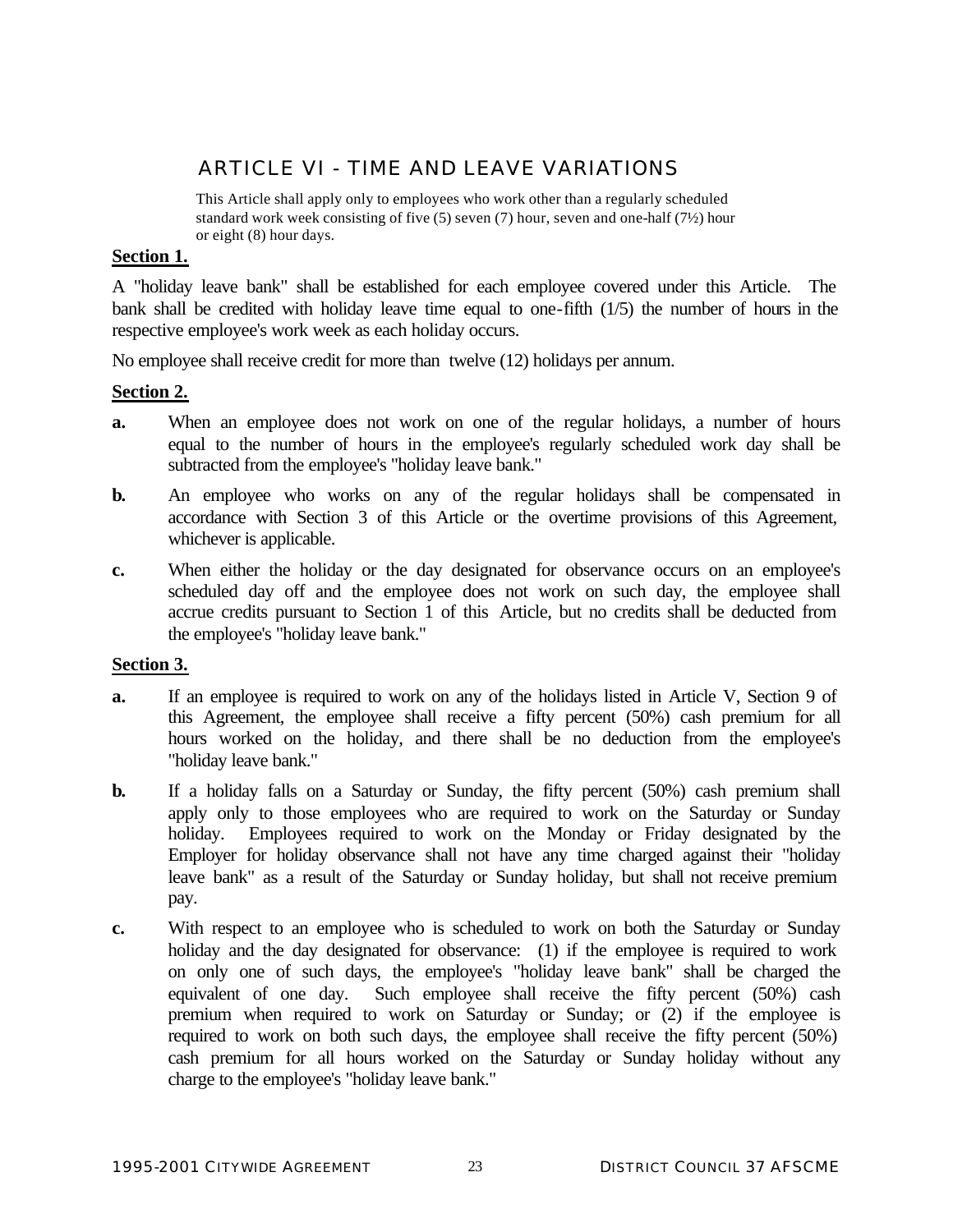# ARTICLE VI - TIME AND LEAVE VARIATIONS

This Article shall apply only to employees who work other than a regularly scheduled standard work week consisting of five (5) seven (7) hour, seven and one-half (7½) hour or eight (8) hour days.

**Section 1.**

A "holiday leave bank" shall be established for each employee covered under this Article. The bank shall be credited with holiday leave time equal to one-fifth (1/5) the number of hours in the respective employee's work week as each holiday occurs.

No employee shall receive credit for more than twelve (12) holidays per annum.

**Section 2.**

**a.** When an employee does not work on one of the regular holidays, a number of hours equal to the number of hours in the employee's regularly scheduled work day shall be subtracted from the employee's "holiday leave bank."

**b.** An employee who works on any of the regular holidays shall be compensated in accordance with Section 3 of this Article or the overtime provisions of this Agreement, whichever is applicable.

**c.** When either the holiday or the day designated for observance occurs on an employee's scheduled day off and the employee does not work on such day, the employee shall accrue credits pursuant to Section 1 of this Article, but no credits shall be deducted from the employee's "holiday leave bank."

**Section 3.**

**a.** If an employee is required to work on any of the holidays listed in Article V, Section 9 of this Agreement, the employee shall receive a fifty percent (50%) cash premium for all hours worked on the holiday, and there shall be no deduction from the employee's "holiday leave bank."

**b.** If a holiday falls on a Saturday or Sunday, the fifty percent (50%) cash premium shall apply only to those employees who are required to work on the Saturday or Sunday holiday. Employees required to work on the Monday or Friday designated by the Employer for holiday observance shall not have any time charged against their "holiday leave bank" as a result of the Saturday or Sunday holiday, but shall not receive premium pay.

**c.** With respect to an employee who is scheduled to work on both the Saturday or Sunday holiday and the day designated for observance: (1) if the employee is required to work on only one of such days, the employee's "holiday leave bank" shall be charged the equivalent of one day. Such employee shall receive the fifty percent (50%) cash premium when required to work on Saturday or Sunday; or (2) if the employee is required to work on both such days, the employee shall receive the fifty percent (50%) cash premium for all hours worked on the Saturday or Sunday holiday without any charge to the employee's "holiday leave bank."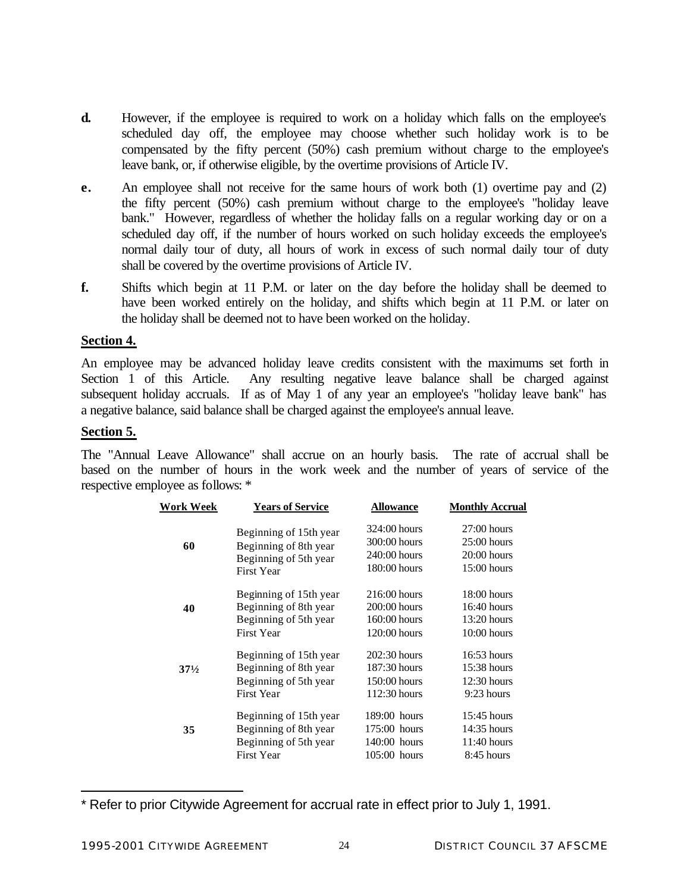**d.** However, if the employee is required to work on a holiday which falls on the employee's scheduled day off, the employee may choose whether such holiday work is to be compensated by the fifty percent (50%) cash premium without charge to the employee's leave bank, or, if otherwise eligible, by the overtime provisions of Article IV.

**e.** An employee shall not receive for the same hours of work both (1) overtime pay and (2) the fifty percent (50%) cash premium without charge to the employee's "holiday leave bank." However, regardless of whether the holiday falls on a regular working day or on a scheduled day off, if the number of hours worked on such holiday exceeds the employee's normal daily tour of duty, all hours of work in excess of such normal daily tour of duty shall be covered by the overtime provisions of Article IV.

**f.** Shifts which begin at 11 P.M. or later on the day before the holiday shall be deemed to have been worked entirely on the holiday, and shifts which begin at 11 P.M. or later on the holiday shall be deemed not to have been worked on the holiday.

## Section 4.

An employee may be advanced holiday leave credits consistent with the maximums set forth in Section 1 of this Article. Any resulting negative leave balance shall be charged against subsequent holiday accruals. If as of May 1 of any year an employee's "holiday leave bank" has a negative balance, said balance shall be charged against the employee's annual leave.

## Section 5.

The "Annual Leave Allowance" shall accrue on an hourly basis. The rate of accrual shall be based on the number of hours in the work week and the number of years of service of the respective employee as follows: *

| Work Week | Years of Service | Allowance | Monthly Accrual |
|---|---|---|---|
| **60** | Beginning of 15th year | 324:00 hours | 27:00 hours |
| | Beginning of 8th year | 300:00 hours | 25:00 hours |
| | Beginning of 5th year | 240:00 hours | 20:00 hours |
| | First Year | 180:00 hours | 15:00 hours |
| **40** | Beginning of 15th year | 216:00 hours | 18:00 hours |
| | Beginning of 8th year | 200:00 hours | 16:40 hours |
| | Beginning of 5th year | 160:00 hours | 13:20 hours |
| | First Year | 120:00 hours | 10:00 hours |
| **37½** | Beginning of 15th year | 202:30 hours | 16:53 hours |
| | Beginning of 8th year | 187:30 hours | 15:38 hours |
| | Beginning of 5th year | 150:00 hours | 12:30 hours |
| | First Year | 112:30 hours | 9:23 hours |
| **35** | Beginning of 15th year | 189:00 hours | 15:45 hours |
| | Beginning of 8th year | 175:00 hours | 14:35 hours |
| | Beginning of 5th year | 140:00 hours | 11:40 hours |
| | First Year | 105:00 hours | 8:45 hours |

* Refer to prior Citywide Agreement for accrual rate in effect prior to July 1, 1991.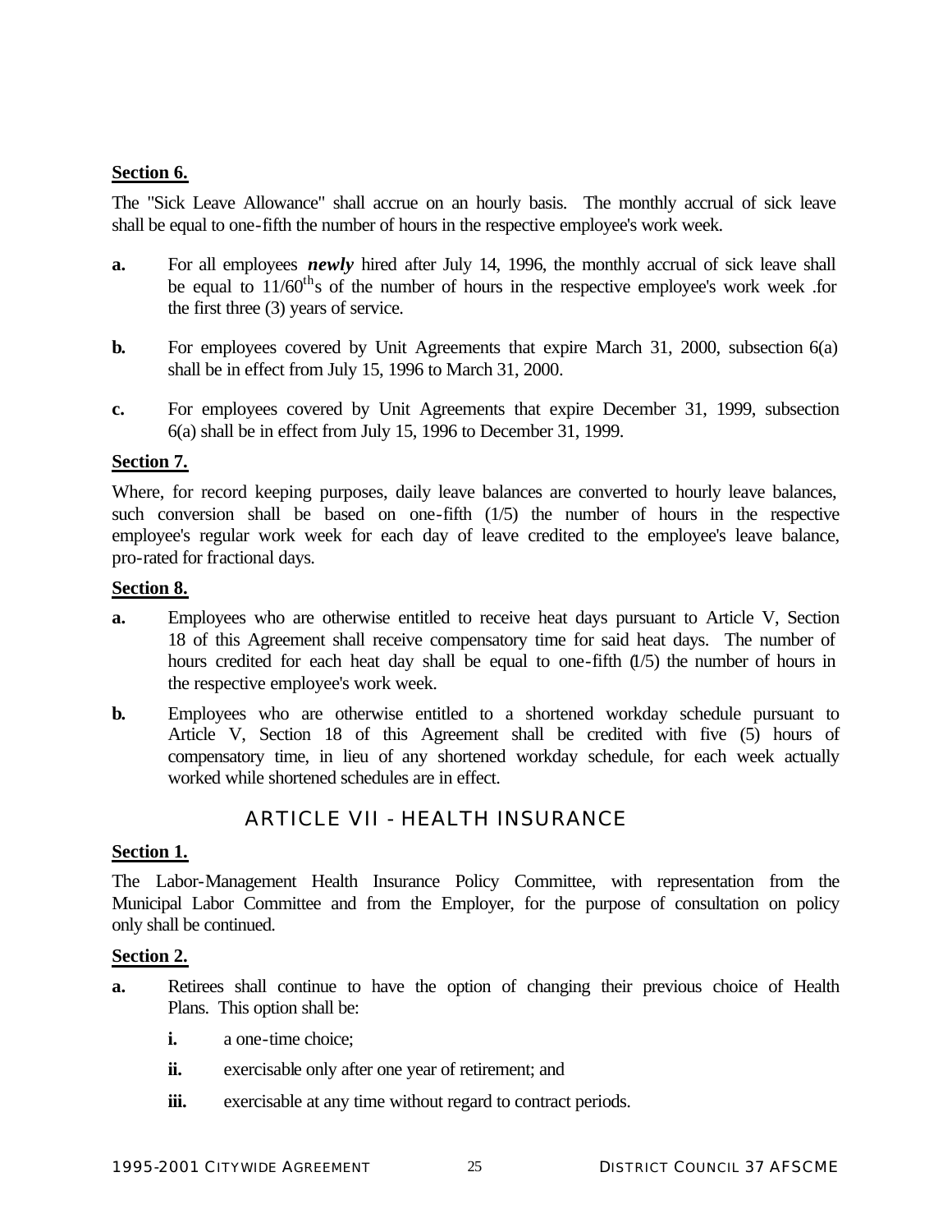**Section 6.**

The "Sick Leave Allowance" shall accrue on an hourly basis. The monthly accrual of sick leave shall be equal to one-fifth the number of hours in the respective employee's work week.

**a.** For all employees ***newly*** hired after July 14, 1996, the monthly accrual of sick leave shall be equal to $11/60^{th}$s of the number of hours in the respective employee's work week .for the first three (3) years of service.

**b.** For employees covered by Unit Agreements that expire March 31, 2000, subsection 6(a) shall be in effect from July 15, 1996 to March 31, 2000.

**c.** For employees covered by Unit Agreements that expire December 31, 1999, subsection 6(a) shall be in effect from July 15, 1996 to December 31, 1999.

**Section 7.**

Where, for record keeping purposes, daily leave balances are converted to hourly leave balances, such conversion shall be based on one-fifth (1/5) the number of hours in the respective employee's regular work week for each day of leave credited to the employee's leave balance, pro-rated for fractional days.

**Section 8.**

**a.** Employees who are otherwise entitled to receive heat days pursuant to Article V, Section 18 of this Agreement shall receive compensatory time for said heat days. The number of hours credited for each heat day shall be equal to one-fifth (1/5) the number of hours in the respective employee's work week.

**b.** Employees who are otherwise entitled to a shortened workday schedule pursuant to Article V, Section 18 of this Agreement shall be credited with five (5) hours of compensatory time, in lieu of any shortened workday schedule, for each week actually worked while shortened schedules are in effect.

## ARTICLE VII - HEALTH INSURANCE

**Section 1.**

The Labor-Management Health Insurance Policy Committee, with representation from the Municipal Labor Committee and from the Employer, for the purpose of consultation on policy only shall be continued.

**Section 2.**

**a.** Retirees shall continue to have the option of changing their previous choice of Health Plans. This option shall be:

**i.** a one-time choice;

**ii.** exercisable only after one year of retirement; and

**iii.** exercisable at any time without regard to contract periods.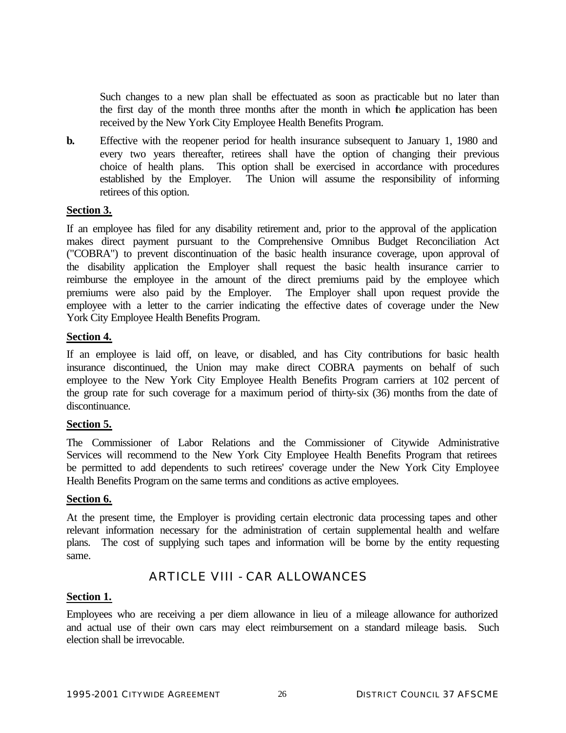Such changes to a new plan shall be effectuated as soon as practicable but no later than the first day of the month three months after the month in which the application has been received by the New York City Employee Health Benefits Program.

**b.** Effective with the reopener period for health insurance subsequent to January 1, 1980 and every two years thereafter, retirees shall have the option of changing their previous choice of health plans. This option shall be exercised in accordance with procedures established by the Employer. The Union will assume the responsibility of informing retirees of this option.

**Section 3.**

If an employee has filed for any disability retirement and, prior to the approval of the application makes direct payment pursuant to the Comprehensive Omnibus Budget Reconciliation Act ("COBRA") to prevent discontinuation of the basic health insurance coverage, upon approval of the disability application the Employer shall request the basic health insurance carrier to reimburse the employee in the amount of the direct premiums paid by the employee which premiums were also paid by the Employer. The Employer shall upon request provide the employee with a letter to the carrier indicating the effective dates of coverage under the New York City Employee Health Benefits Program.

**Section 4.**

If an employee is laid off, on leave, or disabled, and has City contributions for basic health insurance discontinued, the Union may make direct COBRA payments on behalf of such employee to the New York City Employee Health Benefits Program carriers at 102 percent of the group rate for such coverage for a maximum period of thirty-six (36) months from the date of discontinuance.

**Section 5.**

The Commissioner of Labor Relations and the Commissioner of Citywide Administrative Services will recommend to the New York City Employee Health Benefits Program that retirees be permitted to add dependents to such retirees' coverage under the New York City Employee Health Benefits Program on the same terms and conditions as active employees.

**Section 6.**

At the present time, the Employer is providing certain electronic data processing tapes and other relevant information necessary for the administration of certain supplemental health and welfare plans. The cost of supplying such tapes and information will be borne by the entity requesting same.

## ARTICLE VIII - CAR ALLOWANCES

**Section 1.**

Employees who are receiving a per diem allowance in lieu of a mileage allowance for authorized and actual use of their own cars may elect reimbursement on a standard mileage basis. Such election shall be irrevocable.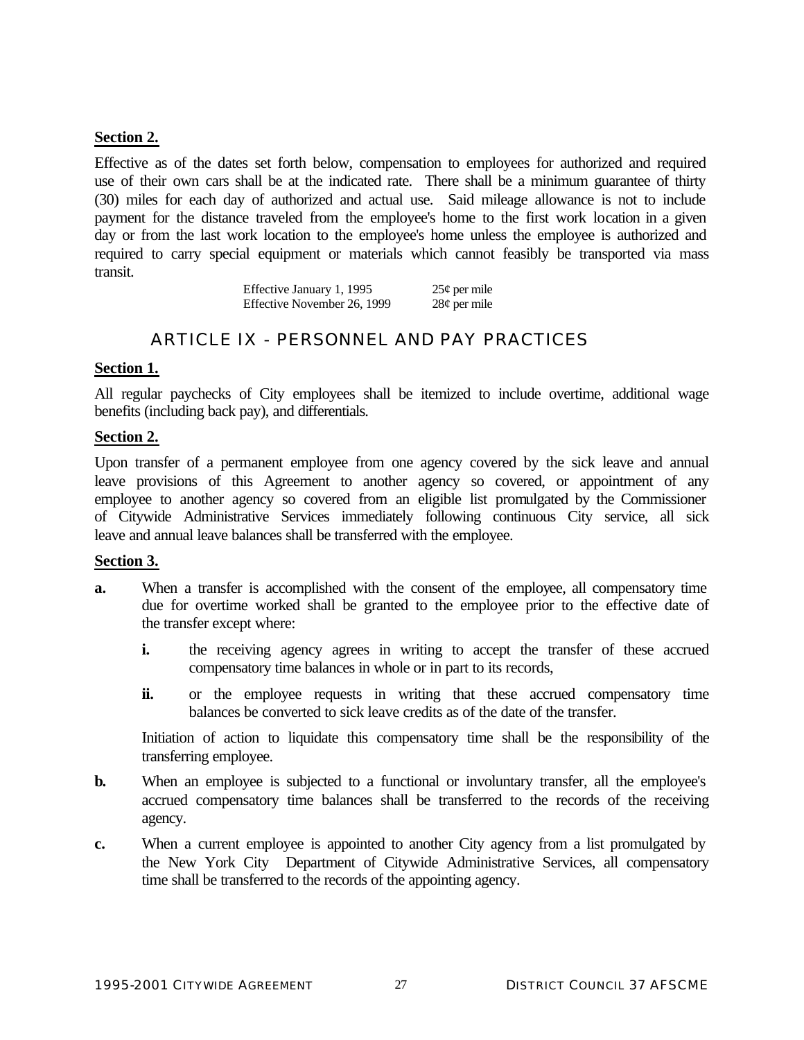**Section 2.**

Effective as of the dates set forth below, compensation to employees for authorized and required use of their own cars shall be at the indicated rate. There shall be a minimum guarantee of thirty (30) miles for each day of authorized and actual use. Said mileage allowance is not to include payment for the distance traveled from the employee's home to the first work location in a given day or from the last work location to the employee's home unless the employee is authorized and required to carry special equipment or materials which cannot feasibly be transported via mass transit.

| | |
|---|---|
| Effective January 1, 1995 | 25¢ per mile |
| Effective November 26, 1999 | 28¢ per mile |

## ARTICLE IX - PERSONNEL AND PAY PRACTICES

**Section 1.**

All regular paychecks of City employees shall be itemized to include overtime, additional wage benefits (including back pay), and differentials.

**Section 2.**

Upon transfer of a permanent employee from one agency covered by the sick leave and annual leave provisions of this Agreement to another agency so covered, or appointment of any employee to another agency so covered from an eligible list promulgated by the Commissioner of Citywide Administrative Services immediately following continuous City service, all sick leave and annual leave balances shall be transferred with the employee.

**Section 3.**

**a.** When a transfer is accomplished with the consent of the employee, all compensatory time due for overtime worked shall be granted to the employee prior to the effective date of the transfer except where:

**i.** the receiving agency agrees in writing to accept the transfer of these accrued compensatory time balances in whole or in part to its records,

**ii.** or the employee requests in writing that these accrued compensatory time balances be converted to sick leave credits as of the date of the transfer.

Initiation of action to liquidate this compensatory time shall be the responsibility of the transferring employee.

**b.** When an employee is subjected to a functional or involuntary transfer, all the employee's accrued compensatory time balances shall be transferred to the records of the receiving agency.

**c.** When a current employee is appointed to another City agency from a list promulgated by the New York City Department of Citywide Administrative Services, all compensatory time shall be transferred to the records of the appointing agency.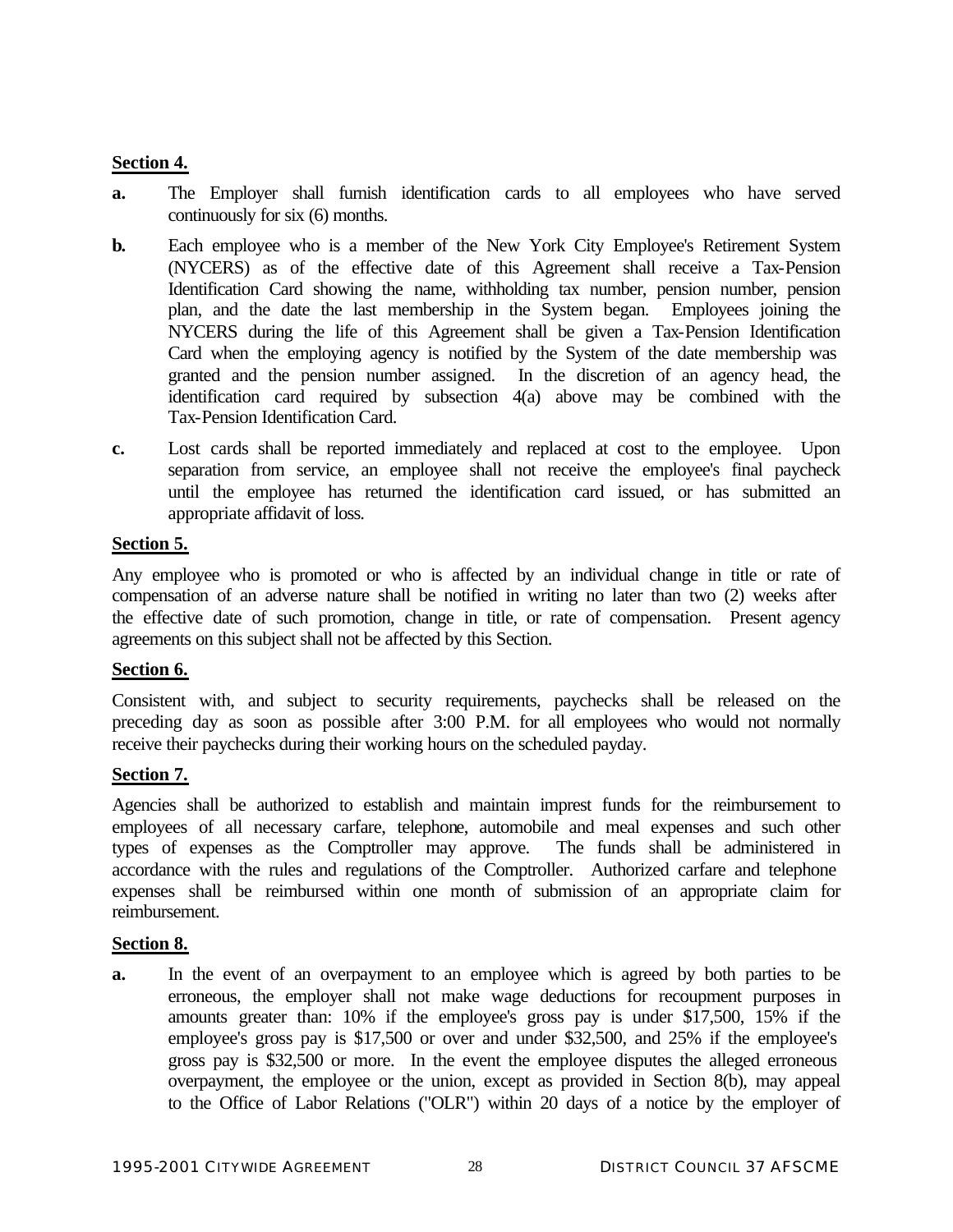**Section 4.**

**a.** The Employer shall furnish identification cards to all employees who have served continuously for six (6) months.

**b.** Each employee who is a member of the New York City Employee's Retirement System (NYCERS) as of the effective date of this Agreement shall receive a Tax-Pension Identification Card showing the name, withholding tax number, pension number, pension plan, and the date the last membership in the System began. Employees joining the NYCERS during the life of this Agreement shall be given a Tax-Pension Identification Card when the employing agency is notified by the System of the date membership was granted and the pension number assigned. In the discretion of an agency head, the identification card required by subsection 4(a) above may be combined with the Tax-Pension Identification Card.

**c.** Lost cards shall be reported immediately and replaced at cost to the employee. Upon separation from service, an employee shall not receive the employee's final paycheck until the employee has returned the identification card issued, or has submitted an appropriate affidavit of loss.

**Section 5.**

Any employee who is promoted or who is affected by an individual change in title or rate of compensation of an adverse nature shall be notified in writing no later than two (2) weeks after the effective date of such promotion, change in title, or rate of compensation. Present agency agreements on this subject shall not be affected by this Section.

**Section 6.**

Consistent with, and subject to security requirements, paychecks shall be released on the preceding day as soon as possible after 3:00 P.M. for all employees who would not normally receive their paychecks during their working hours on the scheduled payday.

**Section 7.**

Agencies shall be authorized to establish and maintain imprest funds for the reimbursement to employees of all necessary carfare, telephone, automobile and meal expenses and such other types of expenses as the Comptroller may approve. The funds shall be administered in accordance with the rules and regulations of the Comptroller. Authorized carfare and telephone expenses shall be reimbursed within one month of submission of an appropriate claim for reimbursement.

**Section 8.**

**a.** In the event of an overpayment to an employee which is agreed by both parties to be erroneous, the employer shall not make wage deductions for recoupment purposes in amounts greater than: 10% if the employee's gross pay is under $17,500, 15% if the employee's gross pay is $17,500 or over and under $32,500, and 25% if the employee's gross pay is $32,500 or more. In the event the employee disputes the alleged erroneous overpayment, the employee or the union, except as provided in Section 8(b), may appeal to the Office of Labor Relations ("OLR") within 20 days of a notice by the employer of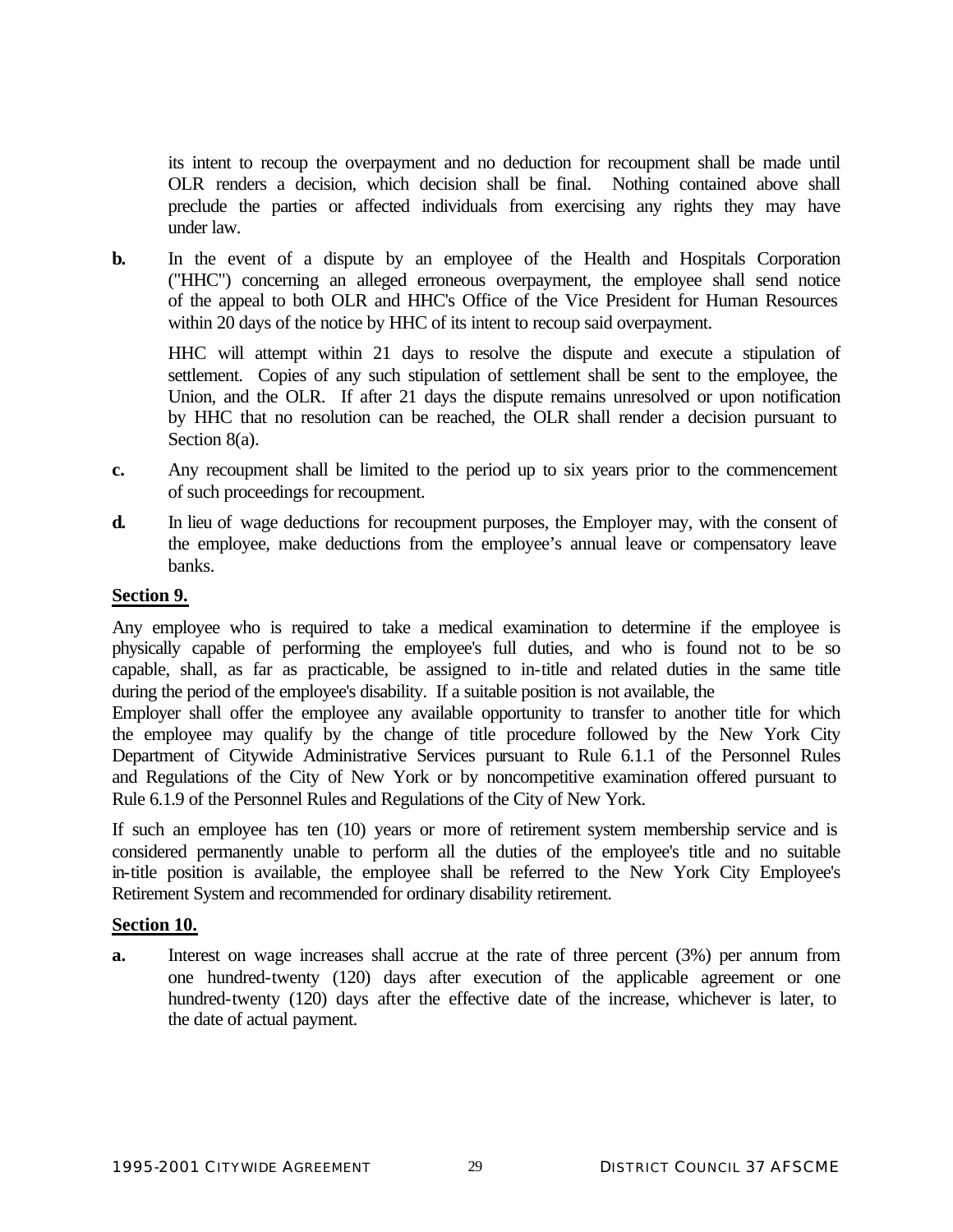its intent to recoup the overpayment and no deduction for recoupment shall be made until OLR renders a decision, which decision shall be final. Nothing contained above shall preclude the parties or affected individuals from exercising any rights they may have under law.

**b.** In the event of a dispute by an employee of the Health and Hospitals Corporation ("HHC") concerning an alleged erroneous overpayment, the employee shall send notice of the appeal to both OLR and HHC's Office of the Vice President for Human Resources within 20 days of the notice by HHC of its intent to recoup said overpayment.

HHC will attempt within 21 days to resolve the dispute and execute a stipulation of settlement. Copies of any such stipulation of settlement shall be sent to the employee, the Union, and the OLR. If after 21 days the dispute remains unresolved or upon notification by HHC that no resolution can be reached, the OLR shall render a decision pursuant to Section 8(a).

**c.** Any recoupment shall be limited to the period up to six years prior to the commencement of such proceedings for recoupment.

**d.** In lieu of wage deductions for recoupment purposes, the Employer may, with the consent of the employee, make deductions from the employee's annual leave or compensatory leave banks.

**Section 9.**

Any employee who is required to take a medical examination to determine if the employee is physically capable of performing the employee's full duties, and who is found not to be so capable, shall, as far as practicable, be assigned to in-title and related duties in the same title during the period of the employee's disability. If a suitable position is not available, the Employer shall offer the employee any available opportunity to transfer to another title for which the employee may qualify by the change of title procedure followed by the New York City Department of Citywide Administrative Services pursuant to Rule 6.1.1 of the Personnel Rules and Regulations of the City of New York or by noncompetitive examination offered pursuant to Rule 6.1.9 of the Personnel Rules and Regulations of the City of New York.

If such an employee has ten (10) years or more of retirement system membership service and is considered permanently unable to perform all the duties of the employee's title and no suitable in-title position is available, the employee shall be referred to the New York City Employee's Retirement System and recommended for ordinary disability retirement.

**Section 10.**

**a.** Interest on wage increases shall accrue at the rate of three percent (3%) per annum from one hundred-twenty (120) days after execution of the applicable agreement or one hundred-twenty (120) days after the effective date of the increase, whichever is later, to the date of actual payment.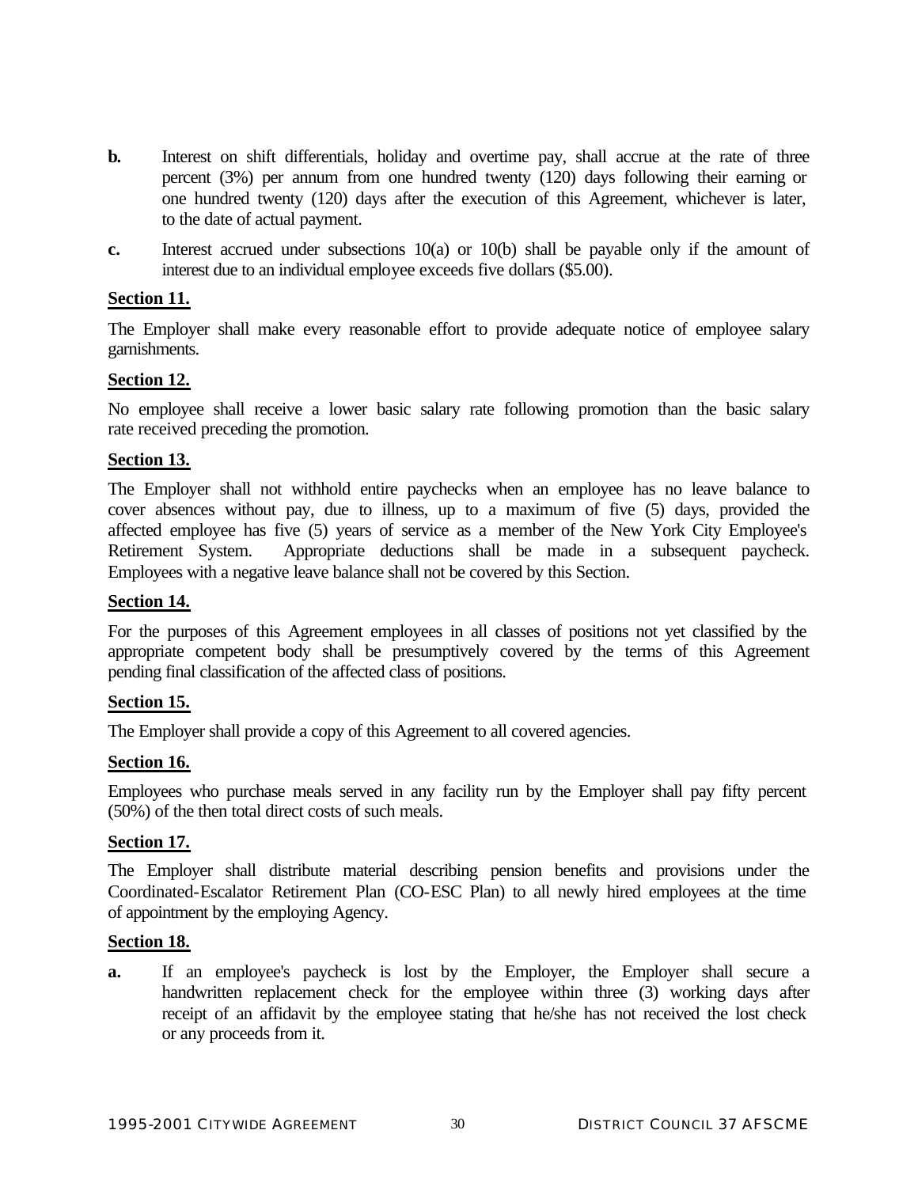**b.** Interest on shift differentials, holiday and overtime pay, shall accrue at the rate of three percent (3%) per annum from one hundred twenty (120) days following their earning or one hundred twenty (120) days after the execution of this Agreement, whichever is later, to the date of actual payment.

**c.** Interest accrued under subsections 10(a) or 10(b) shall be payable only if the amount of interest due to an individual employee exceeds five dollars ($5.00).

**Section 11.**

The Employer shall make every reasonable effort to provide adequate notice of employee salary garnishments.

**Section 12.**

No employee shall receive a lower basic salary rate following promotion than the basic salary rate received preceding the promotion.

**Section 13.**

The Employer shall not withhold entire paychecks when an employee has no leave balance to cover absences without pay, due to illness, up to a maximum of five (5) days, provided the affected employee has five (5) years of service as a member of the New York City Employee's Retirement System. Appropriate deductions shall be made in a subsequent paycheck. Employees with a negative leave balance shall not be covered by this Section.

**Section 14.**

For the purposes of this Agreement employees in all classes of positions not yet classified by the appropriate competent body shall be presumptively covered by the terms of this Agreement pending final classification of the affected class of positions.

**Section 15.**

The Employer shall provide a copy of this Agreement to all covered agencies.

**Section 16.**

Employees who purchase meals served in any facility run by the Employer shall pay fifty percent (50%) of the then total direct costs of such meals.

**Section 17.**

The Employer shall distribute material describing pension benefits and provisions under the Coordinated-Escalator Retirement Plan (CO-ESC Plan) to all newly hired employees at the time of appointment by the employing Agency.

**Section 18.**

**a.** If an employee's paycheck is lost by the Employer, the Employer shall secure a handwritten replacement check for the employee within three (3) working days after receipt of an affidavit by the employee stating that he/she has not received the lost check or any proceeds from it.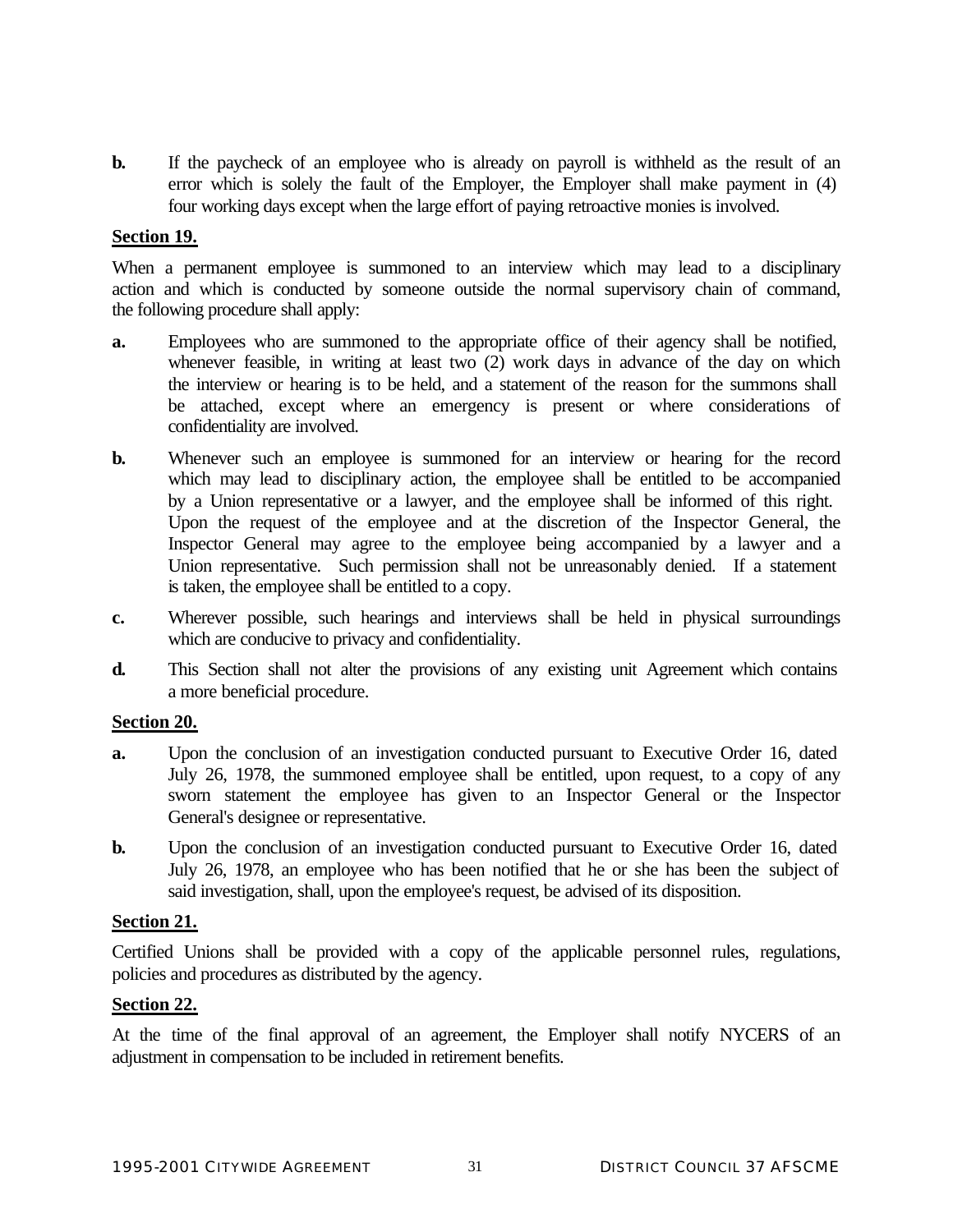**b.** If the paycheck of an employee who is already on payroll is withheld as the result of an error which is solely the fault of the Employer, the Employer shall make payment in (4) four working days except when the large effort of paying retroactive monies is involved.

**Section 19.**

When a permanent employee is summoned to an interview which may lead to a disciplinary action and which is conducted by someone outside the normal supervisory chain of command, the following procedure shall apply:

**a.** Employees who are summoned to the appropriate office of their agency shall be notified, whenever feasible, in writing at least two (2) work days in advance of the day on which the interview or hearing is to be held, and a statement of the reason for the summons shall be attached, except where an emergency is present or where considerations of confidentiality are involved.

**b.** Whenever such an employee is summoned for an interview or hearing for the record which may lead to disciplinary action, the employee shall be entitled to be accompanied by a Union representative or a lawyer, and the employee shall be informed of this right. Upon the request of the employee and at the discretion of the Inspector General, the Inspector General may agree to the employee being accompanied by a lawyer and a Union representative. Such permission shall not be unreasonably denied. If a statement is taken, the employee shall be entitled to a copy.

**c.** Wherever possible, such hearings and interviews shall be held in physical surroundings which are conducive to privacy and confidentiality.

**d.** This Section shall not alter the provisions of any existing unit Agreement which contains a more beneficial procedure.

**Section 20.**

**a.** Upon the conclusion of an investigation conducted pursuant to Executive Order 16, dated July 26, 1978, the summoned employee shall be entitled, upon request, to a copy of any sworn statement the employee has given to an Inspector General or the Inspector General's designee or representative.

**b.** Upon the conclusion of an investigation conducted pursuant to Executive Order 16, dated July 26, 1978, an employee who has been notified that he or she has been the subject of said investigation, shall, upon the employee's request, be advised of its disposition.

**Section 21.**

Certified Unions shall be provided with a copy of the applicable personnel rules, regulations, policies and procedures as distributed by the agency.

**Section 22.**

At the time of the final approval of an agreement, the Employer shall notify NYCERS of an adjustment in compensation to be included in retirement benefits.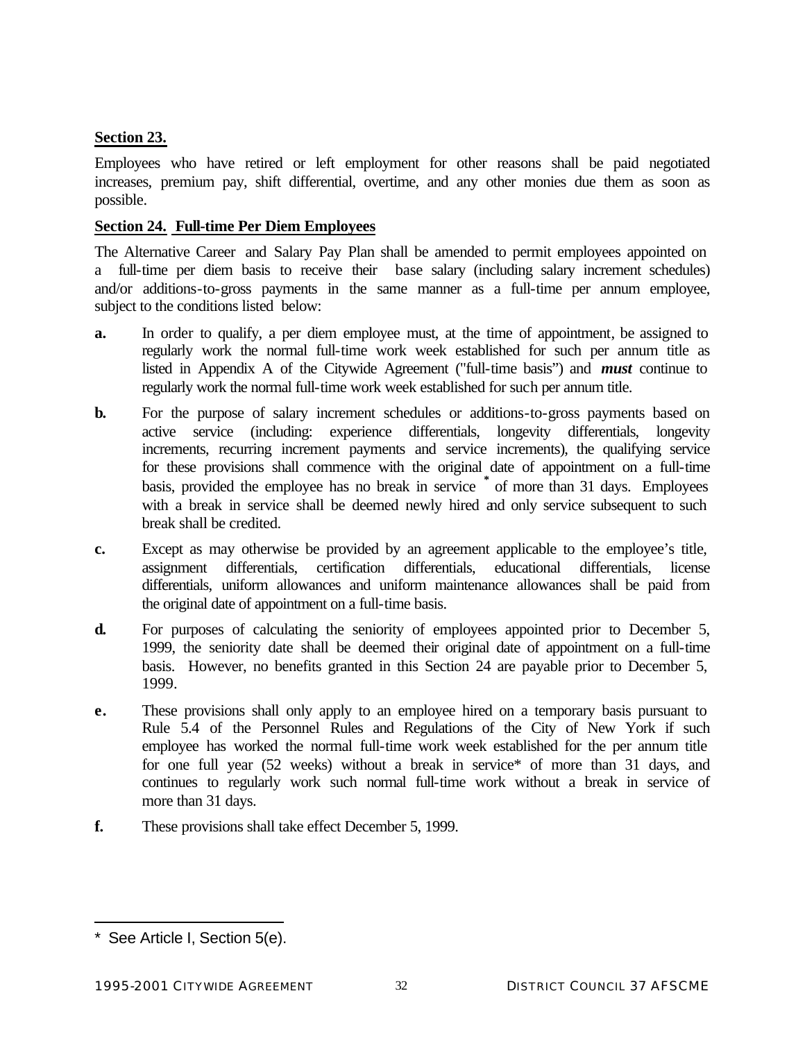**Section 23.**

Employees who have retired or left employment for other reasons shall be paid negotiated increases, premium pay, shift differential, overtime, and any other monies due them as soon as possible.

**Section 24. Full-time Per Diem Employees**

The Alternative Career and Salary Pay Plan shall be amended to permit employees appointed on a full-time per diem basis to receive their base salary (including salary increment schedules) and/or additions-to-gross payments in the same manner as a full-time per annum employee, subject to the conditions listed below:

**a.** In order to qualify, a per diem employee must, at the time of appointment, be assigned to regularly work the normal full-time work week established for such per annum title as listed in Appendix A of the Citywide Agreement ("full-time basis") and ***must*** continue to regularly work the normal full-time work week established for such per annum title.

**b.** For the purpose of salary increment schedules or additions-to-gross payments based on active service (including: experience differentials, longevity differentials, longevity increments, recurring increment payments and service increments), the qualifying service for these provisions shall commence with the original date of appointment on a full-time basis, provided the employee has no break in service * of more than 31 days. Employees with a break in service shall be deemed newly hired and only service subsequent to such break shall be credited.

**c.** Except as may otherwise be provided by an agreement applicable to the employee's title, assignment differentials, certification differentials, educational differentials, license differentials, uniform allowances and uniform maintenance allowances shall be paid from the original date of appointment on a full-time basis.

**d.** For purposes of calculating the seniority of employees appointed prior to December 5, 1999, the seniority date shall be deemed their original date of appointment on a full-time basis. However, no benefits granted in this Section 24 are payable prior to December 5, 1999.

**e.** These provisions shall only apply to an employee hired on a temporary basis pursuant to Rule 5.4 of the Personnel Rules and Regulations of the City of New York if such employee has worked the normal full-time work week established for the per annum title for one full year (52 weeks) without a break in service* of more than 31 days, and continues to regularly work such normal full-time work without a break in service of more than 31 days.

**f.** These provisions shall take effect December 5, 1999.

---

* See Article I, Section 5(e).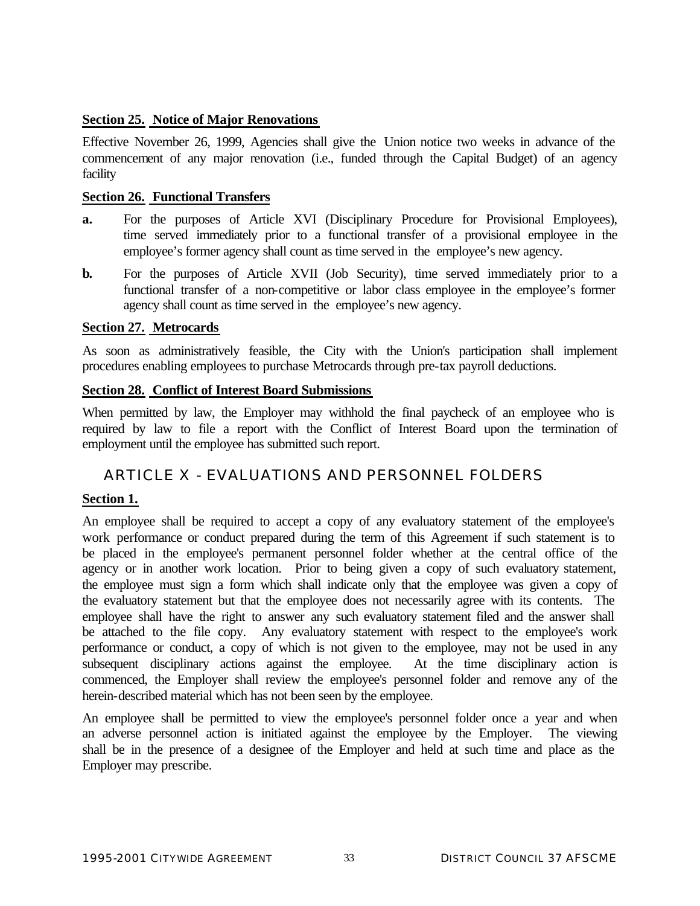**Section 25. Notice of Major Renovations**

Effective November 26, 1999, Agencies shall give the Union notice two weeks in advance of the commencement of any major renovation (i.e., funded through the Capital Budget) of an agency facility

**Section 26. Functional Transfers**

**a.** For the purposes of Article XVI (Disciplinary Procedure for Provisional Employees), time served immediately prior to a functional transfer of a provisional employee in the employee's former agency shall count as time served in the employee's new agency.

**b.** For the purposes of Article XVII (Job Security), time served immediately prior to a functional transfer of a non-competitive or labor class employee in the employee's former agency shall count as time served in the employee's new agency.

**Section 27. Metrocards**

As soon as administratively feasible, the City with the Union's participation shall implement procedures enabling employees to purchase Metrocards through pre-tax payroll deductions.

**Section 28. Conflict of Interest Board Submissions**

When permitted by law, the Employer may withhold the final paycheck of an employee who is required by law to file a report with the Conflict of Interest Board upon the termination of employment until the employee has submitted such report.

## ARTICLE X - EVALUATIONS AND PERSONNEL FOLDERS

**Section 1.**

An employee shall be required to accept a copy of any evaluatory statement of the employee's work performance or conduct prepared during the term of this Agreement if such statement is to be placed in the employee's permanent personnel folder whether at the central office of the agency or in another work location. Prior to being given a copy of such evaluatory statement, the employee must sign a form which shall indicate only that the employee was given a copy of the evaluatory statement but that the employee does not necessarily agree with its contents. The employee shall have the right to answer any such evaluatory statement filed and the answer shall be attached to the file copy. Any evaluatory statement with respect to the employee's work performance or conduct, a copy of which is not given to the employee, may not be used in any subsequent disciplinary actions against the employee. At the time disciplinary action is commenced, the Employer shall review the employee's personnel folder and remove any of the herein-described material which has not been seen by the employee.

An employee shall be permitted to view the employee's personnel folder once a year and when an adverse personnel action is initiated against the employee by the Employer. The viewing shall be in the presence of a designee of the Employer and held at such time and place as the Employer may prescribe.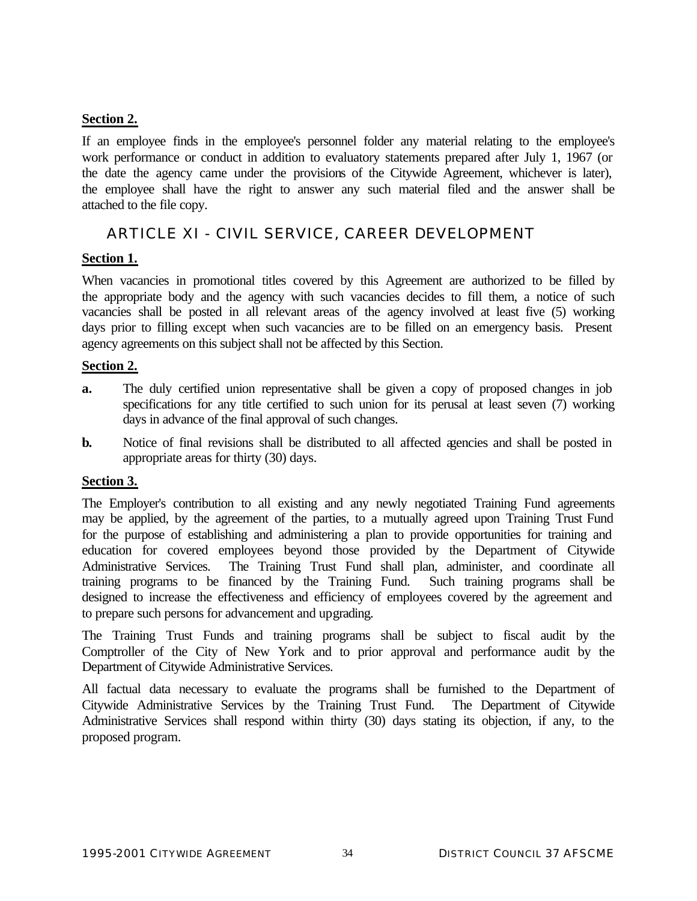**Section 2.**

If an employee finds in the employee's personnel folder any material relating to the employee's work performance or conduct in addition to evaluatory statements prepared after July 1, 1967 (or the date the agency came under the provisions of the Citywide Agreement, whichever is later), the employee shall have the right to answer any such material filed and the answer shall be attached to the file copy.

## ARTICLE XI - CIVIL SERVICE, CAREER DEVELOPMENT

**Section 1.**

When vacancies in promotional titles covered by this Agreement are authorized to be filled by the appropriate body and the agency with such vacancies decides to fill them, a notice of such vacancies shall be posted in all relevant areas of the agency involved at least five (5) working days prior to filling except when such vacancies are to be filled on an emergency basis. Present agency agreements on this subject shall not be affected by this Section.

**Section 2.**

**a.** The duly certified union representative shall be given a copy of proposed changes in job specifications for any title certified to such union for its perusal at least seven (7) working days in advance of the final approval of such changes.

**b.** Notice of final revisions shall be distributed to all affected agencies and shall be posted in appropriate areas for thirty (30) days.

**Section 3.**

The Employer's contribution to all existing and any newly negotiated Training Fund agreements may be applied, by the agreement of the parties, to a mutually agreed upon Training Trust Fund for the purpose of establishing and administering a plan to provide opportunities for training and education for covered employees beyond those provided by the Department of Citywide Administrative Services. The Training Trust Fund shall plan, administer, and coordinate all training programs to be financed by the Training Fund. Such training programs shall be designed to increase the effectiveness and efficiency of employees covered by the agreement and to prepare such persons for advancement and upgrading.

The Training Trust Funds and training programs shall be subject to fiscal audit by the Comptroller of the City of New York and to prior approval and performance audit by the Department of Citywide Administrative Services.

All factual data necessary to evaluate the programs shall be furnished to the Department of Citywide Administrative Services by the Training Trust Fund. The Department of Citywide Administrative Services shall respond within thirty (30) days stating its objection, if any, to the proposed program.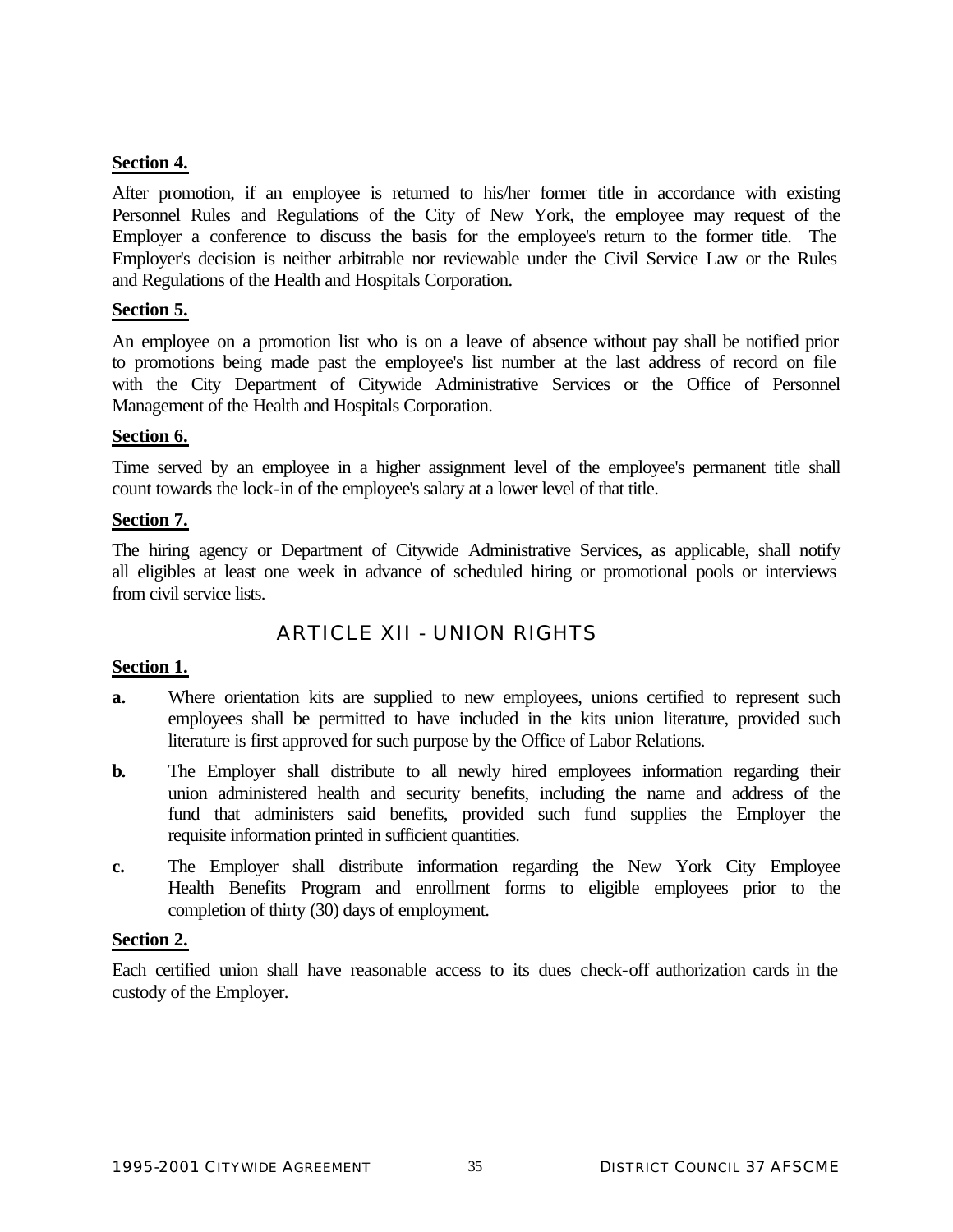**Section 4.**

After promotion, if an employee is returned to his/her former title in accordance with existing Personnel Rules and Regulations of the City of New York, the employee may request of the Employer a conference to discuss the basis for the employee's return to the former title. The Employer's decision is neither arbitrable nor reviewable under the Civil Service Law or the Rules and Regulations of the Health and Hospitals Corporation.

**Section 5.**

An employee on a promotion list who is on a leave of absence without pay shall be notified prior to promotions being made past the employee's list number at the last address of record on file with the City Department of Citywide Administrative Services or the Office of Personnel Management of the Health and Hospitals Corporation.

**Section 6.**

Time served by an employee in a higher assignment level of the employee's permanent title shall count towards the lock-in of the employee's salary at a lower level of that title.

**Section 7.**

The hiring agency or Department of Citywide Administrative Services, as applicable, shall notify all eligibles at least one week in advance of scheduled hiring or promotional pools or interviews from civil service lists.

## ARTICLE XII - UNION RIGHTS

**Section 1.**

**a.** Where orientation kits are supplied to new employees, unions certified to represent such employees shall be permitted to have included in the kits union literature, provided such literature is first approved for such purpose by the Office of Labor Relations.

**b.** The Employer shall distribute to all newly hired employees information regarding their union administered health and security benefits, including the name and address of the fund that administers said benefits, provided such fund supplies the Employer the requisite information printed in sufficient quantities.

**c.** The Employer shall distribute information regarding the New York City Employee Health Benefits Program and enrollment forms to eligible employees prior to the completion of thirty (30) days of employment.

**Section 2.**

Each certified union shall have reasonable access to its dues check-off authorization cards in the custody of the Employer.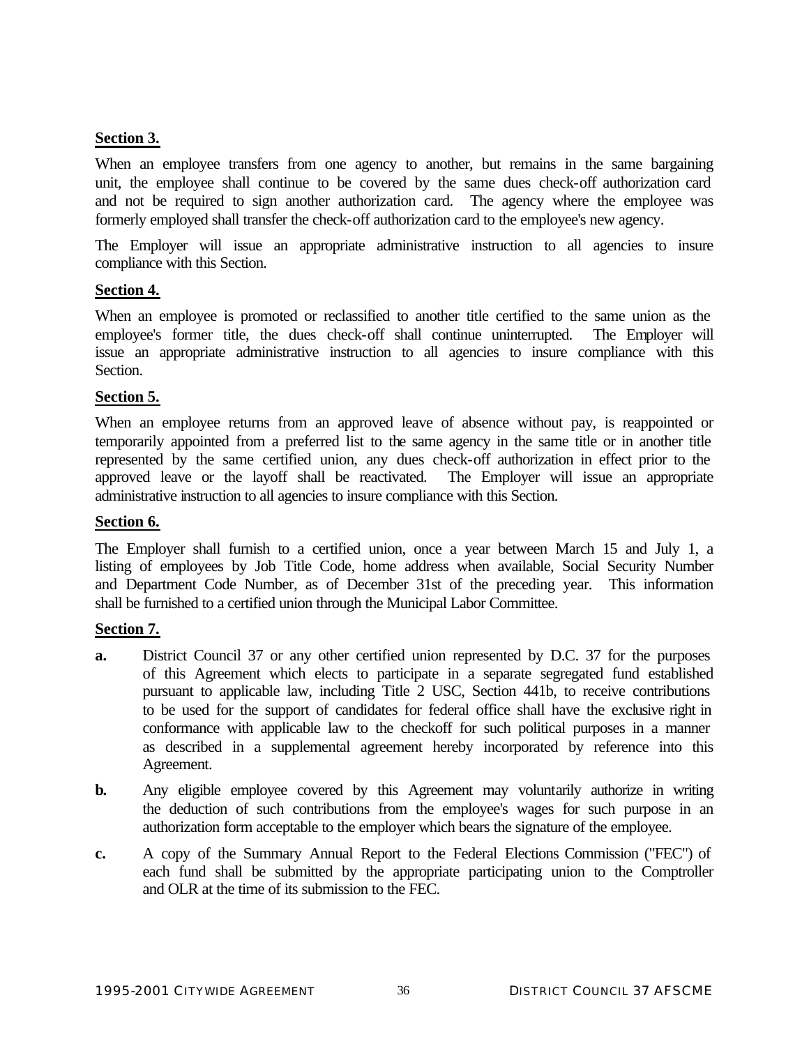**Section 3.**

When an employee transfers from one agency to another, but remains in the same bargaining unit, the employee shall continue to be covered by the same dues check-off authorization card and not be required to sign another authorization card. The agency where the employee was formerly employed shall transfer the check-off authorization card to the employee's new agency.

The Employer will issue an appropriate administrative instruction to all agencies to insure compliance with this Section.

**Section 4.**

When an employee is promoted or reclassified to another title certified to the same union as the employee's former title, the dues check-off shall continue uninterrupted. The Employer will issue an appropriate administrative instruction to all agencies to insure compliance with this Section.

**Section 5.**

When an employee returns from an approved leave of absence without pay, is reappointed or temporarily appointed from a preferred list to the same agency in the same title or in another title represented by the same certified union, any dues check-off authorization in effect prior to the approved leave or the layoff shall be reactivated. The Employer will issue an appropriate administrative instruction to all agencies to insure compliance with this Section.

**Section 6.**

The Employer shall furnish to a certified union, once a year between March 15 and July 1, a listing of employees by Job Title Code, home address when available, Social Security Number and Department Code Number, as of December 31st of the preceding year. This information shall be furnished to a certified union through the Municipal Labor Committee.

**Section 7.**

**a.** District Council 37 or any other certified union represented by D.C. 37 for the purposes of this Agreement which elects to participate in a separate segregated fund established pursuant to applicable law, including Title 2 USC, Section 441b, to receive contributions to be used for the support of candidates for federal office shall have the exclusive right in conformance with applicable law to the checkoff for such political purposes in a manner as described in a supplemental agreement hereby incorporated by reference into this Agreement.

**b.** Any eligible employee covered by this Agreement may voluntarily authorize in writing the deduction of such contributions from the employee's wages for such purpose in an authorization form acceptable to the employer which bears the signature of the employee.

**c.** A copy of the Summary Annual Report to the Federal Elections Commission ("FEC") of each fund shall be submitted by the appropriate participating union to the Comptroller and OLR at the time of its submission to the FEC.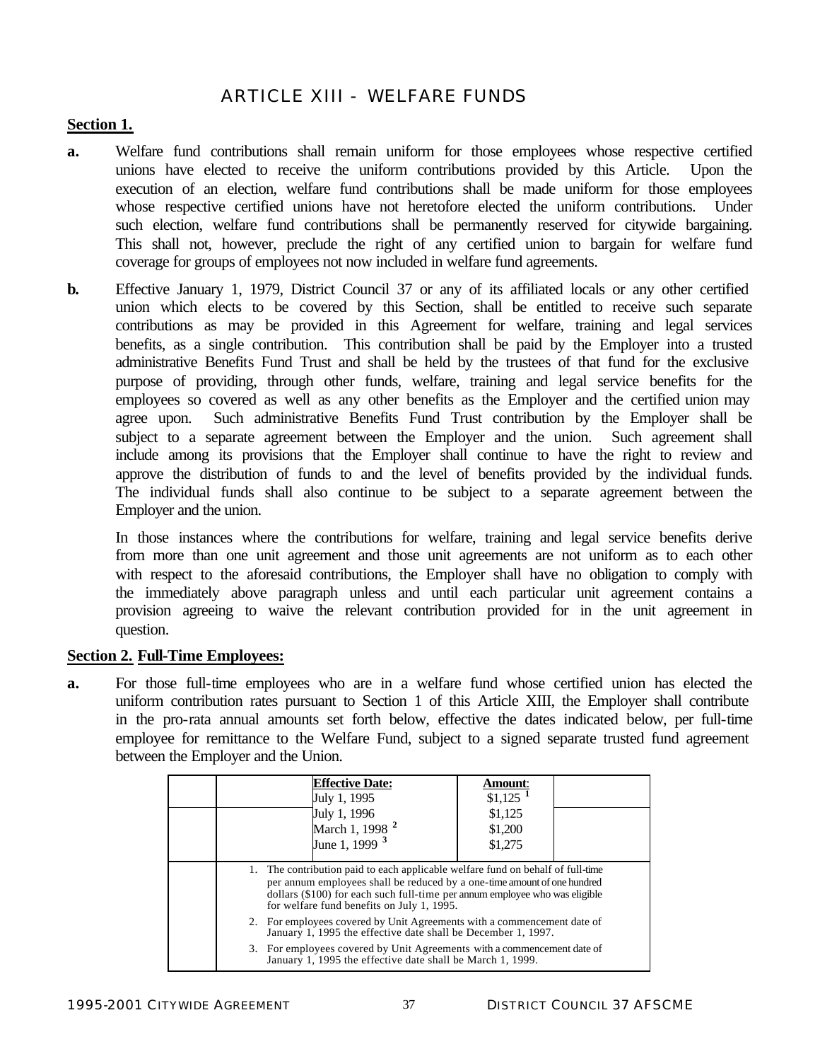# ARTICLE XIII - WELFARE FUNDS

**Section 1.**

**a.** Welfare fund contributions shall remain uniform for those employees whose respective certified unions have elected to receive the uniform contributions provided by this Article. Upon the execution of an election, welfare fund contributions shall be made uniform for those employees whose respective certified unions have not heretofore elected the uniform contributions. Under such election, welfare fund contributions shall be permanently reserved for citywide bargaining. This shall not, however, preclude the right of any certified union to bargain for welfare fund coverage for groups of employees not now included in welfare fund agreements.

**b.** Effective January 1, 1979, District Council 37 or any of its affiliated locals or any other certified union which elects to be covered by this Section, shall be entitled to receive such separate contributions as may be provided in this Agreement for welfare, training and legal services benefits, as a single contribution. This contribution shall be paid by the Employer into a trusted administrative Benefits Fund Trust and shall be held by the trustees of that fund for the exclusive purpose of providing, through other funds, welfare, training and legal service benefits for the employees so covered as well as any other benefits as the Employer and the certified union may agree upon. Such administrative Benefits Fund Trust contribution by the Employer shall be subject to a separate agreement between the Employer and the union. Such agreement shall include among its provisions that the Employer shall continue to have the right to review and approve the distribution of funds to and the level of benefits provided by the individual funds. The individual funds shall also continue to be subject to a separate agreement between the Employer and the union.

In those instances where the contributions for welfare, training and legal service benefits derive from more than one unit agreement and those unit agreements are not uniform as to each other with respect to the aforesaid contributions, the Employer shall have no obligation to comply with the immediately above paragraph unless and until each particular unit agreement contains a provision agreeing to waive the relevant contribution provided for in the unit agreement in question.

**Section 2. Full-Time Employees:**

**a.** For those full-time employees who are in a welfare fund whose certified union has elected the uniform contribution rates pursuant to Section 1 of this Article XIII, the Employer shall contribute in the pro-rata annual amounts set forth below, effective the dates indicated below, per full-time employee for remittance to the Welfare Fund, subject to a signed separate trusted fund agreement between the Employer and the Union.

| Effective Date: | Amount: |
|---|---|
| July 1, 1995 | $1,125 [1] |
| July 1, 1996 | $1,125 |
| March 1, 1998 [2] | $1,200 |
| June 1, 1999 [3] | $1,275 |

1. The contribution paid to each applicable welfare fund on behalf of full-time per annum employees shall be reduced by a one-time amount of one hundred dollars ($100) for each such full-time per annum employee who was eligible for welfare fund benefits on July 1, 1995.
2. For employees covered by Unit Agreements with a commencement date of January 1, 1995 the effective date shall be December 1, 1997.
3. For employees covered by Unit Agreements with a commencement date of January 1, 1995 the effective date shall be March 1, 1999.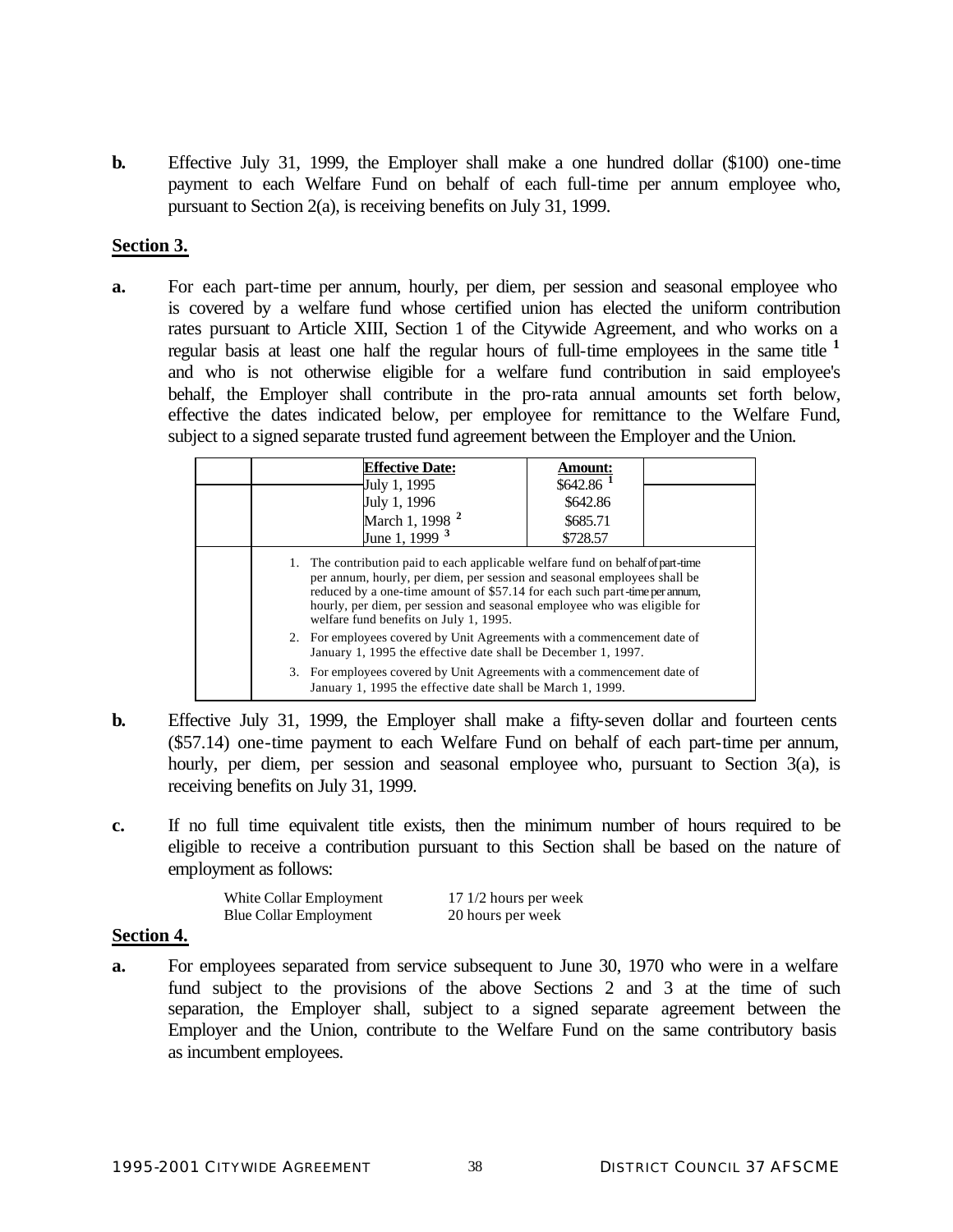**b.** Effective July 31, 1999, the Employer shall make a one hundred dollar ($100) one-time payment to each Welfare Fund on behalf of each full-time per annum employee who, pursuant to Section 2(a), is receiving benefits on July 31, 1999.

**Section 3.**

**a.** For each part-time per annum, hourly, per diem, per session and seasonal employee who is covered by a welfare fund whose certified union has elected the uniform contribution rates pursuant to Article XIII, Section 1 of the Citywide Agreement, and who works on a regular basis at least one half the regular hours of full-time employees in the same title [1] and who is not otherwise eligible for a welfare fund contribution in said employee's behalf, the Employer shall contribute in the pro-rata annual amounts set forth below, effective the dates indicated below, per employee for remittance to the Welfare Fund, subject to a signed separate trusted fund agreement between the Employer and the Union.

| Effective Date: | Amount: |
|---|---|
| July 1, 1995 | $642.86 [1] |
| July 1, 1996 | $642.86 |
| March 1, 1998 [2] | $685.71 |
| June 1, 1999 [3] | $728.57 |

1. The contribution paid to each applicable welfare fund on behalf of part-time per annum, hourly, per diem, per session and seasonal employees shall be reduced by a one-time amount of $57.14 for each such part-time per annum, hourly, per diem, per session and seasonal employee who was eligible for welfare fund benefits on July 1, 1995.
2. For employees covered by Unit Agreements with a commencement date of January 1, 1995 the effective date shall be December 1, 1997.
3. For employees covered by Unit Agreements with a commencement date of January 1, 1995 the effective date shall be March 1, 1999.

**b.** Effective July 31, 1999, the Employer shall make a fifty-seven dollar and fourteen cents ($57.14) one-time payment to each Welfare Fund on behalf of each part-time per annum, hourly, per diem, per session and seasonal employee who, pursuant to Section 3(a), is receiving benefits on July 31, 1999.

**c.** If no full time equivalent title exists, then the minimum number of hours required to be eligible to receive a contribution pursuant to this Section shall be based on the nature of employment as follows:

| | |
|---|---|
| White Collar Employment | 17 1/2 hours per week |
| Blue Collar Employment | 20 hours per week |

**Section 4.**

**a.** For employees separated from service subsequent to June 30, 1970 who were in a welfare fund subject to the provisions of the above Sections 2 and 3 at the time of such separation, the Employer shall, subject to a signed separate agreement between the Employer and the Union, contribute to the Welfare Fund on the same contributory basis as incumbent employees.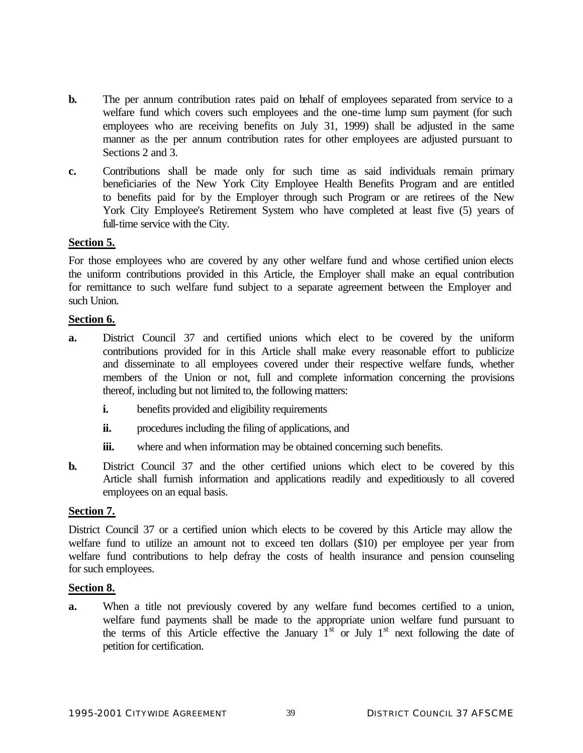**b.** The per annum contribution rates paid on behalf of employees separated from service to a welfare fund which covers such employees and the one-time lump sum payment (for such employees who are receiving benefits on July 31, 1999) shall be adjusted in the same manner as the per annum contribution rates for other employees are adjusted pursuant to Sections 2 and 3.

**c.** Contributions shall be made only for such time as said individuals remain primary beneficiaries of the New York City Employee Health Benefits Program and are entitled to benefits paid for by the Employer through such Program or are retirees of the New York City Employee's Retirement System who have completed at least five (5) years of full-time service with the City.

**Section 5.**

For those employees who are covered by any other welfare fund and whose certified union elects the uniform contributions provided in this Article, the Employer shall make an equal contribution for remittance to such welfare fund subject to a separate agreement between the Employer and such Union.

**Section 6.**

**a.** District Council 37 and certified unions which elect to be covered by the uniform contributions provided for in this Article shall make every reasonable effort to publicize and disseminate to all employees covered under their respective welfare funds, whether members of the Union or not, full and complete information concerning the provisions thereof, including but not limited to, the following matters:

- **i.** benefits provided and eligibility requirements
- **ii.** procedures including the filing of applications, and
- **iii.** where and when information may be obtained concerning such benefits.

**b.** District Council 37 and the other certified unions which elect to be covered by this Article shall furnish information and applications readily and expeditiously to all covered employees on an equal basis.

**Section 7.**

District Council 37 or a certified union which elects to be covered by this Article may allow the welfare fund to utilize an amount not to exceed ten dollars ($10) per employee per year from welfare fund contributions to help defray the costs of health insurance and pension counseling for such employees.

**Section 8.**

**a.** When a title not previously covered by any welfare fund becomes certified to a union, welfare fund payments shall be made to the appropriate union welfare fund pursuant to the terms of this Article effective the January 1st or July 1st next following the date of petition for certification.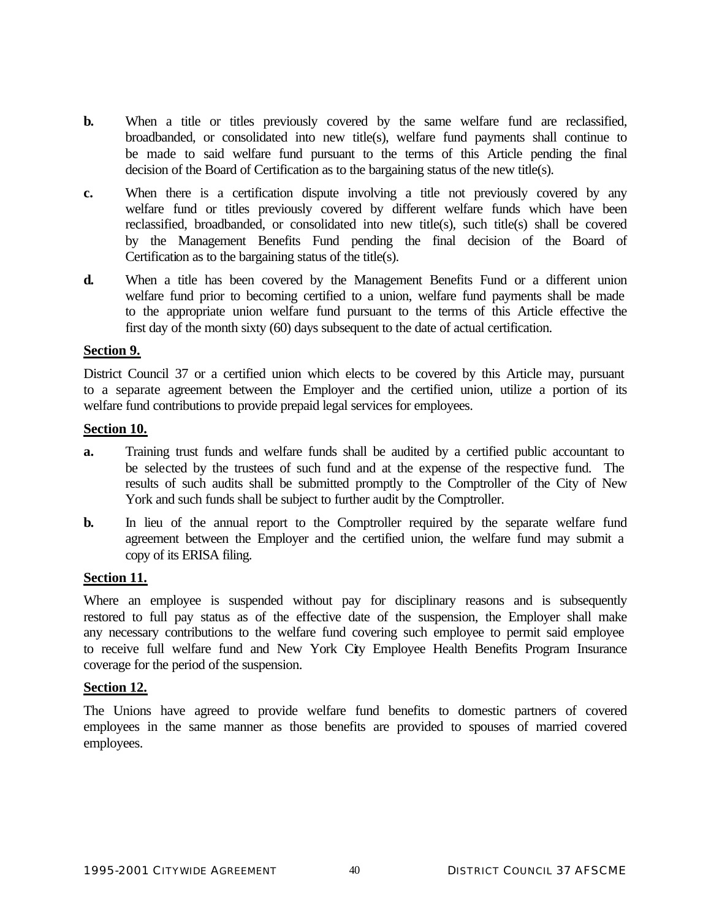**b.** When a title or titles previously covered by the same welfare fund are reclassified, broadbanded, or consolidated into new title(s), welfare fund payments shall continue to be made to said welfare fund pursuant to the terms of this Article pending the final decision of the Board of Certification as to the bargaining status of the new title(s).

**c.** When there is a certification dispute involving a title not previously covered by any welfare fund or titles previously covered by different welfare funds which have been reclassified, broadbanded, or consolidated into new title(s), such title(s) shall be covered by the Management Benefits Fund pending the final decision of the Board of Certification as to the bargaining status of the title(s).

**d.** When a title has been covered by the Management Benefits Fund or a different union welfare fund prior to becoming certified to a union, welfare fund payments shall be made to the appropriate union welfare fund pursuant to the terms of this Article effective the first day of the month sixty (60) days subsequent to the date of actual certification.

**Section 9.**

District Council 37 or a certified union which elects to be covered by this Article may, pursuant to a separate agreement between the Employer and the certified union, utilize a portion of its welfare fund contributions to provide prepaid legal services for employees.

**Section 10.**

**a.** Training trust funds and welfare funds shall be audited by a certified public accountant to be selected by the trustees of such fund and at the expense of the respective fund. The results of such audits shall be submitted promptly to the Comptroller of the City of New York and such funds shall be subject to further audit by the Comptroller.

**b.** In lieu of the annual report to the Comptroller required by the separate welfare fund agreement between the Employer and the certified union, the welfare fund may submit a copy of its ERISA filing.

**Section 11.**

Where an employee is suspended without pay for disciplinary reasons and is subsequently restored to full pay status as of the effective date of the suspension, the Employer shall make any necessary contributions to the welfare fund covering such employee to permit said employee to receive full welfare fund and New York City Employee Health Benefits Program Insurance coverage for the period of the suspension.

**Section 12.**

The Unions have agreed to provide welfare fund benefits to domestic partners of covered employees in the same manner as those benefits are provided to spouses of married covered employees.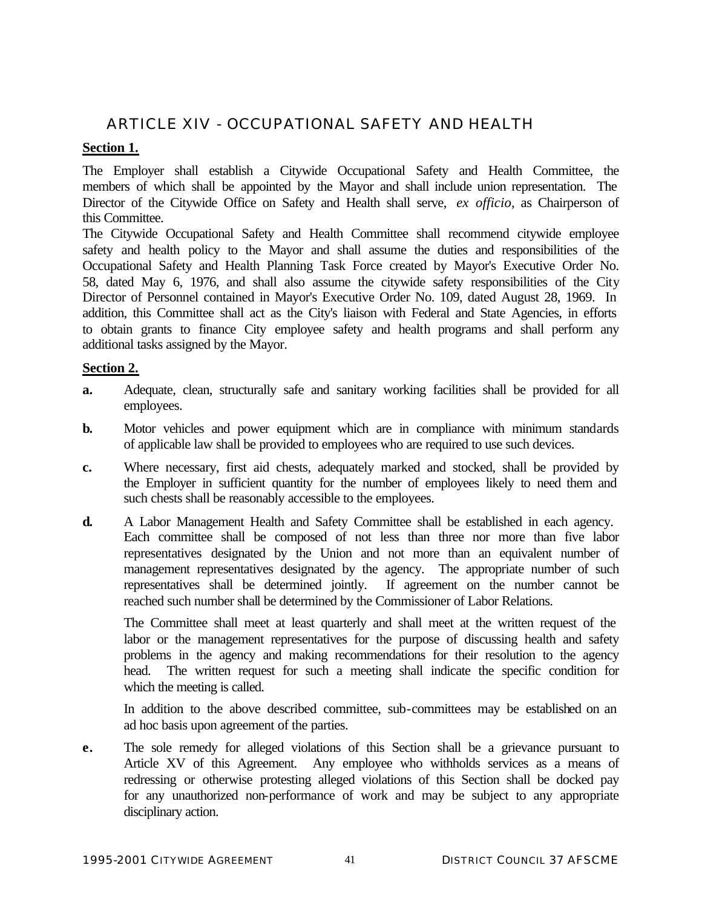## ARTICLE XIV - OCCUPATIONAL SAFETY AND HEALTH

**Section 1.**

The Employer shall establish a Citywide Occupational Safety and Health Committee, the members of which shall be appointed by the Mayor and shall include union representation. The Director of the Citywide Office on Safety and Health shall serve, *ex officio*, as Chairperson of this Committee.

The Citywide Occupational Safety and Health Committee shall recommend citywide employee safety and health policy to the Mayor and shall assume the duties and responsibilities of the Occupational Safety and Health Planning Task Force created by Mayor's Executive Order No. 58, dated May 6, 1976, and shall also assume the citywide safety responsibilities of the City Director of Personnel contained in Mayor's Executive Order No. 109, dated August 28, 1969. In addition, this Committee shall act as the City's liaison with Federal and State Agencies, in efforts to obtain grants to finance City employee safety and health programs and shall perform any additional tasks assigned by the Mayor.

**Section 2.**

**a.** Adequate, clean, structurally safe and sanitary working facilities shall be provided for all employees.

**b.** Motor vehicles and power equipment which are in compliance with minimum standards of applicable law shall be provided to employees who are required to use such devices.

**c.** Where necessary, first aid chests, adequately marked and stocked, shall be provided by the Employer in sufficient quantity for the number of employees likely to need them and such chests shall be reasonably accessible to the employees.

**d.** A Labor Management Health and Safety Committee shall be established in each agency. Each committee shall be composed of not less than three nor more than five labor representatives designated by the Union and not more than an equivalent number of management representatives designated by the agency. The appropriate number of such representatives shall be determined jointly. If agreement on the number cannot be reached such number shall be determined by the Commissioner of Labor Relations.

The Committee shall meet at least quarterly and shall meet at the written request of the labor or the management representatives for the purpose of discussing health and safety problems in the agency and making recommendations for their resolution to the agency head. The written request for such a meeting shall indicate the specific condition for which the meeting is called.

In addition to the above described committee, sub-committees may be established on an ad hoc basis upon agreement of the parties.

**e.** The sole remedy for alleged violations of this Section shall be a grievance pursuant to Article XV of this Agreement. Any employee who withholds services as a means of redressing or otherwise protesting alleged violations of this Section shall be docked pay for any unauthorized non-performance of work and may be subject to any appropriate disciplinary action.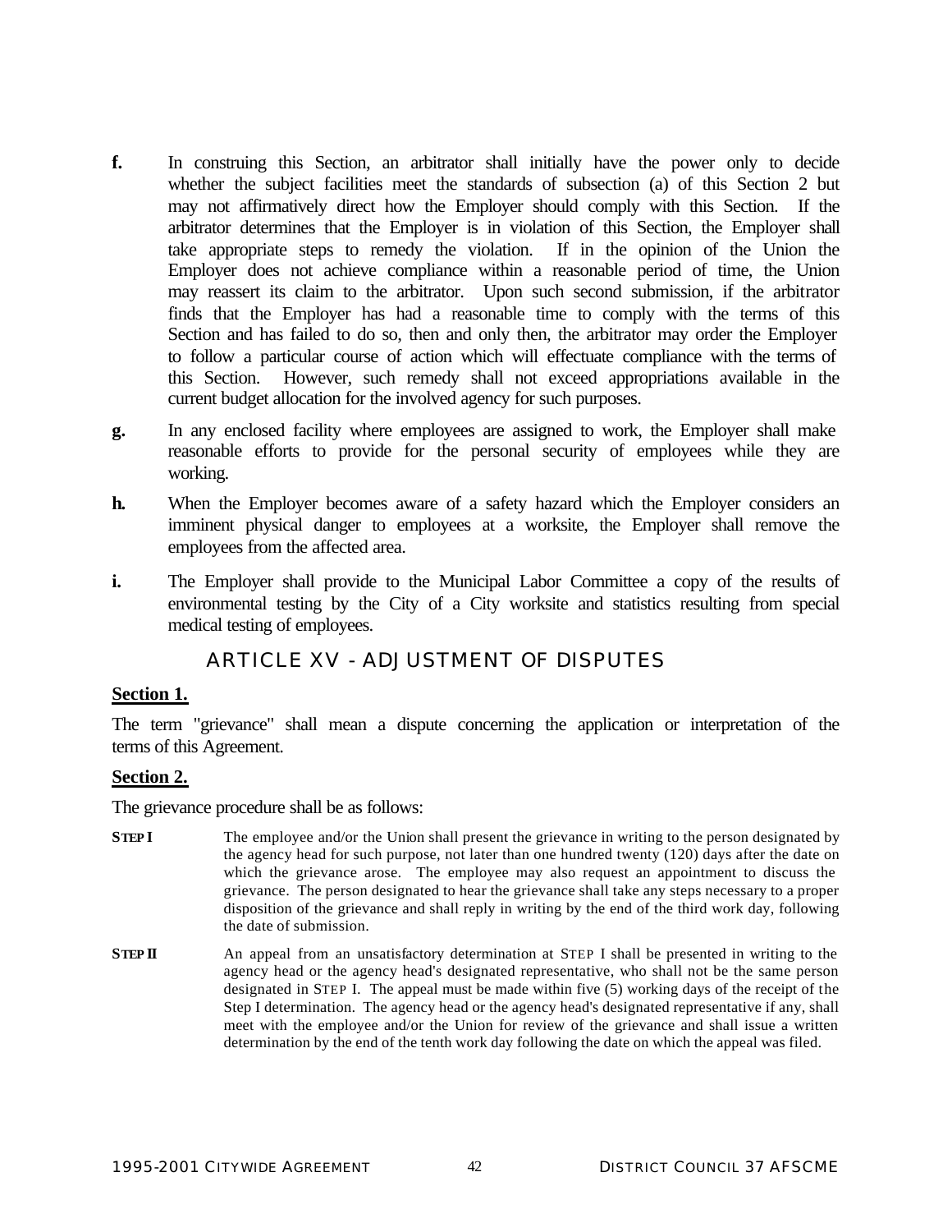**f.** In construing this Section, an arbitrator shall initially have the power only to decide whether the subject facilities meet the standards of subsection (a) of this Section 2 but may not affirmatively direct how the Employer should comply with this Section. If the arbitrator determines that the Employer is in violation of this Section, the Employer shall take appropriate steps to remedy the violation. If in the opinion of the Union the Employer does not achieve compliance within a reasonable period of time, the Union may reassert its claim to the arbitrator. Upon such second submission, if the arbitrator finds that the Employer has had a reasonable time to comply with the terms of this Section and has failed to do so, then and only then, the arbitrator may order the Employer to follow a particular course of action which will effectuate compliance with the terms of this Section. However, such remedy shall not exceed appropriations available in the current budget allocation for the involved agency for such purposes.

**g.** In any enclosed facility where employees are assigned to work, the Employer shall make reasonable efforts to provide for the personal security of employees while they are working.

**h.** When the Employer becomes aware of a safety hazard which the Employer considers an imminent physical danger to employees at a worksite, the Employer shall remove the employees from the affected area.

**i.** The Employer shall provide to the Municipal Labor Committee a copy of the results of environmental testing by the City of a City worksite and statistics resulting from special medical testing of employees.

## ARTICLE XV - ADJUSTMENT OF DISPUTES

**Section 1.**

The term "grievance" shall mean a dispute concerning the application or interpretation of the terms of this Agreement.

**Section 2.**

The grievance procedure shall be as follows:

**STEP I** The employee and/or the Union shall present the grievance in writing to the person designated by the agency head for such purpose, not later than one hundred twenty (120) days after the date on which the grievance arose. The employee may also request an appointment to discuss the grievance. The person designated to hear the grievance shall take any steps necessary to a proper disposition of the grievance and shall reply in writing by the end of the third work day, following the date of submission.

**STEP II** An appeal from an unsatisfactory determination at STEP I shall be presented in writing to the agency head or the agency head's designated representative, who shall not be the same person designated in STEP I. The appeal must be made within five (5) working days of the receipt of the Step I determination. The agency head or the agency head's designated representative if any, shall meet with the employee and/or the Union for review of the grievance and shall issue a written determination by the end of the tenth work day following the date on which the appeal was filed.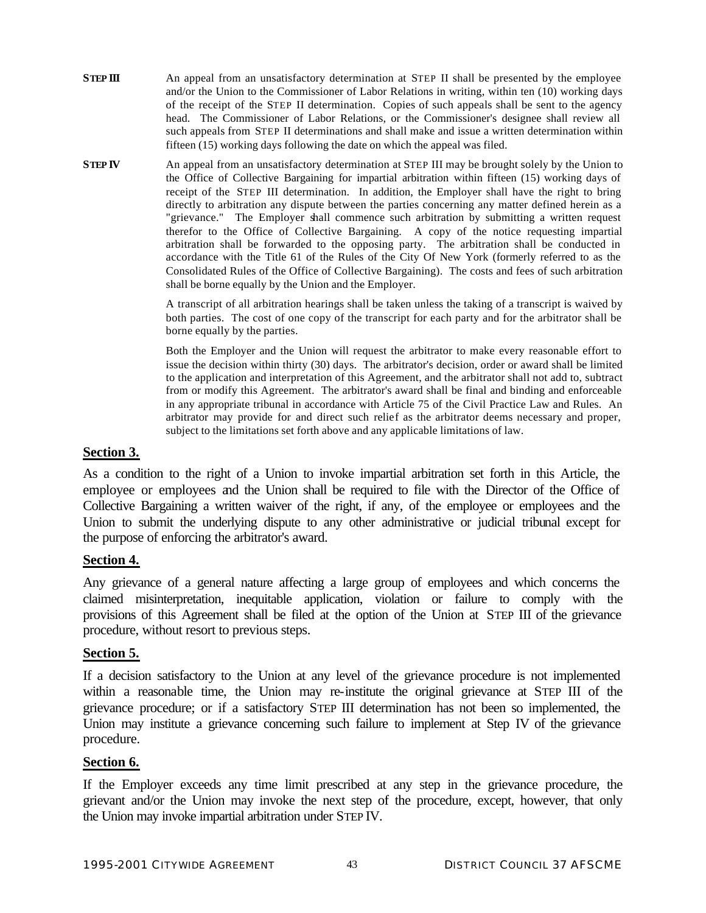**STEP III** An appeal from an unsatisfactory determination at STEP II shall be presented by the employee and/or the Union to the Commissioner of Labor Relations in writing, within ten (10) working days of the receipt of the STEP II determination. Copies of such appeals shall be sent to the agency head. The Commissioner of Labor Relations, or the Commissioner's designee shall review all such appeals from STEP II determinations and shall make and issue a written determination within fifteen (15) working days following the date on which the appeal was filed.

**STEP IV** An appeal from an unsatisfactory determination at STEP III may be brought solely by the Union to the Office of Collective Bargaining for impartial arbitration within fifteen (15) working days of receipt of the STEP III determination. In addition, the Employer shall have the right to bring directly to arbitration any dispute between the parties concerning any matter defined herein as a "grievance." The Employer shall commence such arbitration by submitting a written request therefor to the Office of Collective Bargaining. A copy of the notice requesting impartial arbitration shall be forwarded to the opposing party. The arbitration shall be conducted in accordance with the Title 61 of the Rules of the City Of New York (formerly referred to as the Consolidated Rules of the Office of Collective Bargaining). The costs and fees of such arbitration shall be borne equally by the Union and the Employer.

A transcript of all arbitration hearings shall be taken unless the taking of a transcript is waived by both parties. The cost of one copy of the transcript for each party and for the arbitrator shall be borne equally by the parties.

Both the Employer and the Union will request the arbitrator to make every reasonable effort to issue the decision within thirty (30) days. The arbitrator's decision, order or award shall be limited to the application and interpretation of this Agreement, and the arbitrator shall not add to, subtract from or modify this Agreement. The arbitrator's award shall be final and binding and enforceable in any appropriate tribunal in accordance with Article 75 of the Civil Practice Law and Rules. An arbitrator may provide for and direct such relief as the arbitrator deems necessary and proper, subject to the limitations set forth above and any applicable limitations of law.

## Section 3.

As a condition to the right of a Union to invoke impartial arbitration set forth in this Article, the employee or employees and the Union shall be required to file with the Director of the Office of Collective Bargaining a written waiver of the right, if any, of the employee or employees and the Union to submit the underlying dispute to any other administrative or judicial tribunal except for the purpose of enforcing the arbitrator's award.

## Section 4.

Any grievance of a general nature affecting a large group of employees and which concerns the claimed misinterpretation, inequitable application, violation or failure to comply with the provisions of this Agreement shall be filed at the option of the Union at STEP III of the grievance procedure, without resort to previous steps.

## Section 5.

If a decision satisfactory to the Union at any level of the grievance procedure is not implemented within a reasonable time, the Union may re-institute the original grievance at STEP III of the grievance procedure; or if a satisfactory STEP III determination has not been so implemented, the Union may institute a grievance concerning such failure to implement at Step IV of the grievance procedure.

## Section 6.

If the Employer exceeds any time limit prescribed at any step in the grievance procedure, the grievant and/or the Union may invoke the next step of the procedure, except, however, that only the Union may invoke impartial arbitration under STEP IV.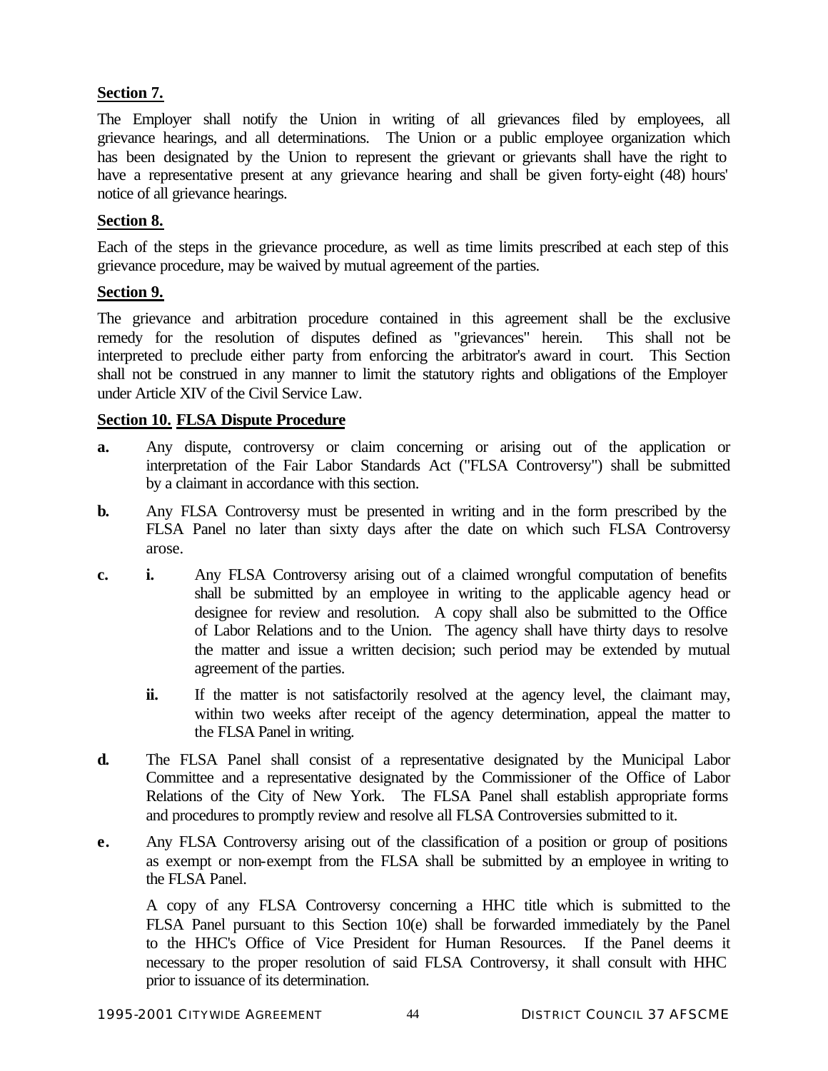**Section 7.**

The Employer shall notify the Union in writing of all grievances filed by employees, all grievance hearings, and all determinations. The Union or a public employee organization which has been designated by the Union to represent the grievant or grievants shall have the right to have a representative present at any grievance hearing and shall be given forty-eight (48) hours' notice of all grievance hearings.

**Section 8.**

Each of the steps in the grievance procedure, as well as time limits prescribed at each step of this grievance procedure, may be waived by mutual agreement of the parties.

**Section 9.**

The grievance and arbitration procedure contained in this agreement shall be the exclusive remedy for the resolution of disputes defined as "grievances" herein. This shall not be interpreted to preclude either party from enforcing the arbitrator's award in court. This Section shall not be construed in any manner to limit the statutory rights and obligations of the Employer under Article XIV of the Civil Service Law.

**Section 10. FLSA Dispute Procedure**

**a.** Any dispute, controversy or claim concerning or arising out of the application or interpretation of the Fair Labor Standards Act ("FLSA Controversy") shall be submitted by a claimant in accordance with this section.

**b.** Any FLSA Controversy must be presented in writing and in the form prescribed by the FLSA Panel no later than sixty days after the date on which such FLSA Controversy arose.

**c.** **i.** Any FLSA Controversy arising out of a claimed wrongful computation of benefits shall be submitted by an employee in writing to the applicable agency head or designee for review and resolution. A copy shall also be submitted to the Office of Labor Relations and to the Union. The agency shall have thirty days to resolve the matter and issue a written decision; such period may be extended by mutual agreement of the parties.

**ii.** If the matter is not satisfactorily resolved at the agency level, the claimant may, within two weeks after receipt of the agency determination, appeal the matter to the FLSA Panel in writing.

**d.** The FLSA Panel shall consist of a representative designated by the Municipal Labor Committee and a representative designated by the Commissioner of the Office of Labor Relations of the City of New York. The FLSA Panel shall establish appropriate forms and procedures to promptly review and resolve all FLSA Controversies submitted to it.

**e.** Any FLSA Controversy arising out of the classification of a position or group of positions as exempt or non-exempt from the FLSA shall be submitted by an employee in writing to the FLSA Panel.

A copy of any FLSA Controversy concerning a HHC title which is submitted to the FLSA Panel pursuant to this Section 10(e) shall be forwarded immediately by the Panel to the HHC's Office of Vice President for Human Resources. If the Panel deems it necessary to the proper resolution of said FLSA Controversy, it shall consult with HHC prior to issuance of its determination.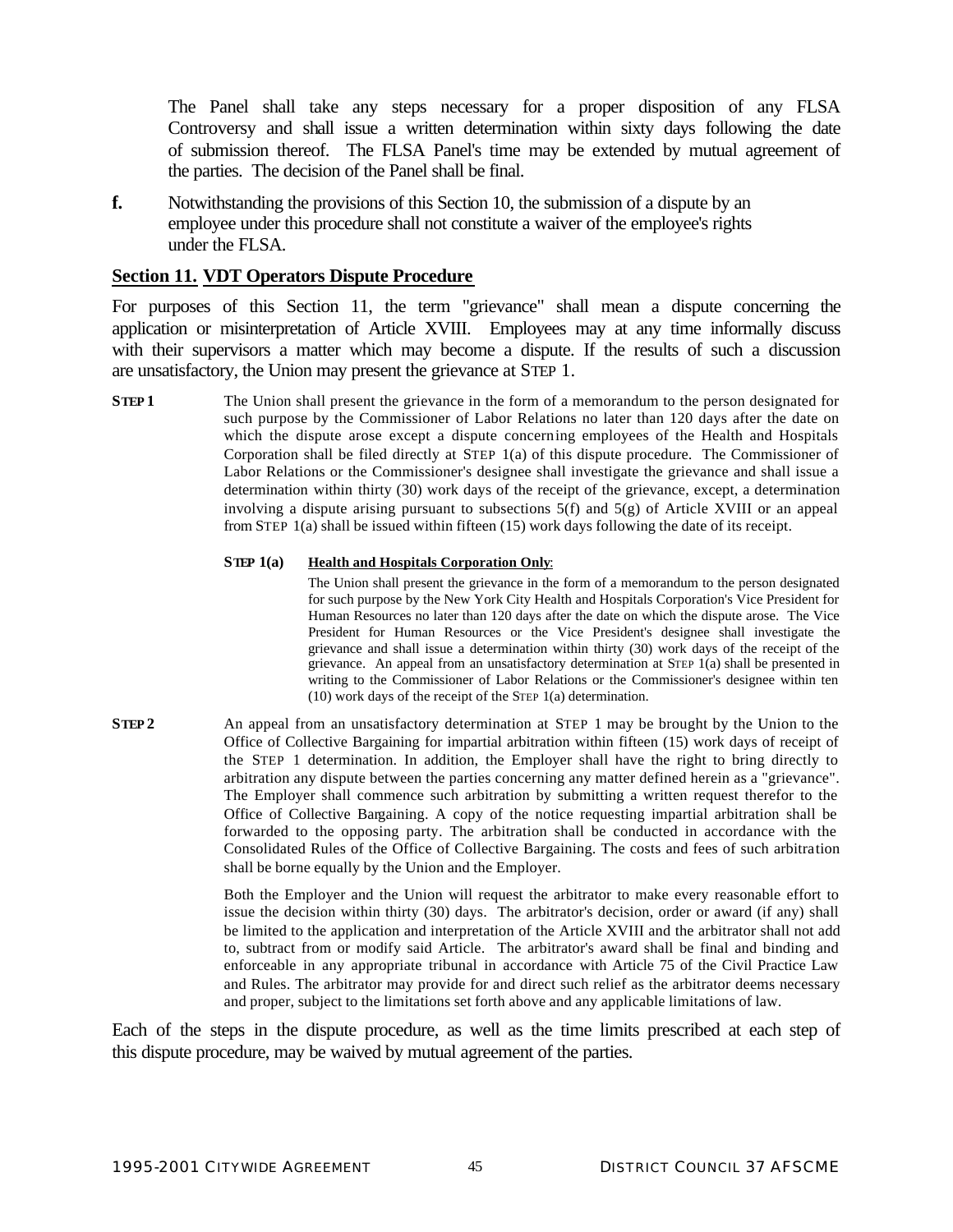The Panel shall take any steps necessary for a proper disposition of any FLSA Controversy and shall issue a written determination within sixty days following the date of submission thereof. The FLSA Panel's time may be extended by mutual agreement of the parties. The decision of the Panel shall be final.

**f.** Notwithstanding the provisions of this Section 10, the submission of a dispute by an employee under this procedure shall not constitute a waiver of the employee's rights under the FLSA.

## Section 11. VDT Operators Dispute Procedure

For purposes of this Section 11, the term "grievance" shall mean a dispute concerning the application or misinterpretation of Article XVIII. Employees may at any time informally discuss with their supervisors a matter which may become a dispute. If the results of such a discussion are unsatisfactory, the Union may present the grievance at STEP 1.

**STEP 1** The Union shall present the grievance in the form of a memorandum to the person designated for such purpose by the Commissioner of Labor Relations no later than 120 days after the date on which the dispute arose except a dispute concerning employees of the Health and Hospitals Corporation shall be filed directly at STEP 1(a) of this dispute procedure. The Commissioner of Labor Relations or the Commissioner's designee shall investigate the grievance and shall issue a determination within thirty (30) work days of the receipt of the grievance, except, a determination involving a dispute arising pursuant to subsections 5(f) and 5(g) of Article XVIII or an appeal from STEP 1(a) shall be issued within fifteen (15) work days following the date of its receipt.

**STEP 1(a)** **Health and Hospitals Corporation Only**:

The Union shall present the grievance in the form of a memorandum to the person designated for such purpose by the New York City Health and Hospitals Corporation's Vice President for Human Resources no later than 120 days after the date on which the dispute arose. The Vice President for Human Resources or the Vice President's designee shall investigate the grievance and shall issue a determination within thirty (30) work days of the receipt of the grievance. An appeal from an unsatisfactory determination at STEP 1(a) shall be presented in writing to the Commissioner of Labor Relations or the Commissioner's designee within ten (10) work days of the receipt of the STEP 1(a) determination.

**STEP 2** An appeal from an unsatisfactory determination at STEP 1 may be brought by the Union to the Office of Collective Bargaining for impartial arbitration within fifteen (15) work days of receipt of the STEP 1 determination. In addition, the Employer shall have the right to bring directly to arbitration any dispute between the parties concerning any matter defined herein as a "grievance". The Employer shall commence such arbitration by submitting a written request therefor to the Office of Collective Bargaining. A copy of the notice requesting impartial arbitration shall be forwarded to the opposing party. The arbitration shall be conducted in accordance with the Consolidated Rules of the Office of Collective Bargaining. The costs and fees of such arbitration shall be borne equally by the Union and the Employer.

Both the Employer and the Union will request the arbitrator to make every reasonable effort to issue the decision within thirty (30) days. The arbitrator's decision, order or award (if any) shall be limited to the application and interpretation of the Article XVIII and the arbitrator shall not add to, subtract from or modify said Article. The arbitrator's award shall be final and binding and enforceable in any appropriate tribunal in accordance with Article 75 of the Civil Practice Law and Rules. The arbitrator may provide for and direct such relief as the arbitrator deems necessary and proper, subject to the limitations set forth above and any applicable limitations of law.

Each of the steps in the dispute procedure, as well as the time limits prescribed at each step of this dispute procedure, may be waived by mutual agreement of the parties.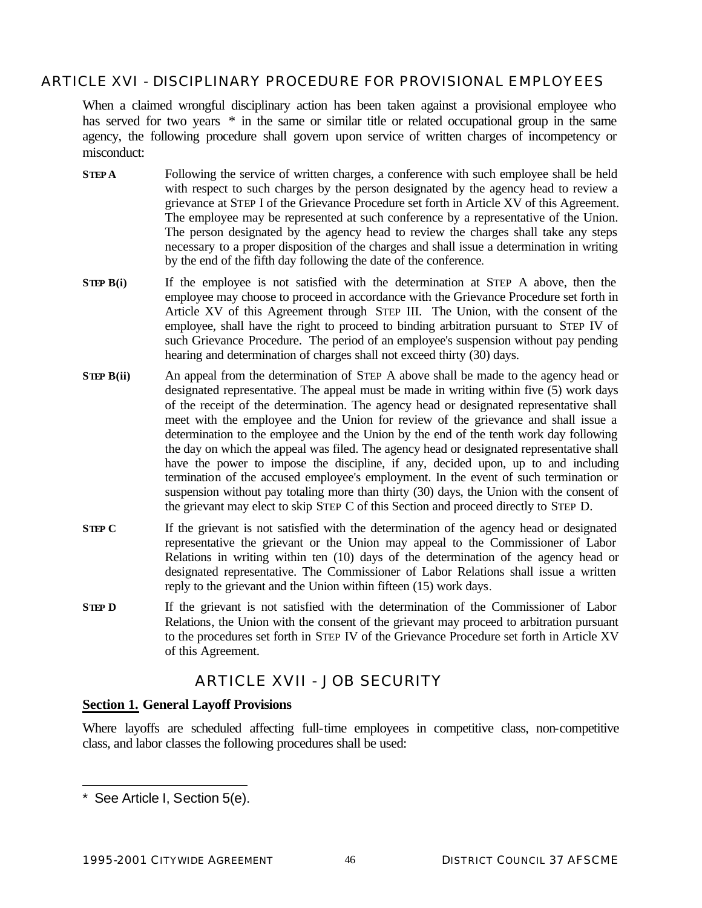## ARTICLE XVI - DISCIPLINARY PROCEDURE FOR PROVISIONAL EMPLOYEES

When a claimed wrongful disciplinary action has been taken against a provisional employee who has served for two years * in the same or similar title or related occupational group in the same agency, the following procedure shall govern upon service of written charges of incompetency or misconduct:

**STEP A** Following the service of written charges, a conference with such employee shall be held with respect to such charges by the person designated by the agency head to review a grievance at STEP I of the Grievance Procedure set forth in Article XV of this Agreement. The employee may be represented at such conference by a representative of the Union. The person designated by the agency head to review the charges shall take any steps necessary to a proper disposition of the charges and shall issue a determination in writing by the end of the fifth day following the date of the conference.

**STEP B(i)** If the employee is not satisfied with the determination at STEP A above, then the employee may choose to proceed in accordance with the Grievance Procedure set forth in Article XV of this Agreement through STEP III. The Union, with the consent of the employee, shall have the right to proceed to binding arbitration pursuant to STEP IV of such Grievance Procedure. The period of an employee's suspension without pay pending hearing and determination of charges shall not exceed thirty (30) days.

**STEP B(ii)** An appeal from the determination of STEP A above shall be made to the agency head or designated representative. The appeal must be made in writing within five (5) work days of the receipt of the determination. The agency head or designated representative shall meet with the employee and the Union for review of the grievance and shall issue a determination to the employee and the Union by the end of the tenth work day following the day on which the appeal was filed. The agency head or designated representative shall have the power to impose the discipline, if any, decided upon, up to and including termination of the accused employee's employment. In the event of such termination or suspension without pay totaling more than thirty (30) days, the Union with the consent of the grievant may elect to skip STEP C of this Section and proceed directly to STEP D.

**STEP C** If the grievant is not satisfied with the determination of the agency head or designated representative the grievant or the Union may appeal to the Commissioner of Labor Relations in writing within ten (10) days of the determination of the agency head or designated representative. The Commissioner of Labor Relations shall issue a written reply to the grievant and the Union within fifteen (15) work days.

**STEP D** If the grievant is not satisfied with the determination of the Commissioner of Labor Relations, the Union with the consent of the grievant may proceed to arbitration pursuant to the procedures set forth in STEP IV of the Grievance Procedure set forth in Article XV of this Agreement.

## ARTICLE XVII - JOB SECURITY

**Section 1. General Layoff Provisions**

Where layoffs are scheduled affecting full-time employees in competitive class, non-competitive class, and labor classes the following procedures shall be used:

---

* See Article I, Section 5(e).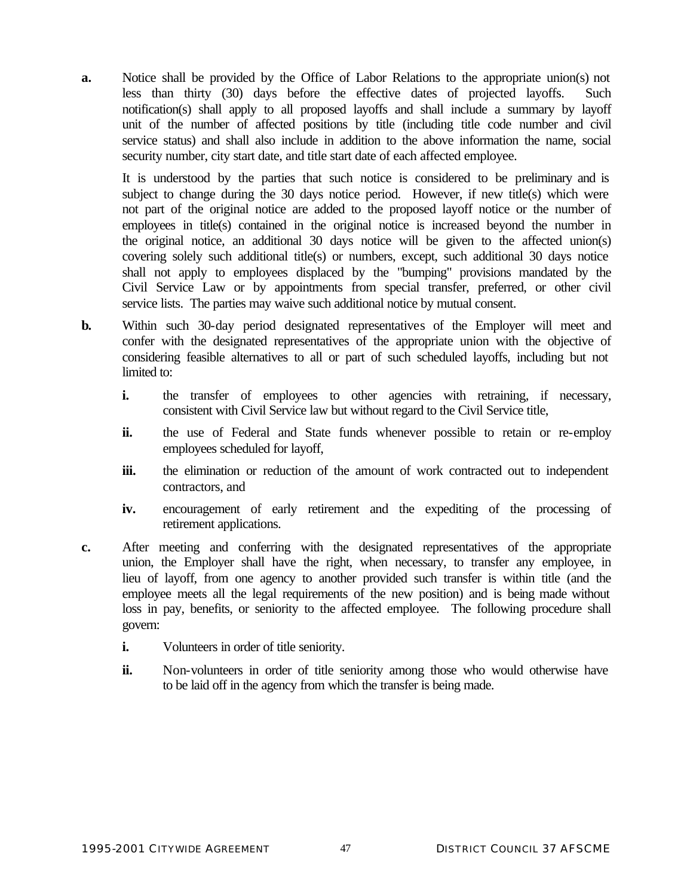**a.** Notice shall be provided by the Office of Labor Relations to the appropriate union(s) not less than thirty (30) days before the effective dates of projected layoffs. Such notification(s) shall apply to all proposed layoffs and shall include a summary by layoff unit of the number of affected positions by title (including title code number and civil service status) and shall also include in addition to the above information the name, social security number, city start date, and title start date of each affected employee.

It is understood by the parties that such notice is considered to be preliminary and is subject to change during the 30 days notice period. However, if new title(s) which were not part of the original notice are added to the proposed layoff notice or the number of employees in title(s) contained in the original notice is increased beyond the number in the original notice, an additional 30 days notice will be given to the affected union(s) covering solely such additional title(s) or numbers, except, such additional 30 days notice shall not apply to employees displaced by the "bumping" provisions mandated by the Civil Service Law or by appointments from special transfer, preferred, or other civil service lists. The parties may waive such additional notice by mutual consent.

**b.** Within such 30-day period designated representatives of the Employer will meet and confer with the designated representatives of the appropriate union with the objective of considering feasible alternatives to all or part of such scheduled layoffs, including but not limited to:

**i.** the transfer of employees to other agencies with retraining, if necessary, consistent with Civil Service law but without regard to the Civil Service title,

**ii.** the use of Federal and State funds whenever possible to retain or re-employ employees scheduled for layoff,

**iii.** the elimination or reduction of the amount of work contracted out to independent contractors, and

**iv.** encouragement of early retirement and the expediting of the processing of retirement applications.

**c.** After meeting and conferring with the designated representatives of the appropriate union, the Employer shall have the right, when necessary, to transfer any employee, in lieu of layoff, from one agency to another provided such transfer is within title (and the employee meets all the legal requirements of the new position) and is being made without loss in pay, benefits, or seniority to the affected employee. The following procedure shall govern:

**i.** Volunteers in order of title seniority.

**ii.** Non-volunteers in order of title seniority among those who would otherwise have to be laid off in the agency from which the transfer is being made.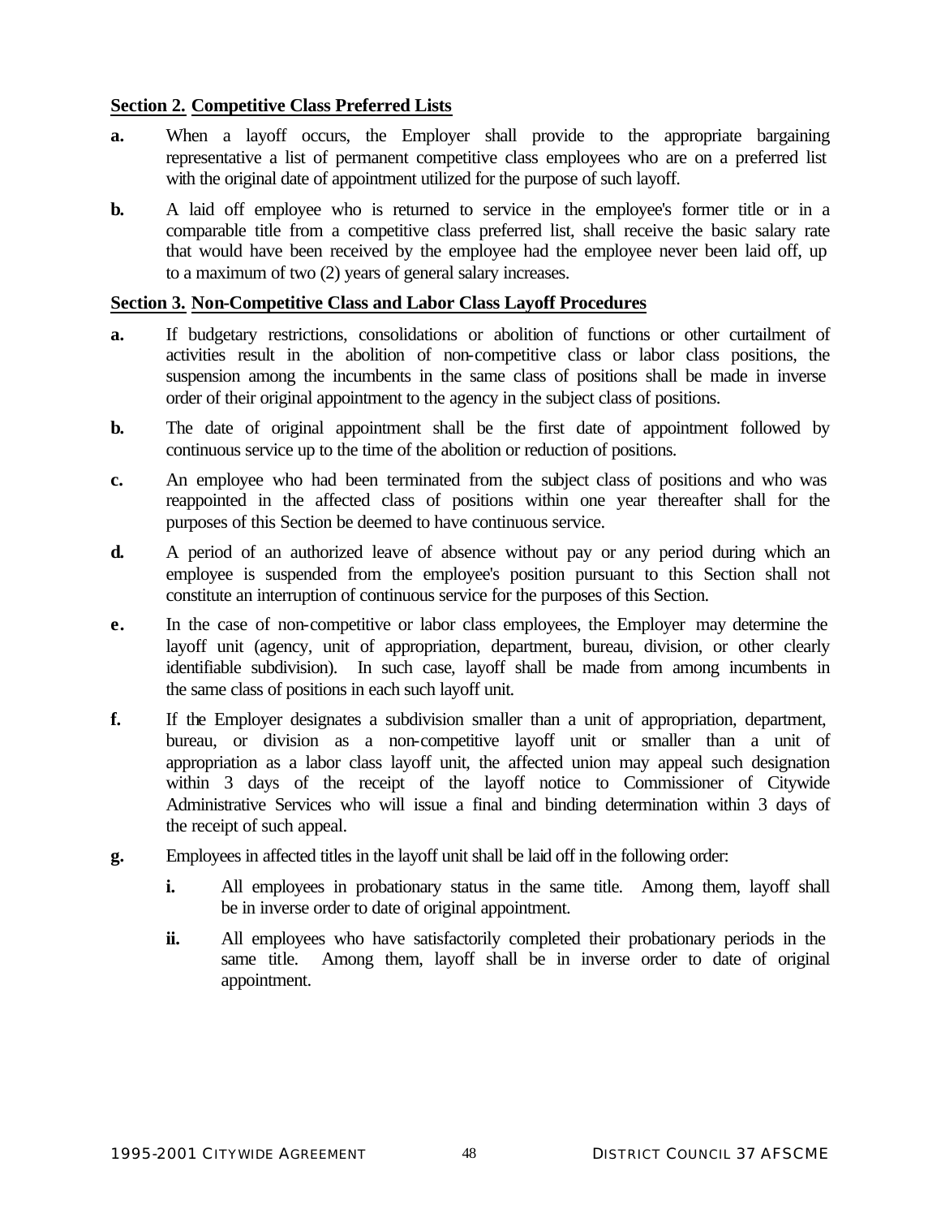**Section 2. Competitive Class Preferred Lists**

**a.** When a layoff occurs, the Employer shall provide to the appropriate bargaining representative a list of permanent competitive class employees who are on a preferred list with the original date of appointment utilized for the purpose of such layoff.

**b.** A laid off employee who is returned to service in the employee's former title or in a comparable title from a competitive class preferred list, shall receive the basic salary rate that would have been received by the employee had the employee never been laid off, up to a maximum of two (2) years of general salary increases.

**Section 3. Non-Competitive Class and Labor Class Layoff Procedures**

**a.** If budgetary restrictions, consolidations or abolition of functions or other curtailment of activities result in the abolition of non-competitive class or labor class positions, the suspension among the incumbents in the same class of positions shall be made in inverse order of their original appointment to the agency in the subject class of positions.

**b.** The date of original appointment shall be the first date of appointment followed by continuous service up to the time of the abolition or reduction of positions.

**c.** An employee who had been terminated from the subject class of positions and who was reappointed in the affected class of positions within one year thereafter shall for the purposes of this Section be deemed to have continuous service.

**d.** A period of an authorized leave of absence without pay or any period during which an employee is suspended from the employee's position pursuant to this Section shall not constitute an interruption of continuous service for the purposes of this Section.

**e.** In the case of non-competitive or labor class employees, the Employer may determine the layoff unit (agency, unit of appropriation, department, bureau, division, or other clearly identifiable subdivision). In such case, layoff shall be made from among incumbents in the same class of positions in each such layoff unit.

**f.** If the Employer designates a subdivision smaller than a unit of appropriation, department, bureau, or division as a non-competitive layoff unit or smaller than a unit of appropriation as a labor class layoff unit, the affected union may appeal such designation within 3 days of the receipt of the layoff notice to Commissioner of Citywide Administrative Services who will issue a final and binding determination within 3 days of the receipt of such appeal.

**g.** Employees in affected titles in the layoff unit shall be laid off in the following order:

- **i.** All employees in probationary status in the same title. Among them, layoff shall be in inverse order to date of original appointment.

- **ii.** All employees who have satisfactorily completed their probationary periods in the same title. Among them, layoff shall be in inverse order to date of original appointment.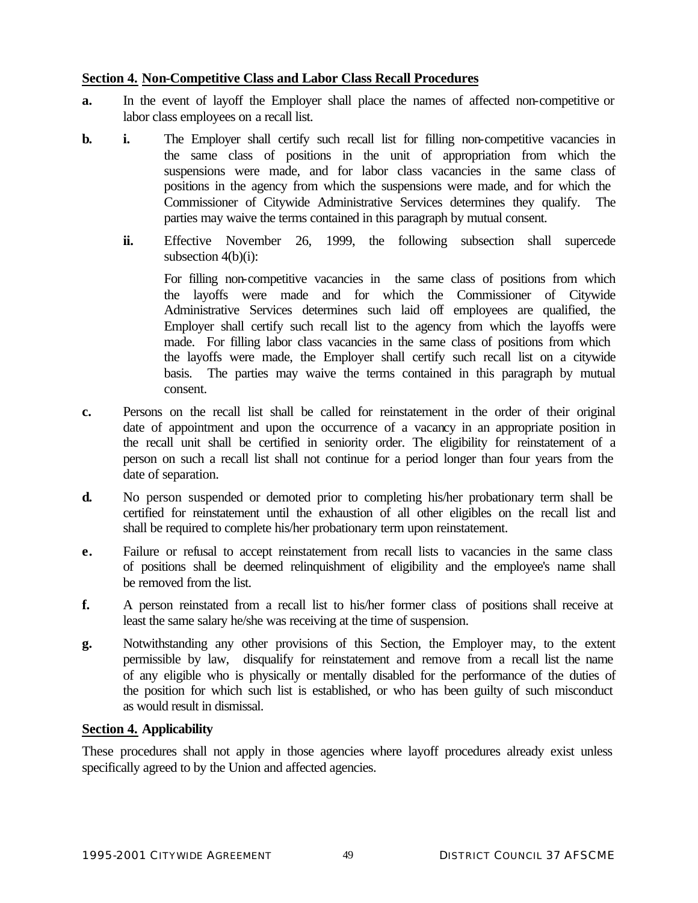**Section 4. Non-Competitive Class and Labor Class Recall Procedures**

**a.** In the event of layoff the Employer shall place the names of affected non-competitive or labor class employees on a recall list.

**b.** **i.** The Employer shall certify such recall list for filling non-competitive vacancies in the same class of positions in the unit of appropriation from which the suspensions were made, and for labor class vacancies in the same class of positions in the agency from which the suspensions were made, and for which the Commissioner of Citywide Administrative Services determines they qualify. The parties may waive the terms contained in this paragraph by mutual consent.

**ii.** Effective November 26, 1999, the following subsection shall supercede subsection 4(b)(i):

For filling non-competitive vacancies in the same class of positions from which the layoffs were made and for which the Commissioner of Citywide Administrative Services determines such laid off employees are qualified, the Employer shall certify such recall list to the agency from which the layoffs were made. For filling labor class vacancies in the same class of positions from which the layoffs were made, the Employer shall certify such recall list on a citywide basis. The parties may waive the terms contained in this paragraph by mutual consent.

**c.** Persons on the recall list shall be called for reinstatement in the order of their original date of appointment and upon the occurrence of a vacancy in an appropriate position in the recall unit shall be certified in seniority order. The eligibility for reinstatement of a person on such a recall list shall not continue for a period longer than four years from the date of separation.

**d.** No person suspended or demoted prior to completing his/her probationary term shall be certified for reinstatement until the exhaustion of all other eligibles on the recall list and shall be required to complete his/her probationary term upon reinstatement.

**e.** Failure or refusal to accept reinstatement from recall lists to vacancies in the same class of positions shall be deemed relinquishment of eligibility and the employee's name shall be removed from the list.

**f.** A person reinstated from a recall list to his/her former class of positions shall receive at least the same salary he/she was receiving at the time of suspension.

**g.** Notwithstanding any other provisions of this Section, the Employer may, to the extent permissible by law, disqualify for reinstatement and remove from a recall list the name of any eligible who is physically or mentally disabled for the performance of the duties of the position for which such list is established, or who has been guilty of such misconduct as would result in dismissal.

**Section 4. Applicability**

These procedures shall not apply in those agencies where layoff procedures already exist unless specifically agreed to by the Union and affected agencies.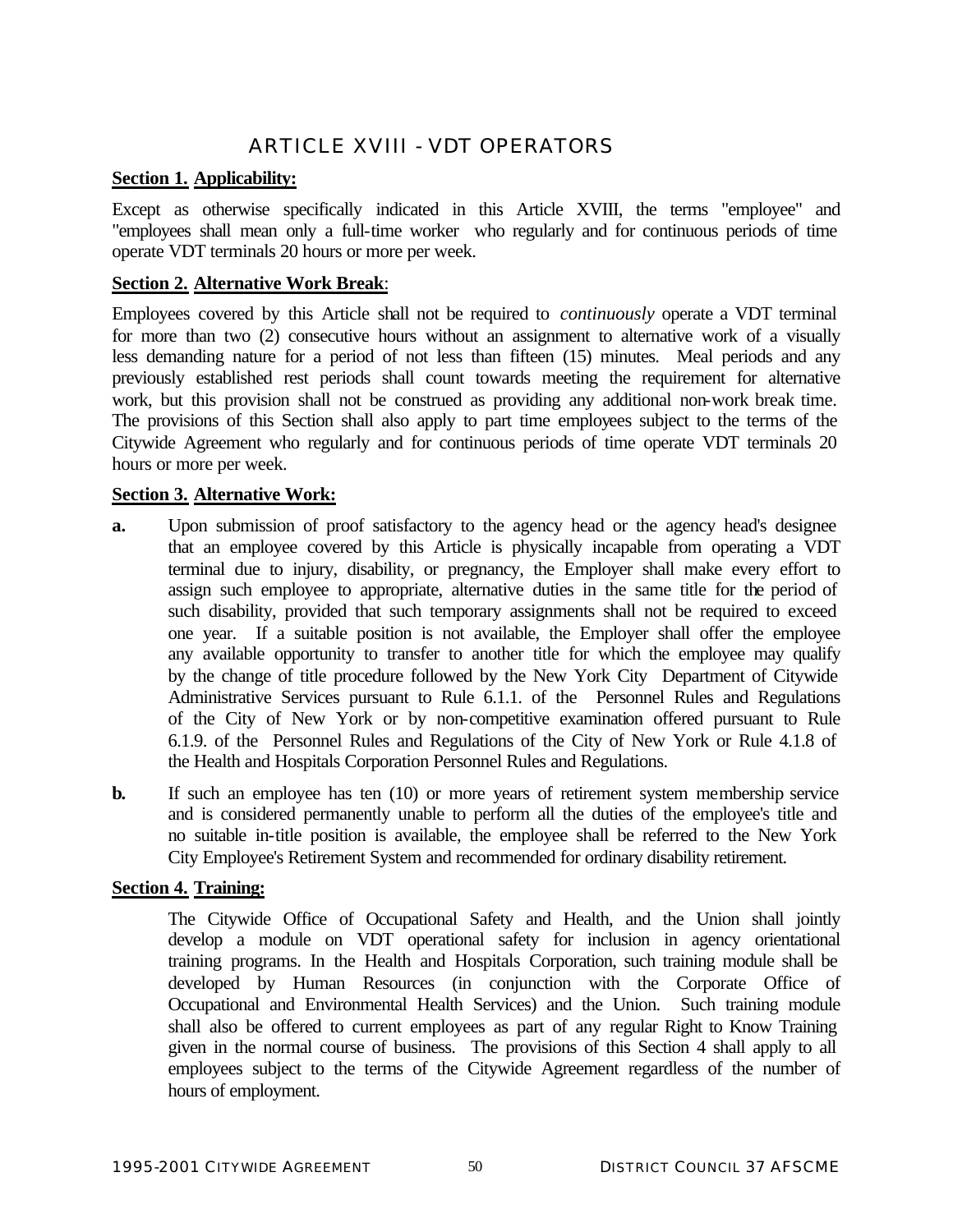# ARTICLE XVIII - VDT OPERATORS

**Section 1. Applicability:**

Except as otherwise specifically indicated in this Article XVIII, the terms "employee" and "employees shall mean only a full-time worker who regularly and for continuous periods of time operate VDT terminals 20 hours or more per week.

**Section 2. Alternative Work Break**:

Employees covered by this Article shall not be required to *continuously* operate a VDT terminal for more than two (2) consecutive hours without an assignment to alternative work of a visually less demanding nature for a period of not less than fifteen (15) minutes. Meal periods and any previously established rest periods shall count towards meeting the requirement for alternative work, but this provision shall not be construed as providing any additional non-work break time. The provisions of this Section shall also apply to part time employees subject to the terms of the Citywide Agreement who regularly and for continuous periods of time operate VDT terminals 20 hours or more per week.

**Section 3. Alternative Work:**

**a.** Upon submission of proof satisfactory to the agency head or the agency head's designee that an employee covered by this Article is physically incapable from operating a VDT terminal due to injury, disability, or pregnancy, the Employer shall make every effort to assign such employee to appropriate, alternative duties in the same title for the period of such disability, provided that such temporary assignments shall not be required to exceed one year. If a suitable position is not available, the Employer shall offer the employee any available opportunity to transfer to another title for which the employee may qualify by the change of title procedure followed by the New York City Department of Citywide Administrative Services pursuant to Rule 6.1.1. of the Personnel Rules and Regulations of the City of New York or by non-competitive examination offered pursuant to Rule 6.1.9. of the Personnel Rules and Regulations of the City of New York or Rule 4.1.8 of the Health and Hospitals Corporation Personnel Rules and Regulations.

**b.** If such an employee has ten (10) or more years of retirement system membership service and is considered permanently unable to perform all the duties of the employee's title and no suitable in-title position is available, the employee shall be referred to the New York City Employee's Retirement System and recommended for ordinary disability retirement.

**Section 4. Training:**

The Citywide Office of Occupational Safety and Health, and the Union shall jointly develop a module on VDT operational safety for inclusion in agency orientational training programs. In the Health and Hospitals Corporation, such training module shall be developed by Human Resources (in conjunction with the Corporate Office of Occupational and Environmental Health Services) and the Union. Such training module shall also be offered to current employees as part of any regular Right to Know Training given in the normal course of business. The provisions of this Section 4 shall apply to all employees subject to the terms of the Citywide Agreement regardless of the number of hours of employment.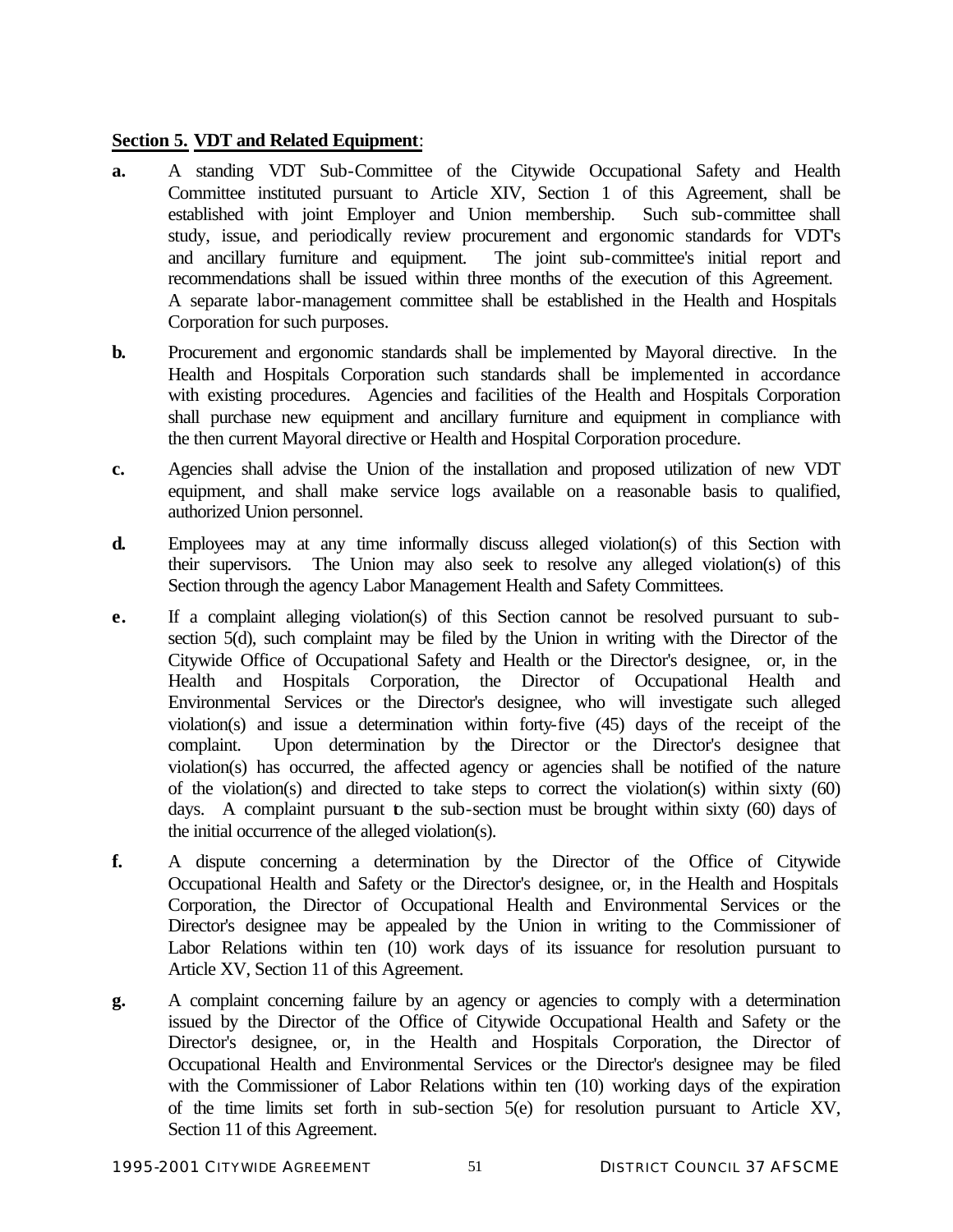**Section 5. VDT and Related Equipment**:

**a.** A standing VDT Sub-Committee of the Citywide Occupational Safety and Health Committee instituted pursuant to Article XIV, Section 1 of this Agreement, shall be established with joint Employer and Union membership. Such sub-committee shall study, issue, and periodically review procurement and ergonomic standards for VDT's and ancillary furniture and equipment. The joint sub-committee's initial report and recommendations shall be issued within three months of the execution of this Agreement. A separate labor-management committee shall be established in the Health and Hospitals Corporation for such purposes.

**b.** Procurement and ergonomic standards shall be implemented by Mayoral directive. In the Health and Hospitals Corporation such standards shall be implemented in accordance with existing procedures. Agencies and facilities of the Health and Hospitals Corporation shall purchase new equipment and ancillary furniture and equipment in compliance with the then current Mayoral directive or Health and Hospital Corporation procedure.

**c.** Agencies shall advise the Union of the installation and proposed utilization of new VDT equipment, and shall make service logs available on a reasonable basis to qualified, authorized Union personnel.

**d.** Employees may at any time informally discuss alleged violation(s) of this Section with their supervisors. The Union may also seek to resolve any alleged violation(s) of this Section through the agency Labor Management Health and Safety Committees.

**e.** If a complaint alleging violation(s) of this Section cannot be resolved pursuant to sub-section 5(d), such complaint may be filed by the Union in writing with the Director of the Citywide Office of Occupational Safety and Health or the Director's designee, or, in the Health and Hospitals Corporation, the Director of Occupational Health and Environmental Services or the Director's designee, who will investigate such alleged violation(s) and issue a determination within forty-five (45) days of the receipt of the complaint. Upon determination by the Director or the Director's designee that violation(s) has occurred, the affected agency or agencies shall be notified of the nature of the violation(s) and directed to take steps to correct the violation(s) within sixty (60) days. A complaint pursuant to the sub-section must be brought within sixty (60) days of the initial occurrence of the alleged violation(s).

**f.** A dispute concerning a determination by the Director of the Office of Citywide Occupational Health and Safety or the Director's designee, or, in the Health and Hospitals Corporation, the Director of Occupational Health and Environmental Services or the Director's designee may be appealed by the Union in writing to the Commissioner of Labor Relations within ten (10) work days of its issuance for resolution pursuant to Article XV, Section 11 of this Agreement.

**g.** A complaint concerning failure by an agency or agencies to comply with a determination issued by the Director of the Office of Citywide Occupational Health and Safety or the Director's designee, or, in the Health and Hospitals Corporation, the Director of Occupational Health and Environmental Services or the Director's designee may be filed with the Commissioner of Labor Relations within ten (10) working days of the expiration of the time limits set forth in sub-section 5(e) for resolution pursuant to Article XV, Section 11 of this Agreement.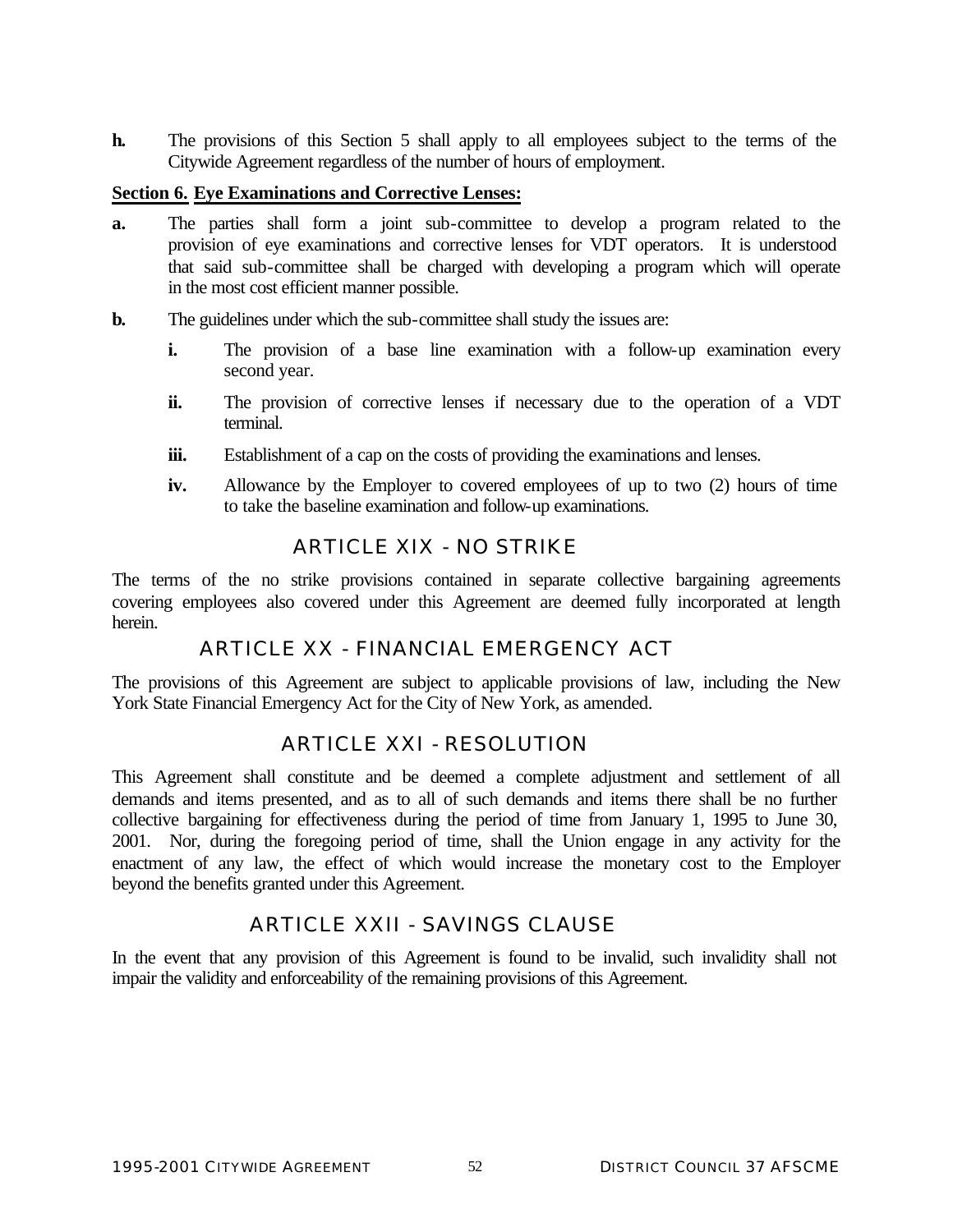**h.** The provisions of this Section 5 shall apply to all employees subject to the terms of the Citywide Agreement regardless of the number of hours of employment.

**Section 6. Eye Examinations and Corrective Lenses:**

**a.** The parties shall form a joint sub-committee to develop a program related to the provision of eye examinations and corrective lenses for VDT operators. It is understood that said sub-committee shall be charged with developing a program which will operate in the most cost efficient manner possible.

**b.** The guidelines under which the sub-committee shall study the issues are:

**i.** The provision of a base line examination with a follow-up examination every second year.

**ii.** The provision of corrective lenses if necessary due to the operation of a VDT terminal.

**iii.** Establishment of a cap on the costs of providing the examinations and lenses.

**iv.** Allowance by the Employer to covered employees of up to two (2) hours of time to take the baseline examination and follow-up examinations.

## ARTICLE XIX - NO STRIKE

The terms of the no strike provisions contained in separate collective bargaining agreements covering employees also covered under this Agreement are deemed fully incorporated at length herein.

## ARTICLE XX - FINANCIAL EMERGENCY ACT

The provisions of this Agreement are subject to applicable provisions of law, including the New York State Financial Emergency Act for the City of New York, as amended.

## ARTICLE XXI - RESOLUTION

This Agreement shall constitute and be deemed a complete adjustment and settlement of all demands and items presented, and as to all of such demands and items there shall be no further collective bargaining for effectiveness during the period of time from January 1, 1995 to June 30, 2001. Nor, during the foregoing period of time, shall the Union engage in any activity for the enactment of any law, the effect of which would increase the monetary cost to the Employer beyond the benefits granted under this Agreement.

## ARTICLE XXII - SAVINGS CLAUSE

In the event that any provision of this Agreement is found to be invalid, such invalidity shall not impair the validity and enforceability of the remaining provisions of this Agreement.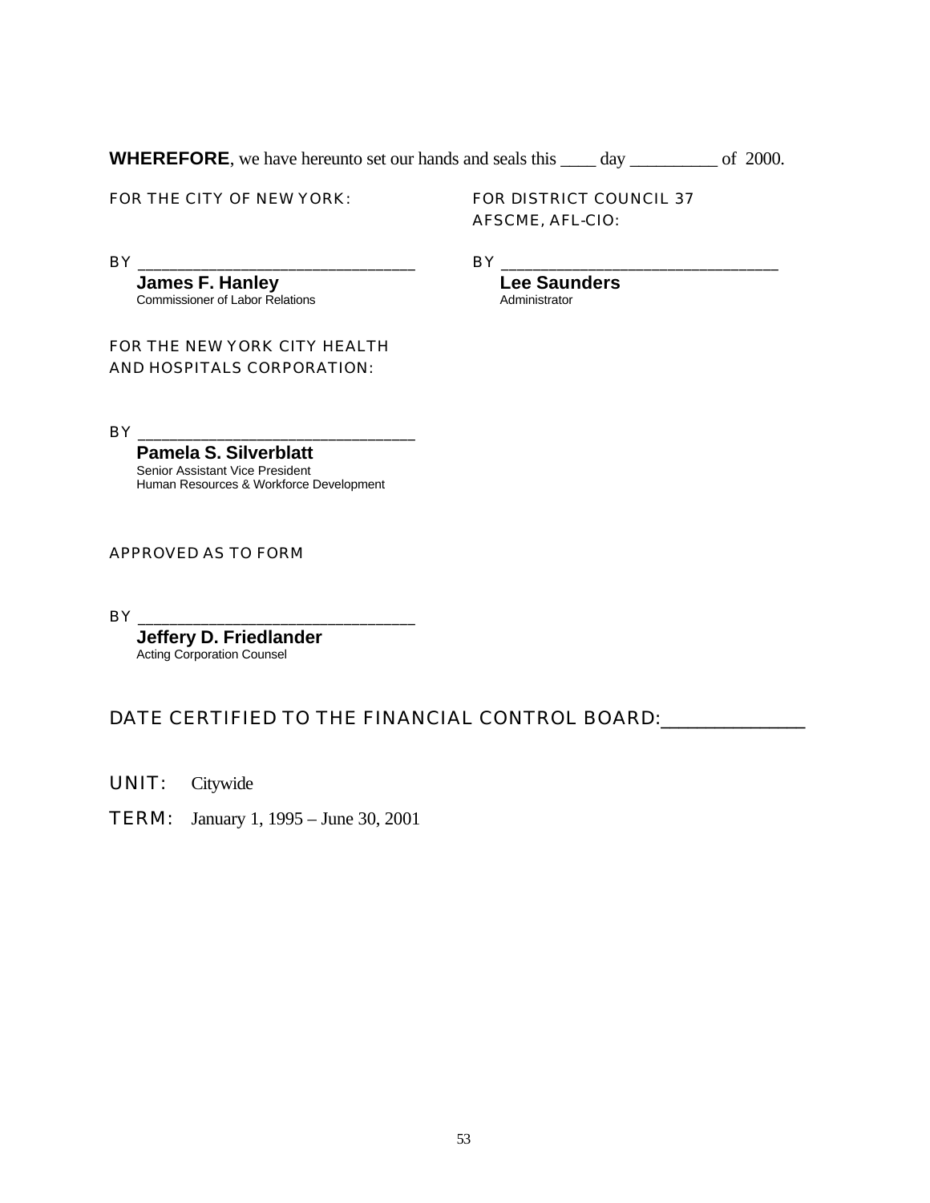**WHEREFORE**, we have hereunto set our hands and seals this ____ day __________ of 2000.

FOR THE CITY OF NEW YORK:

BY ________________________________
**James F. Hanley**
Commissioner of Labor Relations

FOR DISTRICT COUNCIL 37
AFSCME, AFL-CIO:

BY ________________________________
**Lee Saunders**
Administrator

FOR THE NEW YORK CITY HEALTH
AND HOSPITALS CORPORATION:

BY ________________________________
**Pamela S. Silverblatt**
Senior Assistant Vice President
Human Resources & Workforce Development

APPROVED AS TO FORM

BY ________________________________
**Jeffery D. Friedlander**
Acting Corporation Counsel

DATE CERTIFIED TO THE FINANCIAL CONTROL BOARD:_______________

UNIT: Citywide

TERM: January 1, 1995 – June 30, 2001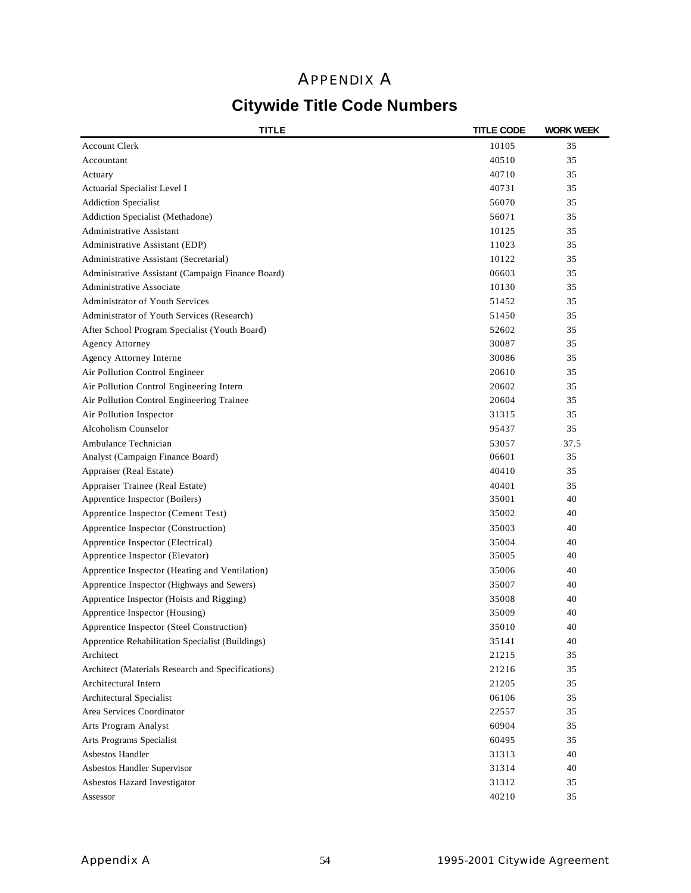# APPENDIX A

## Citywide Title Code Numbers

| TITLE | TITLE CODE | WORK WEEK |
|---|---|---|
| Account Clerk | 10105 | 35 |
| Accountant | 40510 | 35 |
| Actuary | 40710 | 35 |
| Actuarial Specialist Level I | 40731 | 35 |
| Addiction Specialist | 56070 | 35 |
| Addiction Specialist (Methadone) | 56071 | 35 |
| Administrative Assistant | 10125 | 35 |
| Administrative Assistant (EDP) | 11023 | 35 |
| Administrative Assistant (Secretarial) | 10122 | 35 |
| Administrative Assistant (Campaign Finance Board) | 06603 | 35 |
| Administrative Associate | 10130 | 35 |
| Administrator of Youth Services | 51452 | 35 |
| Administrator of Youth Services (Research) | 51450 | 35 |
| After School Program Specialist (Youth Board) | 52602 | 35 |
| Agency Attorney | 30087 | 35 |
| Agency Attorney Interne | 30086 | 35 |
| Air Pollution Control Engineer | 20610 | 35 |
| Air Pollution Control Engineering Intern | 20602 | 35 |
| Air Pollution Control Engineering Trainee | 20604 | 35 |
| Air Pollution Inspector | 31315 | 35 |
| Alcoholism Counselor | 95437 | 35 |
| Ambulance Technician | 53057 | 37.5 |
| Analyst (Campaign Finance Board) | 06601 | 35 |
| Appraiser (Real Estate) | 40410 | 35 |
| Appraiser Trainee (Real Estate) | 40401 | 35 |
| Apprentice Inspector (Boilers) | 35001 | 40 |
| Apprentice Inspector (Cement Test) | 35002 | 40 |
| Apprentice Inspector (Construction) | 35003 | 40 |
| Apprentice Inspector (Electrical) | 35004 | 40 |
| Apprentice Inspector (Elevator) | 35005 | 40 |
| Apprentice Inspector (Heating and Ventilation) | 35006 | 40 |
| Apprentice Inspector (Highways and Sewers) | 35007 | 40 |
| Apprentice Inspector (Hoists and Rigging) | 35008 | 40 |
| Apprentice Inspector (Housing) | 35009 | 40 |
| Apprentice Inspector (Steel Construction) | 35010 | 40 |
| Apprentice Rehabilitation Specialist (Buildings) | 35141 | 40 |
| Architect | 21215 | 35 |
| Architect (Materials Research and Specifications) | 21216 | 35 |
| Architectural Intern | 21205 | 35 |
| Architectural Specialist | 06106 | 35 |
| Area Services Coordinator | 22557 | 35 |
| Arts Program Analyst | 60904 | 35 |
| Arts Programs Specialist | 60495 | 35 |
| Asbestos Handler | 31313 | 40 |
| Asbestos Handler Supervisor | 31314 | 40 |
| Asbestos Hazard Investigator | 31312 | 35 |
| Assessor | 40210 | 35 |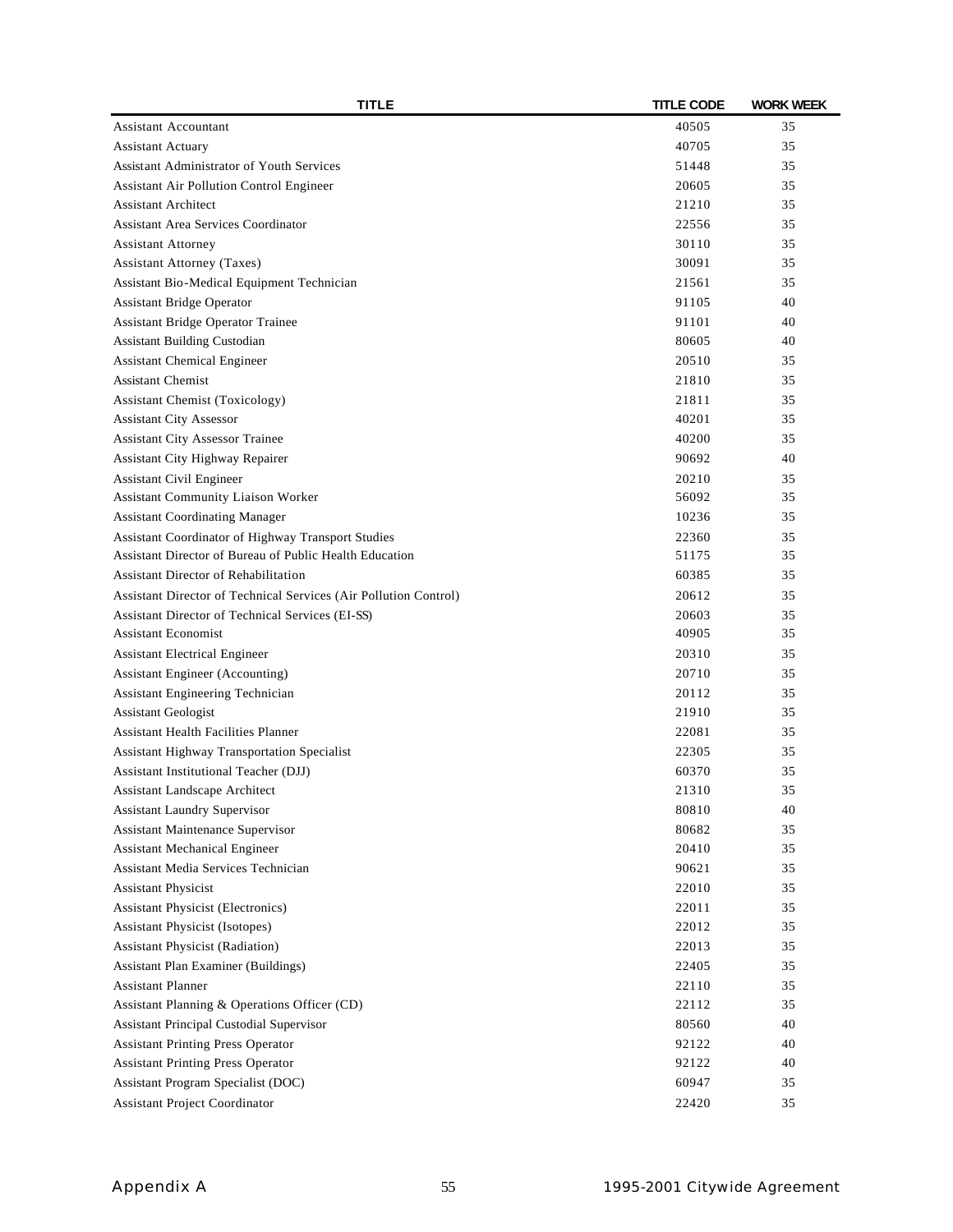| TITLE | TITLE CODE | WORK WEEK |
|---|---|---|
| Assistant Accountant | 40505 | 35 |
| Assistant Actuary | 40705 | 35 |
| Assistant Administrator of Youth Services | 51448 | 35 |
| Assistant Air Pollution Control Engineer | 20605 | 35 |
| Assistant Architect | 21210 | 35 |
| Assistant Area Services Coordinator | 22556 | 35 |
| Assistant Attorney | 30110 | 35 |
| Assistant Attorney (Taxes) | 30091 | 35 |
| Assistant Bio-Medical Equipment Technician | 21561 | 35 |
| Assistant Bridge Operator | 91105 | 40 |
| Assistant Bridge Operator Trainee | 91101 | 40 |
| Assistant Building Custodian | 80605 | 40 |
| Assistant Chemical Engineer | 20510 | 35 |
| Assistant Chemist | 21810 | 35 |
| Assistant Chemist (Toxicology) | 21811 | 35 |
| Assistant City Assessor | 40201 | 35 |
| Assistant City Assessor Trainee | 40200 | 35 |
| Assistant City Highway Repairer | 90692 | 40 |
| Assistant Civil Engineer | 20210 | 35 |
| Assistant Community Liaison Worker | 56092 | 35 |
| Assistant Coordinating Manager | 10236 | 35 |
| Assistant Coordinator of Highway Transport Studies | 22360 | 35 |
| Assistant Director of Bureau of Public Health Education | 51175 | 35 |
| Assistant Director of Rehabilitation | 60385 | 35 |
| Assistant Director of Technical Services (Air Pollution Control) | 20612 | 35 |
| Assistant Director of Technical Services (EI-SS) | 20603 | 35 |
| Assistant Economist | 40905 | 35 |
| Assistant Electrical Engineer | 20310 | 35 |
| Assistant Engineer (Accounting) | 20710 | 35 |
| Assistant Engineering Technician | 20112 | 35 |
| Assistant Geologist | 21910 | 35 |
| Assistant Health Facilities Planner | 22081 | 35 |
| Assistant Highway Transportation Specialist | 22305 | 35 |
| Assistant Institutional Teacher (DJJ) | 60370 | 35 |
| Assistant Landscape Architect | 21310 | 35 |
| Assistant Laundry Supervisor | 80810 | 40 |
| Assistant Maintenance Supervisor | 80682 | 35 |
| Assistant Mechanical Engineer | 20410 | 35 |
| Assistant Media Services Technician | 90621 | 35 |
| Assistant Physicist | 22010 | 35 |
| Assistant Physicist (Electronics) | 22011 | 35 |
| Assistant Physicist (Isotopes) | 22012 | 35 |
| Assistant Physicist (Radiation) | 22013 | 35 |
| Assistant Plan Examiner (Buildings) | 22405 | 35 |
| Assistant Planner | 22110 | 35 |
| Assistant Planning & Operations Officer (CD) | 22112 | 35 |
| Assistant Principal Custodial Supervisor | 80560 | 40 |
| Assistant Printing Press Operator | 92122 | 40 |
| Assistant Printing Press Operator | 92122 | 40 |
| Assistant Program Specialist (DOC) | 60947 | 35 |
| Assistant Project Coordinator | 22420 | 35 |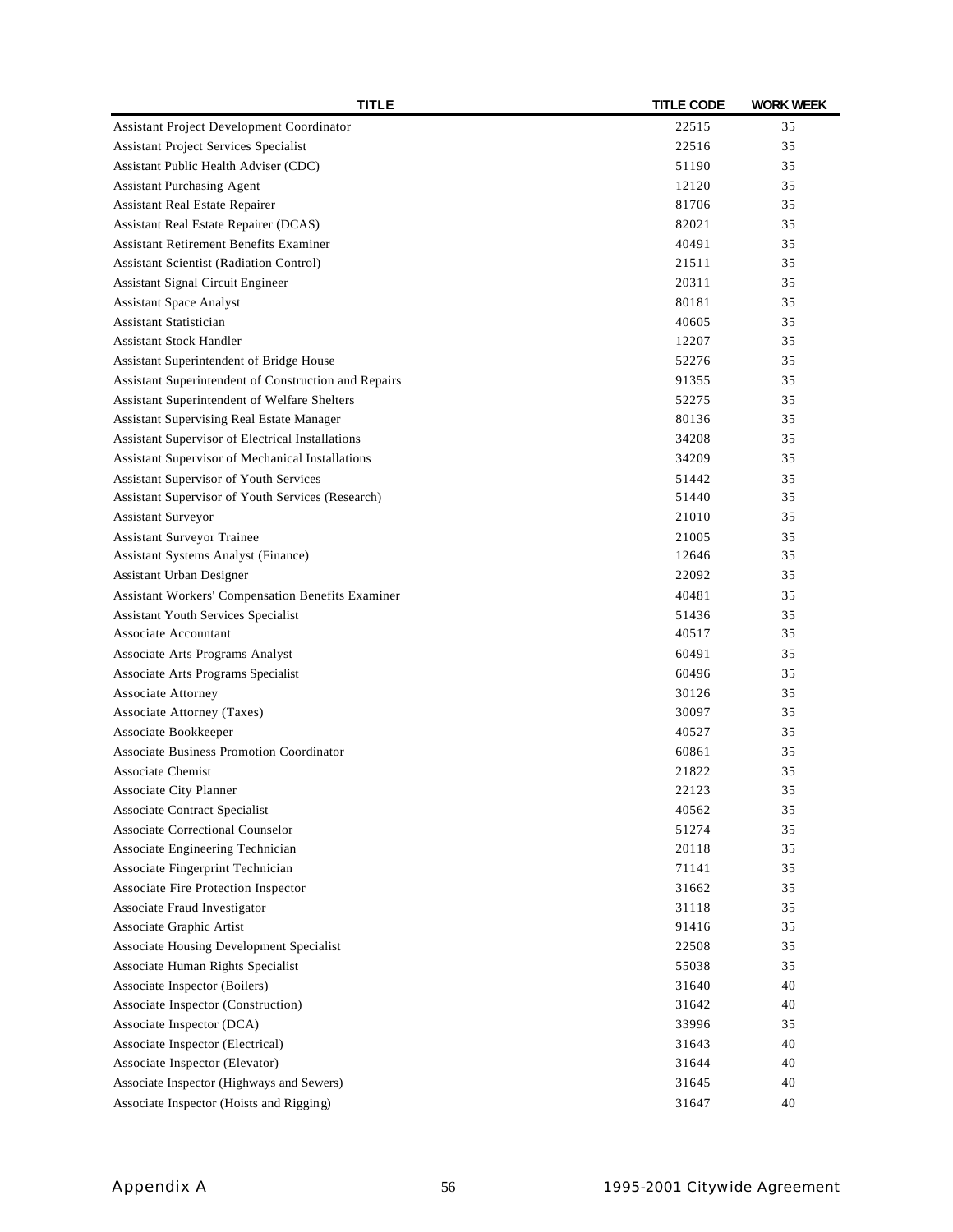| TITLE | TITLE CODE | WORK WEEK |
|---|---|---|
| Assistant Project Development Coordinator | 22515 | 35 |
| Assistant Project Services Specialist | 22516 | 35 |
| Assistant Public Health Adviser (CDC) | 51190 | 35 |
| Assistant Purchasing Agent | 12120 | 35 |
| Assistant Real Estate Repairer | 81706 | 35 |
| Assistant Real Estate Repairer (DCAS) | 82021 | 35 |
| Assistant Retirement Benefits Examiner | 40491 | 35 |
| Assistant Scientist (Radiation Control) | 21511 | 35 |
| Assistant Signal Circuit Engineer | 20311 | 35 |
| Assistant Space Analyst | 80181 | 35 |
| Assistant Statistician | 40605 | 35 |
| Assistant Stock Handler | 12207 | 35 |
| Assistant Superintendent of Bridge House | 52276 | 35 |
| Assistant Superintendent of Construction and Repairs | 91355 | 35 |
| Assistant Superintendent of Welfare Shelters | 52275 | 35 |
| Assistant Supervising Real Estate Manager | 80136 | 35 |
| Assistant Supervisor of Electrical Installations | 34208 | 35 |
| Assistant Supervisor of Mechanical Installations | 34209 | 35 |
| Assistant Supervisor of Youth Services | 51442 | 35 |
| Assistant Supervisor of Youth Services (Research) | 51440 | 35 |
| Assistant Surveyor | 21010 | 35 |
| Assistant Surveyor Trainee | 21005 | 35 |
| Assistant Systems Analyst (Finance) | 12646 | 35 |
| Assistant Urban Designer | 22092 | 35 |
| Assistant Workers' Compensation Benefits Examiner | 40481 | 35 |
| Assistant Youth Services Specialist | 51436 | 35 |
| Associate Accountant | 40517 | 35 |
| Associate Arts Programs Analyst | 60491 | 35 |
| Associate Arts Programs Specialist | 60496 | 35 |
| Associate Attorney | 30126 | 35 |
| Associate Attorney (Taxes) | 30097 | 35 |
| Associate Bookkeeper | 40527 | 35 |
| Associate Business Promotion Coordinator | 60861 | 35 |
| Associate Chemist | 21822 | 35 |
| Associate City Planner | 22123 | 35 |
| Associate Contract Specialist | 40562 | 35 |
| Associate Correctional Counselor | 51274 | 35 |
| Associate Engineering Technician | 20118 | 35 |
| Associate Fingerprint Technician | 71141 | 35 |
| Associate Fire Protection Inspector | 31662 | 35 |
| Associate Fraud Investigator | 31118 | 35 |
| Associate Graphic Artist | 91416 | 35 |
| Associate Housing Development Specialist | 22508 | 35 |
| Associate Human Rights Specialist | 55038 | 35 |
| Associate Inspector (Boilers) | 31640 | 40 |
| Associate Inspector (Construction) | 31642 | 40 |
| Associate Inspector (DCA) | 33996 | 35 |
| Associate Inspector (Electrical) | 31643 | 40 |
| Associate Inspector (Elevator) | 31644 | 40 |
| Associate Inspector (Highways and Sewers) | 31645 | 40 |
| Associate Inspector (Hoists and Rigging) | 31647 | 40 |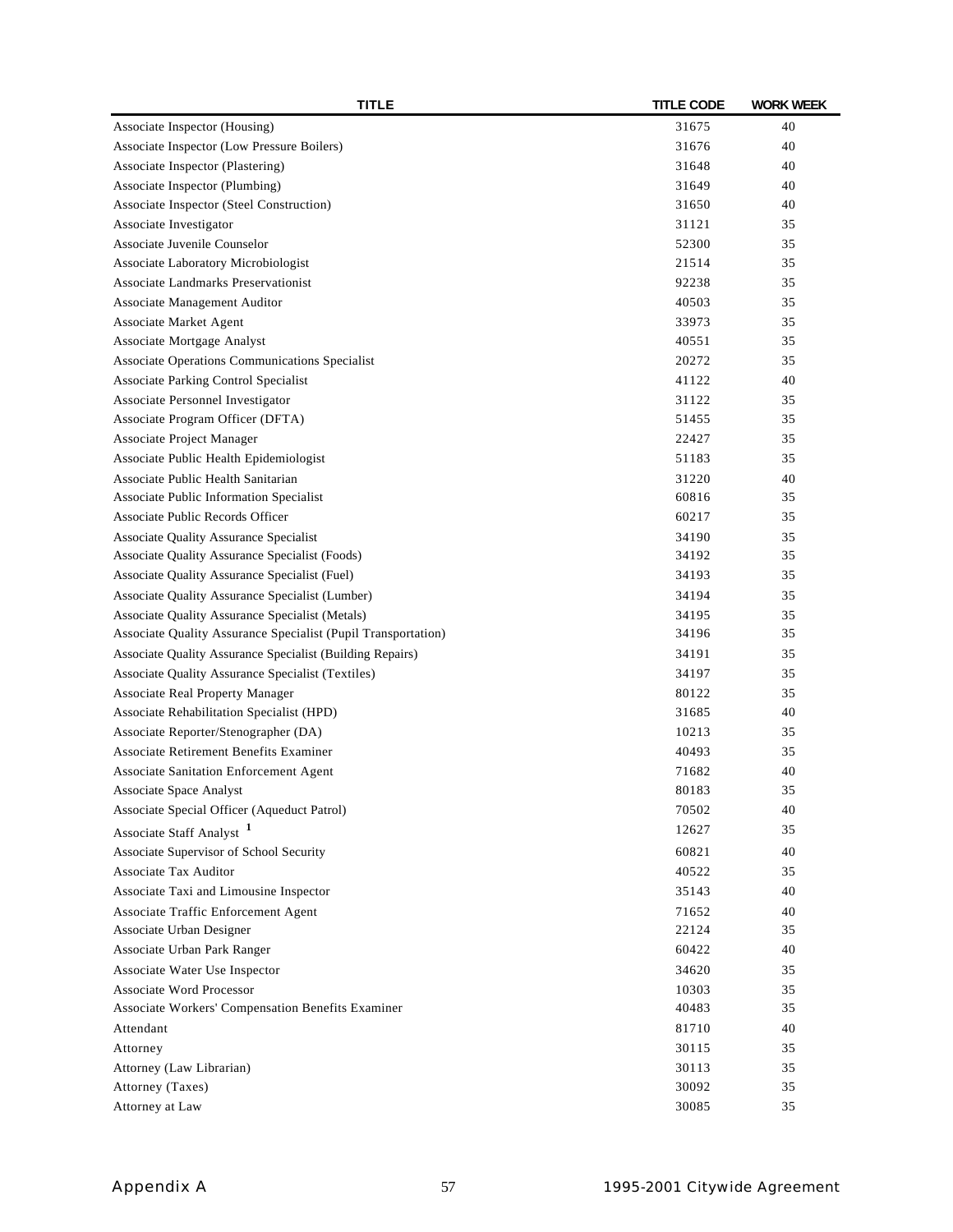| TITLE | TITLE CODE | WORK WEEK |
|---|---|---|
| Associate Inspector (Housing) | 31675 | 40 |
| Associate Inspector (Low Pressure Boilers) | 31676 | 40 |
| Associate Inspector (Plastering) | 31648 | 40 |
| Associate Inspector (Plumbing) | 31649 | 40 |
| Associate Inspector (Steel Construction) | 31650 | 40 |
| Associate Investigator | 31121 | 35 |
| Associate Juvenile Counselor | 52300 | 35 |
| Associate Laboratory Microbiologist | 21514 | 35 |
| Associate Landmarks Preservationist | 92238 | 35 |
| Associate Management Auditor | 40503 | 35 |
| Associate Market Agent | 33973 | 35 |
| Associate Mortgage Analyst | 40551 | 35 |
| Associate Operations Communications Specialist | 20272 | 35 |
| Associate Parking Control Specialist | 41122 | 40 |
| Associate Personnel Investigator | 31122 | 35 |
| Associate Program Officer (DFTA) | 51455 | 35 |
| Associate Project Manager | 22427 | 35 |
| Associate Public Health Epidemiologist | 51183 | 35 |
| Associate Public Health Sanitarian | 31220 | 40 |
| Associate Public Information Specialist | 60816 | 35 |
| Associate Public Records Officer | 60217 | 35 |
| Associate Quality Assurance Specialist | 34190 | 35 |
| Associate Quality Assurance Specialist (Foods) | 34192 | 35 |
| Associate Quality Assurance Specialist (Fuel) | 34193 | 35 |
| Associate Quality Assurance Specialist (Lumber) | 34194 | 35 |
| Associate Quality Assurance Specialist (Metals) | 34195 | 35 |
| Associate Quality Assurance Specialist (Pupil Transportation) | 34196 | 35 |
| Associate Quality Assurance Specialist (Building Repairs) | 34191 | 35 |
| Associate Quality Assurance Specialist (Textiles) | 34197 | 35 |
| Associate Real Property Manager | 80122 | 35 |
| Associate Rehabilitation Specialist (HPD) | 31685 | 40 |
| Associate Reporter/Stenographer (DA) | 10213 | 35 |
| Associate Retirement Benefits Examiner | 40493 | 35 |
| Associate Sanitation Enforcement Agent | 71682 | 40 |
| Associate Space Analyst | 80183 | 35 |
| Associate Special Officer (Aqueduct Patrol) | 70502 | 40 |
| Associate Staff Analyst [1] | 12627 | 35 |
| Associate Supervisor of School Security | 60821 | 40 |
| Associate Tax Auditor | 40522 | 35 |
| Associate Taxi and Limousine Inspector | 35143 | 40 |
| Associate Traffic Enforcement Agent | 71652 | 40 |
| Associate Urban Designer | 22124 | 35 |
| Associate Urban Park Ranger | 60422 | 40 |
| Associate Water Use Inspector | 34620 | 35 |
| Associate Word Processor | 10303 | 35 |
| Associate Workers' Compensation Benefits Examiner | 40483 | 35 |
| Attendant | 81710 | 40 |
| Attorney | 30115 | 35 |
| Attorney (Law Librarian) | 30113 | 35 |
| Attorney (Taxes) | 30092 | 35 |
| Attorney at Law | 30085 | 35 |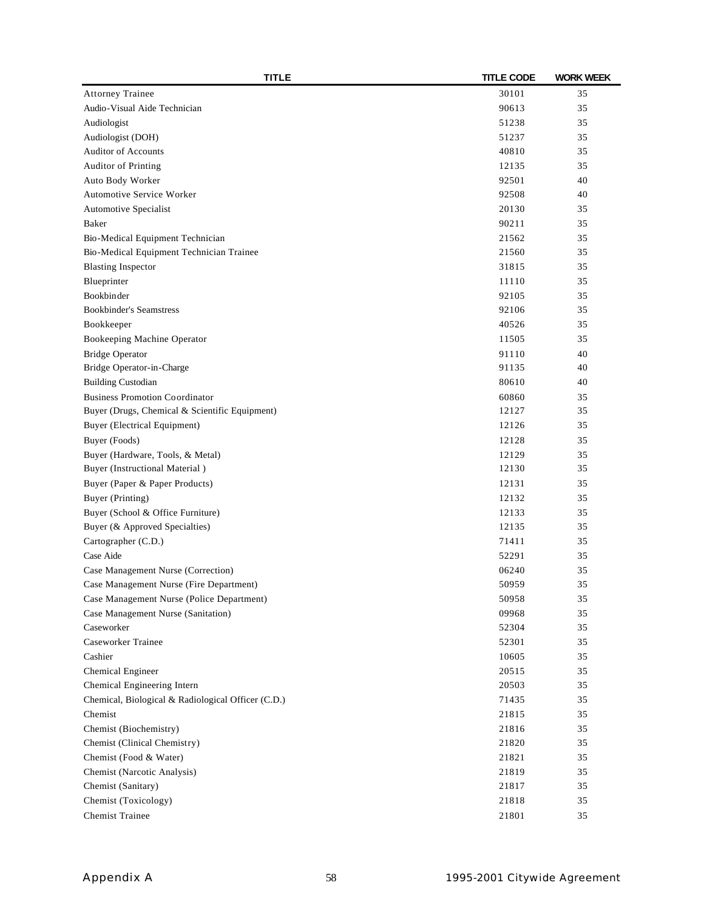| TITLE | TITLE CODE | WORK WEEK |
|---|---|---|
| Attorney Trainee | 30101 | 35 |
| Audio-Visual Aide Technician | 90613 | 35 |
| Audiologist | 51238 | 35 |
| Audiologist (DOH) | 51237 | 35 |
| Auditor of Accounts | 40810 | 35 |
| Auditor of Printing | 12135 | 35 |
| Auto Body Worker | 92501 | 40 |
| Automotive Service Worker | 92508 | 40 |
| Automotive Specialist | 20130 | 35 |
| Baker | 90211 | 35 |
| Bio-Medical Equipment Technician | 21562 | 35 |
| Bio-Medical Equipment Technician Trainee | 21560 | 35 |
| Blasting Inspector | 31815 | 35 |
| Blueprinter | 11110 | 35 |
| Bookbinder | 92105 | 35 |
| Bookbinder's Seamstress | 92106 | 35 |
| Bookkeeper | 40526 | 35 |
| Bookeeping Machine Operator | 11505 | 35 |
| Bridge Operator | 91110 | 40 |
| Bridge Operator-in-Charge | 91135 | 40 |
| Building Custodian | 80610 | 40 |
| Business Promotion Coordinator | 60860 | 35 |
| Buyer (Drugs, Chemical & Scientific Equipment) | 12127 | 35 |
| Buyer (Electrical Equipment) | 12126 | 35 |
| Buyer (Foods) | 12128 | 35 |
| Buyer (Hardware, Tools, & Metal) | 12129 | 35 |
| Buyer (Instructional Material ) | 12130 | 35 |
| Buyer (Paper & Paper Products) | 12131 | 35 |
| Buyer (Printing) | 12132 | 35 |
| Buyer (School & Office Furniture) | 12133 | 35 |
| Buyer (& Approved Specialties) | 12135 | 35 |
| Cartographer (C.D.) | 71411 | 35 |
| Case Aide | 52291 | 35 |
| Case Management Nurse (Correction) | 06240 | 35 |
| Case Management Nurse (Fire Department) | 50959 | 35 |
| Case Management Nurse (Police Department) | 50958 | 35 |
| Case Management Nurse (Sanitation) | 09968 | 35 |
| Caseworker | 52304 | 35 |
| Caseworker Trainee | 52301 | 35 |
| Cashier | 10605 | 35 |
| Chemical Engineer | 20515 | 35 |
| Chemical Engineering Intern | 20503 | 35 |
| Chemical, Biological & Radiological Officer (C.D.) | 71435 | 35 |
| Chemist | 21815 | 35 |
| Chemist (Biochemistry) | 21816 | 35 |
| Chemist (Clinical Chemistry) | 21820 | 35 |
| Chemist (Food & Water) | 21821 | 35 |
| Chemist (Narcotic Analysis) | 21819 | 35 |
| Chemist (Sanitary) | 21817 | 35 |
| Chemist (Toxicology) | 21818 | 35 |
| Chemist Trainee | 21801 | 35 |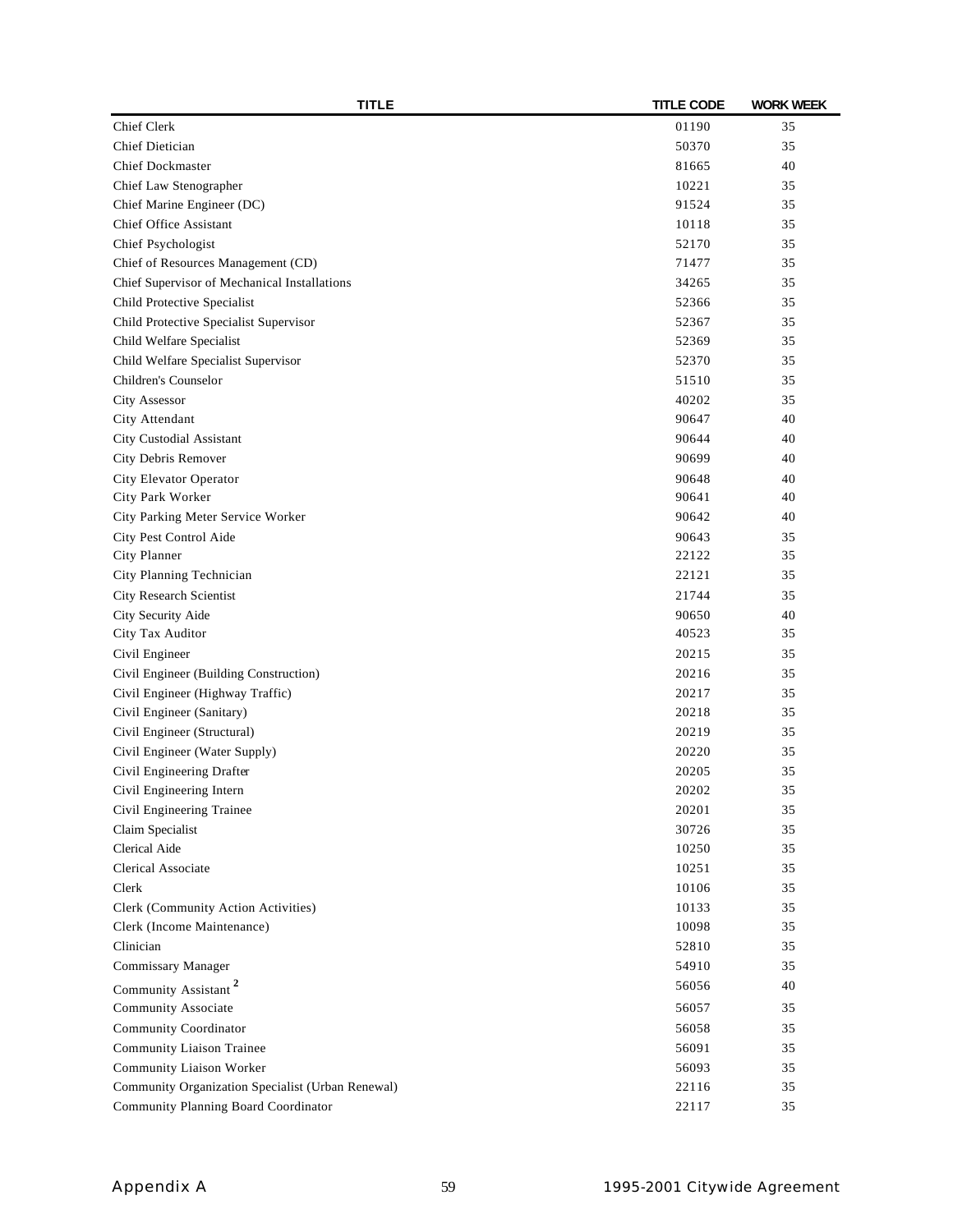| TITLE | TITLE CODE | WORK WEEK |
|---|---|---|
| Chief Clerk | 01190 | 35 |
| Chief Dietician | 50370 | 35 |
| Chief Dockmaster | 81665 | 40 |
| Chief Law Stenographer | 10221 | 35 |
| Chief Marine Engineer (DC) | 91524 | 35 |
| Chief Office Assistant | 10118 | 35 |
| Chief Psychologist | 52170 | 35 |
| Chief of Resources Management (CD) | 71477 | 35 |
| Chief Supervisor of Mechanical Installations | 34265 | 35 |
| Child Protective Specialist | 52366 | 35 |
| Child Protective Specialist Supervisor | 52367 | 35 |
| Child Welfare Specialist | 52369 | 35 |
| Child Welfare Specialist Supervisor | 52370 | 35 |
| Children's Counselor | 51510 | 35 |
| City Assessor | 40202 | 35 |
| City Attendant | 90647 | 40 |
| City Custodial Assistant | 90644 | 40 |
| City Debris Remover | 90699 | 40 |
| City Elevator Operator | 90648 | 40 |
| City Park Worker | 90641 | 40 |
| City Parking Meter Service Worker | 90642 | 40 |
| City Pest Control Aide | 90643 | 35 |
| City Planner | 22122 | 35 |
| City Planning Technician | 22121 | 35 |
| City Research Scientist | 21744 | 35 |
| City Security Aide | 90650 | 40 |
| City Tax Auditor | 40523 | 35 |
| Civil Engineer | 20215 | 35 |
| Civil Engineer (Building Construction) | 20216 | 35 |
| Civil Engineer (Highway Traffic) | 20217 | 35 |
| Civil Engineer (Sanitary) | 20218 | 35 |
| Civil Engineer (Structural) | 20219 | 35 |
| Civil Engineer (Water Supply) | 20220 | 35 |
| Civil Engineering Drafter | 20205 | 35 |
| Civil Engineering Intern | 20202 | 35 |
| Civil Engineering Trainee | 20201 | 35 |
| Claim Specialist | 30726 | 35 |
| Clerical Aide | 10250 | 35 |
| Clerical Associate | 10251 | 35 |
| Clerk | 10106 | 35 |
| Clerk (Community Action Activities) | 10133 | 35 |
| Clerk (Income Maintenance) | 10098 | 35 |
| Clinician | 52810 | 35 |
| Commissary Manager | 54910 | 35 |
| Community Assistant [2] | 56056 | 40 |
| Community Associate | 56057 | 35 |
| Community Coordinator | 56058 | 35 |
| Community Liaison Trainee | 56091 | 35 |
| Community Liaison Worker | 56093 | 35 |
| Community Organization Specialist (Urban Renewal) | 22116 | 35 |
| Community Planning Board Coordinator | 22117 | 35 |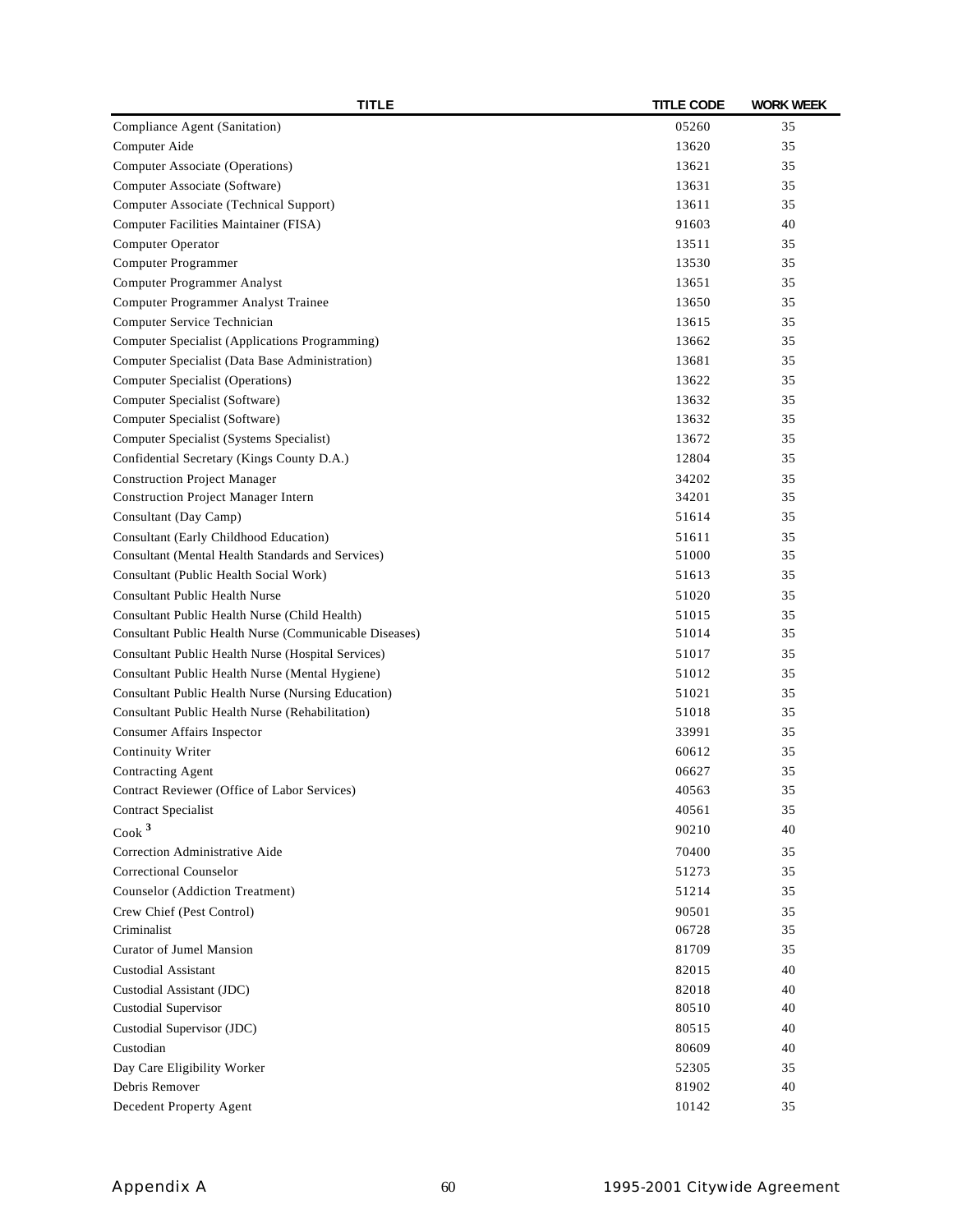| TITLE | TITLE CODE | WORK WEEK |
|---|---|---|
| Compliance Agent (Sanitation) | 05260 | 35 |
| Computer Aide | 13620 | 35 |
| Computer Associate (Operations) | 13621 | 35 |
| Computer Associate (Software) | 13631 | 35 |
| Computer Associate (Technical Support) | 13611 | 35 |
| Computer Facilities Maintainer (FISA) | 91603 | 40 |
| Computer Operator | 13511 | 35 |
| Computer Programmer | 13530 | 35 |
| Computer Programmer Analyst | 13651 | 35 |
| Computer Programmer Analyst Trainee | 13650 | 35 |
| Computer Service Technician | 13615 | 35 |
| Computer Specialist (Applications Programming) | 13662 | 35 |
| Computer Specialist (Data Base Administration) | 13681 | 35 |
| Computer Specialist (Operations) | 13622 | 35 |
| Computer Specialist (Software) | 13632 | 35 |
| Computer Specialist (Software) | 13632 | 35 |
| Computer Specialist (Systems Specialist) | 13672 | 35 |
| Confidential Secretary (Kings County D.A.) | 12804 | 35 |
| Construction Project Manager | 34202 | 35 |
| Construction Project Manager Intern | 34201 | 35 |
| Consultant (Day Camp) | 51614 | 35 |
| Consultant (Early Childhood Education) | 51611 | 35 |
| Consultant (Mental Health Standards and Services) | 51000 | 35 |
| Consultant (Public Health Social Work) | 51613 | 35 |
| Consultant Public Health Nurse | 51020 | 35 |
| Consultant Public Health Nurse (Child Health) | 51015 | 35 |
| Consultant Public Health Nurse (Communicable Diseases) | 51014 | 35 |
| Consultant Public Health Nurse (Hospital Services) | 51017 | 35 |
| Consultant Public Health Nurse (Mental Hygiene) | 51012 | 35 |
| Consultant Public Health Nurse (Nursing Education) | 51021 | 35 |
| Consultant Public Health Nurse (Rehabilitation) | 51018 | 35 |
| Consumer Affairs Inspector | 33991 | 35 |
| Continuity Writer | 60612 | 35 |
| Contracting Agent | 06627 | 35 |
| Contract Reviewer (Office of Labor Services) | 40563 | 35 |
| Contract Specialist | 40561 | 35 |
| Cook [3] | 90210 | 40 |
| Correction Administrative Aide | 70400 | 35 |
| Correctional Counselor | 51273 | 35 |
| Counselor (Addiction Treatment) | 51214 | 35 |
| Crew Chief (Pest Control) | 90501 | 35 |
| Criminalist | 06728 | 35 |
| Curator of Jumel Mansion | 81709 | 35 |
| Custodial Assistant | 82015 | 40 |
| Custodial Assistant (JDC) | 82018 | 40 |
| Custodial Supervisor | 80510 | 40 |
| Custodial Supervisor (JDC) | 80515 | 40 |
| Custodian | 80609 | 40 |
| Day Care Eligibility Worker | 52305 | 35 |
| Debris Remover | 81902 | 40 |
| Decedent Property Agent | 10142 | 35 |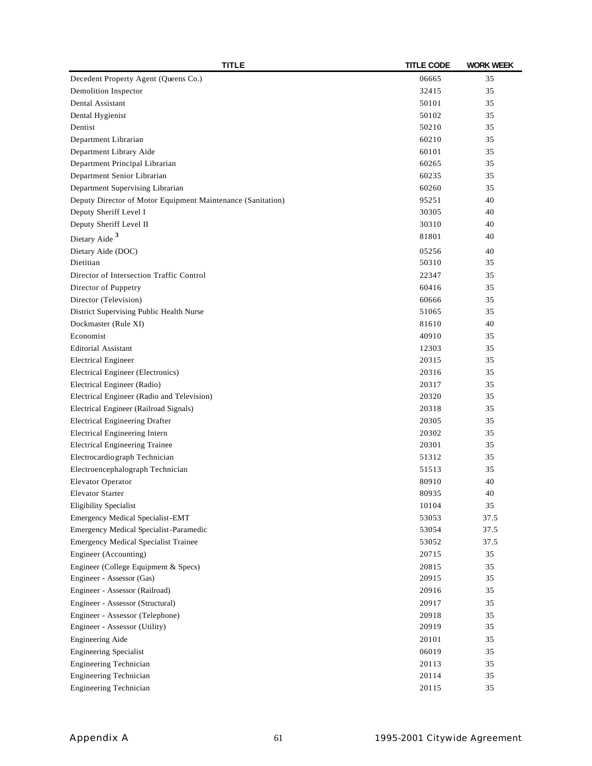| TITLE | TITLE CODE | WORK WEEK |
|---|---|---|
| Decedent Property Agent (Queens Co.) | 06665 | 35 |
| Demolition Inspector | 32415 | 35 |
| Dental Assistant | 50101 | 35 |
| Dental Hygienist | 50102 | 35 |
| Dentist | 50210 | 35 |
| Department Librarian | 60210 | 35 |
| Department Library Aide | 60101 | 35 |
| Department Principal Librarian | 60265 | 35 |
| Department Senior Librarian | 60235 | 35 |
| Department Supervising Librarian | 60260 | 35 |
| Deputy Director of Motor Equipment Maintenance (Sanitation) | 95251 | 40 |
| Deputy Sheriff Level I | 30305 | 40 |
| Deputy Sheriff Level II | 30310 | 40 |
| Dietary Aide [3] | 81801 | 40 |
| Dietary Aide (DOC) | 05256 | 40 |
| Dietitian | 50310 | 35 |
| Director of Intersection Traffic Control | 22347 | 35 |
| Director of Puppetry | 60416 | 35 |
| Director (Television) | 60666 | 35 |
| District Supervising Public Health Nurse | 51065 | 35 |
| Dockmaster (Rule XI) | 81610 | 40 |
| Economist | 40910 | 35 |
| Editorial Assistant | 12303 | 35 |
| Electrical Engineer | 20315 | 35 |
| Electrical Engineer (Electronics) | 20316 | 35 |
| Electrical Engineer (Radio) | 20317 | 35 |
| Electrical Engineer (Radio and Television) | 20320 | 35 |
| Electrical Engineer (Railroad Signals) | 20318 | 35 |
| Electrical Engineering Drafter | 20305 | 35 |
| Electrical Engineering Intern | 20302 | 35 |
| Electrical Engineering Trainee | 20301 | 35 |
| Electrocardiograph Technician | 51312 | 35 |
| Electroencephalograph Technician | 51513 | 35 |
| Elevator Operator | 80910 | 40 |
| Elevator Starter | 80935 | 40 |
| Eligibility Specialist | 10104 | 35 |
| Emergency Medical Specialist-EMT | 53053 | 37.5 |
| Emergency Medical Specialist-Paramedic | 53054 | 37.5 |
| Emergency Medical Specialist Trainee | 53052 | 37.5 |
| Engineer (Accounting) | 20715 | 35 |
| Engineer (College Equipment & Specs) | 20815 | 35 |
| Engineer - Assessor (Gas) | 20915 | 35 |
| Engineer - Assessor (Railroad) | 20916 | 35 |
| Engineer - Assessor (Structural) | 20917 | 35 |
| Engineer - Assessor (Telephone) | 20918 | 35 |
| Engineer - Assessor (Utility) | 20919 | 35 |
| Engineering Aide | 20101 | 35 |
| Engineering Specialist | 06019 | 35 |
| Engineering Technician | 20113 | 35 |
| Engineering Technician | 20114 | 35 |
| Engineering Technician | 20115 | 35 |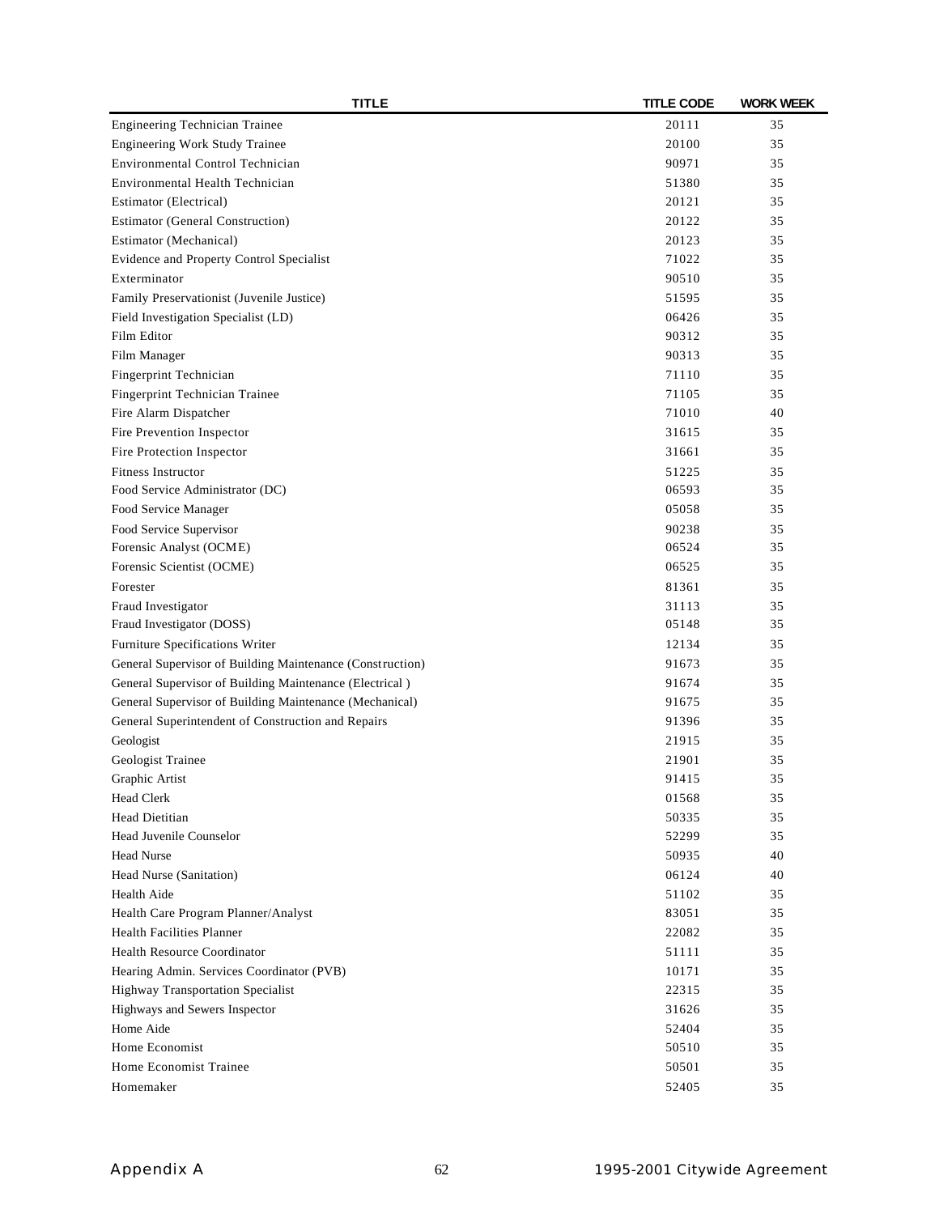| TITLE | TITLE CODE | WORK WEEK |
|---|---|---|
| Engineering Technician Trainee | 20111 | 35 |
| Engineering Work Study Trainee | 20100 | 35 |
| Environmental Control Technician | 90971 | 35 |
| Environmental Health Technician | 51380 | 35 |
| Estimator (Electrical) | 20121 | 35 |
| Estimator (General Construction) | 20122 | 35 |
| Estimator (Mechanical) | 20123 | 35 |
| Evidence and Property Control Specialist | 71022 | 35 |
| Exterminator | 90510 | 35 |
| Family Preservationist (Juvenile Justice) | 51595 | 35 |
| Field Investigation Specialist (LD) | 06426 | 35 |
| Film Editor | 90312 | 35 |
| Film Manager | 90313 | 35 |
| Fingerprint Technician | 71110 | 35 |
| Fingerprint Technician Trainee | 71105 | 35 |
| Fire Alarm Dispatcher | 71010 | 40 |
| Fire Prevention Inspector | 31615 | 35 |
| Fire Protection Inspector | 31661 | 35 |
| Fitness Instructor | 51225 | 35 |
| Food Service Administrator (DC) | 06593 | 35 |
| Food Service Manager | 05058 | 35 |
| Food Service Supervisor | 90238 | 35 |
| Forensic Analyst (OCME) | 06524 | 35 |
| Forensic Scientist (OCME) | 06525 | 35 |
| Forester | 81361 | 35 |
| Fraud Investigator | 31113 | 35 |
| Fraud Investigator (DOSS) | 05148 | 35 |
| Furniture Specifications Writer | 12134 | 35 |
| General Supervisor of Building Maintenance (Construction) | 91673 | 35 |
| General Supervisor of Building Maintenance (Electrical ) | 91674 | 35 |
| General Supervisor of Building Maintenance (Mechanical) | 91675 | 35 |
| General Superintendent of Construction and Repairs | 91396 | 35 |
| Geologist | 21915 | 35 |
| Geologist Trainee | 21901 | 35 |
| Graphic Artist | 91415 | 35 |
| Head Clerk | 01568 | 35 |
| Head Dietitian | 50335 | 35 |
| Head Juvenile Counselor | 52299 | 35 |
| Head Nurse | 50935 | 40 |
| Head Nurse (Sanitation) | 06124 | 40 |
| Health Aide | 51102 | 35 |
| Health Care Program Planner/Analyst | 83051 | 35 |
| Health Facilities Planner | 22082 | 35 |
| Health Resource Coordinator | 51111 | 35 |
| Hearing Admin. Services Coordinator (PVB) | 10171 | 35 |
| Highway Transportation Specialist | 22315 | 35 |
| Highways and Sewers Inspector | 31626 | 35 |
| Home Aide | 52404 | 35 |
| Home Economist | 50510 | 35 |
| Home Economist Trainee | 50501 | 35 |
| Homemaker | 52405 | 35 |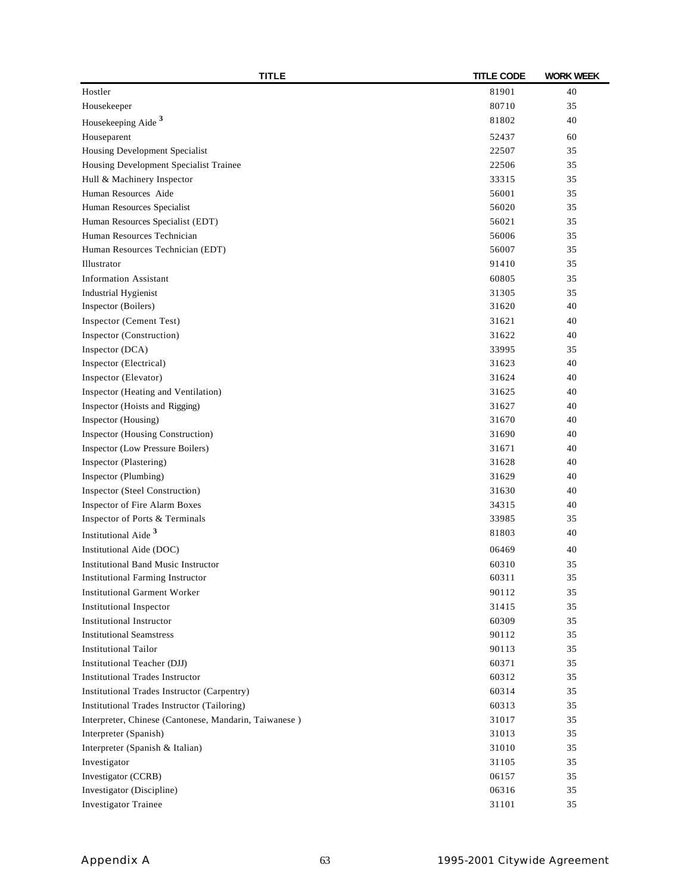| TITLE | TITLE CODE | WORK WEEK |
| --- | --- | --- |
| Hostler | 81901 | 40 |
| Housekeeper | 80710 | 35 |
| Housekeeping Aide [3] | 81802 | 40 |
| Houseparent | 52437 | 60 |
| Housing Development Specialist | 22507 | 35 |
| Housing Development Specialist Trainee | 22506 | 35 |
| Hull & Machinery Inspector | 33315 | 35 |
| Human Resources Aide | 56001 | 35 |
| Human Resources Specialist | 56020 | 35 |
| Human Resources Specialist (EDT) | 56021 | 35 |
| Human Resources Technician | 56006 | 35 |
| Human Resources Technician (EDT) | 56007 | 35 |
| Illustrator | 91410 | 35 |
| Information Assistant | 60805 | 35 |
| Industrial Hygienist | 31305 | 35 |
| Inspector (Boilers) | 31620 | 40 |
| Inspector (Cement Test) | 31621 | 40 |
| Inspector (Construction) | 31622 | 40 |
| Inspector (DCA) | 33995 | 35 |
| Inspector (Electrical) | 31623 | 40 |
| Inspector (Elevator) | 31624 | 40 |
| Inspector (Heating and Ventilation) | 31625 | 40 |
| Inspector (Hoists and Rigging) | 31627 | 40 |
| Inspector (Housing) | 31670 | 40 |
| Inspector (Housing Construction) | 31690 | 40 |
| Inspector (Low Pressure Boilers) | 31671 | 40 |
| Inspector (Plastering) | 31628 | 40 |
| Inspector (Plumbing) | 31629 | 40 |
| Inspector (Steel Construction) | 31630 | 40 |
| Inspector of Fire Alarm Boxes | 34315 | 40 |
| Inspector of Ports & Terminals | 33985 | 35 |
| Institutional Aide [3] | 81803 | 40 |
| Institutional Aide (DOC) | 06469 | 40 |
| Institutional Band Music Instructor | 60310 | 35 |
| Institutional Farming Instructor | 60311 | 35 |
| Institutional Garment Worker | 90112 | 35 |
| Institutional Inspector | 31415 | 35 |
| Institutional Instructor | 60309 | 35 |
| Institutional Seamstress | 90112 | 35 |
| Institutional Tailor | 90113 | 35 |
| Institutional Teacher (DJJ) | 60371 | 35 |
| Institutional Trades Instructor | 60312 | 35 |
| Institutional Trades Instructor (Carpentry) | 60314 | 35 |
| Institutional Trades Instructor (Tailoring) | 60313 | 35 |
| Interpreter, Chinese (Cantonese, Mandarin, Taiwanese ) | 31017 | 35 |
| Interpreter (Spanish) | 31013 | 35 |
| Interpreter (Spanish & Italian) | 31010 | 35 |
| Investigator | 31105 | 35 |
| Investigator (CCRB) | 06157 | 35 |
| Investigator (Discipline) | 06316 | 35 |
| Investigator Trainee | 31101 | 35 |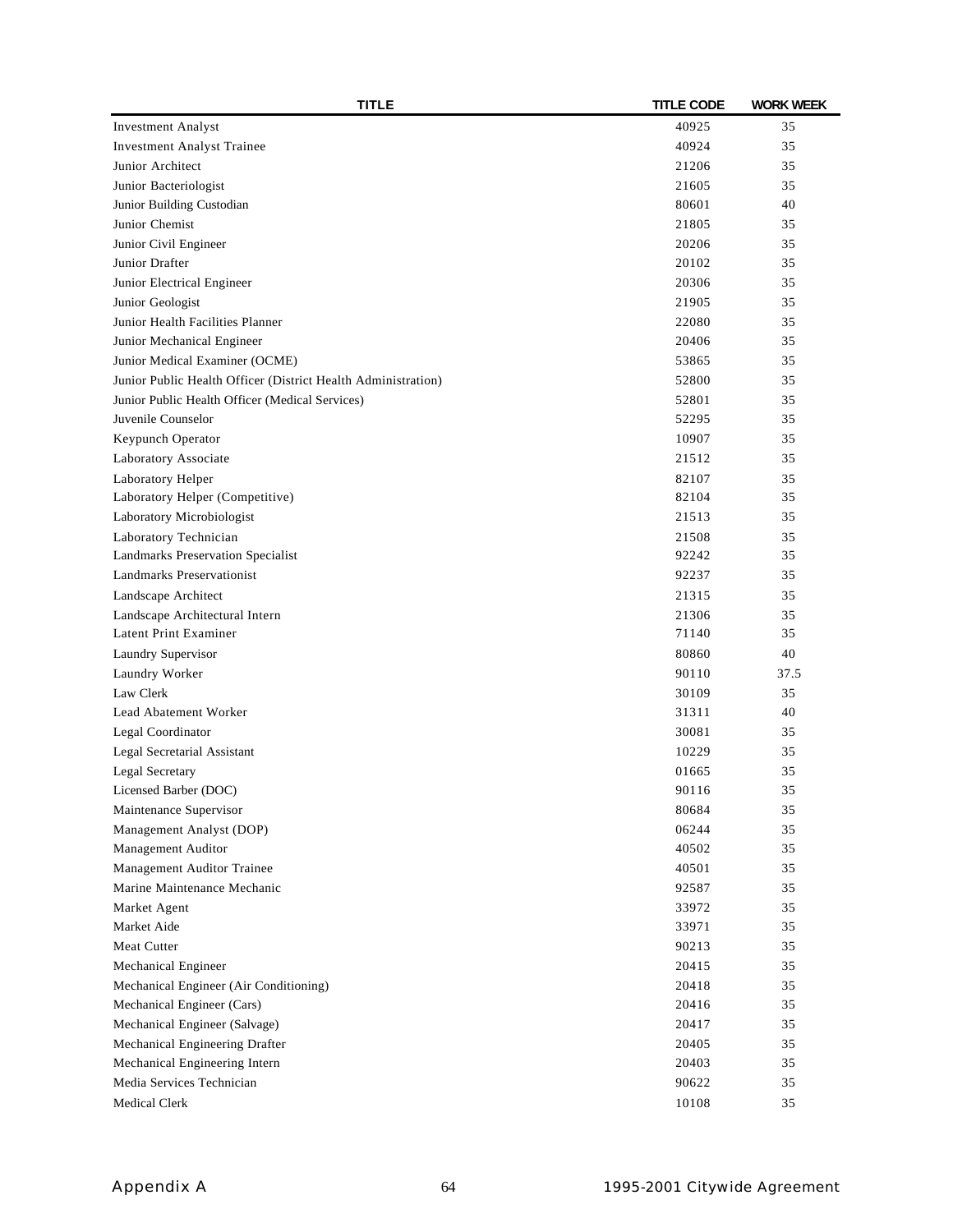| TITLE | TITLE CODE | WORK WEEK |
|---|---|---|
| Investment Analyst | 40925 | 35 |
| Investment Analyst Trainee | 40924 | 35 |
| Junior Architect | 21206 | 35 |
| Junior Bacteriologist | 21605 | 35 |
| Junior Building Custodian | 80601 | 40 |
| Junior Chemist | 21805 | 35 |
| Junior Civil Engineer | 20206 | 35 |
| Junior Drafter | 20102 | 35 |
| Junior Electrical Engineer | 20306 | 35 |
| Junior Geologist | 21905 | 35 |
| Junior Health Facilities Planner | 22080 | 35 |
| Junior Mechanical Engineer | 20406 | 35 |
| Junior Medical Examiner (OCME) | 53865 | 35 |
| Junior Public Health Officer (District Health Administration) | 52800 | 35 |
| Junior Public Health Officer (Medical Services) | 52801 | 35 |
| Juvenile Counselor | 52295 | 35 |
| Keypunch Operator | 10907 | 35 |
| Laboratory Associate | 21512 | 35 |
| Laboratory Helper | 82107 | 35 |
| Laboratory Helper (Competitive) | 82104 | 35 |
| Laboratory Microbiologist | 21513 | 35 |
| Laboratory Technician | 21508 | 35 |
| Landmarks Preservation Specialist | 92242 | 35 |
| Landmarks Preservationist | 92237 | 35 |
| Landscape Architect | 21315 | 35 |
| Landscape Architectural Intern | 21306 | 35 |
| Latent Print Examiner | 71140 | 35 |
| Laundry Supervisor | 80860 | 40 |
| Laundry Worker | 90110 | 37.5 |
| Law Clerk | 30109 | 35 |
| Lead Abatement Worker | 31311 | 40 |
| Legal Coordinator | 30081 | 35 |
| Legal Secretarial Assistant | 10229 | 35 |
| Legal Secretary | 01665 | 35 |
| Licensed Barber (DOC) | 90116 | 35 |
| Maintenance Supervisor | 80684 | 35 |
| Management Analyst (DOP) | 06244 | 35 |
| Management Auditor | 40502 | 35 |
| Management Auditor Trainee | 40501 | 35 |
| Marine Maintenance Mechanic | 92587 | 35 |
| Market Agent | 33972 | 35 |
| Market Aide | 33971 | 35 |
| Meat Cutter | 90213 | 35 |
| Mechanical Engineer | 20415 | 35 |
| Mechanical Engineer (Air Conditioning) | 20418 | 35 |
| Mechanical Engineer (Cars) | 20416 | 35 |
| Mechanical Engineer (Salvage) | 20417 | 35 |
| Mechanical Engineering Drafter | 20405 | 35 |
| Mechanical Engineering Intern | 20403 | 35 |
| Media Services Technician | 90622 | 35 |
| Medical Clerk | 10108 | 35 |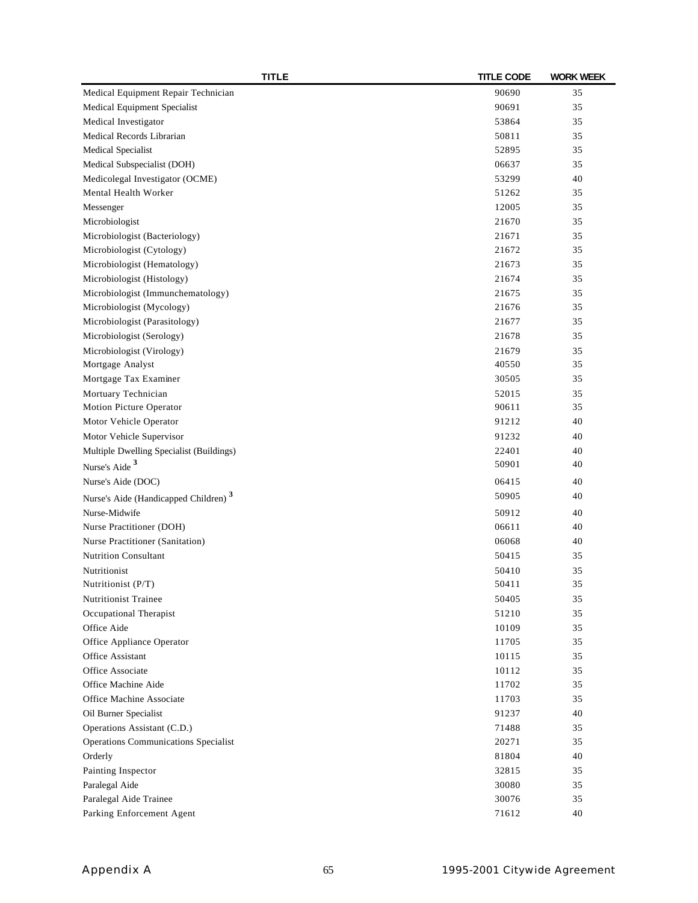| TITLE | TITLE CODE | WORK WEEK |
|---|---|---|
| Medical Equipment Repair Technician | 90690 | 35 |
| Medical Equipment Specialist | 90691 | 35 |
| Medical Investigator | 53864 | 35 |
| Medical Records Librarian | 50811 | 35 |
| Medical Specialist | 52895 | 35 |
| Medical Subspecialist (DOH) | 06637 | 35 |
| Medicolegal Investigator (OCME) | 53299 | 40 |
| Mental Health Worker | 51262 | 35 |
| Messenger | 12005 | 35 |
| Microbiologist | 21670 | 35 |
| Microbiologist (Bacteriology) | 21671 | 35 |
| Microbiologist (Cytology) | 21672 | 35 |
| Microbiologist (Hematology) | 21673 | 35 |
| Microbiologist (Histology) | 21674 | 35 |
| Microbiologist (Immunchematology) | 21675 | 35 |
| Microbiologist (Mycology) | 21676 | 35 |
| Microbiologist (Parasitology) | 21677 | 35 |
| Microbiologist (Serology) | 21678 | 35 |
| Microbiologist (Virology) | 21679 | 35 |
| Mortgage Analyst | 40550 | 35 |
| Mortgage Tax Examiner | 30505 | 35 |
| Mortuary Technician | 52015 | 35 |
| Motion Picture Operator | 90611 | 35 |
| Motor Vehicle Operator | 91212 | 40 |
| Motor Vehicle Supervisor | 91232 | 40 |
| Multiple Dwelling Specialist (Buildings) | 22401 | 40 |
| Nurse's Aide [3] | 50901 | 40 |
| Nurse's Aide (DOC) | 06415 | 40 |
| Nurse's Aide (Handicapped Children) [3] | 50905 | 40 |
| Nurse-Midwife | 50912 | 40 |
| Nurse Practitioner (DOH) | 06611 | 40 |
| Nurse Practitioner (Sanitation) | 06068 | 40 |
| Nutrition Consultant | 50415 | 35 |
| Nutritionist | 50410 | 35 |
| Nutritionist (P/T) | 50411 | 35 |
| Nutritionist Trainee | 50405 | 35 |
| Occupational Therapist | 51210 | 35 |
| Office Aide | 10109 | 35 |
| Office Appliance Operator | 11705 | 35 |
| Office Assistant | 10115 | 35 |
| Office Associate | 10112 | 35 |
| Office Machine Aide | 11702 | 35 |
| Office Machine Associate | 11703 | 35 |
| Oil Burner Specialist | 91237 | 40 |
| Operations Assistant (C.D.) | 71488 | 35 |
| Operations Communications Specialist | 20271 | 35 |
| Orderly | 81804 | 40 |
| Painting Inspector | 32815 | 35 |
| Paralegal Aide | 30080 | 35 |
| Paralegal Aide Trainee | 30076 | 35 |
| Parking Enforcement Agent | 71612 | 40 |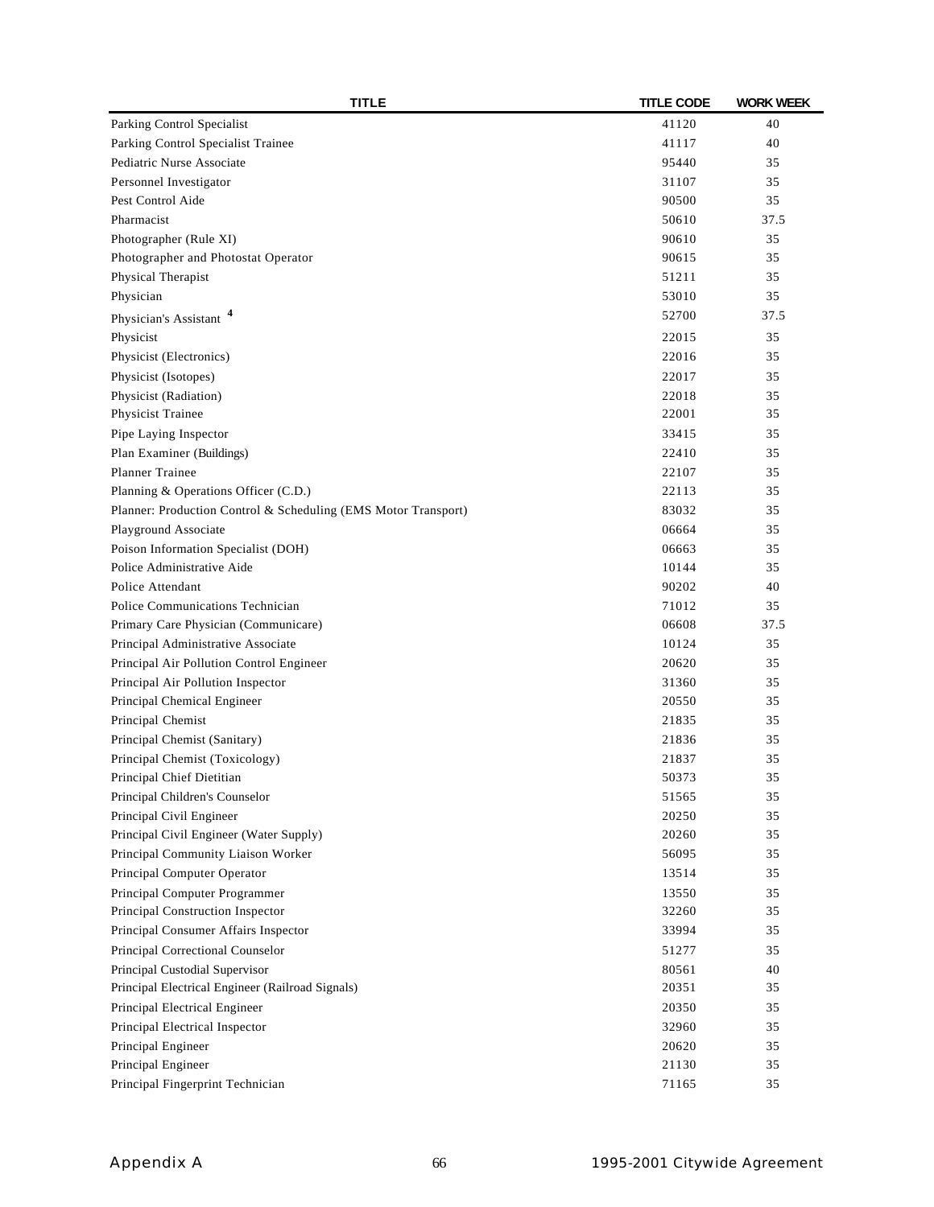| TITLE | TITLE CODE | WORK WEEK |
|---|---|---|
| Parking Control Specialist | 41120 | 40 |
| Parking Control Specialist Trainee | 41117 | 40 |
| Pediatric Nurse Associate | 95440 | 35 |
| Personnel Investigator | 31107 | 35 |
| Pest Control Aide | 90500 | 35 |
| Pharmacist | 50610 | 37.5 |
| Photographer (Rule XI) | 90610 | 35 |
| Photographer and Photostat Operator | 90615 | 35 |
| Physical Therapist | 51211 | 35 |
| Physician | 53010 | 35 |
| Physician's Assistant [4] | 52700 | 37.5 |
| Physicist | 22015 | 35 |
| Physicist (Electronics) | 22016 | 35 |
| Physicist (Isotopes) | 22017 | 35 |
| Physicist (Radiation) | 22018 | 35 |
| Physicist Trainee | 22001 | 35 |
| Pipe Laying Inspector | 33415 | 35 |
| Plan Examiner (Buildings) | 22410 | 35 |
| Planner Trainee | 22107 | 35 |
| Planning & Operations Officer (C.D.) | 22113 | 35 |
| Planner: Production Control & Scheduling (EMS Motor Transport) | 83032 | 35 |
| Playground Associate | 06664 | 35 |
| Poison Information Specialist (DOH) | 06663 | 35 |
| Police Administrative Aide | 10144 | 35 |
| Police Attendant | 90202 | 40 |
| Police Communications Technician | 71012 | 35 |
| Primary Care Physician (Communicare) | 06608 | 37.5 |
| Principal Administrative Associate | 10124 | 35 |
| Principal Air Pollution Control Engineer | 20620 | 35 |
| Principal Air Pollution Inspector | 31360 | 35 |
| Principal Chemical Engineer | 20550 | 35 |
| Principal Chemist | 21835 | 35 |
| Principal Chemist (Sanitary) | 21836 | 35 |
| Principal Chemist (Toxicology) | 21837 | 35 |
| Principal Chief Dietitian | 50373 | 35 |
| Principal Children's Counselor | 51565 | 35 |
| Principal Civil Engineer | 20250 | 35 |
| Principal Civil Engineer (Water Supply) | 20260 | 35 |
| Principal Community Liaison Worker | 56095 | 35 |
| Principal Computer Operator | 13514 | 35 |
| Principal Computer Programmer | 13550 | 35 |
| Principal Construction Inspector | 32260 | 35 |
| Principal Consumer Affairs Inspector | 33994 | 35 |
| Principal Correctional Counselor | 51277 | 35 |
| Principal Custodial Supervisor | 80561 | 40 |
| Principal Electrical Engineer (Railroad Signals) | 20351 | 35 |
| Principal Electrical Engineer | 20350 | 35 |
| Principal Electrical Inspector | 32960 | 35 |
| Principal Engineer | 20620 | 35 |
| Principal Engineer | 21130 | 35 |
| Principal Fingerprint Technician | 71165 | 35 |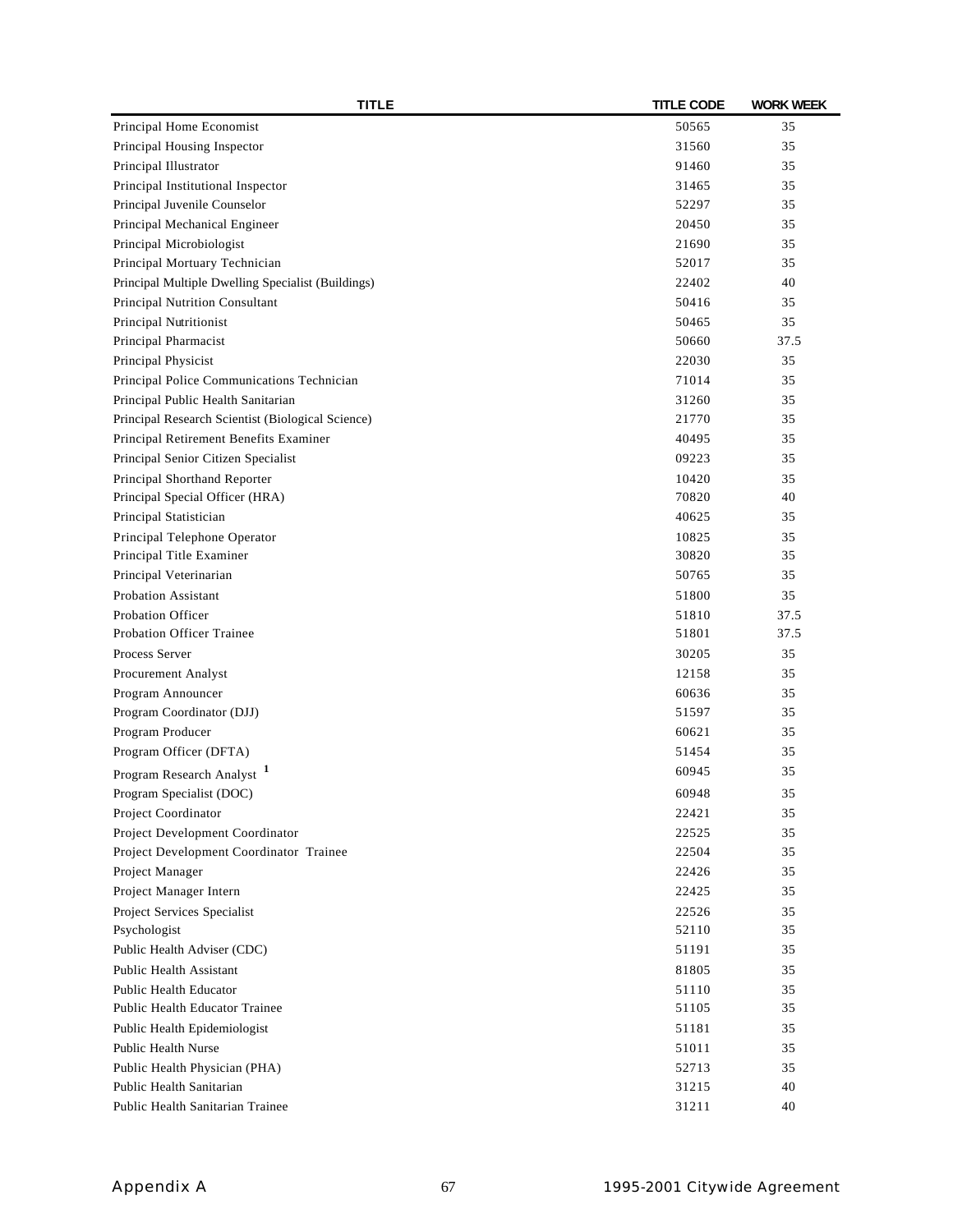| TITLE | TITLE CODE | WORK WEEK |
| --- | --- | --- |
| Principal Home Economist | 50565 | 35 |
| Principal Housing Inspector | 31560 | 35 |
| Principal Illustrator | 91460 | 35 |
| Principal Institutional Inspector | 31465 | 35 |
| Principal Juvenile Counselor | 52297 | 35 |
| Principal Mechanical Engineer | 20450 | 35 |
| Principal Microbiologist | 21690 | 35 |
| Principal Mortuary Technician | 52017 | 35 |
| Principal Multiple Dwelling Specialist (Buildings) | 22402 | 40 |
| Principal Nutrition Consultant | 50416 | 35 |
| Principal Nutritionist | 50465 | 35 |
| Principal Pharmacist | 50660 | 37.5 |
| Principal Physicist | 22030 | 35 |
| Principal Police Communications Technician | 71014 | 35 |
| Principal Public Health Sanitarian | 31260 | 35 |
| Principal Research Scientist (Biological Science) | 21770 | 35 |
| Principal Retirement Benefits Examiner | 40495 | 35 |
| Principal Senior Citizen Specialist | 09223 | 35 |
| Principal Shorthand Reporter | 10420 | 35 |
| Principal Special Officer (HRA) | 70820 | 40 |
| Principal Statistician | 40625 | 35 |
| Principal Telephone Operator | 10825 | 35 |
| Principal Title Examiner | 30820 | 35 |
| Principal Veterinarian | 50765 | 35 |
| Probation Assistant | 51800 | 35 |
| Probation Officer | 51810 | 37.5 |
| Probation Officer Trainee | 51801 | 37.5 |
| Process Server | 30205 | 35 |
| Procurement Analyst | 12158 | 35 |
| Program Announcer | 60636 | 35 |
| Program Coordinator (DJJ) | 51597 | 35 |
| Program Producer | 60621 | 35 |
| Program Officer (DFTA) | 51454 | 35 |
| Program Research Analyst [1] | 60945 | 35 |
| Program Specialist (DOC) | 60948 | 35 |
| Project Coordinator | 22421 | 35 |
| Project Development Coordinator | 22525 | 35 |
| Project Development Coordinator Trainee | 22504 | 35 |
| Project Manager | 22426 | 35 |
| Project Manager Intern | 22425 | 35 |
| Project Services Specialist | 22526 | 35 |
| Psychologist | 52110 | 35 |
| Public Health Adviser (CDC) | 51191 | 35 |
| Public Health Assistant | 81805 | 35 |
| Public Health Educator | 51110 | 35 |
| Public Health Educator Trainee | 51105 | 35 |
| Public Health Epidemiologist | 51181 | 35 |
| Public Health Nurse | 51011 | 35 |
| Public Health Physician (PHA) | 52713 | 35 |
| Public Health Sanitarian | 31215 | 40 |
| Public Health Sanitarian Trainee | 31211 | 40 |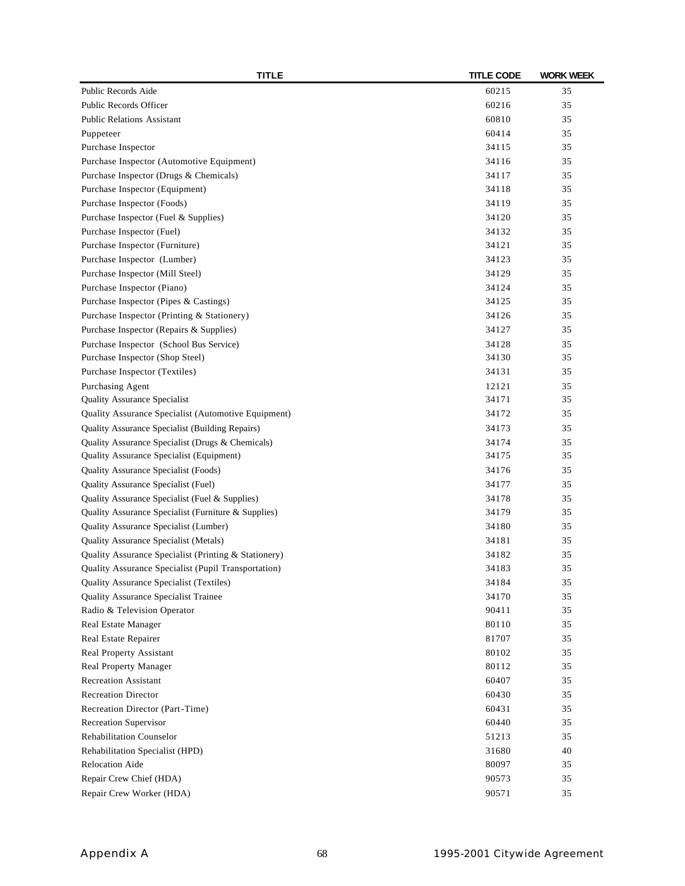| TITLE | TITLE CODE | WORK WEEK |
|---|---|---|
| Public Records Aide | 60215 | 35 |
| Public Records Officer | 60216 | 35 |
| Public Relations Assistant | 60810 | 35 |
| Puppeteer | 60414 | 35 |
| Purchase Inspector | 34115 | 35 |
| Purchase Inspector (Automotive Equipment) | 34116 | 35 |
| Purchase Inspector (Drugs & Chemicals) | 34117 | 35 |
| Purchase Inspector (Equipment) | 34118 | 35 |
| Purchase Inspector (Foods) | 34119 | 35 |
| Purchase Inspector (Fuel & Supplies) | 34120 | 35 |
| Purchase Inspector (Fuel) | 34132 | 35 |
| Purchase Inspector (Furniture) | 34121 | 35 |
| Purchase Inspector (Lumber) | 34123 | 35 |
| Purchase Inspector (Mill Steel) | 34129 | 35 |
| Purchase Inspector (Piano) | 34124 | 35 |
| Purchase Inspector (Pipes & Castings) | 34125 | 35 |
| Purchase Inspector (Printing & Stationery) | 34126 | 35 |
| Purchase Inspector (Repairs & Supplies) | 34127 | 35 |
| Purchase Inspector (School Bus Service) | 34128 | 35 |
| Purchase Inspector (Shop Steel) | 34130 | 35 |
| Purchase Inspector (Textiles) | 34131 | 35 |
| Purchasing Agent | 12121 | 35 |
| Quality Assurance Specialist | 34171 | 35 |
| Quality Assurance Specialist (Automotive Equipment) | 34172 | 35 |
| Quality Assurance Specialist (Building Repairs) | 34173 | 35 |
| Quality Assurance Specialist (Drugs & Chemicals) | 34174 | 35 |
| Quality Assurance Specialist (Equipment) | 34175 | 35 |
| Quality Assurance Specialist (Foods) | 34176 | 35 |
| Quality Assurance Specialist (Fuel) | 34177 | 35 |
| Quality Assurance Specialist (Fuel & Supplies) | 34178 | 35 |
| Quality Assurance Specialist (Furniture & Supplies) | 34179 | 35 |
| Quality Assurance Specialist (Lumber) | 34180 | 35 |
| Quality Assurance Specialist (Metals) | 34181 | 35 |
| Quality Assurance Specialist (Printing & Stationery) | 34182 | 35 |
| Quality Assurance Specialist (Pupil Transportation) | 34183 | 35 |
| Quality Assurance Specialist (Textiles) | 34184 | 35 |
| Quality Assurance Specialist Trainee | 34170 | 35 |
| Radio & Television Operator | 90411 | 35 |
| Real Estate Manager | 80110 | 35 |
| Real Estate Repairer | 81707 | 35 |
| Real Property Assistant | 80102 | 35 |
| Real Property Manager | 80112 | 35 |
| Recreation Assistant | 60407 | 35 |
| Recreation Director | 60430 | 35 |
| Recreation Director (Part-Time) | 60431 | 35 |
| Recreation Supervisor | 60440 | 35 |
| Rehabilitation Counselor | 51213 | 35 |
| Rehabilitation Specialist (HPD) | 31680 | 40 |
| Relocation Aide | 80097 | 35 |
| Repair Crew Chief (HDA) | 90573 | 35 |
| Repair Crew Worker (HDA) | 90571 | 35 |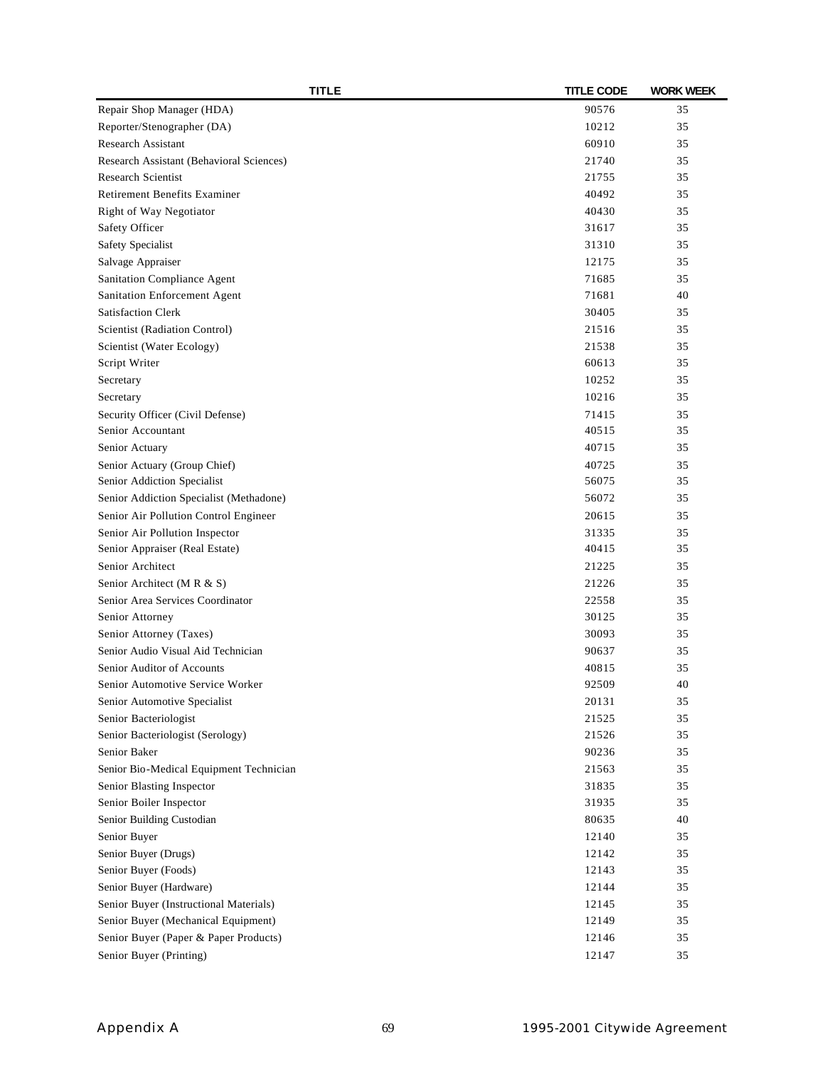| TITLE | TITLE CODE | WORK WEEK |
|---|---|---|
| Repair Shop Manager (HDA) | 90576 | 35 |
| Reporter/Stenographer (DA) | 10212 | 35 |
| Research Assistant | 60910 | 35 |
| Research Assistant (Behavioral Sciences) | 21740 | 35 |
| Research Scientist | 21755 | 35 |
| Retirement Benefits Examiner | 40492 | 35 |
| Right of Way Negotiator | 40430 | 35 |
| Safety Officer | 31617 | 35 |
| Safety Specialist | 31310 | 35 |
| Salvage Appraiser | 12175 | 35 |
| Sanitation Compliance Agent | 71685 | 35 |
| Sanitation Enforcement Agent | 71681 | 40 |
| Satisfaction Clerk | 30405 | 35 |
| Scientist (Radiation Control) | 21516 | 35 |
| Scientist (Water Ecology) | 21538 | 35 |
| Script Writer | 60613 | 35 |
| Secretary | 10252 | 35 |
| Secretary | 10216 | 35 |
| Security Officer (Civil Defense) | 71415 | 35 |
| Senior Accountant | 40515 | 35 |
| Senior Actuary | 40715 | 35 |
| Senior Actuary (Group Chief) | 40725 | 35 |
| Senior Addiction Specialist | 56075 | 35 |
| Senior Addiction Specialist (Methadone) | 56072 | 35 |
| Senior Air Pollution Control Engineer | 20615 | 35 |
| Senior Air Pollution Inspector | 31335 | 35 |
| Senior Appraiser (Real Estate) | 40415 | 35 |
| Senior Architect | 21225 | 35 |
| Senior Architect (M R & S) | 21226 | 35 |
| Senior Area Services Coordinator | 22558 | 35 |
| Senior Attorney | 30125 | 35 |
| Senior Attorney (Taxes) | 30093 | 35 |
| Senior Audio Visual Aid Technician | 90637 | 35 |
| Senior Auditor of Accounts | 40815 | 35 |
| Senior Automotive Service Worker | 92509 | 40 |
| Senior Automotive Specialist | 20131 | 35 |
| Senior Bacteriologist | 21525 | 35 |
| Senior Bacteriologist (Serology) | 21526 | 35 |
| Senior Baker | 90236 | 35 |
| Senior Bio-Medical Equipment Technician | 21563 | 35 |
| Senior Blasting Inspector | 31835 | 35 |
| Senior Boiler Inspector | 31935 | 35 |
| Senior Building Custodian | 80635 | 40 |
| Senior Buyer | 12140 | 35 |
| Senior Buyer (Drugs) | 12142 | 35 |
| Senior Buyer (Foods) | 12143 | 35 |
| Senior Buyer (Hardware) | 12144 | 35 |
| Senior Buyer (Instructional Materials) | 12145 | 35 |
| Senior Buyer (Mechanical Equipment) | 12149 | 35 |
| Senior Buyer (Paper & Paper Products) | 12146 | 35 |
| Senior Buyer (Printing) | 12147 | 35 |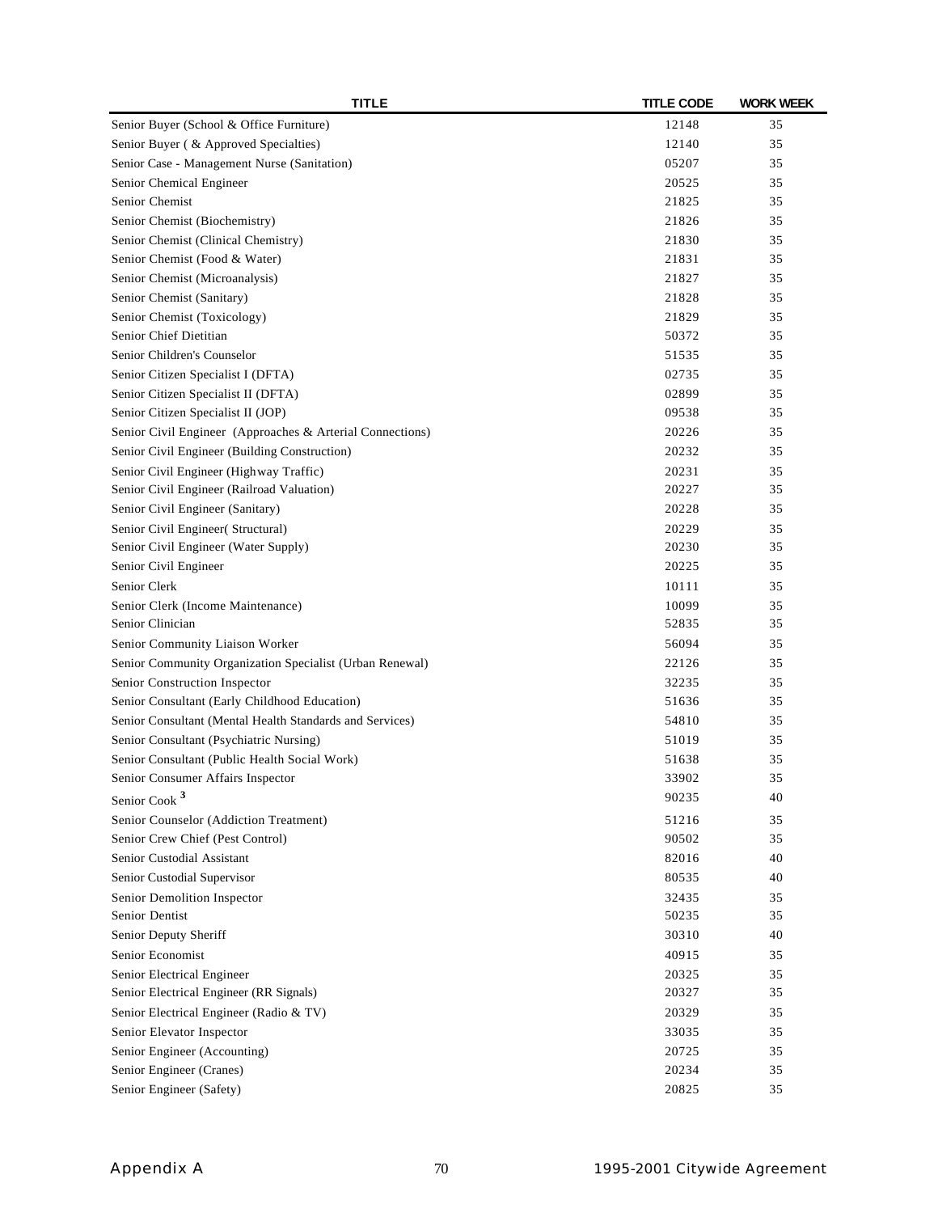| TITLE | TITLE CODE | WORK WEEK |
|---|---|---|
| Senior Buyer (School & Office Furniture) | 12148 | 35 |
| Senior Buyer ( & Approved Specialties) | 12140 | 35 |
| Senior Case - Management Nurse (Sanitation) | 05207 | 35 |
| Senior Chemical Engineer | 20525 | 35 |
| Senior Chemist | 21825 | 35 |
| Senior Chemist (Biochemistry) | 21826 | 35 |
| Senior Chemist (Clinical Chemistry) | 21830 | 35 |
| Senior Chemist (Food & Water) | 21831 | 35 |
| Senior Chemist (Microanalysis) | 21827 | 35 |
| Senior Chemist (Sanitary) | 21828 | 35 |
| Senior Chemist (Toxicology) | 21829 | 35 |
| Senior Chief Dietitian | 50372 | 35 |
| Senior Children's Counselor | 51535 | 35 |
| Senior Citizen Specialist I (DFTA) | 02735 | 35 |
| Senior Citizen Specialist II (DFTA) | 02899 | 35 |
| Senior Citizen Specialist II (JOP) | 09538 | 35 |
| Senior Civil Engineer (Approaches & Arterial Connections) | 20226 | 35 |
| Senior Civil Engineer (Building Construction) | 20232 | 35 |
| Senior Civil Engineer (Highway Traffic) | 20231 | 35 |
| Senior Civil Engineer (Railroad Valuation) | 20227 | 35 |
| Senior Civil Engineer (Sanitary) | 20228 | 35 |
| Senior Civil Engineer( Structural) | 20229 | 35 |
| Senior Civil Engineer (Water Supply) | 20230 | 35 |
| Senior Civil Engineer | 20225 | 35 |
| Senior Clerk | 10111 | 35 |
| Senior Clerk (Income Maintenance) | 10099 | 35 |
| Senior Clinician | 52835 | 35 |
| Senior Community Liaison Worker | 56094 | 35 |
| Senior Community Organization Specialist (Urban Renewal) | 22126 | 35 |
| Senior Construction Inspector | 32235 | 35 |
| Senior Consultant (Early Childhood Education) | 51636 | 35 |
| Senior Consultant (Mental Health Standards and Services) | 54810 | 35 |
| Senior Consultant (Psychiatric Nursing) | 51019 | 35 |
| Senior Consultant (Public Health Social Work) | 51638 | 35 |
| Senior Consumer Affairs Inspector | 33902 | 35 |
| Senior Cook [3] | 90235 | 40 |
| Senior Counselor (Addiction Treatment) | 51216 | 35 |
| Senior Crew Chief (Pest Control) | 90502 | 35 |
| Senior Custodial Assistant | 82016 | 40 |
| Senior Custodial Supervisor | 80535 | 40 |
| Senior Demolition Inspector | 32435 | 35 |
| Senior Dentist | 50235 | 35 |
| Senior Deputy Sheriff | 30310 | 40 |
| Senior Economist | 40915 | 35 |
| Senior Electrical Engineer | 20325 | 35 |
| Senior Electrical Engineer (RR Signals) | 20327 | 35 |
| Senior Electrical Engineer (Radio & TV) | 20329 | 35 |
| Senior Elevator Inspector | 33035 | 35 |
| Senior Engineer (Accounting) | 20725 | 35 |
| Senior Engineer (Cranes) | 20234 | 35 |
| Senior Engineer (Safety) | 20825 | 35 |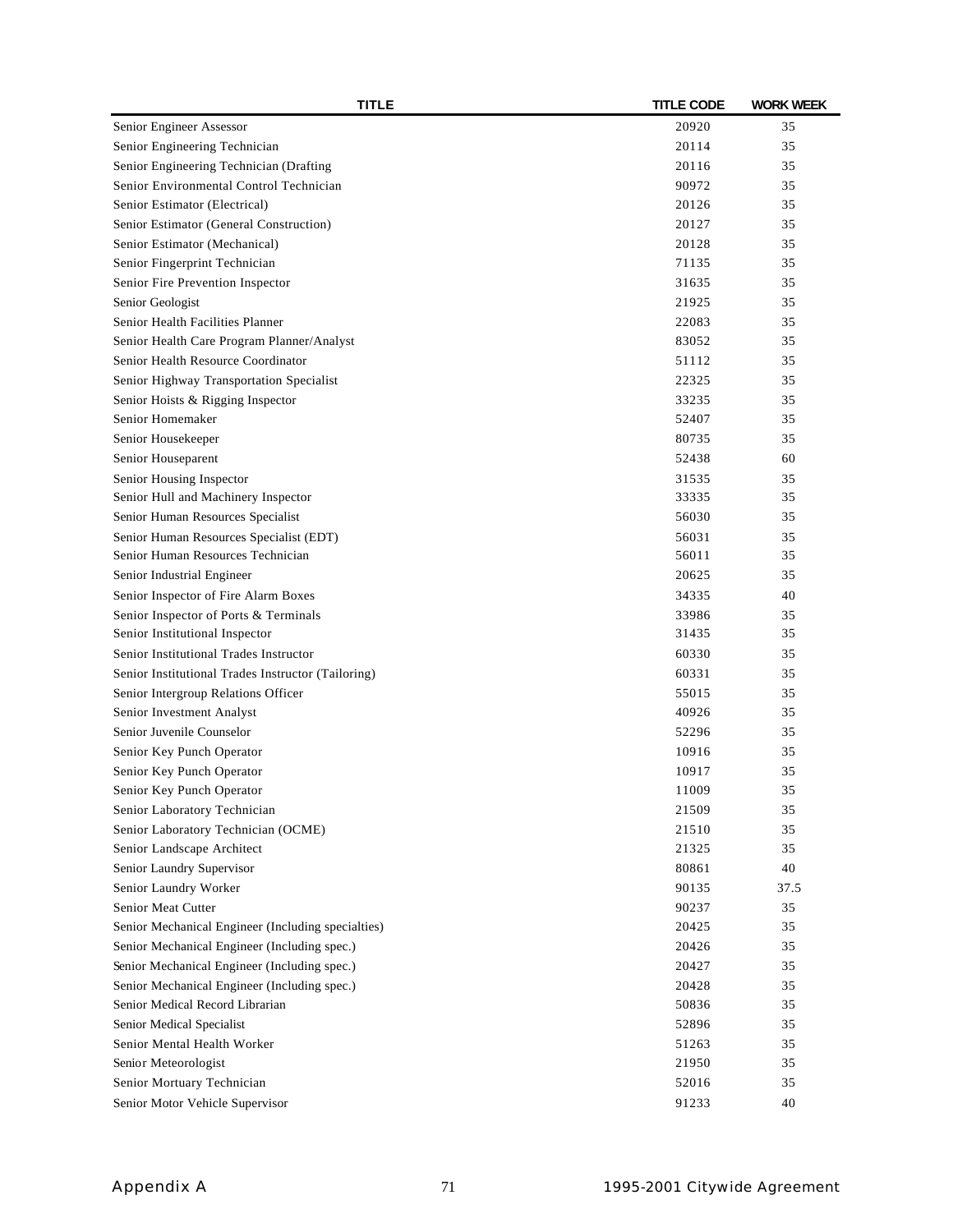| TITLE | TITLE CODE | WORK WEEK |
|---|---|---|
| Senior Engineer Assessor | 20920 | 35 |
| Senior Engineering Technician | 20114 | 35 |
| Senior Engineering Technician (Drafting | 20116 | 35 |
| Senior Environmental Control Technician | 90972 | 35 |
| Senior Estimator (Electrical) | 20126 | 35 |
| Senior Estimator (General Construction) | 20127 | 35 |
| Senior Estimator (Mechanical) | 20128 | 35 |
| Senior Fingerprint Technician | 71135 | 35 |
| Senior Fire Prevention Inspector | 31635 | 35 |
| Senior Geologist | 21925 | 35 |
| Senior Health Facilities Planner | 22083 | 35 |
| Senior Health Care Program Planner/Analyst | 83052 | 35 |
| Senior Health Resource Coordinator | 51112 | 35 |
| Senior Highway Transportation Specialist | 22325 | 35 |
| Senior Hoists & Rigging Inspector | 33235 | 35 |
| Senior Homemaker | 52407 | 35 |
| Senior Housekeeper | 80735 | 35 |
| Senior Houseparent | 52438 | 60 |
| Senior Housing Inspector | 31535 | 35 |
| Senior Hull and Machinery Inspector | 33335 | 35 |
| Senior Human Resources Specialist | 56030 | 35 |
| Senior Human Resources Specialist (EDT) | 56031 | 35 |
| Senior Human Resources Technician | 56011 | 35 |
| Senior Industrial Engineer | 20625 | 35 |
| Senior Inspector of Fire Alarm Boxes | 34335 | 40 |
| Senior Inspector of Ports & Terminals | 33986 | 35 |
| Senior Institutional Inspector | 31435 | 35 |
| Senior Institutional Trades Instructor | 60330 | 35 |
| Senior Institutional Trades Instructor (Tailoring) | 60331 | 35 |
| Senior Intergroup Relations Officer | 55015 | 35 |
| Senior Investment Analyst | 40926 | 35 |
| Senior Juvenile Counselor | 52296 | 35 |
| Senior Key Punch Operator | 10916 | 35 |
| Senior Key Punch Operator | 10917 | 35 |
| Senior Key Punch Operator | 11009 | 35 |
| Senior Laboratory Technician | 21509 | 35 |
| Senior Laboratory Technician (OCME) | 21510 | 35 |
| Senior Landscape Architect | 21325 | 35 |
| Senior Laundry Supervisor | 80861 | 40 |
| Senior Laundry Worker | 90135 | 37.5 |
| Senior Meat Cutter | 90237 | 35 |
| Senior Mechanical Engineer (Including specialties) | 20425 | 35 |
| Senior Mechanical Engineer (Including spec.) | 20426 | 35 |
| Senior Mechanical Engineer (Including spec.) | 20427 | 35 |
| Senior Mechanical Engineer (Including spec.) | 20428 | 35 |
| Senior Medical Record Librarian | 50836 | 35 |
| Senior Medical Specialist | 52896 | 35 |
| Senior Mental Health Worker | 51263 | 35 |
| Senior Meteorologist | 21950 | 35 |
| Senior Mortuary Technician | 52016 | 35 |
| Senior Motor Vehicle Supervisor | 91233 | 40 |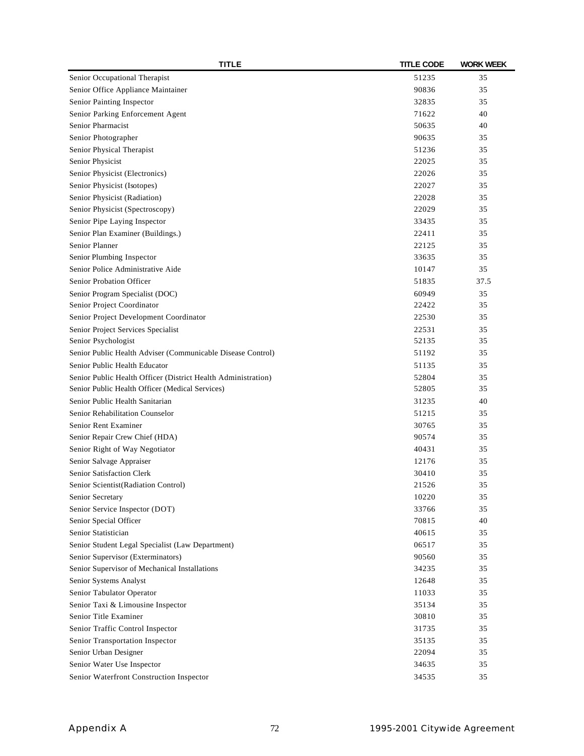| TITLE | TITLE CODE | WORK WEEK |
| --- | --- | --- |
| Senior Occupational Therapist | 51235 | 35 |
| Senior Office Appliance Maintainer | 90836 | 35 |
| Senior Painting Inspector | 32835 | 35 |
| Senior Parking Enforcement Agent | 71622 | 40 |
| Senior Pharmacist | 50635 | 40 |
| Senior Photographer | 90635 | 35 |
| Senior Physical Therapist | 51236 | 35 |
| Senior Physicist | 22025 | 35 |
| Senior Physicist (Electronics) | 22026 | 35 |
| Senior Physicist (Isotopes) | 22027 | 35 |
| Senior Physicist (Radiation) | 22028 | 35 |
| Senior Physicist (Spectroscopy) | 22029 | 35 |
| Senior Pipe Laying Inspector | 33435 | 35 |
| Senior Plan Examiner (Buildings.) | 22411 | 35 |
| Senior Planner | 22125 | 35 |
| Senior Plumbing Inspector | 33635 | 35 |
| Senior Police Administrative Aide | 10147 | 35 |
| Senior Probation Officer | 51835 | 37.5 |
| Senior Program Specialist (DOC) | 60949 | 35 |
| Senior Project Coordinator | 22422 | 35 |
| Senior Project Development Coordinator | 22530 | 35 |
| Senior Project Services Specialist | 22531 | 35 |
| Senior Psychologist | 52135 | 35 |
| Senior Public Health Adviser (Communicable Disease Control) | 51192 | 35 |
| Senior Public Health Educator | 51135 | 35 |
| Senior Public Health Officer (District Health Administration) | 52804 | 35 |
| Senior Public Health Officer (Medical Services) | 52805 | 35 |
| Senior Public Health Sanitarian | 31235 | 40 |
| Senior Rehabilitation Counselor | 51215 | 35 |
| Senior Rent Examiner | 30765 | 35 |
| Senior Repair Crew Chief (HDA) | 90574 | 35 |
| Senior Right of Way Negotiator | 40431 | 35 |
| Senior Salvage Appraiser | 12176 | 35 |
| Senior Satisfaction Clerk | 30410 | 35 |
| Senior Scientist(Radiation Control) | 21526 | 35 |
| Senior Secretary | 10220 | 35 |
| Senior Service Inspector (DOT) | 33766 | 35 |
| Senior Special Officer | 70815 | 40 |
| Senior Statistician | 40615 | 35 |
| Senior Student Legal Specialist (Law Department) | 06517 | 35 |
| Senior Supervisor (Exterminators) | 90560 | 35 |
| Senior Supervisor of Mechanical Installations | 34235 | 35 |
| Senior Systems Analyst | 12648 | 35 |
| Senior Tabulator Operator | 11033 | 35 |
| Senior Taxi & Limousine Inspector | 35134 | 35 |
| Senior Title Examiner | 30810 | 35 |
| Senior Traffic Control Inspector | 31735 | 35 |
| Senior Transportation Inspector | 35135 | 35 |
| Senior Urban Designer | 22094 | 35 |
| Senior Water Use Inspector | 34635 | 35 |
| Senior Waterfront Construction Inspector | 34535 | 35 |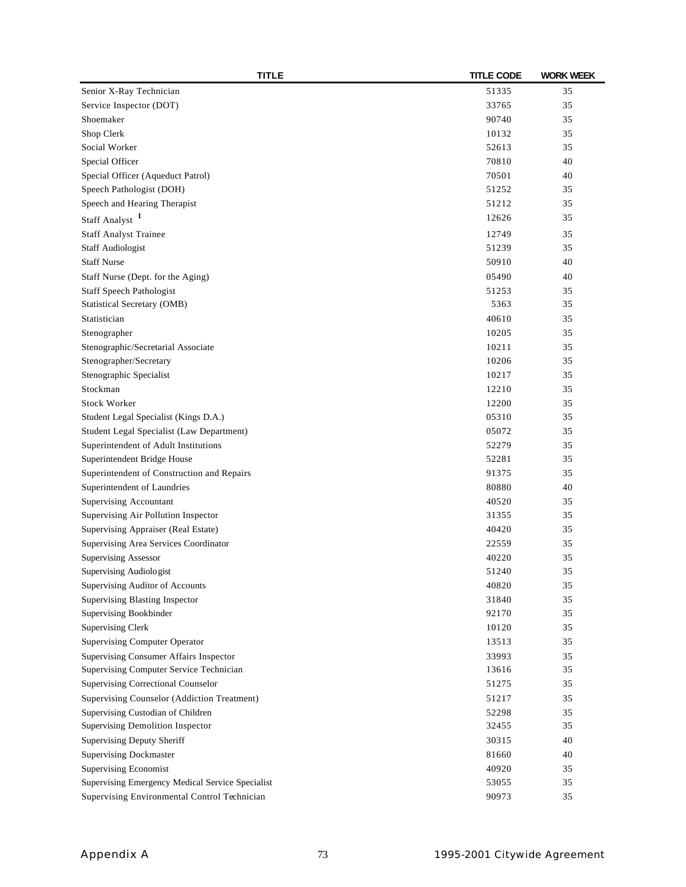| TITLE | TITLE CODE | WORK WEEK |
|---|---|---|
| Senior X-Ray Technician | 51335 | 35 |
| Service Inspector (DOT) | 33765 | 35 |
| Shoemaker | 90740 | 35 |
| Shop Clerk | 10132 | 35 |
| Social Worker | 52613 | 35 |
| Special Officer | 70810 | 40 |
| Special Officer (Aqueduct Patrol) | 70501 | 40 |
| Speech Pathologist (DOH) | 51252 | 35 |
| Speech and Hearing Therapist | 51212 | 35 |
| Staff Analyst [1] | 12626 | 35 |
| Staff Analyst Trainee | 12749 | 35 |
| Staff Audiologist | 51239 | 35 |
| Staff Nurse | 50910 | 40 |
| Staff Nurse (Dept. for the Aging) | 05490 | 40 |
| Staff Speech Pathologist | 51253 | 35 |
| Statistical Secretary (OMB) | 5363 | 35 |
| Statistician | 40610 | 35 |
| Stenographer | 10205 | 35 |
| Stenographic/Secretarial Associate | 10211 | 35 |
| Stenographer/Secretary | 10206 | 35 |
| Stenographic Specialist | 10217 | 35 |
| Stockman | 12210 | 35 |
| Stock Worker | 12200 | 35 |
| Student Legal Specialist (Kings D.A.) | 05310 | 35 |
| Student Legal Specialist (Law Department) | 05072 | 35 |
| Superintendent of Adult Institutions | 52279 | 35 |
| Superintendent Bridge House | 52281 | 35 |
| Superintendent of Construction and Repairs | 91375 | 35 |
| Superintendent of Laundries | 80880 | 40 |
| Supervising Accountant | 40520 | 35 |
| Supervising Air Pollution Inspector | 31355 | 35 |
| Supervising Appraiser (Real Estate) | 40420 | 35 |
| Supervising Area Services Coordinator | 22559 | 35 |
| Supervising Assessor | 40220 | 35 |
| Supervising Audiologist | 51240 | 35 |
| Supervising Auditor of Accounts | 40820 | 35 |
| Supervising Blasting Inspector | 31840 | 35 |
| Supervising Bookbinder | 92170 | 35 |
| Supervising Clerk | 10120 | 35 |
| Supervising Computer Operator | 13513 | 35 |
| Supervising Consumer Affairs Inspector | 33993 | 35 |
| Supervising Computer Service Technician | 13616 | 35 |
| Supervising Correctional Counselor | 51275 | 35 |
| Supervising Counselor (Addiction Treatment) | 51217 | 35 |
| Supervising Custodian of Children | 52298 | 35 |
| Supervising Demolition Inspector | 32455 | 35 |
| Supervising Deputy Sheriff | 30315 | 40 |
| Supervising Dockmaster | 81660 | 40 |
| Supervising Economist | 40920 | 35 |
| Supervising Emergency Medical Service Specialist | 53055 | 35 |
| Supervising Environmental Control Technician | 90973 | 35 |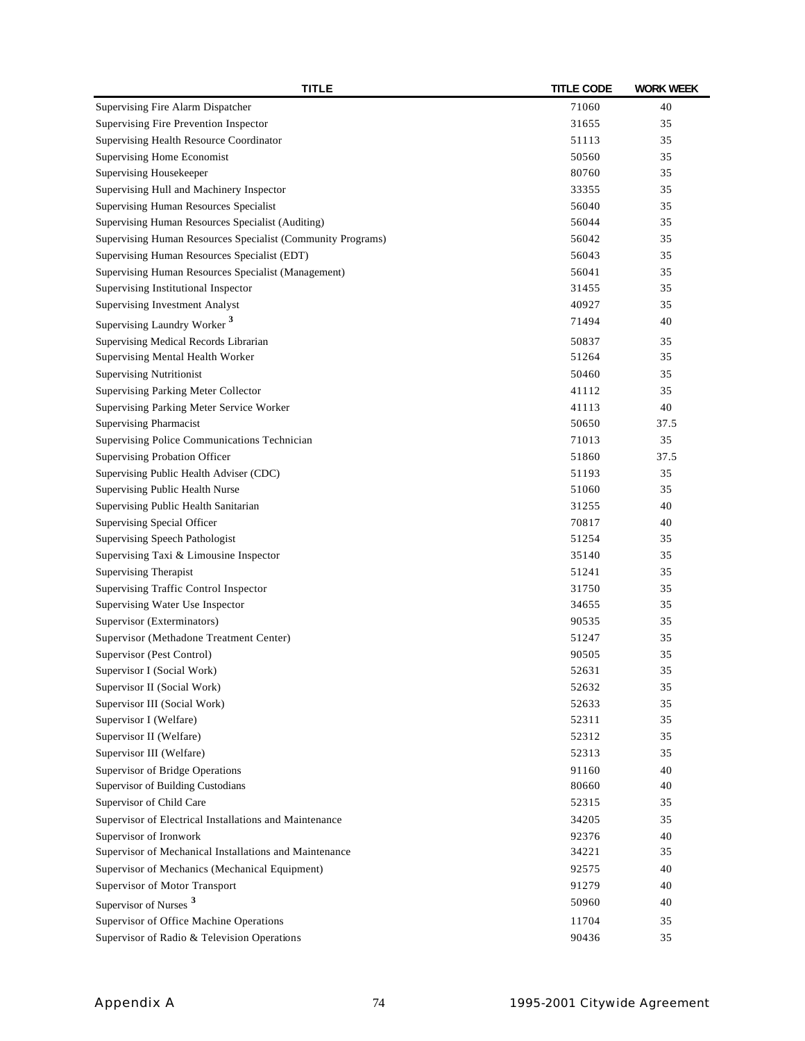| TITLE | TITLE CODE | WORK WEEK |
|---|---|---|
| Supervising Fire Alarm Dispatcher | 71060 | 40 |
| Supervising Fire Prevention Inspector | 31655 | 35 |
| Supervising Health Resource Coordinator | 51113 | 35 |
| Supervising Home Economist | 50560 | 35 |
| Supervising Housekeeper | 80760 | 35 |
| Supervising Hull and Machinery Inspector | 33355 | 35 |
| Supervising Human Resources Specialist | 56040 | 35 |
| Supervising Human Resources Specialist (Auditing) | 56044 | 35 |
| Supervising Human Resources Specialist (Community Programs) | 56042 | 35 |
| Supervising Human Resources Specialist (EDT) | 56043 | 35 |
| Supervising Human Resources Specialist (Management) | 56041 | 35 |
| Supervising Institutional Inspector | 31455 | 35 |
| Supervising Investment Analyst | 40927 | 35 |
| Supervising Laundry Worker [3] | 71494 | 40 |
| Supervising Medical Records Librarian | 50837 | 35 |
| Supervising Mental Health Worker | 51264 | 35 |
| Supervising Nutritionist | 50460 | 35 |
| Supervising Parking Meter Collector | 41112 | 35 |
| Supervising Parking Meter Service Worker | 41113 | 40 |
| Supervising Pharmacist | 50650 | 37.5 |
| Supervising Police Communications Technician | 71013 | 35 |
| Supervising Probation Officer | 51860 | 37.5 |
| Supervising Public Health Adviser (CDC) | 51193 | 35 |
| Supervising Public Health Nurse | 51060 | 35 |
| Supervising Public Health Sanitarian | 31255 | 40 |
| Supervising Special Officer | 70817 | 40 |
| Supervising Speech Pathologist | 51254 | 35 |
| Supervising Taxi & Limousine Inspector | 35140 | 35 |
| Supervising Therapist | 51241 | 35 |
| Supervising Traffic Control Inspector | 31750 | 35 |
| Supervising Water Use Inspector | 34655 | 35 |
| Supervisor (Exterminators) | 90535 | 35 |
| Supervisor (Methadone Treatment Center) | 51247 | 35 |
| Supervisor (Pest Control) | 90505 | 35 |
| Supervisor I (Social Work) | 52631 | 35 |
| Supervisor II (Social Work) | 52632 | 35 |
| Supervisor III (Social Work) | 52633 | 35 |
| Supervisor I (Welfare) | 52311 | 35 |
| Supervisor II (Welfare) | 52312 | 35 |
| Supervisor III (Welfare) | 52313 | 35 |
| Supervisor of Bridge Operations | 91160 | 40 |
| Supervisor of Building Custodians | 80660 | 40 |
| Supervisor of Child Care | 52315 | 35 |
| Supervisor of Electrical Installations and Maintenance | 34205 | 35 |
| Supervisor of Ironwork | 92376 | 40 |
| Supervisor of Mechanical Installations and Maintenance | 34221 | 35 |
| Supervisor of Mechanics (Mechanical Equipment) | 92575 | 40 |
| Supervisor of Motor Transport | 91279 | 40 |
| Supervisor of Nurses [3] | 50960 | 40 |
| Supervisor of Office Machine Operations | 11704 | 35 |
| Supervisor of Radio & Television Operations | 90436 | 35 |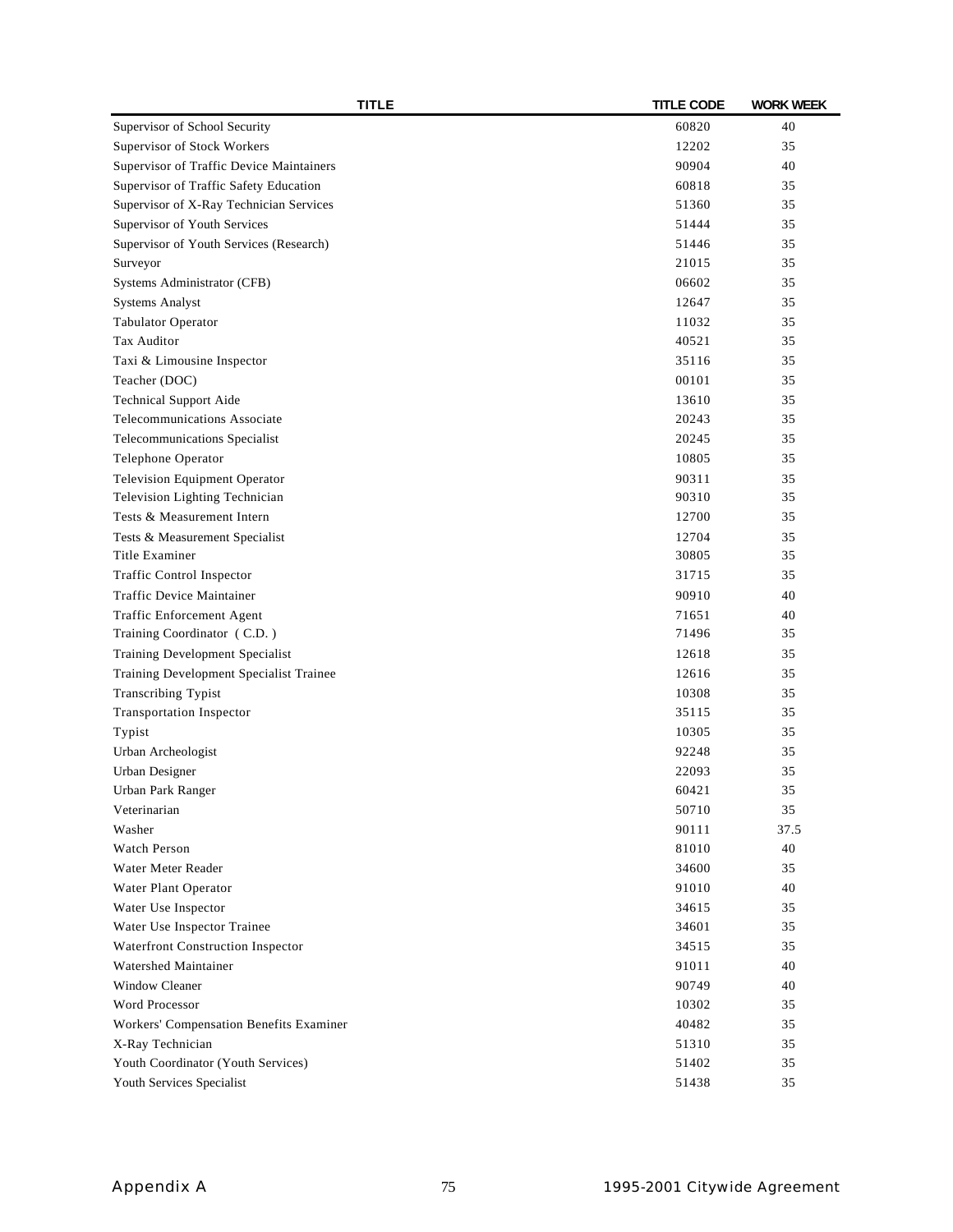| TITLE | TITLE CODE | WORK WEEK |
| --- | --- | --- |
| Supervisor of School Security | 60820 | 40 |
| Supervisor of Stock Workers | 12202 | 35 |
| Supervisor of Traffic Device Maintainers | 90904 | 40 |
| Supervisor of Traffic Safety Education | 60818 | 35 |
| Supervisor of X-Ray Technician Services | 51360 | 35 |
| Supervisor of Youth Services | 51444 | 35 |
| Supervisor of Youth Services (Research) | 51446 | 35 |
| Surveyor | 21015 | 35 |
| Systems Administrator (CFB) | 06602 | 35 |
| Systems Analyst | 12647 | 35 |
| Tabulator Operator | 11032 | 35 |
| Tax Auditor | 40521 | 35 |
| Taxi & Limousine Inspector | 35116 | 35 |
| Teacher (DOC) | 00101 | 35 |
| Technical Support Aide | 13610 | 35 |
| Telecommunications Associate | 20243 | 35 |
| Telecommunications Specialist | 20245 | 35 |
| Telephone Operator | 10805 | 35 |
| Television Equipment Operator | 90311 | 35 |
| Television Lighting Technician | 90310 | 35 |
| Tests & Measurement Intern | 12700 | 35 |
| Tests & Measurement Specialist | 12704 | 35 |
| Title Examiner | 30805 | 35 |
| Traffic Control Inspector | 31715 | 35 |
| Traffic Device Maintainer | 90910 | 40 |
| Traffic Enforcement Agent | 71651 | 40 |
| Training Coordinator ( C.D. ) | 71496 | 35 |
| Training Development Specialist | 12618 | 35 |
| Training Development Specialist Trainee | 12616 | 35 |
| Transcribing Typist | 10308 | 35 |
| Transportation Inspector | 35115 | 35 |
| Typist | 10305 | 35 |
| Urban Archeologist | 92248 | 35 |
| Urban Designer | 22093 | 35 |
| Urban Park Ranger | 60421 | 35 |
| Veterinarian | 50710 | 35 |
| Washer | 90111 | 37.5 |
| Watch Person | 81010 | 40 |
| Water Meter Reader | 34600 | 35 |
| Water Plant Operator | 91010 | 40 |
| Water Use Inspector | 34615 | 35 |
| Water Use Inspector Trainee | 34601 | 35 |
| Waterfront Construction Inspector | 34515 | 35 |
| Watershed Maintainer | 91011 | 40 |
| Window Cleaner | 90749 | 40 |
| Word Processor | 10302 | 35 |
| Workers' Compensation Benefits Examiner | 40482 | 35 |
| X-Ray Technician | 51310 | 35 |
| Youth Coordinator (Youth Services) | 51402 | 35 |
| Youth Services Specialist | 51438 | 35 |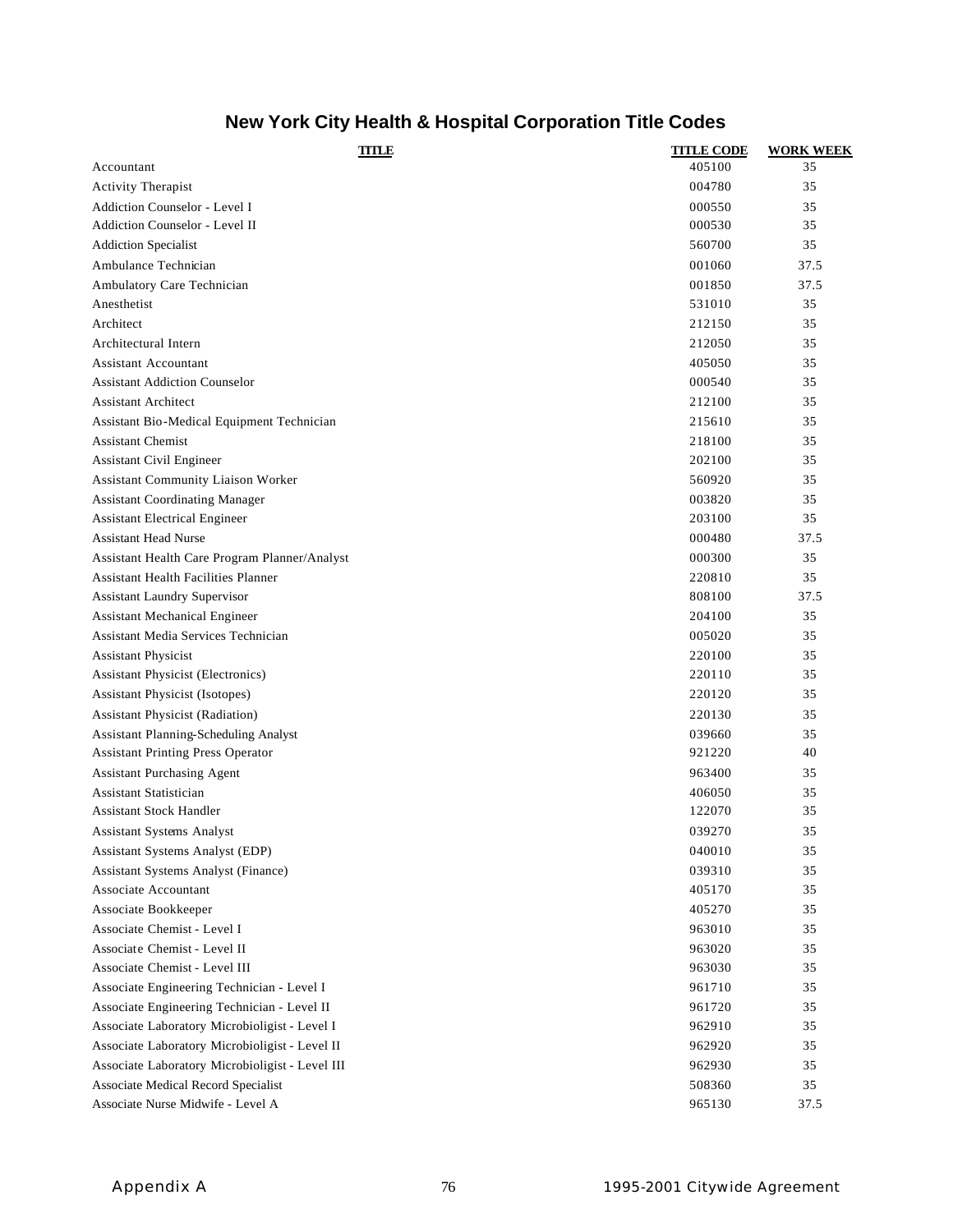## New York City Health & Hospital Corporation Title Codes

| TITLE | TITLE CODE | WORK WEEK |
|---|---|---|
| Accountant | 405100 | 35 |
| Activity Therapist | 004780 | 35 |
| Addiction Counselor - Level I | 000550 | 35 |
| Addiction Counselor - Level II | 000530 | 35 |
| Addiction Specialist | 560700 | 35 |
| Ambulance Technician | 001060 | 37.5 |
| Ambulatory Care Technician | 001850 | 37.5 |
| Anesthetist | 531010 | 35 |
| Architect | 212150 | 35 |
| Architectural Intern | 212050 | 35 |
| Assistant Accountant | 405050 | 35 |
| Assistant Addiction Counselor | 000540 | 35 |
| Assistant Architect | 212100 | 35 |
| Assistant Bio-Medical Equipment Technician | 215610 | 35 |
| Assistant Chemist | 218100 | 35 |
| Assistant Civil Engineer | 202100 | 35 |
| Assistant Community Liaison Worker | 560920 | 35 |
| Assistant Coordinating Manager | 003820 | 35 |
| Assistant Electrical Engineer | 203100 | 35 |
| Assistant Head Nurse | 000480 | 37.5 |
| Assistant Health Care Program Planner/Analyst | 000300 | 35 |
| Assistant Health Facilities Planner | 220810 | 35 |
| Assistant Laundry Supervisor | 808100 | 37.5 |
| Assistant Mechanical Engineer | 204100 | 35 |
| Assistant Media Services Technician | 005020 | 35 |
| Assistant Physicist | 220100 | 35 |
| Assistant Physicist (Electronics) | 220110 | 35 |
| Assistant Physicist (Isotopes) | 220120 | 35 |
| Assistant Physicist (Radiation) | 220130 | 35 |
| Assistant Planning-Scheduling Analyst | 039660 | 35 |
| Assistant Printing Press Operator | 921220 | 40 |
| Assistant Purchasing Agent | 963400 | 35 |
| Assistant Statistician | 406050 | 35 |
| Assistant Stock Handler | 122070 | 35 |
| Assistant Systems Analyst | 039270 | 35 |
| Assistant Systems Analyst (EDP) | 040010 | 35 |
| Assistant Systems Analyst (Finance) | 039310 | 35 |
| Associate Accountant | 405170 | 35 |
| Associate Bookkeeper | 405270 | 35 |
| Associate Chemist - Level I | 963010 | 35 |
| Associate Chemist - Level II | 963020 | 35 |
| Associate Chemist - Level III | 963030 | 35 |
| Associate Engineering Technician - Level I | 961710 | 35 |
| Associate Engineering Technician - Level II | 961720 | 35 |
| Associate Laboratory Microbioligist - Level I | 962910 | 35 |
| Associate Laboratory Microbioligist - Level II | 962920 | 35 |
| Associate Laboratory Microbioligist - Level III | 962930 | 35 |
| Associate Medical Record Specialist | 508360 | 35 |
| Associate Nurse Midwife - Level A | 965130 | 37.5 |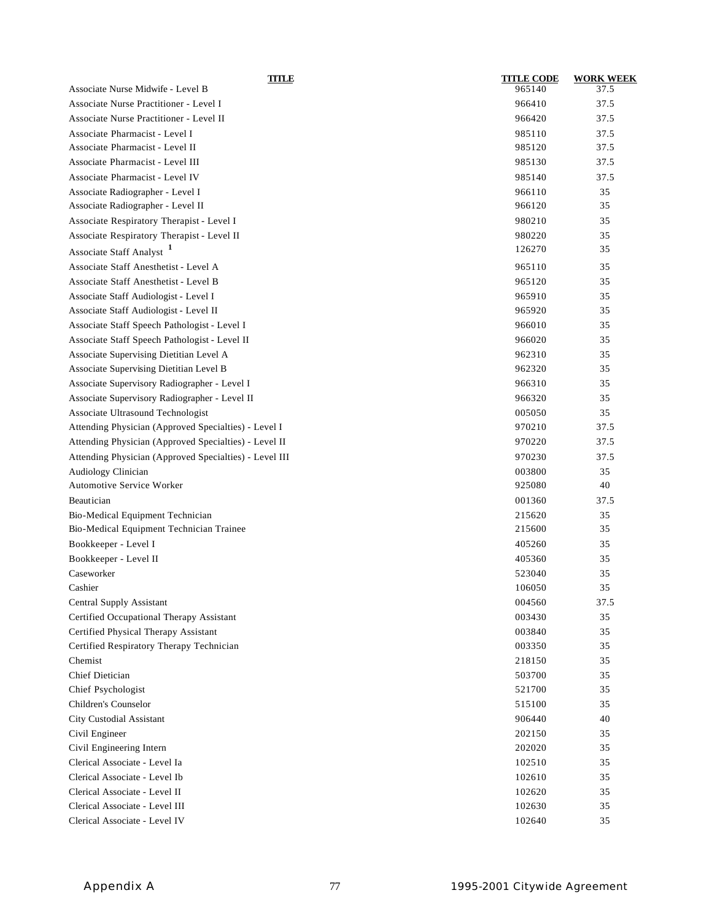| TITLE | TITLE CODE | WORK WEEK |
|---|---|---|
| Associate Nurse Midwife - Level B | 965140 | 37.5 |
| Associate Nurse Practitioner - Level I | 966410 | 37.5 |
| Associate Nurse Practitioner - Level II | 966420 | 37.5 |
| Associate Pharmacist - Level I | 985110 | 37.5 |
| Associate Pharmacist - Level II | 985120 | 37.5 |
| Associate Pharmacist - Level III | 985130 | 37.5 |
| Associate Pharmacist - Level IV | 985140 | 37.5 |
| Associate Radiographer - Level I | 966110 | 35 |
| Associate Radiographer - Level II | 966120 | 35 |
| Associate Respiratory Therapist - Level I | 980210 | 35 |
| Associate Respiratory Therapist - Level II | 980220 | 35 |
| Associate Staff Analyst [1] | 126270 | 35 |
| Associate Staff Anesthetist - Level A | 965110 | 35 |
| Associate Staff Anesthetist - Level B | 965120 | 35 |
| Associate Staff Audiologist - Level I | 965910 | 35 |
| Associate Staff Audiologist - Level II | 965920 | 35 |
| Associate Staff Speech Pathologist - Level I | 966010 | 35 |
| Associate Staff Speech Pathologist - Level II | 966020 | 35 |
| Associate Supervising Dietitian Level A | 962310 | 35 |
| Associate Supervising Dietitian Level B | 962320 | 35 |
| Associate Supervisory Radiographer - Level I | 966310 | 35 |
| Associate Supervisory Radiographer - Level II | 966320 | 35 |
| Associate Ultrasound Technologist | 005050 | 35 |
| Attending Physician (Approved Specialties) - Level I | 970210 | 37.5 |
| Attending Physician (Approved Specialties) - Level II | 970220 | 37.5 |
| Attending Physician (Approved Specialties) - Level III | 970230 | 37.5 |
| Audiology Clinician | 003800 | 35 |
| Automotive Service Worker | 925080 | 40 |
| Beautician | 001360 | 37.5 |
| Bio-Medical Equipment Technician | 215620 | 35 |
| Bio-Medical Equipment Technician Trainee | 215600 | 35 |
| Bookkeeper - Level I | 405260 | 35 |
| Bookkeeper - Level II | 405360 | 35 |
| Caseworker | 523040 | 35 |
| Cashier | 106050 | 35 |
| Central Supply Assistant | 004560 | 37.5 |
| Certified Occupational Therapy Assistant | 003430 | 35 |
| Certified Physical Therapy Assistant | 003840 | 35 |
| Certified Respiratory Therapy Technician | 003350 | 35 |
| Chemist | 218150 | 35 |
| Chief Dietician | 503700 | 35 |
| Chief Psychologist | 521700 | 35 |
| Children's Counselor | 515100 | 35 |
| City Custodial Assistant | 906440 | 40 |
| Civil Engineer | 202150 | 35 |
| Civil Engineering Intern | 202020 | 35 |
| Clerical Associate - Level Ia | 102510 | 35 |
| Clerical Associate - Level Ib | 102610 | 35 |
| Clerical Associate - Level II | 102620 | 35 |
| Clerical Associate - Level III | 102630 | 35 |
| Clerical Associate - Level IV | 102640 | 35 |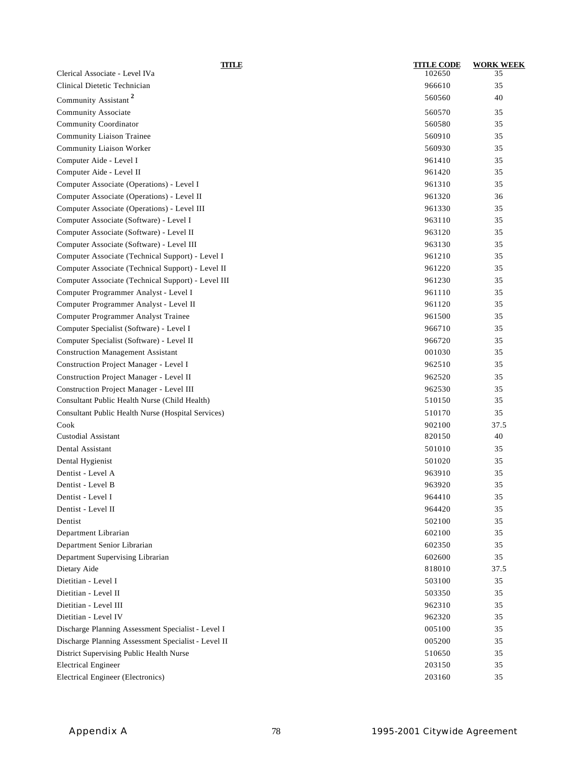| TITLE | TITLE CODE | WORK WEEK |
|---|---|---|
| Clerical Associate - Level IVa | 102650 | 35 |
| Clinical Dietetic Technician | 966610 | 35 |
| Community Assistant [2] | 560560 | 40 |
| Community Associate | 560570 | 35 |
| Community Coordinator | 560580 | 35 |
| Community Liaison Trainee | 560910 | 35 |
| Community Liaison Worker | 560930 | 35 |
| Computer Aide - Level I | 961410 | 35 |
| Computer Aide - Level II | 961420 | 35 |
| Computer Associate (Operations) - Level I | 961310 | 35 |
| Computer Associate (Operations) - Level II | 961320 | 36 |
| Computer Associate (Operations) - Level III | 961330 | 35 |
| Computer Associate (Software) - Level I | 963110 | 35 |
| Computer Associate (Software) - Level II | 963120 | 35 |
| Computer Associate (Software) - Level III | 963130 | 35 |
| Computer Associate (Technical Support) - Level I | 961210 | 35 |
| Computer Associate (Technical Support) - Level II | 961220 | 35 |
| Computer Associate (Technical Support) - Level III | 961230 | 35 |
| Computer Programmer Analyst - Level I | 961110 | 35 |
| Computer Programmer Analyst - Level II | 961120 | 35 |
| Computer Programmer Analyst Trainee | 961500 | 35 |
| Computer Specialist (Software) - Level I | 966710 | 35 |
| Computer Specialist (Software) - Level II | 966720 | 35 |
| Construction Management Assistant | 001030 | 35 |
| Construction Project Manager - Level I | 962510 | 35 |
| Construction Project Manager - Level II | 962520 | 35 |
| Construction Project Manager - Level III | 962530 | 35 |
| Consultant Public Health Nurse (Child Health) | 510150 | 35 |
| Consultant Public Health Nurse (Hospital Services) | 510170 | 35 |
| Cook | 902100 | 37.5 |
| Custodial Assistant | 820150 | 40 |
| Dental Assistant | 501010 | 35 |
| Dental Hygienist | 501020 | 35 |
| Dentist - Level A | 963910 | 35 |
| Dentist - Level B | 963920 | 35 |
| Dentist - Level I | 964410 | 35 |
| Dentist - Level II | 964420 | 35 |
| Dentist | 502100 | 35 |
| Department Librarian | 602100 | 35 |
| Department Senior Librarian | 602350 | 35 |
| Department Supervising Librarian | 602600 | 35 |
| Dietary Aide | 818010 | 37.5 |
| Dietitian - Level I | 503100 | 35 |
| Dietitian - Level II | 503350 | 35 |
| Dietitian - Level III | 962310 | 35 |
| Dietitian - Level IV | 962320 | 35 |
| Discharge Planning Assessment Specialist - Level I | 005100 | 35 |
| Discharge Planning Assessment Specialist - Level II | 005200 | 35 |
| District Supervising Public Health Nurse | 510650 | 35 |
| Electrical Engineer | 203150 | 35 |
| Electrical Engineer (Electronics) | 203160 | 35 |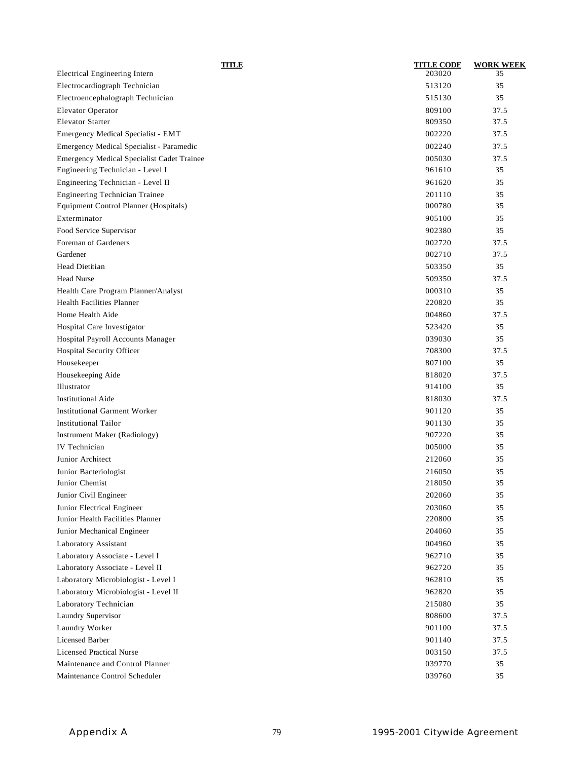| TITLE | TITLE CODE | WORK WEEK |
|---|---|---|
| Electrical Engineering Intern | 203020 | 35 |
| Electrocardiograph Technician | 513120 | 35 |
| Electroencephalograph Technician | 515130 | 35 |
| Elevator Operator | 809100 | 37.5 |
| Elevator Starter | 809350 | 37.5 |
| Emergency Medical Specialist - EMT | 002220 | 37.5 |
| Emergency Medical Specialist - Paramedic | 002240 | 37.5 |
| Emergency Medical Specialist Cadet Trainee | 005030 | 37.5 |
| Engineering Technician - Level I | 961610 | 35 |
| Engineering Technician - Level II | 961620 | 35 |
| Engineering Technician Trainee | 201110 | 35 |
| Equipment Control Planner (Hospitals) | 000780 | 35 |
| Exterminator | 905100 | 35 |
| Food Service Supervisor | 902380 | 35 |
| Foreman of Gardeners | 002720 | 37.5 |
| Gardener | 002710 | 37.5 |
| Head Dietitian | 503350 | 35 |
| Head Nurse | 509350 | 37.5 |
| Health Care Program Planner/Analyst | 000310 | 35 |
| Health Facilities Planner | 220820 | 35 |
| Home Health Aide | 004860 | 37.5 |
| Hospital Care Investigator | 523420 | 35 |
| Hospital Payroll Accounts Manager | 039030 | 35 |
| Hospital Security Officer | 708300 | 37.5 |
| Housekeeper | 807100 | 35 |
| Housekeeping Aide | 818020 | 37.5 |
| Illustrator | 914100 | 35 |
| Institutional Aide | 818030 | 37.5 |
| Institutional Garment Worker | 901120 | 35 |
| Institutional Tailor | 901130 | 35 |
| Instrument Maker (Radiology) | 907220 | 35 |
| IV Technician | 005000 | 35 |
| Junior Architect | 212060 | 35 |
| Junior Bacteriologist | 216050 | 35 |
| Junior Chemist | 218050 | 35 |
| Junior Civil Engineer | 202060 | 35 |
| Junior Electrical Engineer | 203060 | 35 |
| Junior Health Facilities Planner | 220800 | 35 |
| Junior Mechanical Engineer | 204060 | 35 |
| Laboratory Assistant | 004960 | 35 |
| Laboratory Associate - Level I | 962710 | 35 |
| Laboratory Associate - Level II | 962720 | 35 |
| Laboratory Microbiologist - Level I | 962810 | 35 |
| Laboratory Microbiologist - Level II | 962820 | 35 |
| Laboratory Technician | 215080 | 35 |
| Laundry Supervisor | 808600 | 37.5 |
| Laundry Worker | 901100 | 37.5 |
| Licensed Barber | 901140 | 37.5 |
| Licensed Practical Nurse | 003150 | 37.5 |
| Maintenance and Control Planner | 039770 | 35 |
| Maintenance Control Scheduler | 039760 | 35 |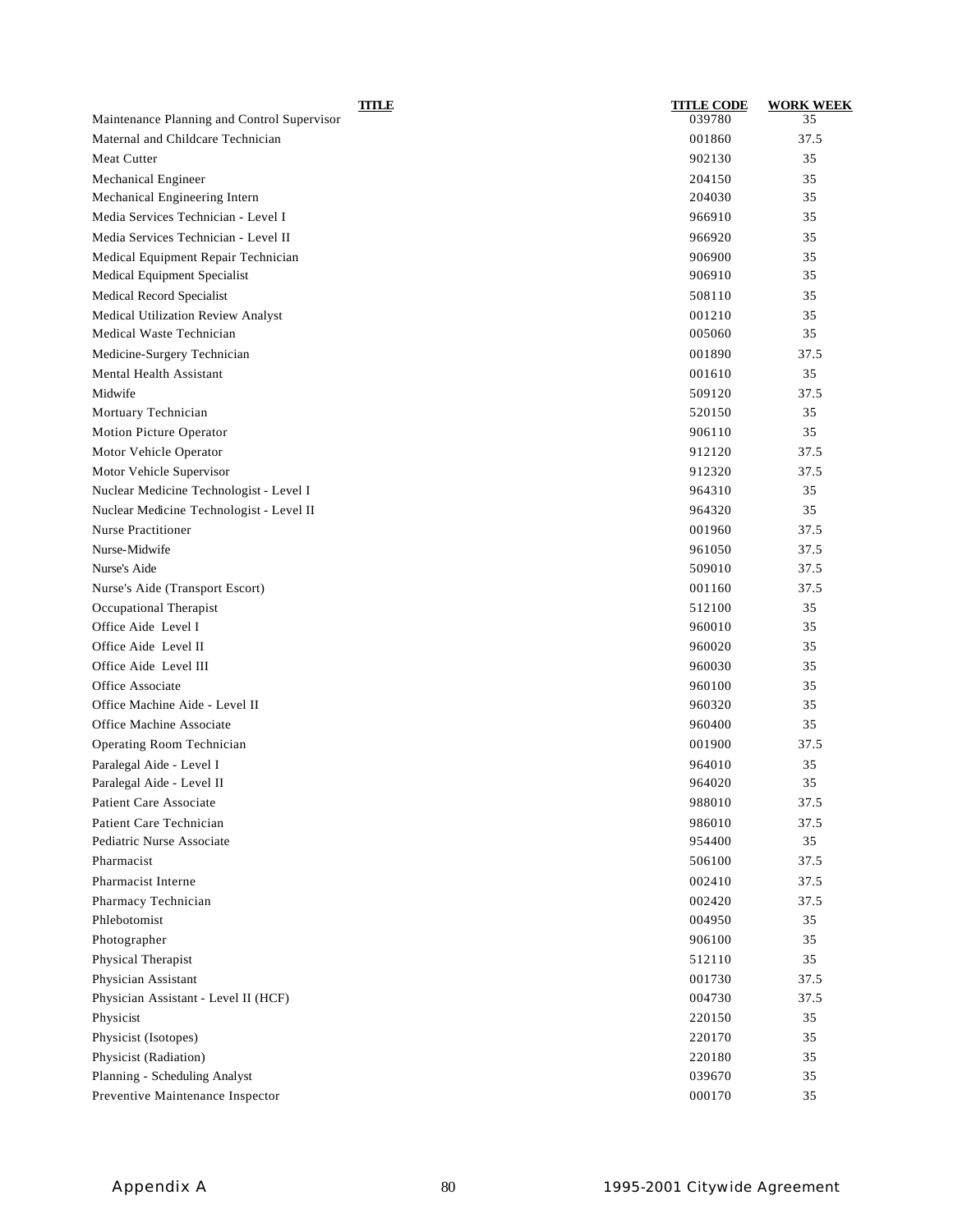| TITLE | TITLE CODE | WORK WEEK |
|---|---|---|
| Maintenance Planning and Control Supervisor | 039780 | 35 |
| Maternal and Childcare Technician | 001860 | 37.5 |
| Meat Cutter | 902130 | 35 |
| Mechanical Engineer | 204150 | 35 |
| Mechanical Engineering Intern | 204030 | 35 |
| Media Services Technician - Level I | 966910 | 35 |
| Media Services Technician - Level II | 966920 | 35 |
| Medical Equipment Repair Technician | 906900 | 35 |
| Medical Equipment Specialist | 906910 | 35 |
| Medical Record Specialist | 508110 | 35 |
| Medical Utilization Review Analyst | 001210 | 35 |
| Medical Waste Technician | 005060 | 35 |
| Medicine-Surgery Technician | 001890 | 37.5 |
| Mental Health Assistant | 001610 | 35 |
| Midwife | 509120 | 37.5 |
| Mortuary Technician | 520150 | 35 |
| Motion Picture Operator | 906110 | 35 |
| Motor Vehicle Operator | 912120 | 37.5 |
| Motor Vehicle Supervisor | 912320 | 37.5 |
| Nuclear Medicine Technologist - Level I | 964310 | 35 |
| Nuclear Medicine Technologist - Level II | 964320 | 35 |
| Nurse Practitioner | 001960 | 37.5 |
| Nurse-Midwife | 961050 | 37.5 |
| Nurse's Aide | 509010 | 37.5 |
| Nurse's Aide (Transport Escort) | 001160 | 37.5 |
| Occupational Therapist | 512100 | 35 |
| Office Aide Level I | 960010 | 35 |
| Office Aide Level II | 960020 | 35 |
| Office Aide Level III | 960030 | 35 |
| Office Associate | 960100 | 35 |
| Office Machine Aide - Level II | 960320 | 35 |
| Office Machine Associate | 960400 | 35 |
| Operating Room Technician | 001900 | 37.5 |
| Paralegal Aide - Level I | 964010 | 35 |
| Paralegal Aide - Level II | 964020 | 35 |
| Patient Care Associate | 988010 | 37.5 |
| Patient Care Technician | 986010 | 37.5 |
| Pediatric Nurse Associate | 954400 | 35 |
| Pharmacist | 506100 | 37.5 |
| Pharmacist Interne | 002410 | 37.5 |
| Pharmacy Technician | 002420 | 37.5 |
| Phlebotomist | 004950 | 35 |
| Photographer | 906100 | 35 |
| Physical Therapist | 512110 | 35 |
| Physician Assistant | 001730 | 37.5 |
| Physician Assistant - Level II (HCF) | 004730 | 37.5 |
| Physicist | 220150 | 35 |
| Physicist (Isotopes) | 220170 | 35 |
| Physicist (Radiation) | 220180 | 35 |
| Planning - Scheduling Analyst | 039670 | 35 |
| Preventive Maintenance Inspector | 000170 | 35 |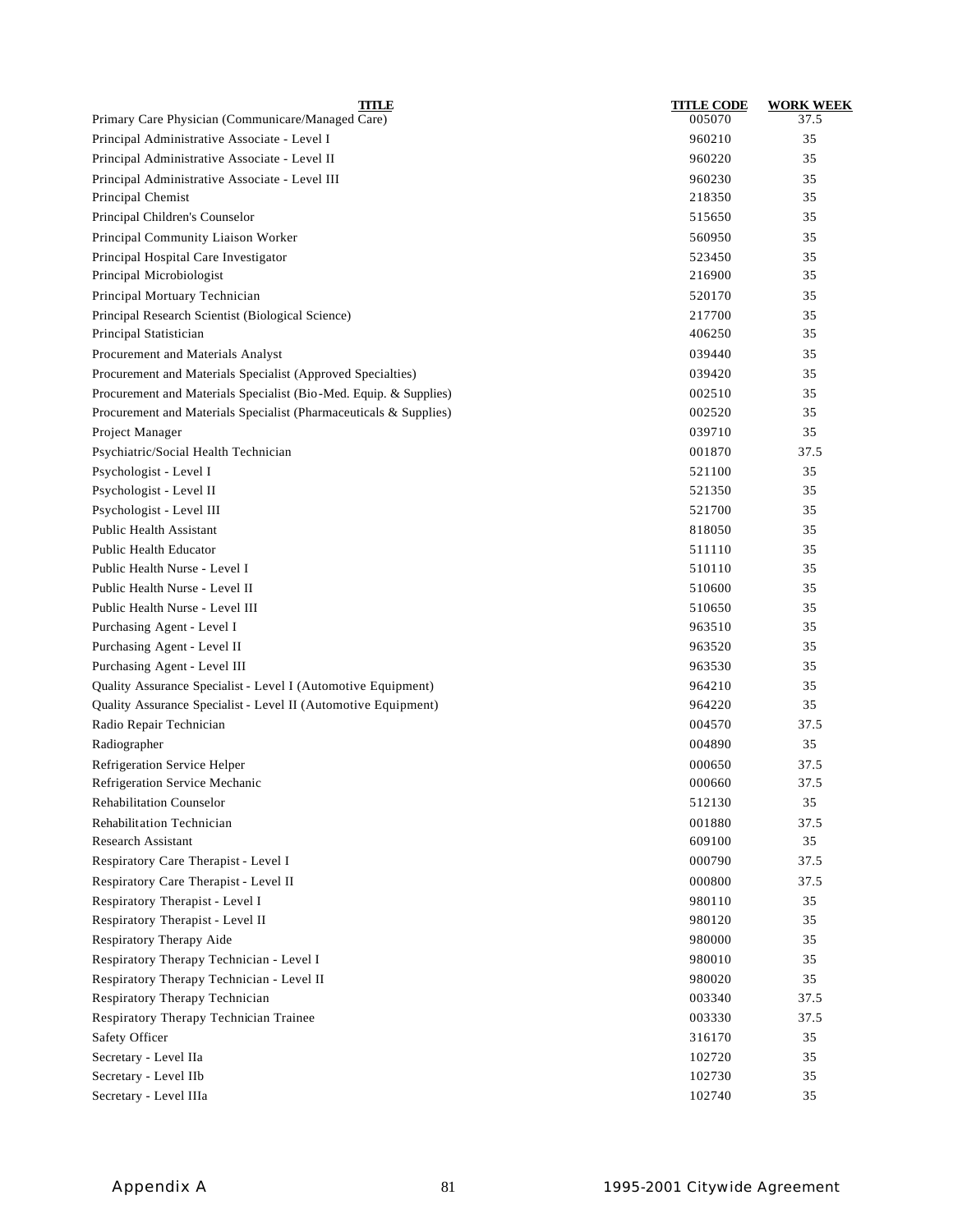| TITLE | TITLE CODE | WORK WEEK |
|---|---|---|
| Primary Care Physician (Communicare/Managed Care) | 005070 | 37.5 |
| Principal Administrative Associate - Level I | 960210 | 35 |
| Principal Administrative Associate - Level II | 960220 | 35 |
| Principal Administrative Associate - Level III | 960230 | 35 |
| Principal Chemist | 218350 | 35 |
| Principal Children's Counselor | 515650 | 35 |
| Principal Community Liaison Worker | 560950 | 35 |
| Principal Hospital Care Investigator | 523450 | 35 |
| Principal Microbiologist | 216900 | 35 |
| Principal Mortuary Technician | 520170 | 35 |
| Principal Research Scientist (Biological Science) | 217700 | 35 |
| Principal Statistician | 406250 | 35 |
| Procurement and Materials Analyst | 039440 | 35 |
| Procurement and Materials Specialist (Approved Specialties) | 039420 | 35 |
| Procurement and Materials Specialist (Bio-Med. Equip. & Supplies) | 002510 | 35 |
| Procurement and Materials Specialist (Pharmaceuticals & Supplies) | 002520 | 35 |
| Project Manager | 039710 | 35 |
| Psychiatric/Social Health Technician | 001870 | 37.5 |
| Psychologist - Level I | 521100 | 35 |
| Psychologist - Level II | 521350 | 35 |
| Psychologist - Level III | 521700 | 35 |
| Public Health Assistant | 818050 | 35 |
| Public Health Educator | 511110 | 35 |
| Public Health Nurse - Level I | 510110 | 35 |
| Public Health Nurse - Level II | 510600 | 35 |
| Public Health Nurse - Level III | 510650 | 35 |
| Purchasing Agent - Level I | 963510 | 35 |
| Purchasing Agent - Level II | 963520 | 35 |
| Purchasing Agent - Level III | 963530 | 35 |
| Quality Assurance Specialist - Level I (Automotive Equipment) | 964210 | 35 |
| Quality Assurance Specialist - Level II (Automotive Equipment) | 964220 | 35 |
| Radio Repair Technician | 004570 | 37.5 |
| Radiographer | 004890 | 35 |
| Refrigeration Service Helper | 000650 | 37.5 |
| Refrigeration Service Mechanic | 000660 | 37.5 |
| Rehabilitation Counselor | 512130 | 35 |
| Rehabilitation Technician | 001880 | 37.5 |
| Research Assistant | 609100 | 35 |
| Respiratory Care Therapist - Level I | 000790 | 37.5 |
| Respiratory Care Therapist - Level II | 000800 | 37.5 |
| Respiratory Therapist - Level I | 980110 | 35 |
| Respiratory Therapist - Level II | 980120 | 35 |
| Respiratory Therapy Aide | 980000 | 35 |
| Respiratory Therapy Technician - Level I | 980010 | 35 |
| Respiratory Therapy Technician - Level II | 980020 | 35 |
| Respiratory Therapy Technician | 003340 | 37.5 |
| Respiratory Therapy Technician Trainee | 003330 | 37.5 |
| Safety Officer | 316170 | 35 |
| Secretary - Level IIa | 102720 | 35 |
| Secretary - Level IIb | 102730 | 35 |
| Secretary - Level IIIa | 102740 | 35 |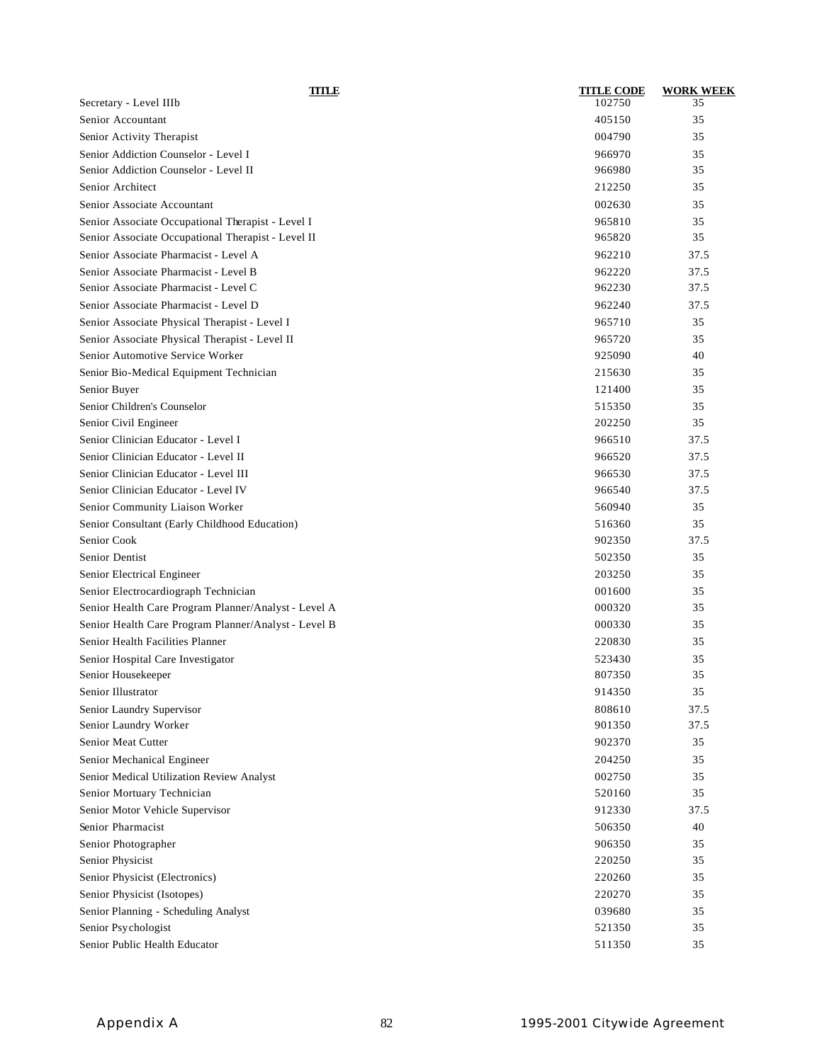| TITLE | TITLE CODE | WORK WEEK |
|---|---|---|
| Secretary - Level IIIb | 102750 | 35 |
| Senior Accountant | 405150 | 35 |
| Senior Activity Therapist | 004790 | 35 |
| Senior Addiction Counselor - Level I | 966970 | 35 |
| Senior Addiction Counselor - Level II | 966980 | 35 |
| Senior Architect | 212250 | 35 |
| Senior Associate Accountant | 002630 | 35 |
| Senior Associate Occupational Therapist - Level I | 965810 | 35 |
| Senior Associate Occupational Therapist - Level II | 965820 | 35 |
| Senior Associate Pharmacist - Level A | 962210 | 37.5 |
| Senior Associate Pharmacist - Level B | 962220 | 37.5 |
| Senior Associate Pharmacist - Level C | 962230 | 37.5 |
| Senior Associate Pharmacist - Level D | 962240 | 37.5 |
| Senior Associate Physical Therapist - Level I | 965710 | 35 |
| Senior Associate Physical Therapist - Level II | 965720 | 35 |
| Senior Automotive Service Worker | 925090 | 40 |
| Senior Bio-Medical Equipment Technician | 215630 | 35 |
| Senior Buyer | 121400 | 35 |
| Senior Children's Counselor | 515350 | 35 |
| Senior Civil Engineer | 202250 | 35 |
| Senior Clinician Educator - Level I | 966510 | 37.5 |
| Senior Clinician Educator - Level II | 966520 | 37.5 |
| Senior Clinician Educator - Level III | 966530 | 37.5 |
| Senior Clinician Educator - Level IV | 966540 | 37.5 |
| Senior Community Liaison Worker | 560940 | 35 |
| Senior Consultant (Early Childhood Education) | 516360 | 35 |
| Senior Cook | 902350 | 37.5 |
| Senior Dentist | 502350 | 35 |
| Senior Electrical Engineer | 203250 | 35 |
| Senior Electrocardiograph Technician | 001600 | 35 |
| Senior Health Care Program Planner/Analyst - Level A | 000320 | 35 |
| Senior Health Care Program Planner/Analyst - Level B | 000330 | 35 |
| Senior Health Facilities Planner | 220830 | 35 |
| Senior Hospital Care Investigator | 523430 | 35 |
| Senior Housekeeper | 807350 | 35 |
| Senior Illustrator | 914350 | 35 |
| Senior Laundry Supervisor | 808610 | 37.5 |
| Senior Laundry Worker | 901350 | 37.5 |
| Senior Meat Cutter | 902370 | 35 |
| Senior Mechanical Engineer | 204250 | 35 |
| Senior Medical Utilization Review Analyst | 002750 | 35 |
| Senior Mortuary Technician | 520160 | 35 |
| Senior Motor Vehicle Supervisor | 912330 | 37.5 |
| Senior Pharmacist | 506350 | 40 |
| Senior Photographer | 906350 | 35 |
| Senior Physicist | 220250 | 35 |
| Senior Physicist (Electronics) | 220260 | 35 |
| Senior Physicist (Isotopes) | 220270 | 35 |
| Senior Planning - Scheduling Analyst | 039680 | 35 |
| Senior Psychologist | 521350 | 35 |
| Senior Public Health Educator | 511350 | 35 |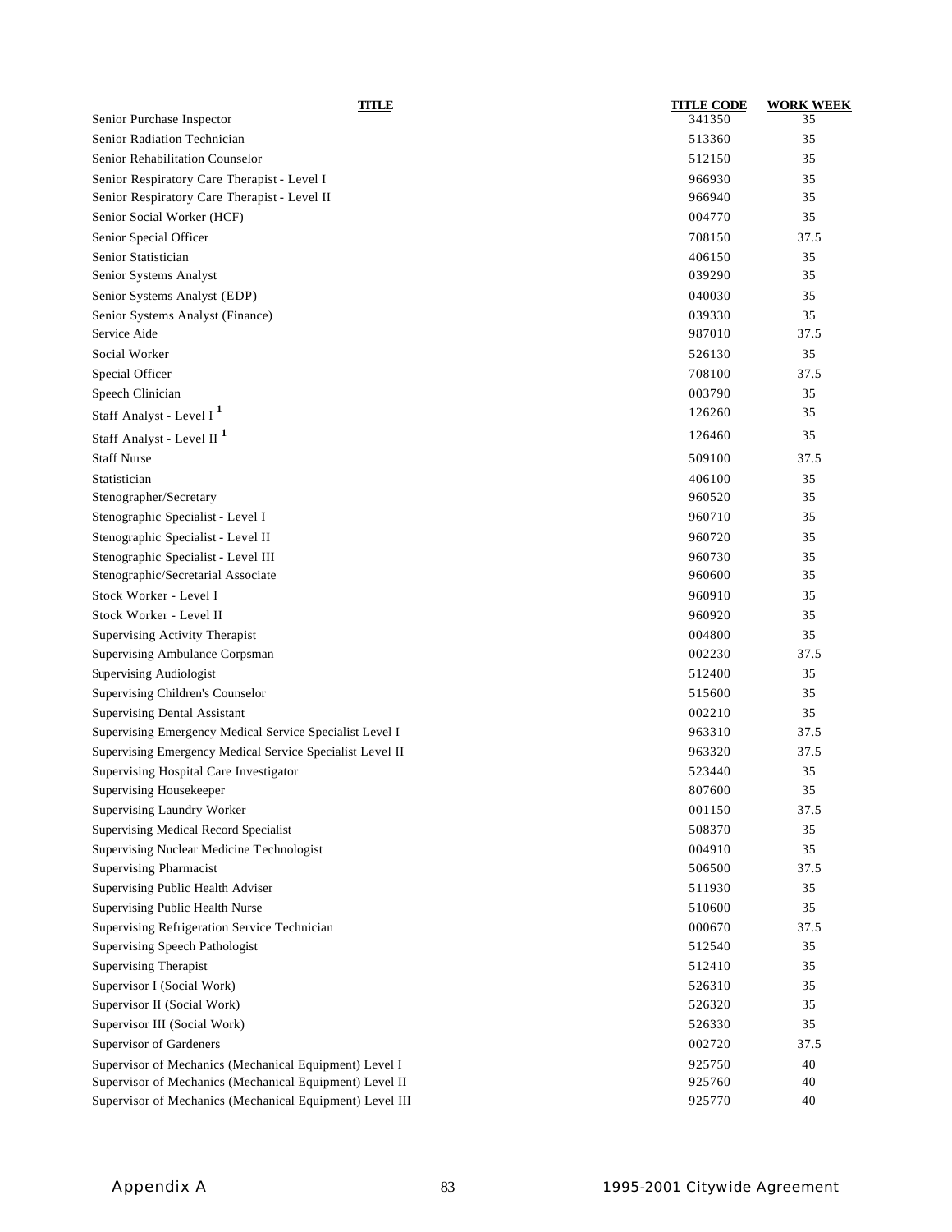| TITLE | TITLE CODE | WORK WEEK |
|---|---|---|
| Senior Purchase Inspector | 341350 | 35 |
| Senior Radiation Technician | 513360 | 35 |
| Senior Rehabilitation Counselor | 512150 | 35 |
| Senior Respiratory Care Therapist - Level I | 966930 | 35 |
| Senior Respiratory Care Therapist - Level II | 966940 | 35 |
| Senior Social Worker (HCF) | 004770 | 35 |
| Senior Special Officer | 708150 | 37.5 |
| Senior Statistician | 406150 | 35 |
| Senior Systems Analyst | 039290 | 35 |
| Senior Systems Analyst (EDP) | 040030 | 35 |
| Senior Systems Analyst (Finance) | 039330 | 35 |
| Service Aide | 987010 | 37.5 |
| Social Worker | 526130 | 35 |
| Special Officer | 708100 | 37.5 |
| Speech Clinician | 003790 | 35 |
| Staff Analyst - Level I [1] | 126260 | 35 |
| Staff Analyst - Level II [1] | 126460 | 35 |
| Staff Nurse | 509100 | 37.5 |
| Statistician | 406100 | 35 |
| Stenographer/Secretary | 960520 | 35 |
| Stenographic Specialist - Level I | 960710 | 35 |
| Stenographic Specialist - Level II | 960720 | 35 |
| Stenographic Specialist - Level III | 960730 | 35 |
| Stenographic/Secretarial Associate | 960600 | 35 |
| Stock Worker - Level I | 960910 | 35 |
| Stock Worker - Level II | 960920 | 35 |
| Supervising Activity Therapist | 004800 | 35 |
| Supervising Ambulance Corpsman | 002230 | 37.5 |
| Supervising Audiologist | 512400 | 35 |
| Supervising Children's Counselor | 515600 | 35 |
| Supervising Dental Assistant | 002210 | 35 |
| Supervising Emergency Medical Service Specialist Level I | 963310 | 37.5 |
| Supervising Emergency Medical Service Specialist Level II | 963320 | 37.5 |
| Supervising Hospital Care Investigator | 523440 | 35 |
| Supervising Housekeeper | 807600 | 35 |
| Supervising Laundry Worker | 001150 | 37.5 |
| Supervising Medical Record Specialist | 508370 | 35 |
| Supervising Nuclear Medicine Technologist | 004910 | 35 |
| Supervising Pharmacist | 506500 | 37.5 |
| Supervising Public Health Adviser | 511930 | 35 |
| Supervising Public Health Nurse | 510600 | 35 |
| Supervising Refrigeration Service Technician | 000670 | 37.5 |
| Supervising Speech Pathologist | 512540 | 35 |
| Supervising Therapist | 512410 | 35 |
| Supervisor I (Social Work) | 526310 | 35 |
| Supervisor II (Social Work) | 526320 | 35 |
| Supervisor III (Social Work) | 526330 | 35 |
| Supervisor of Gardeners | 002720 | 37.5 |
| Supervisor of Mechanics (Mechanical Equipment) Level I | 925750 | 40 |
| Supervisor of Mechanics (Mechanical Equipment) Level II | 925760 | 40 |
| Supervisor of Mechanics (Mechanical Equipment) Level III | 925770 | 40 |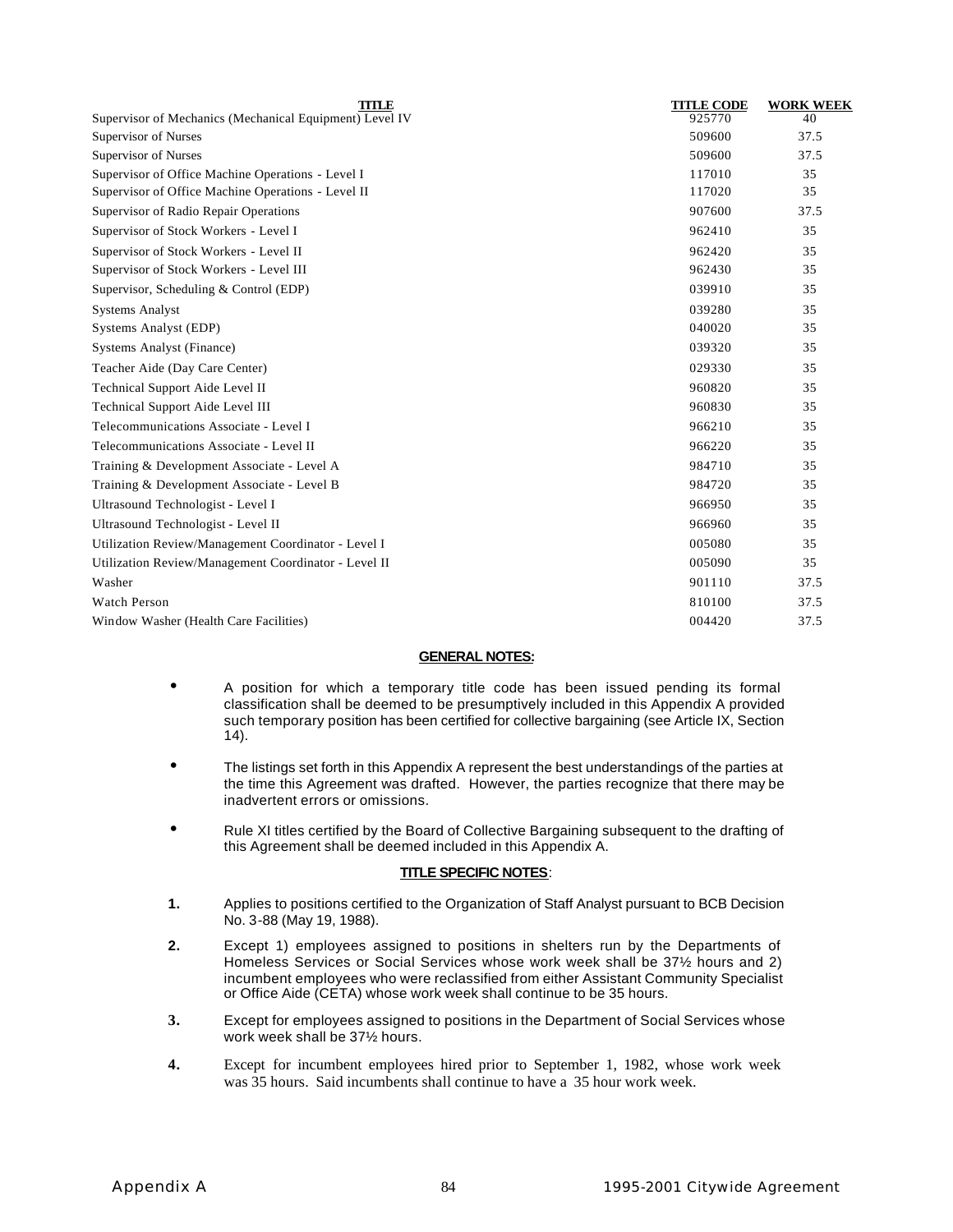| TITLE | TITLE CODE | WORK WEEK |
|---|---|---|
| Supervisor of Mechanics (Mechanical Equipment) Level IV | 925770 | 40 |
| Supervisor of Nurses | 509600 | 37.5 |
| Supervisor of Nurses | 509600 | 37.5 |
| Supervisor of Office Machine Operations - Level I | 117010 | 35 |
| Supervisor of Office Machine Operations - Level II | 117020 | 35 |
| Supervisor of Radio Repair Operations | 907600 | 37.5 |
| Supervisor of Stock Workers - Level I | 962410 | 35 |
| Supervisor of Stock Workers - Level II | 962420 | 35 |
| Supervisor of Stock Workers - Level III | 962430 | 35 |
| Supervisor, Scheduling & Control (EDP) | 039910 | 35 |
| Systems Analyst | 039280 | 35 |
| Systems Analyst (EDP) | 040020 | 35 |
| Systems Analyst (Finance) | 039320 | 35 |
| Teacher Aide (Day Care Center) | 029330 | 35 |
| Technical Support Aide Level II | 960820 | 35 |
| Technical Support Aide Level III | 960830 | 35 |
| Telecommunications Associate - Level I | 966210 | 35 |
| Telecommunications Associate - Level II | 966220 | 35 |
| Training & Development Associate - Level A | 984710 | 35 |
| Training & Development Associate - Level B | 984720 | 35 |
| Ultrasound Technologist - Level I | 966950 | 35 |
| Ultrasound Technologist - Level II | 966960 | 35 |
| Utilization Review/Management Coordinator - Level I | 005080 | 35 |
| Utilization Review/Management Coordinator - Level II | 005090 | 35 |
| Washer | 901110 | 37.5 |
| Watch Person | 810100 | 37.5 |
| Window Washer (Health Care Facilities) | 004420 | 37.5 |

**GENERAL NOTES:**

- A position for which a temporary title code has been issued pending its formal classification shall be deemed to be presumptively included in this Appendix A provided such temporary position has been certified for collective bargaining (see Article IX, Section 14).
- The listings set forth in this Appendix A represent the best understandings of the parties at the time this Agreement was drafted. However, the parties recognize that there may be inadvertent errors or omissions.
- Rule XI titles certified by the Board of Collective Bargaining subsequent to the drafting of this Agreement shall be deemed included in this Appendix A.

**TITLE SPECIFIC NOTES**:

1. Applies to positions certified to the Organization of Staff Analyst pursuant to BCB Decision No. 3-88 (May 19, 1988).
2. Except 1) employees assigned to positions in shelters run by the Departments of Homeless Services or Social Services whose work week shall be 37½ hours and 2) incumbent employees who were reclassified from either Assistant Community Specialist or Office Aide (CETA) whose work week shall continue to be 35 hours.
3. Except for employees assigned to positions in the Department of Social Services whose work week shall be 37½ hours.
4. Except for incumbent employees hired prior to September 1, 1982, whose work week was 35 hours. Said incumbents shall continue to have a 35 hour work week.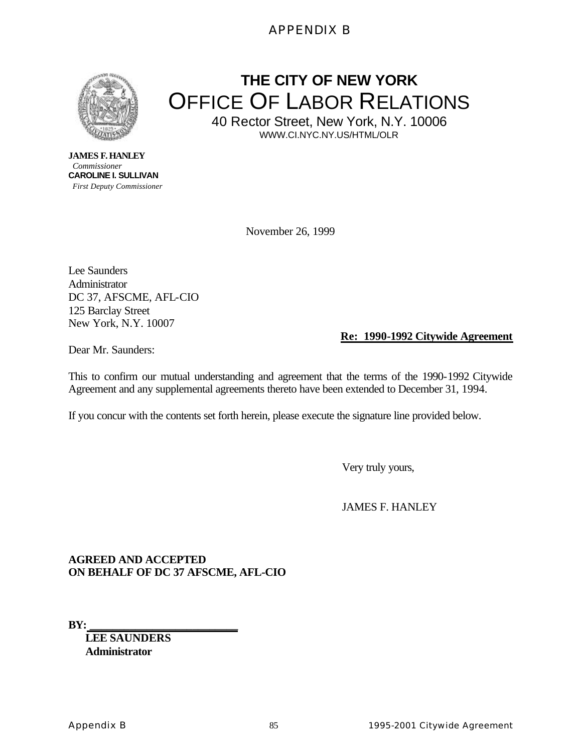# APPENDIX B

## THE CITY OF NEW YORK
## OFFICE OF LABOR RELATIONS

40 Rector Street, New York, N.Y. 10006
WWW.CI.NYC.NY.US/HTML/OLR

**JAMES F. HANLEY**
*Commissioner*
**CAROLINE I. SULLIVAN**
*First Deputy Commissioner*

November 26, 1999

Lee Saunders
Administrator
DC 37, AFSCME, AFL-CIO
125 Barclay Street
New York, N.Y. 10007

**Re: 1990-1992 Citywide Agreement**

Dear Mr. Saunders:

This to confirm our mutual understanding and agreement that the terms of the 1990-1992 Citywide Agreement and any supplemental agreements thereto have been extended to December 31, 1994.

If you concur with the contents set forth herein, please execute the signature line provided below.

Very truly yours,

JAMES F. HANLEY

**AGREED AND ACCEPTED
ON BEHALF OF DC 37 AFSCME, AFL-CIO**

**BY:** ______________________
**LEE SAUNDERS**
**Administrator**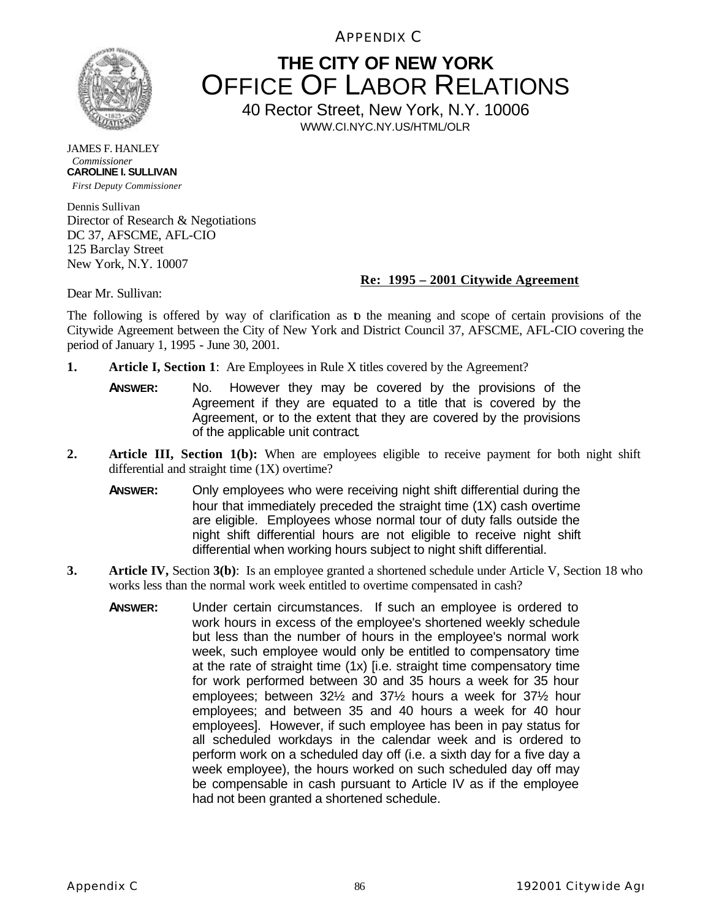APPENDIX C

# THE CITY OF NEW YORK
## OFFICE OF LABOR RELATIONS

40 Rector Street, New York, N.Y. 10006
WWW.CI.NYC.NY.US/HTML/OLR

JAMES F. HANLEY
*Commissioner*
**CAROLINE I. SULLIVAN**
*First Deputy Commissioner*

Dennis Sullivan
Director of Research & Negotiations
DC 37, AFSCME, AFL-CIO
125 Barclay Street
New York, N.Y. 10007

**Re: 1995 – 2001 Citywide Agreement**

Dear Mr. Sullivan:

The following is offered by way of clarification as to the meaning and scope of certain provisions of the Citywide Agreement between the City of New York and District Council 37, AFSCME, AFL-CIO covering the period of January 1, 1995 - June 30, 2001.

1. **Article I, Section 1**: Are Employees in Rule X titles covered by the Agreement?

   **ANSWER:** No. However they may be covered by the provisions of the Agreement if they are equated to a title that is covered by the Agreement, or to the extent that they are covered by the provisions of the applicable unit contract.

2. **Article III, Section 1(b):** When are employees eligible to receive payment for both night shift differential and straight time (1X) overtime?

   **ANSWER:** Only employees who were receiving night shift differential during the hour that immediately preceded the straight time (1X) cash overtime are eligible. Employees whose normal tour of duty falls outside the night shift differential hours are not eligible to receive night shift differential when working hours subject to night shift differential.

3. **Article IV,** Section **3(b)**: Is an employee granted a shortened schedule under Article V, Section 18 who works less than the normal work week entitled to overtime compensated in cash?

   **ANSWER:** Under certain circumstances. If such an employee is ordered to work hours in excess of the employee's shortened weekly schedule but less than the number of hours in the employee's normal work week, such employee would only be entitled to compensatory time at the rate of straight time (1x) [i.e. straight time compensatory time for work performed between 30 and 35 hours a week for 35 hour employees; between 32½ and 37½ hours a week for 37½ hour employees; and between 35 and 40 hours a week for 40 hour employees]. However, if such employee has been in pay status for all scheduled workdays in the calendar week and is ordered to perform work on a scheduled day off (i.e. a sixth day for a five day a week employee), the hours worked on such scheduled day off may be compensable in cash pursuant to Article IV as if the employee had not been granted a shortened schedule.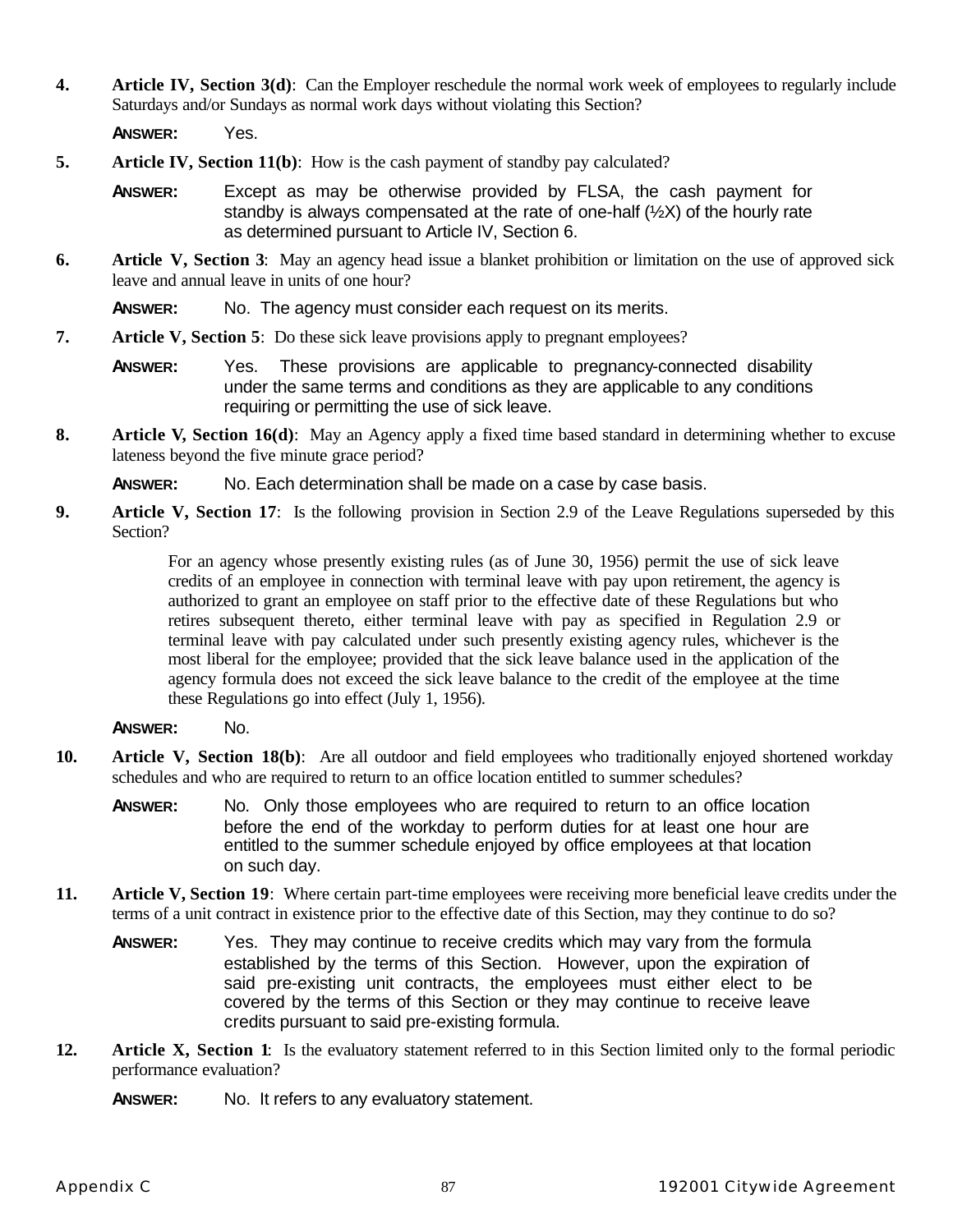**4.** **Article IV, Section 3(d)**: Can the Employer reschedule the normal work week of employees to regularly include Saturdays and/or Sundays as normal work days without violating this Section?

**ANSWER:** Yes.

**5.** **Article IV, Section 11(b)**: How is the cash payment of standby pay calculated?

**ANSWER:** Except as may be otherwise provided by FLSA, the cash payment for standby is always compensated at the rate of one-half (½X) of the hourly rate as determined pursuant to Article IV, Section 6.

**6.** **Article V, Section 3**: May an agency head issue a blanket prohibition or limitation on the use of approved sick leave and annual leave in units of one hour?

**ANSWER:** No. The agency must consider each request on its merits.

**7.** **Article V, Section 5**: Do these sick leave provisions apply to pregnant employees?

**ANSWER:** Yes. These provisions are applicable to pregnancy-connected disability under the same terms and conditions as they are applicable to any conditions requiring or permitting the use of sick leave.

**8.** **Article V, Section 16(d)**: May an Agency apply a fixed time based standard in determining whether to excuse lateness beyond the five minute grace period?

**ANSWER:** No. Each determination shall be made on a case by case basis.

**9.** **Article V, Section 17**: Is the following provision in Section 2.9 of the Leave Regulations superseded by this Section?

> For an agency whose presently existing rules (as of June 30, 1956) permit the use of sick leave credits of an employee in connection with terminal leave with pay upon retirement, the agency is authorized to grant an employee on staff prior to the effective date of these Regulations but who retires subsequent thereto, either terminal leave with pay as specified in Regulation 2.9 or terminal leave with pay calculated under such presently existing agency rules, whichever is the most liberal for the employee; provided that the sick leave balance used in the application of the agency formula does not exceed the sick leave balance to the credit of the employee at the time these Regulations go into effect (July 1, 1956).

**ANSWER:** No.

**10.** **Article V, Section 18(b)**: Are all outdoor and field employees who traditionally enjoyed shortened workday schedules and who are required to return to an office location entitled to summer schedules?

**ANSWER:** No. Only those employees who are required to return to an office location before the end of the workday to perform duties for at least one hour are entitled to the summer schedule enjoyed by office employees at that location on such day.

**11.** **Article V, Section 19**: Where certain part-time employees were receiving more beneficial leave credits under the terms of a unit contract in existence prior to the effective date of this Section, may they continue to do so?

**ANSWER:** Yes. They may continue to receive credits which may vary from the formula established by the terms of this Section. However, upon the expiration of said pre-existing unit contracts, the employees must either elect to be covered by the terms of this Section or they may continue to receive leave credits pursuant to said pre-existing formula.

**12.** **Article X, Section 1**: Is the evaluatory statement referred to in this Section limited only to the formal periodic performance evaluation?

**ANSWER:** No. It refers to any evaluatory statement.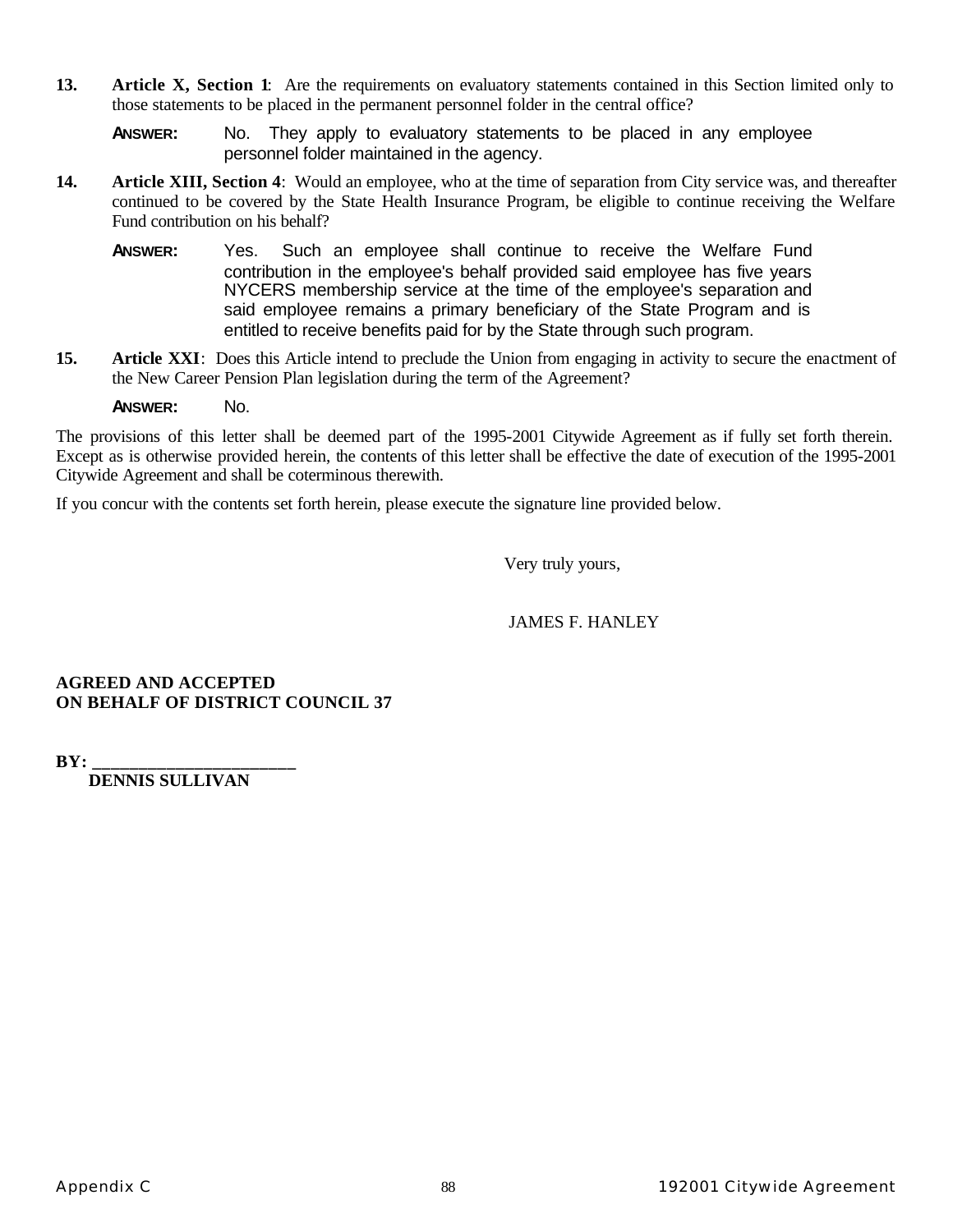**13.** **Article X, Section 1**: Are the requirements on evaluatory statements contained in this Section limited only to those statements to be placed in the permanent personnel folder in the central office?

**ANSWER:** No. They apply to evaluatory statements to be placed in any employee personnel folder maintained in the agency.

**14.** **Article XIII, Section 4**: Would an employee, who at the time of separation from City service was, and thereafter continued to be covered by the State Health Insurance Program, be eligible to continue receiving the Welfare Fund contribution on his behalf?

**ANSWER:** Yes. Such an employee shall continue to receive the Welfare Fund contribution in the employee's behalf provided said employee has five years NYCERS membership service at the time of the employee's separation and said employee remains a primary beneficiary of the State Program and is entitled to receive benefits paid for by the State through such program.

**15.** **Article XXI**: Does this Article intend to preclude the Union from engaging in activity to secure the enactment of the New Career Pension Plan legislation during the term of the Agreement?

**ANSWER:** No.

The provisions of this letter shall be deemed part of the 1995-2001 Citywide Agreement as if fully set forth therein. Except as is otherwise provided herein, the contents of this letter shall be effective the date of execution of the 1995-2001 Citywide Agreement and shall be coterminous therewith.

If you concur with the contents set forth herein, please execute the signature line provided below.

Very truly yours,

JAMES F. HANLEY

**AGREED AND ACCEPTED**
**ON BEHALF OF DISTRICT COUNCIL 37**

**BY: ______________________**
**DENNIS SULLIVAN**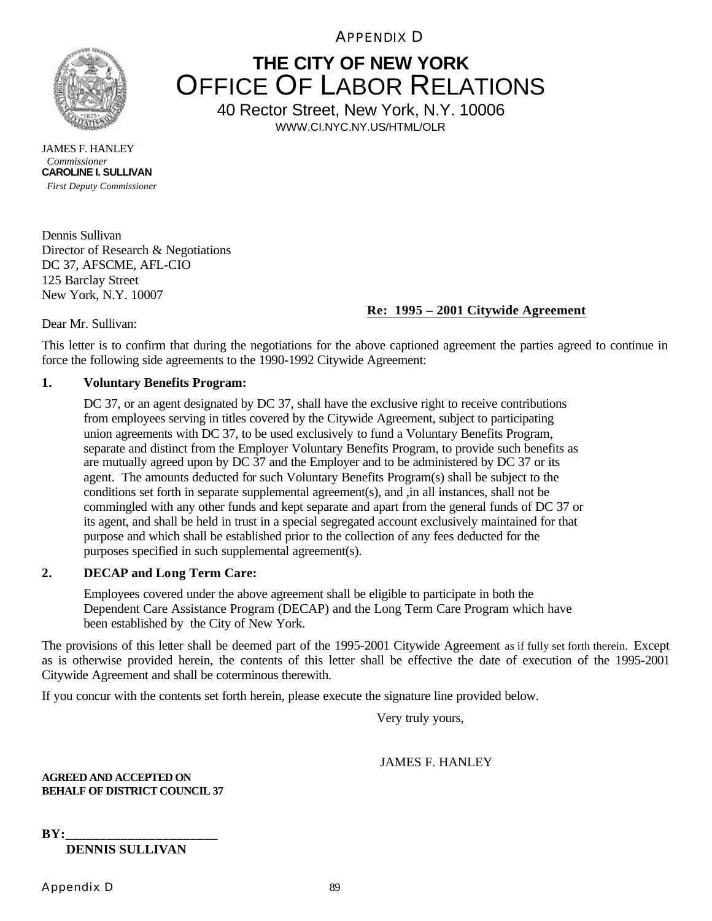APPENDIX D

# THE CITY OF NEW YORK
## OFFICE OF LABOR RELATIONS

40 Rector Street, New York, N.Y. 10006
WWW.CI.NYC.NY.US/HTML/OLR

JAMES F. HANLEY
*Commissioner*
**CAROLINE I. SULLIVAN**
*First Deputy Commissioner*

Dennis Sullivan
Director of Research & Negotiations
DC 37, AFSCME, AFL-CIO
125 Barclay Street
New York, N.Y. 10007

**Re: 1995 – 2001 Citywide Agreement**

Dear Mr. Sullivan:

This letter is to confirm that during the negotiations for the above captioned agreement the parties agreed to continue in force the following side agreements to the 1990-1992 Citywide Agreement:

**1. Voluntary Benefits Program:**

DC 37, or an agent designated by DC 37, shall have the exclusive right to receive contributions from employees serving in titles covered by the Citywide Agreement, subject to participating union agreements with DC 37, to be used exclusively to fund a Voluntary Benefits Program, separate and distinct from the Employer Voluntary Benefits Program, to provide such benefits as are mutually agreed upon by DC 37 and the Employer and to be administered by DC 37 or its agent. The amounts deducted for such Voluntary Benefits Program(s) shall be subject to the conditions set forth in separate supplemental agreement(s), and ,in all instances, shall not be commingled with any other funds and kept separate and apart from the general funds of DC 37 or its agent, and shall be held in trust in a special segregated account exclusively maintained for that purpose and which shall be established prior to the collection of any fees deducted for the purposes specified in such supplemental agreement(s).

**2. DECAP and Long Term Care:**

Employees covered under the above agreement shall be eligible to participate in both the Dependent Care Assistance Program (DECAP) and the Long Term Care Program which have been established by the City of New York.

The provisions of this letter shall be deemed part of the 1995-2001 Citywide Agreement as if fully set forth therein. Except as is otherwise provided herein, the contents of this letter shall be effective the date of execution of the 1995-2001 Citywide Agreement and shall be coterminous therewith.

If you concur with the contents set forth herein, please execute the signature line provided below.

Very truly yours,

JAMES F. HANLEY

**AGREED AND ACCEPTED ON BEHALF OF DISTRICT COUNCIL 37**

**BY:_______________________**
**DENNIS SULLIVAN**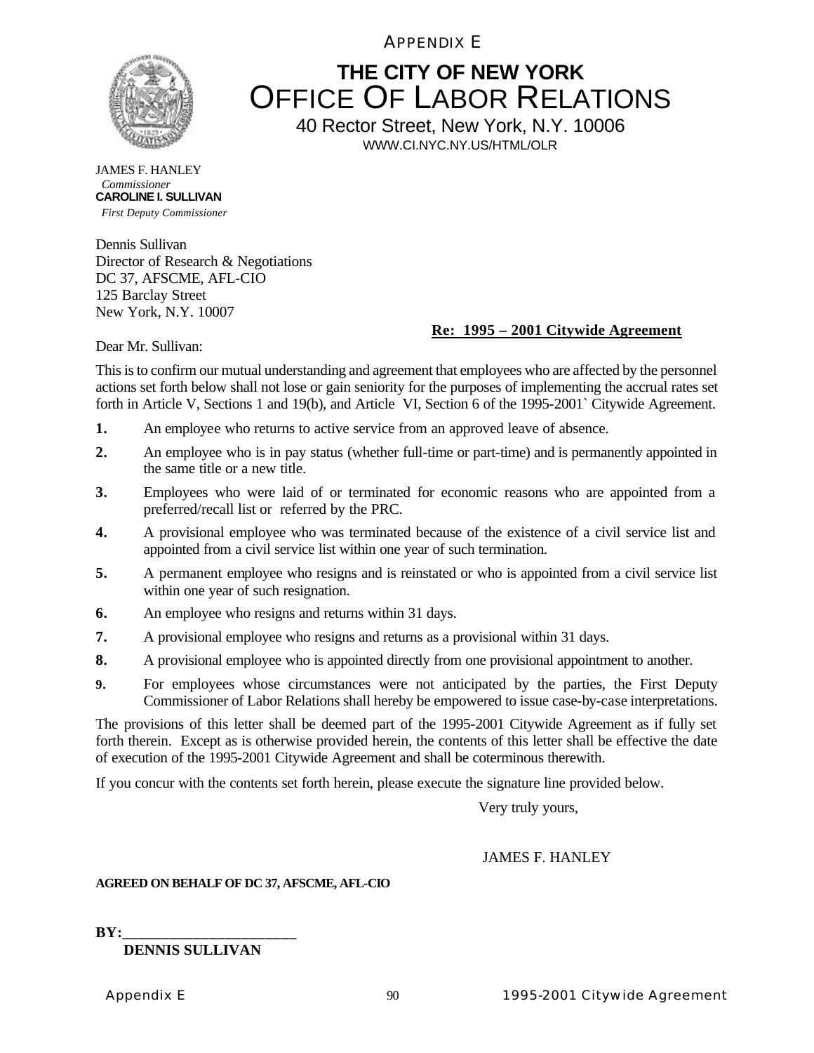APPENDIX E

# THE CITY OF NEW YORK
## OFFICE OF LABOR RELATIONS

40 Rector Street, New York, N.Y. 10006
WWW.CI.NYC.NY.US/HTML/OLR

JAMES F. HANLEY
*Commissioner*
**CAROLINE I. SULLIVAN**
*First Deputy Commissioner*

Dennis Sullivan
Director of Research & Negotiations
DC 37, AFSCME, AFL-CIO
125 Barclay Street
New York, N.Y. 10007

**Re: 1995 – 2001 Citywide Agreement**

Dear Mr. Sullivan:

This is to confirm our mutual understanding and agreement that employees who are affected by the personnel actions set forth below shall not lose or gain seniority for the purposes of implementing the accrual rates set forth in Article V, Sections 1 and 19(b), and Article VI, Section 6 of the 1995-2001` Citywide Agreement.

**1.** An employee who returns to active service from an approved leave of absence.

**2.** An employee who is in pay status (whether full-time or part-time) and is permanently appointed in the same title or a new title.

**3.** Employees who were laid of or terminated for economic reasons who are appointed from a preferred/recall list or referred by the PRC.

**4.** A provisional employee who was terminated because of the existence of a civil service list and appointed from a civil service list within one year of such termination.

**5.** A permanent employee who resigns and is reinstated or who is appointed from a civil service list within one year of such resignation.

**6.** An employee who resigns and returns within 31 days.

**7.** A provisional employee who resigns and returns as a provisional within 31 days.

**8.** A provisional employee who is appointed directly from one provisional appointment to another.

**9.** For employees whose circumstances were not anticipated by the parties, the First Deputy Commissioner of Labor Relations shall hereby be empowered to issue case-by-case interpretations.

The provisions of this letter shall be deemed part of the 1995-2001 Citywide Agreement as if fully set forth therein. Except as is otherwise provided herein, the contents of this letter shall be effective the date of execution of the 1995-2001 Citywide Agreement and shall be coterminous therewith.

If you concur with the contents set forth herein, please execute the signature line provided below.

Very truly yours,

JAMES F. HANLEY

**AGREED ON BEHALF OF DC 37, AFSCME, AFL-CIO**

**BY:________________________**
**DENNIS SULLIVAN**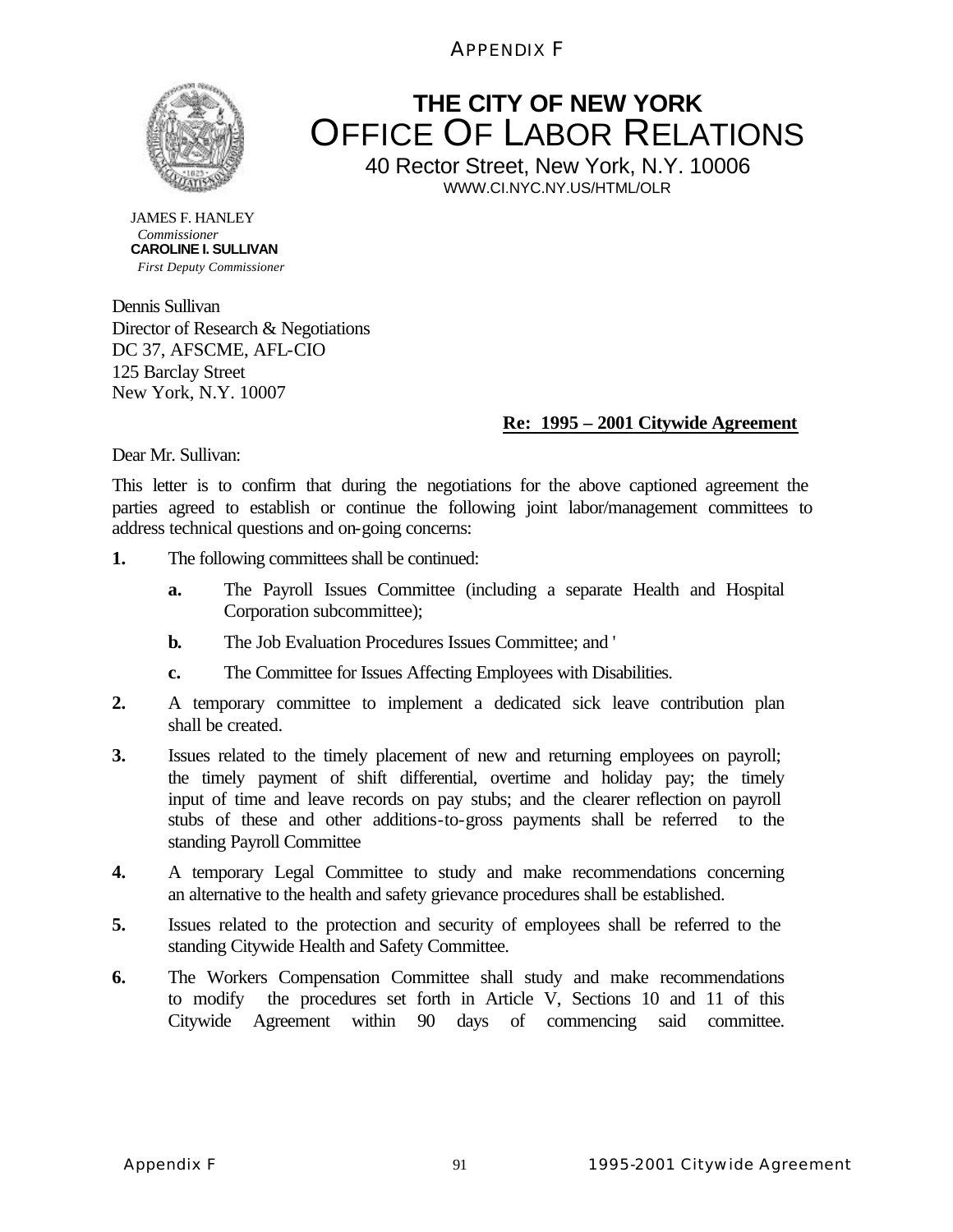# APPENDIX F

## THE CITY OF NEW YORK
## OFFICE OF LABOR RELATIONS

40 Rector Street, New York, N.Y. 10006
WWW.CI.NYC.NY.US/HTML/OLR

JAMES F. HANLEY
*Commissioner*
**CAROLINE I. SULLIVAN**
*First Deputy Commissioner*

Dennis Sullivan
Director of Research & Negotiations
DC 37, AFSCME, AFL-CIO
125 Barclay Street
New York, N.Y. 10007

**Re: 1995 – 2001 Citywide Agreement**

Dear Mr. Sullivan:

This letter is to confirm that during the negotiations for the above captioned agreement the parties agreed to establish or continue the following joint labor/management committees to address technical questions and on-going concerns:

**1.** The following committees shall be continued:

   **a.** The Payroll Issues Committee (including a separate Health and Hospital Corporation subcommittee);

   **b.** The Job Evaluation Procedures Issues Committee; and '

   **c.** The Committee for Issues Affecting Employees with Disabilities.

**2.** A temporary committee to implement a dedicated sick leave contribution plan shall be created.

**3.** Issues related to the timely placement of new and returning employees on payroll; the timely payment of shift differential, overtime and holiday pay; the timely input of time and leave records on pay stubs; and the clearer reflection on payroll stubs of these and other additions-to-gross payments shall be referred to the standing Payroll Committee

**4.** A temporary Legal Committee to study and make recommendations concerning an alternative to the health and safety grievance procedures shall be established.

**5.** Issues related to the protection and security of employees shall be referred to the standing Citywide Health and Safety Committee.

**6.** The Workers Compensation Committee shall study and make recommendations to modify the procedures set forth in Article V, Sections 10 and 11 of this Citywide Agreement within 90 days of commencing said committee.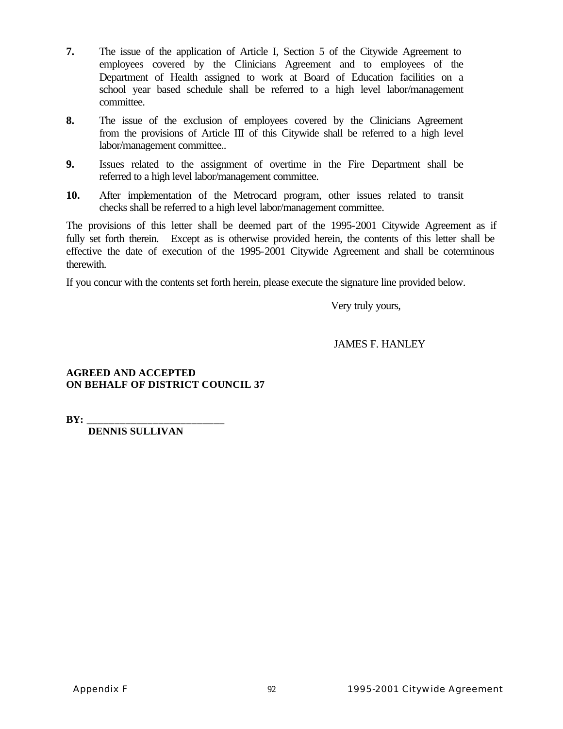**7.** The issue of the application of Article I, Section 5 of the Citywide Agreement to employees covered by the Clinicians Agreement and to employees of the Department of Health assigned to work at Board of Education facilities on a school year based schedule shall be referred to a high level labor/management committee.

**8.** The issue of the exclusion of employees covered by the Clinicians Agreement from the provisions of Article III of this Citywide shall be referred to a high level labor/management committee..

**9.** Issues related to the assignment of overtime in the Fire Department shall be referred to a high level labor/management committee.

**10.** After implementation of the Metrocard program, other issues related to transit checks shall be referred to a high level labor/management committee.

The provisions of this letter shall be deemed part of the 1995-2001 Citywide Agreement as if fully set forth therein. Except as is otherwise provided herein, the contents of this letter shall be effective the date of execution of the 1995-2001 Citywide Agreement and shall be coterminous therewith.

If you concur with the contents set forth herein, please execute the signature line provided below.

Very truly yours,

JAMES F. HANLEY

**AGREED AND ACCEPTED**
**ON BEHALF OF DISTRICT COUNCIL 37**

**BY: \_\_\_\_\_\_\_\_\_\_\_\_\_\_\_\_\_\_\_\_\_\_\_\_\_\_**
**DENNIS SULLIVAN**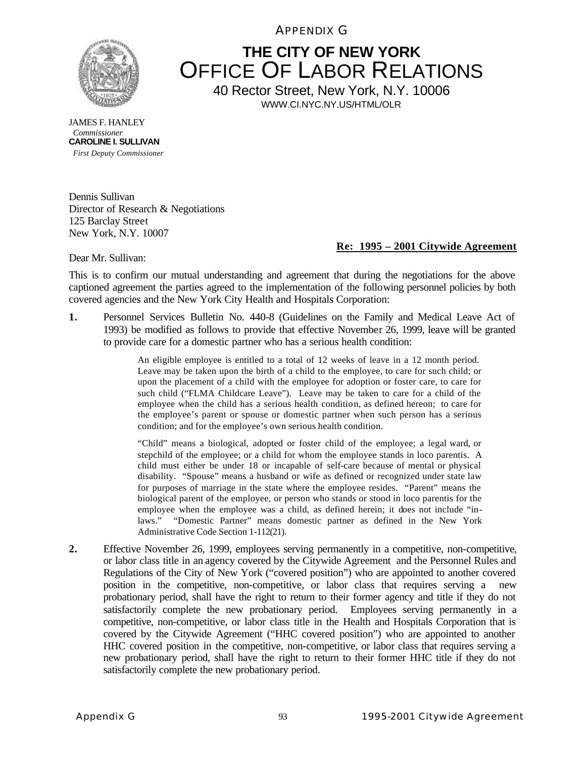APPENDIX G

# THE CITY OF NEW YORK
## OFFICE OF LABOR RELATIONS

40 Rector Street, New York, N.Y. 10006
WWW.CI.NYC.NY.US/HTML/OLR

JAMES F. HANLEY
*Commissioner*
**CAROLINE I. SULLIVAN**
*First Deputy Commissioner*

Dennis Sullivan
Director of Research & Negotiations
125 Barclay Street
New York, N.Y. 10007

**Re: 1995 – 2001 Citywide Agreement**

Dear Mr. Sullivan:

This is to confirm our mutual understanding and agreement that during the negotiations for the above captioned agreement the parties agreed to the implementation of the following personnel policies by both covered agencies and the New York City Health and Hospitals Corporation:

**1.** Personnel Services Bulletin No. 440-8 (Guidelines on the Family and Medical Leave Act of 1993) be modified as follows to provide that effective November 26, 1999, leave will be granted to provide care for a domestic partner who has a serious health condition:

> An eligible employee is entitled to a total of 12 weeks of leave in a 12 month period. Leave may be taken upon the birth of a child to the employee, to care for such child; or upon the placement of a child with the employee for adoption or foster care, to care for such child ("FLMA Childcare Leave"). Leave may be taken to care for a child of the employee when the child has a serious health condition, as defined hereon; to care for the employee's parent or spouse or domestic partner when such person has a serious condition; and for the employee's own serious health condition.
>
> "Child" means a biological, adopted or foster child of the employee; a legal ward, or stepchild of the employee; or a child for whom the employee stands in loco parentis. A child must either be under 18 or incapable of self-care because of mental or physical disability. "Spouse" means a husband or wife as defined or recognized under state law for purposes of marriage in the state where the employee resides. "Parent" means the biological parent of the employee, or person who stands or stood in loco parentis for the employee when the employee was a child, as defined herein; it does not include "in-laws." "Domestic Partner" means domestic partner as defined in the New York Administrative Code Section 1-112(21).

**2.** Effective November 26, 1999, employees serving permanently in a competitive, non-competitive, or labor class title in an agency covered by the Citywide Agreement and the Personnel Rules and Regulations of the City of New York ("covered position") who are appointed to another covered position in the competitive, non-competitive, or labor class that requires serving a new probationary period, shall have the right to return to their former agency and title if they do not satisfactorily complete the new probationary period. Employees serving permanently in a competitive, non-competitive, or labor class title in the Health and Hospitals Corporation that is covered by the Citywide Agreement ("HHC covered position") who are appointed to another HHC covered position in the competitive, non-competitive, or labor class that requires serving a new probationary period, shall have the right to return to their former HHC title if they do not satisfactorily complete the new probationary period.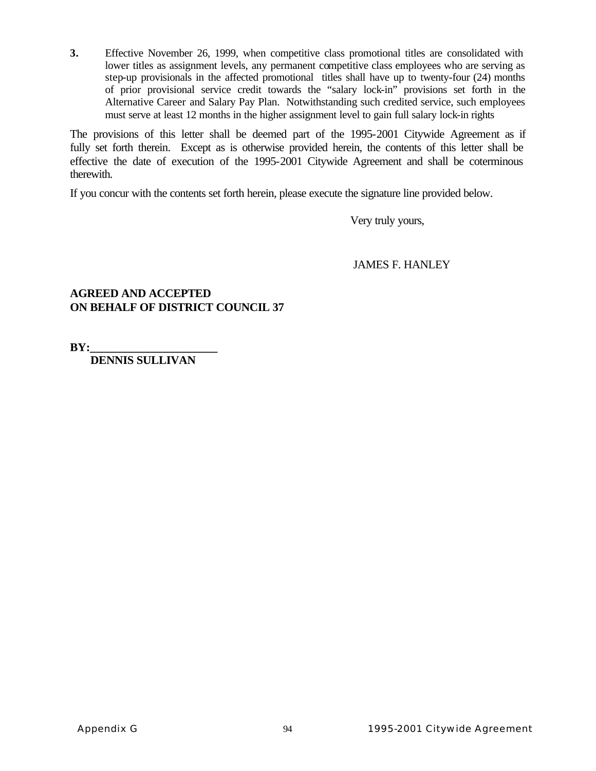**3.** Effective November 26, 1999, when competitive class promotional titles are consolidated with lower titles as assignment levels, any permanent competitive class employees who are serving as step-up provisionals in the affected promotional titles shall have up to twenty-four (24) months of prior provisional service credit towards the "salary lock-in" provisions set forth in the Alternative Career and Salary Pay Plan. Notwithstanding such credited service, such employees must serve at least 12 months in the higher assignment level to gain full salary lock-in rights

The provisions of this letter shall be deemed part of the 1995-2001 Citywide Agreement as if fully set forth therein. Except as is otherwise provided herein, the contents of this letter shall be effective the date of execution of the 1995-2001 Citywide Agreement and shall be coterminous therewith.

If you concur with the contents set forth herein, please execute the signature line provided below.

Very truly yours,

JAMES F. HANLEY

**AGREED AND ACCEPTED**
**ON BEHALF OF DISTRICT COUNCIL 37**

**BY:______________________**
**DENNIS SULLIVAN**